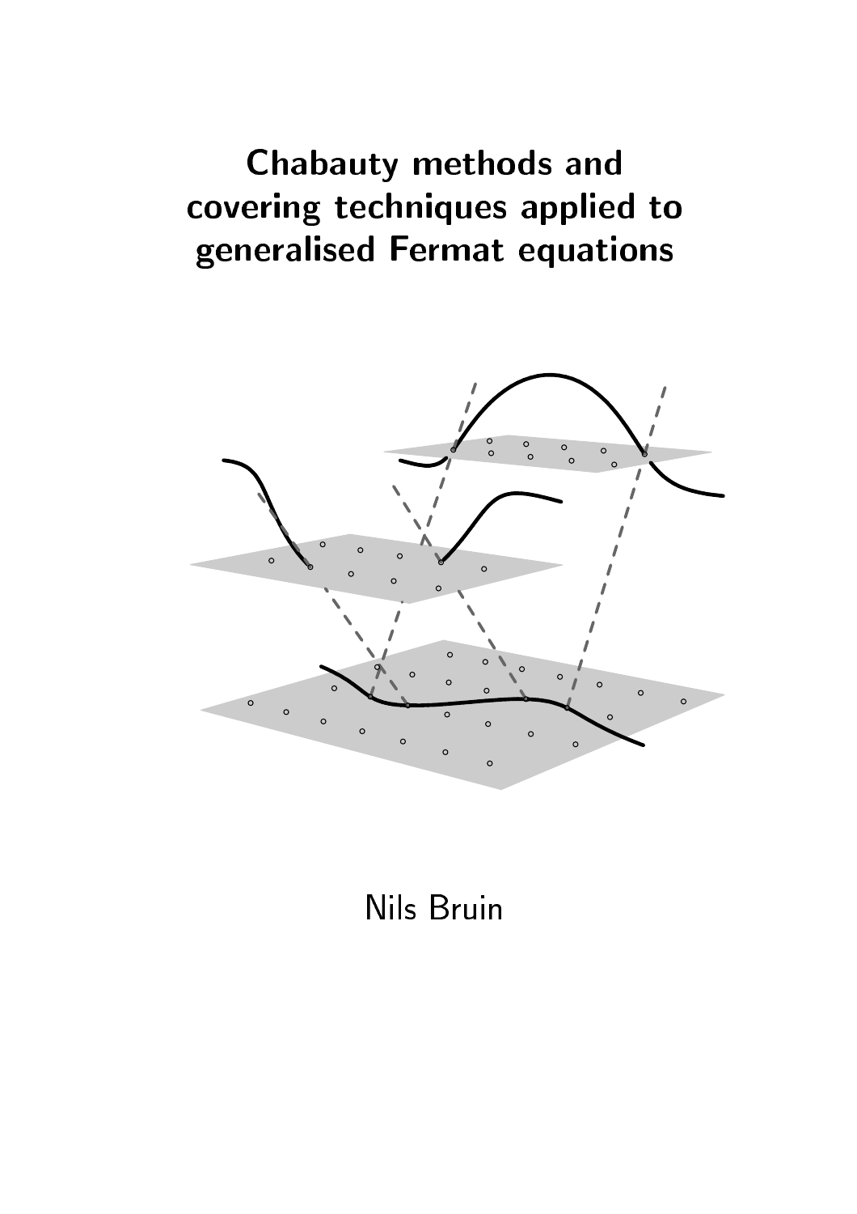# Chabauty methods and covering techniques applied to generalised Fermat equations

Nils Bruin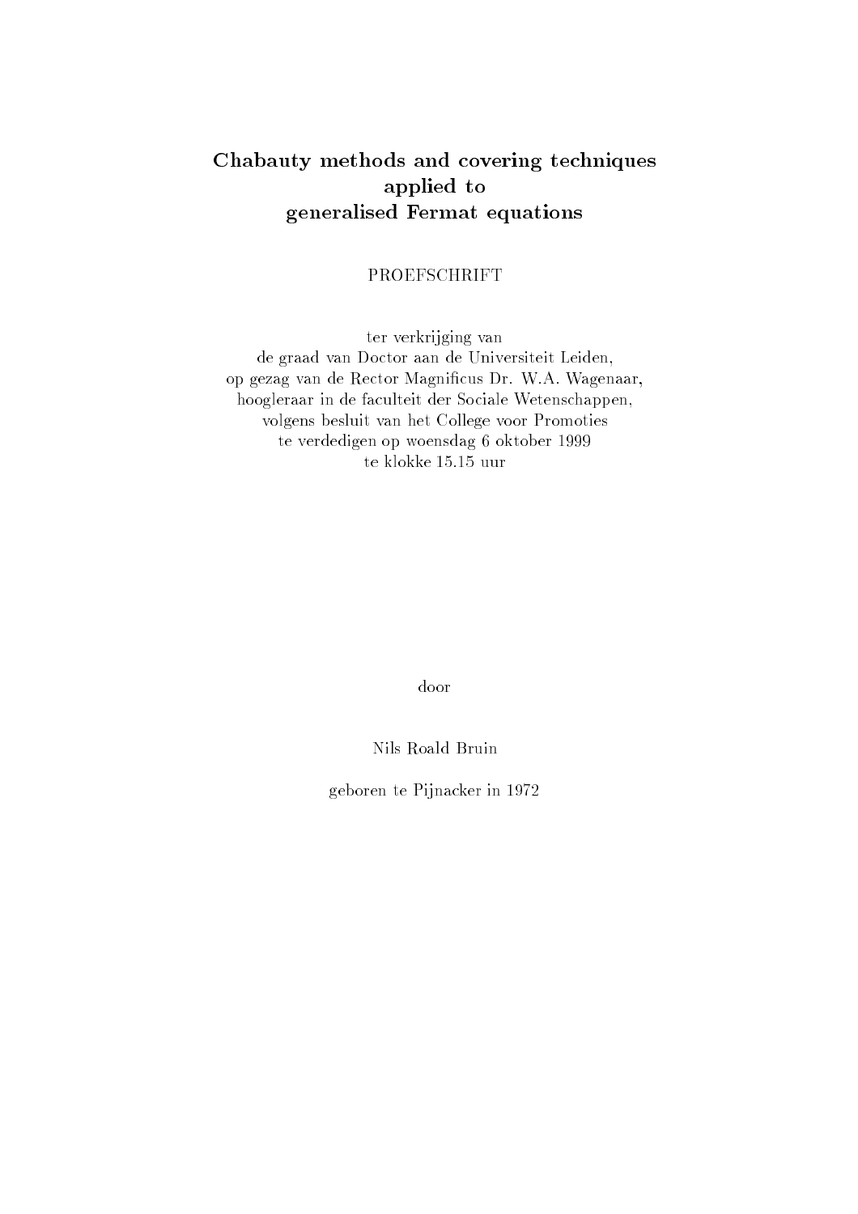# Chabauty methods and covering techniques applied to generalised Fermat equations

PROEFSCHRIFT

ter verkrijging van
de graad van Doctor aan de Universiteit Leiden,
op gezag van de Rector Magnificus Dr. W.A. Wagenaar,
hoogleraar in de faculteit der Sociale Wetenschappen,
volgens besluit van het College voor Promoties
te verdedigen op woensdag 6 oktober 1999
te klokke 15.15 uur

door

Nils Roald Bruin

geboren te Pijnacker in 1972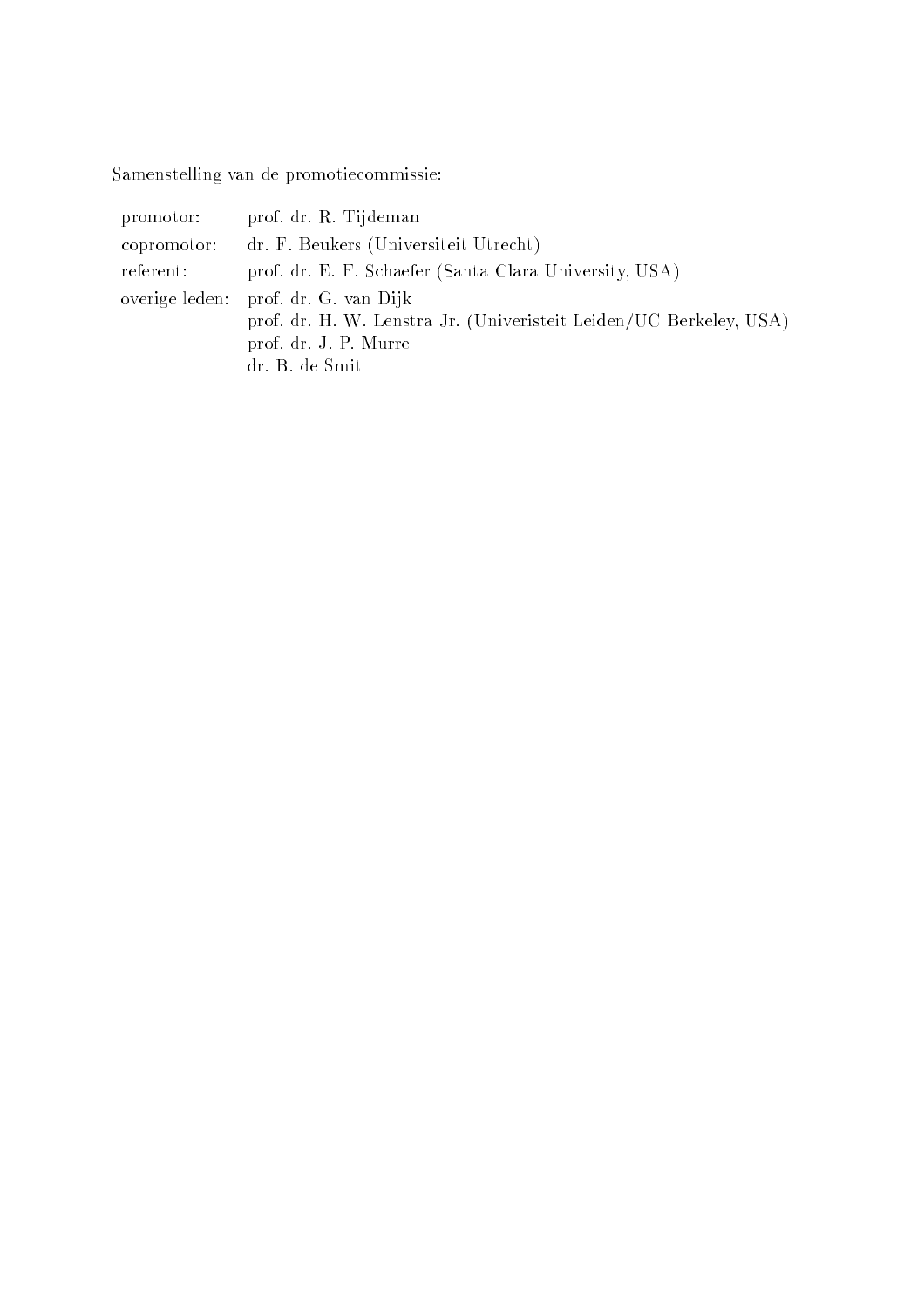Samenstelling van de promotiecommissie:

| | |
|---|---|
| promotor: | prof. dr. R. Tijdeman |
| copromotor: | dr. F. Beukers (Universiteit Utrecht) |
| referent: | prof. dr. E. F. Schaefer (Santa Clara University, USA) |
| overige leden: | prof. dr. G. van Dijk |
| | prof. dr. H. W. Lenstra Jr. (Univeristeit Leiden/UC Berkeley, USA) |
| | prof. dr. J. P. Murre |
| | dr. B. de Smit |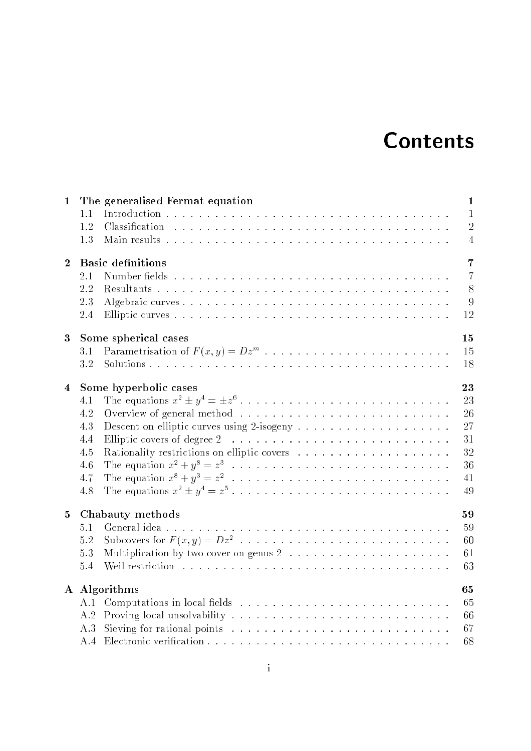# Contents

**1 The generalised Fermat equation** — **1**
- 1.1 Introduction — 1
- 1.2 Classification — 2
- 1.3 Main results — 4

**2 Basic definitions** — **7**
- 2.1 Number fields — 7
- 2.2 Resultants — 8
- 2.3 Algebraic curves — 9
- 2.4 Elliptic curves — 12

**3 Some spherical cases** — **15**
- 3.1 Parametrisation of $F(x,y) = Dz^m$ — 15
- 3.2 Solutions — 18

**4 Some hyperbolic cases** — **23**
- 4.1 The equations $x^2 \pm y^4 = \pm z^6$ — 23
- 4.2 Overview of general method — 26
- 4.3 Descent on elliptic curves using 2-isogeny — 27
- 4.4 Elliptic covers of degree 2 — 31
- 4.5 Rationality restrictions on elliptic covers — 32
- 4.6 The equation $x^2 + y^8 = z^3$ — 36
- 4.7 The equation $x^8 + y^3 = z^2$ — 41
- 4.8 The equations $x^2 \pm y^4 = z^5$ — 49

**5 Chabauty methods** — **59**
- 5.1 General idea — 59
- 5.2 Subcovers for $F(x,y) = Dz^2$ — 60
- 5.3 Multiplication-by-two cover on genus 2 — 61
- 5.4 Weil restriction — 63

**A Algorithms** — **65**
- A.1 Computations in local fields — 65
- A.2 Proving local unsolvability — 66
- A.3 Sieving for rational points — 67
- A.4 Electronic verification — 68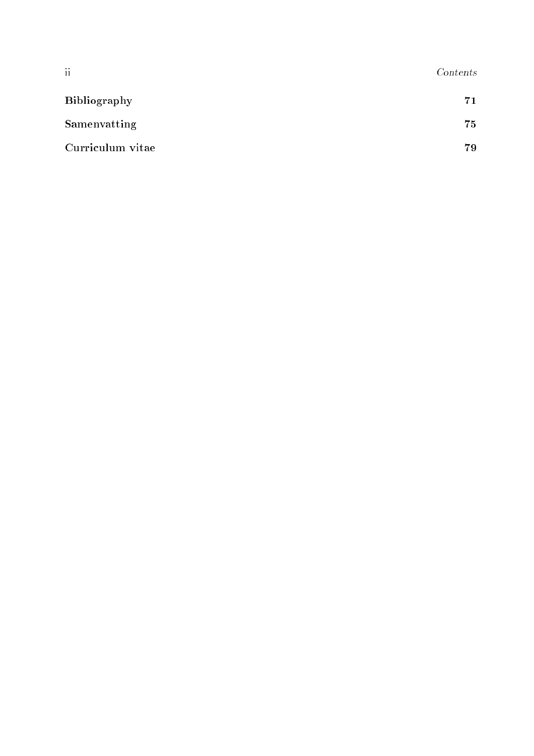**Bibliography** 71

**Samenvatting** 75

**Curriculum vitae** 79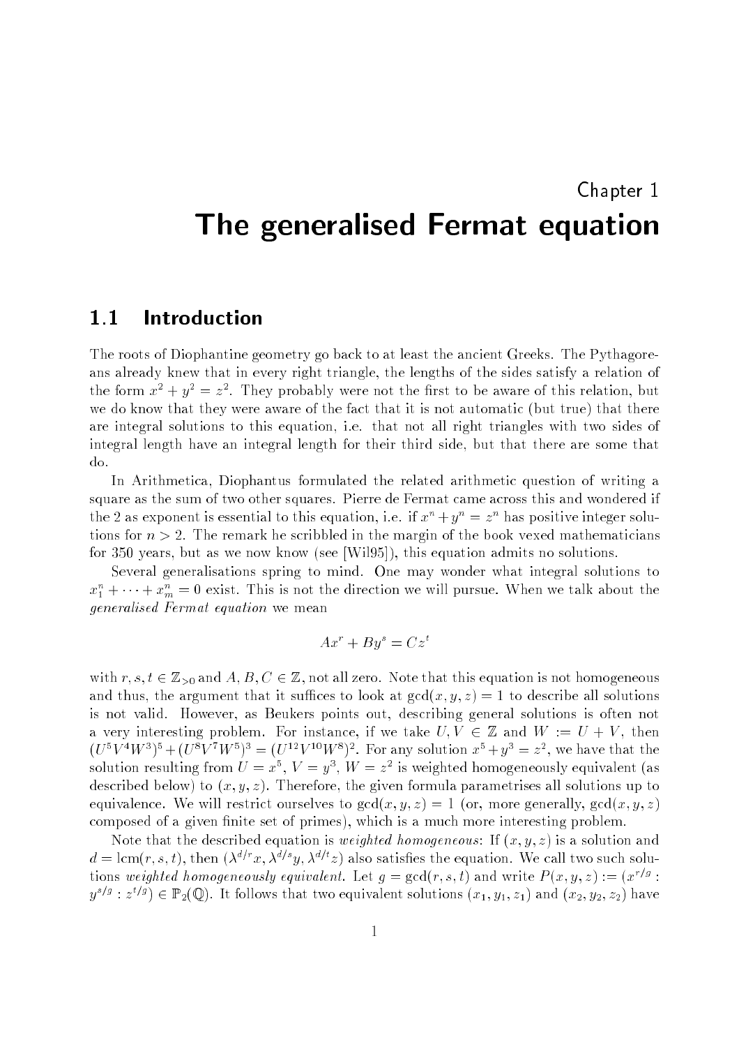# Chapter 1

# The generalised Fermat equation

## 1.1 Introduction

The roots of Diophantine geometry go back to at least the ancient Greeks. The Pythagoreans already knew that in every right triangle, the lengths of the sides satisfy a relation of the form $x^2 + y^2 = z^2$. They probably were not the first to be aware of this relation, but we do know that they were aware of the fact that it is not automatic (but true) that there are integral solutions to this equation, i.e. that not all right triangles with two sides of integral length have an integral length for their third side, but that there are some that do.

In Arithmetica, Diophantus formulated the related arithmetic question of writing a square as the sum of two other squares. Pierre de Fermat came across this and wondered if the 2 as exponent is essential to this equation, i.e. if $x^n + y^n = z^n$ has positive integer solutions for $n > 2$. The remark he scribbled in the margin of the book vexed mathematicians for 350 years, but as we now know (see [Wil95]), this equation admits no solutions.

Several generalisations spring to mind. One may wonder what integral solutions to $x_1^n + \cdots + x_m^n = 0$ exist. This is not the direction we will pursue. When we talk about the *generalised Fermat equation* we mean

$$Ax^r + By^s = Cz^t$$

with $r, s, t \in \mathbb{Z}_{>0}$ and $A, B, C \in \mathbb{Z}$, not all zero. Note that this equation is not homogeneous and thus, the argument that it suffices to look at $\gcd(x, y, z) = 1$ to describe all solutions is not valid. However, as Beukers points out, describing general solutions is often not a very interesting problem. For instance, if we take $U, V \in \mathbb{Z}$ and $W := U + V$, then $(U^5V^4W^3)^5 + (U^8V^7W^5)^3 = (U^{12}V^{10}W^8)^2$. For any solution $x^5 + y^3 = z^2$, we have that the solution resulting from $U = x^5$, $V = y^3$, $W = z^2$ is weighted homogeneously equivalent (as described below) to $(x, y, z)$. Therefore, the given formula parametrises all solutions up to equivalence. We will restrict ourselves to $\gcd(x, y, z) = 1$ (or, more generally, $\gcd(x, y, z)$ composed of a given finite set of primes), which is a much more interesting problem.

Note that the described equation is *weighted homogeneous*: If $(x, y, z)$ is a solution and $d = \operatorname{lcm}(r, s, t)$, then $(\lambda^{d/r}x, \lambda^{d/s}y, \lambda^{d/t}z)$ also satisfies the equation. We call two such solutions *weighted homogeneously equivalent*. Let $g = \gcd(r, s, t)$ and write $P(x, y, z) := (x^{r/g} : y^{s/g} : z^{t/g}) \in \mathbb{P}_2(\mathbb{Q})$. It follows that two equivalent solutions $(x_1, y_1, z_1)$ and $(x_2, y_2, z_2)$ have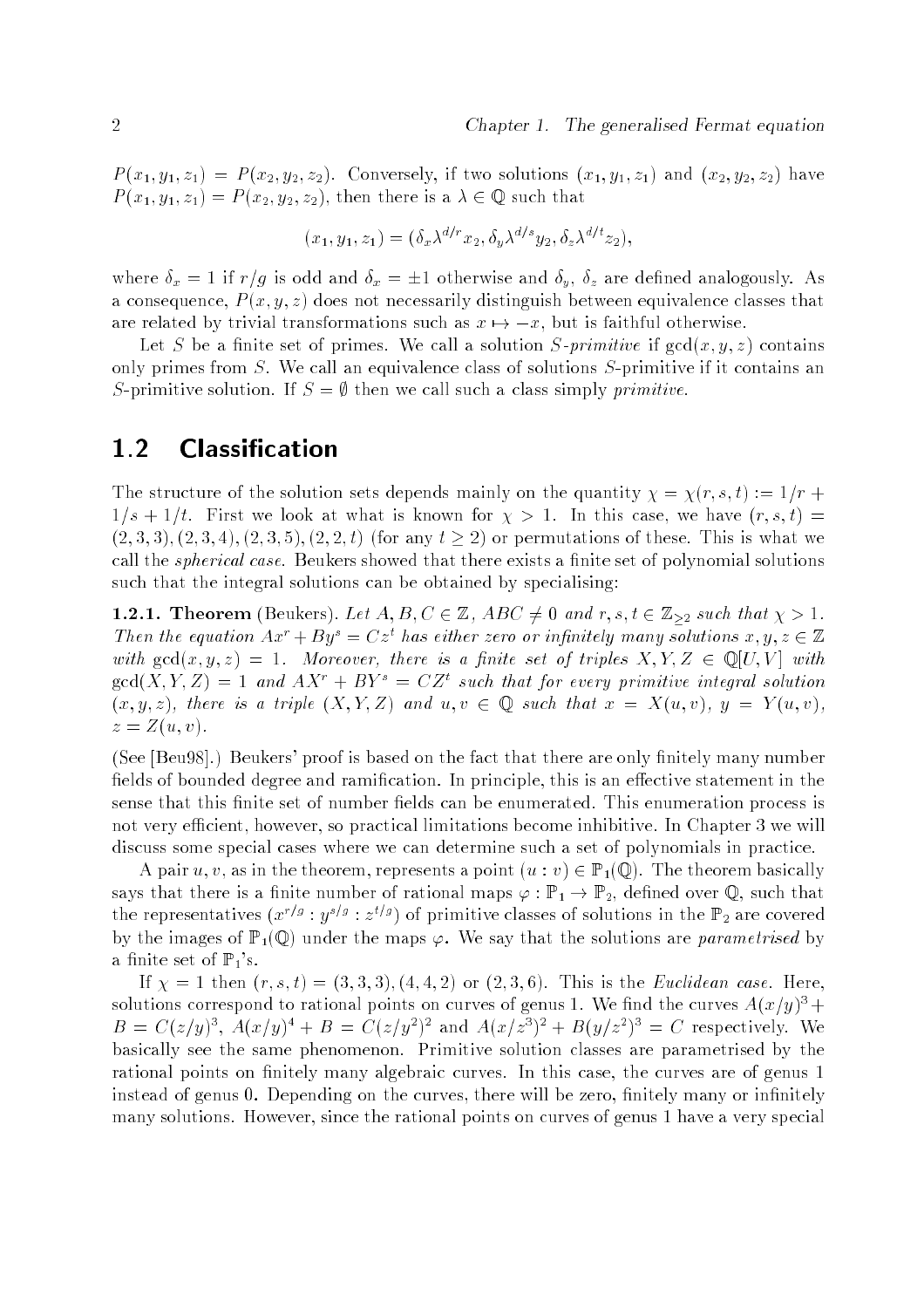$P(x_1, y_1, z_1) = P(x_2, y_2, z_2)$. Conversely, if two solutions $(x_1, y_1, z_1)$ and $(x_2, y_2, z_2)$ have $P(x_1, y_1, z_1) = P(x_2, y_2, z_2)$, then there is a $\lambda \in \mathbb{Q}$ such that

$$(x_1, y_1, z_1) = (\delta_x \lambda^{d/r} x_2, \delta_y \lambda^{d/s} y_2, \delta_z \lambda^{d/t} z_2),$$

where $\delta_x = 1$ if $r/g$ is odd and $\delta_x = \pm 1$ otherwise and $\delta_y$, $\delta_z$ are defined analogously. As a consequence, $P(x, y, z)$ does not necessarily distinguish between equivalence classes that are related by trivial transformations such as $x \mapsto -x$, but is faithful otherwise.

Let $S$ be a finite set of primes. We call a solution *$S$-primitive* if $\gcd(x, y, z)$ contains only primes from $S$. We call an equivalence class of solutions $S$-primitive if it contains an $S$-primitive solution. If $S = \emptyset$ then we call such a class simply *primitive*.

## 1.2 Classification

The structure of the solution sets depends mainly on the quantity $\chi = \chi(r, s, t) := 1/r + 1/s + 1/t$. First we look at what is known for $\chi > 1$. In this case, we have $(r, s, t) = (2, 3, 3), (2, 3, 4), (2, 3, 5), (2, 2, t)$ (for any $t \geq 2$) or permutations of these. This is what we call the *spherical case*. Beukers showed that there exists a finite set of polynomial solutions such that the integral solutions can be obtained by specialising:

**1.2.1. Theorem** (Beukers). *Let $A, B, C \in \mathbb{Z}$, $ABC \neq 0$ and $r, s, t \in \mathbb{Z}_{\geq 2}$ such that $\chi > 1$. Then the equation $Ax^r + By^s = Cz^t$ has either zero or infinitely many solutions $x, y, z \in \mathbb{Z}$ with $\gcd(x, y, z) = 1$. Moreover, there is a finite set of triples $X, Y, Z \in \mathbb{Q}[U, V]$ with $\gcd(X, Y, Z) = 1$ and $AX^r + BY^s = CZ^t$ such that for every primitive integral solution $(x, y, z)$, there is a triple $(X, Y, Z)$ and $u, v \in \mathbb{Q}$ such that $x = X(u, v)$, $y = Y(u, v)$, $z = Z(u, v)$.*

(See [Beu98].) Beukers' proof is based on the fact that there are only finitely many number fields of bounded degree and ramification. In principle, this is an effective statement in the sense that this finite set of number fields can be enumerated. This enumeration process is not very efficient, however, so practical limitations become inhibitive. In Chapter 3 we will discuss some special cases where we can determine such a set of polynomials in practice.

A pair $u, v$, as in the theorem, represents a point $(u : v) \in \mathbb{P}_1(\mathbb{Q})$. The theorem basically says that there is a finite number of rational maps $\varphi : \mathbb{P}_1 \to \mathbb{P}_2$, defined over $\mathbb{Q}$, such that the representatives $(x^{r/g} : y^{s/g} : z^{t/g})$ of primitive classes of solutions in the $\mathbb{P}_2$ are covered by the images of $\mathbb{P}_1(\mathbb{Q})$ under the maps $\varphi$. We say that the solutions are *parametrised* by a finite set of $\mathbb{P}_1$'s.

If $\chi = 1$ then $(r, s, t) = (3, 3, 3), (4, 4, 2)$ or $(2, 3, 6)$. This is the *Euclidean case*. Here, solutions correspond to rational points on curves of genus 1. We find the curves $A(x/y)^3 + B = C(z/y)^3$, $A(x/y)^4 + B = C(z/y^2)^2$ and $A(x/z^3)^2 + B(y/z^2)^3 = C$ respectively. We basically see the same phenomenon. Primitive solution classes are parametrised by the rational points on finitely many algebraic curves. In this case, the curves are of genus 1 instead of genus 0. Depending on the curves, there will be zero, finitely many or infinitely many solutions. However, since the rational points on curves of genus 1 have a very special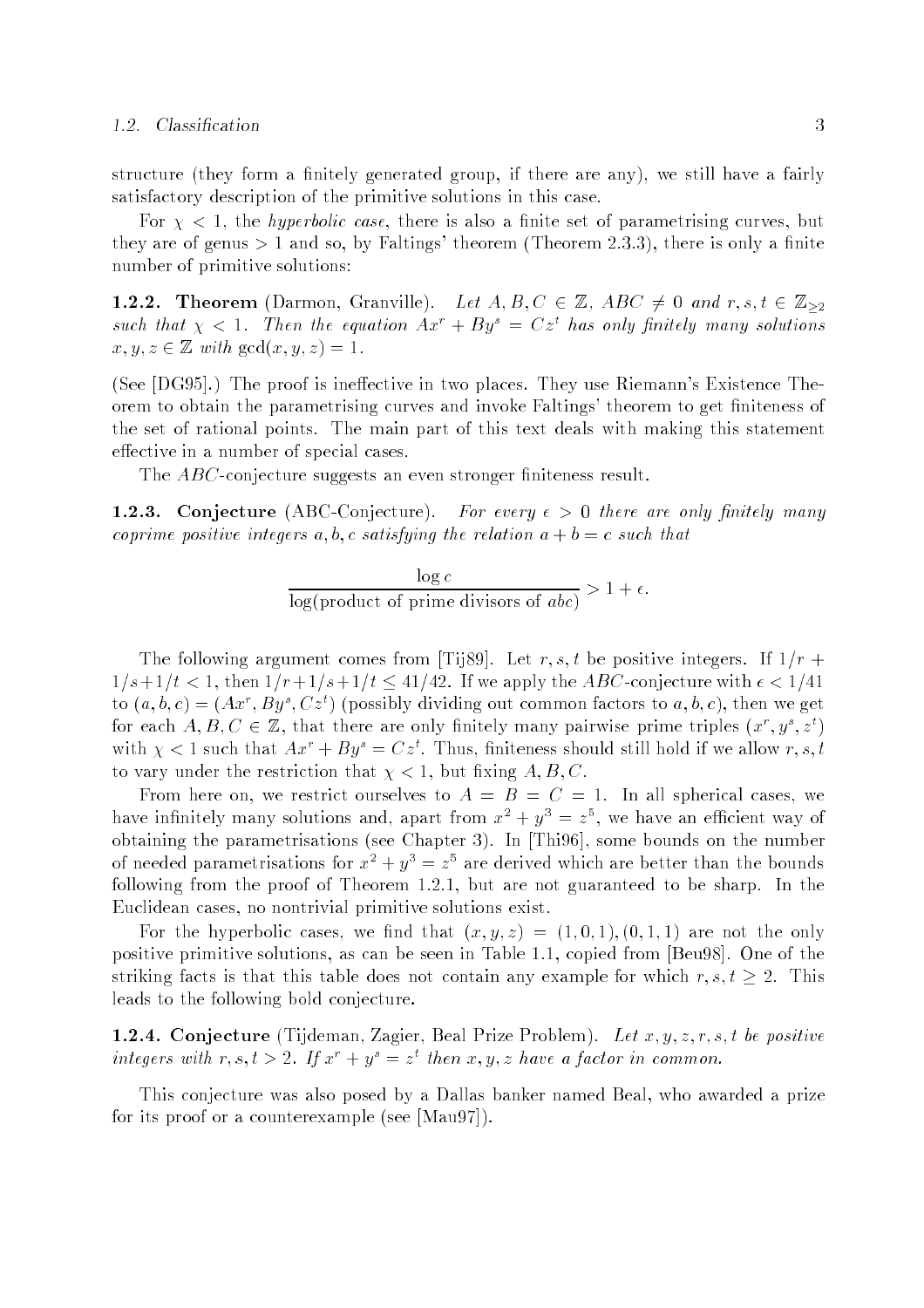structure (they form a finitely generated group, if there are any), we still have a fairly satisfactory description of the primitive solutions in this case.

For $\chi < 1$, the *hyperbolic case*, there is also a finite set of parametrising curves, but they are of genus $> 1$ and so, by Faltings' theorem (Theorem 2.3.3), there is only a finite number of primitive solutions:

**1.2.2. Theorem** (Darmon, Granville). *Let $A, B, C \in \mathbb{Z}$, $ABC \neq 0$ and $r, s, t \in \mathbb{Z}_{\geq 2}$ such that $\chi < 1$. Then the equation $Ax^r + By^s = Cz^t$ has only finitely many solutions $x, y, z \in \mathbb{Z}$ with $\gcd(x, y, z) = 1$.*

(See [DG95].) The proof is ineffective in two places. They use Riemann's Existence Theorem to obtain the parametrising curves and invoke Faltings' theorem to get finiteness of the set of rational points. The main part of this text deals with making this statement effective in a number of special cases.

The $ABC$-conjecture suggests an even stronger finiteness result.

**1.2.3. Conjecture** (ABC-Conjecture). *For every $\epsilon > 0$ there are only finitely many coprime positive integers $a, b, c$ satisfying the relation $a + b = c$ such that*

$$\frac{\log c}{\log(\text{product of prime divisors of } abc)} > 1 + \epsilon.$$

The following argument comes from [Tij89]. Let $r, s, t$ be positive integers. If $1/r + 1/s + 1/t < 1$, then $1/r + 1/s + 1/t \leq 41/42$. If we apply the $ABC$-conjecture with $\epsilon < 1/41$ to $(a, b, c) = (Ax^r, By^s, Cz^t)$ (possibly dividing out common factors to $a, b, c$), then we get for each $A, B, C \in \mathbb{Z}$, that there are only finitely many pairwise prime triples $(x^r, y^s, z^t)$ with $\chi < 1$ such that $Ax^r + By^s = Cz^t$. Thus, finiteness should still hold if we allow $r, s, t$ to vary under the restriction that $\chi < 1$, but fixing $A, B, C$.

From here on, we restrict ourselves to $A = B = C = 1$. In all spherical cases, we have infinitely many solutions and, apart from $x^2 + y^3 = z^5$, we have an efficient way of obtaining the parametrisations (see Chapter 3). In [Thi96], some bounds on the number of needed parametrisations for $x^2 + y^3 = z^5$ are derived which are better than the bounds following from the proof of Theorem 1.2.1, but are not guaranteed to be sharp. In the Euclidean cases, no nontrivial primitive solutions exist.

For the hyperbolic cases, we find that $(x, y, z) = (1, 0, 1), (0, 1, 1)$ are not the only positive primitive solutions, as can be seen in Table 1.1, copied from [Beu98]. One of the striking facts is that this table does not contain any example for which $r, s, t \geq 2$. This leads to the following bold conjecture.

**1.2.4. Conjecture** (Tijdeman, Zagier, Beal Prize Problem). *Let $x, y, z, r, s, t$ be positive integers with $r, s, t > 2$. If $x^r + y^s = z^t$ then $x, y, z$ have a factor in common.*

This conjecture was also posed by a Dallas banker named Beal, who awarded a prize for its proof or a counterexample (see [Mau97]).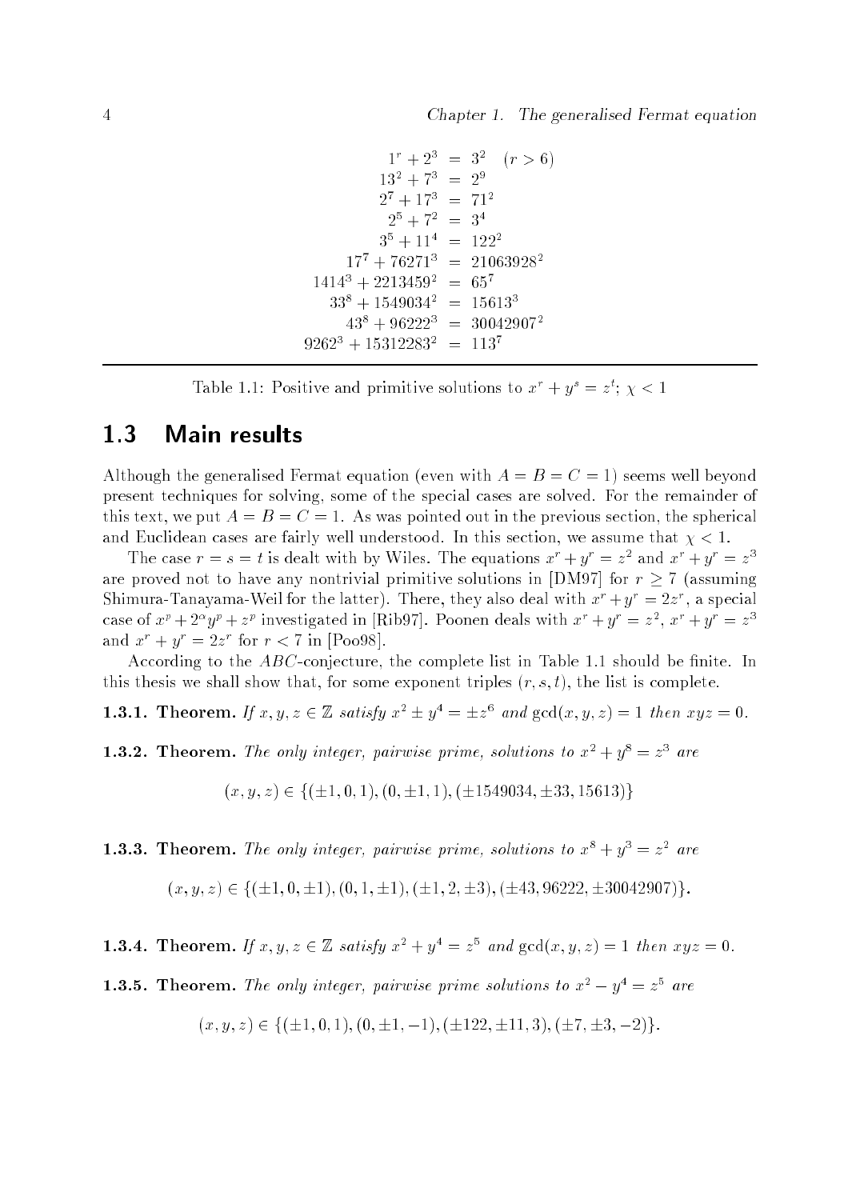$$
\begin{aligned}
1^r + 2^3 &= 3^2 \quad (r > 6) \\
13^2 + 7^3 &= 2^9 \\
2^7 + 17^3 &= 71^2 \\
2^5 + 7^2 &= 3^4 \\
3^5 + 11^4 &= 122^2 \\
17^7 + 76271^3 &= 21063928^2 \\
1414^3 + 2213459^2 &= 65^7 \\
33^8 + 1549034^2 &= 15613^3 \\
43^8 + 96222^3 &= 30042907^2 \\
9262^3 + 15312283^2 &= 113^7
\end{aligned}
$$

Table 1.1: Positive and primitive solutions to $x^r + y^s = z^t$; $\chi < 1$

## 1.3 Main results

Although the generalised Fermat equation (even with $A = B = C = 1$) seems well beyond present techniques for solving, some of the special cases are solved. For the remainder of this text, we put $A = B = C = 1$. As was pointed out in the previous section, the spherical and Euclidean cases are fairly well understood. In this section, we assume that $\chi < 1$.

The case $r = s = t$ is dealt with by Wiles. The equations $x^r + y^r = z^2$ and $x^r + y^r = z^3$ are proved not to have any nontrivial primitive solutions in [DM97] for $r \geq 7$ (assuming Shimura-Tanayama-Weil for the latter). There, they also deal with $x^r + y^r = 2z^r$, a special case of $x^p + 2^\alpha y^p + z^p$ investigated in [Rib97]. Poonen deals with $x^r + y^r = z^2$, $x^r + y^r = z^3$ and $x^r + y^r = 2z^r$ for $r < 7$ in [Poo98].

According to the $ABC$-conjecture, the complete list in Table 1.1 should be finite. In this thesis we shall show that, for some exponent triples $(r, s, t)$, the list is complete.

**1.3.1. Theorem.** *If $x, y, z \in \mathbb{Z}$ satisfy $x^2 \pm y^4 = \pm z^6$ and $\gcd(x, y, z) = 1$ then $xyz = 0$.*

**1.3.2. Theorem.** *The only integer, pairwise prime, solutions to $x^2 + y^8 = z^3$ are*

$$(x, y, z) \in \{(\pm 1, 0, 1), (0, \pm 1, 1), (\pm 1549034, \pm 33, 15613)\}$$

**1.3.3. Theorem.** *The only integer, pairwise prime, solutions to $x^8 + y^3 = z^2$ are*

$$(x, y, z) \in \{(\pm 1, 0, \pm 1), (0, 1, \pm 1), (\pm 1, 2, \pm 3), (\pm 43, 96222, \pm 30042907)\}.$$

**1.3.4. Theorem.** *If $x, y, z \in \mathbb{Z}$ satisfy $x^2 + y^4 = z^5$ and $\gcd(x, y, z) = 1$ then $xyz = 0$.*

**1.3.5. Theorem.** *The only integer, pairwise prime solutions to $x^2 - y^4 = z^5$ are*

$$(x, y, z) \in \{(\pm 1, 0, 1), (0, \pm 1, -1), (\pm 122, \pm 11, 3), (\pm 7, \pm 3, -2)\}.$$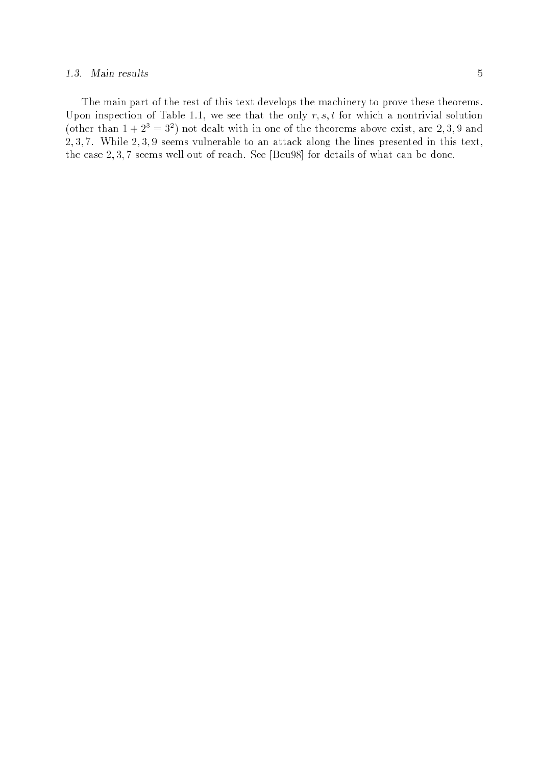The main part of the rest of this text develops the machinery to prove these theorems. Upon inspection of Table 1.1, we see that the only $r, s, t$ for which a nontrivial solution (other than $1 + 2^3 = 3^2$) not dealt with in one of the theorems above exist, are $2, 3, 9$ and $2, 3, 7$. While $2, 3, 9$ seems vulnerable to an attack along the lines presented in this text, the case $2, 3, 7$ seems well out of reach. See [Beu98] for details of what can be done.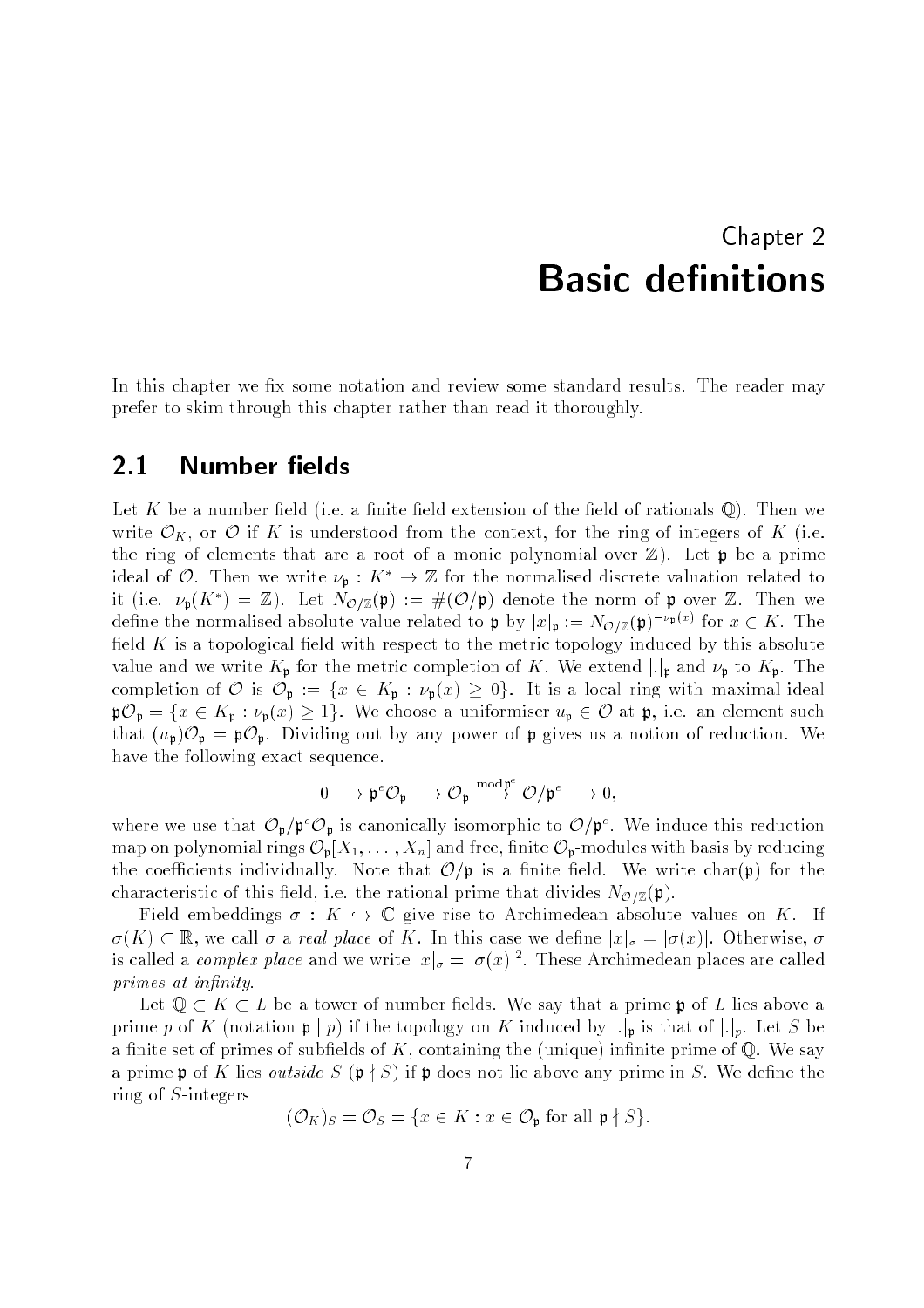# Chapter 2
# Basic definitions

In this chapter we fix some notation and review some standard results. The reader may prefer to skim through this chapter rather than read it thoroughly.

## 2.1 Number fields

Let $K$ be a number field (i.e. a finite field extension of the field of rationals $\mathbb{Q}$). Then we write $\mathcal{O}_K$, or $\mathcal{O}$ if $K$ is understood from the context, for the ring of integers of $K$ (i.e. the ring of elements that are a root of a monic polynomial over $\mathbb{Z}$). Let $\mathfrak{p}$ be a prime ideal of $\mathcal{O}$. Then we write $\nu_{\mathfrak{p}} : K^* \to \mathbb{Z}$ for the normalised discrete valuation related to it (i.e. $\nu_{\mathfrak{p}}(K^*) = \mathbb{Z}$). Let $N_{\mathcal{O}/\mathbb{Z}}(\mathfrak{p}) := \#(\mathcal{O}/\mathfrak{p})$ denote the norm of $\mathfrak{p}$ over $\mathbb{Z}$. Then we define the normalised absolute value related to $\mathfrak{p}$ by $|x|_{\mathfrak{p}} := N_{\mathcal{O}/\mathbb{Z}}(\mathfrak{p})^{-\nu_{\mathfrak{p}}(x)}$ for $x \in K$. The field $K$ is a topological field with respect to the metric topology induced by this absolute value and we write $K_{\mathfrak{p}}$ for the metric completion of $K$. We extend $|.|_{\mathfrak{p}}$ and $\nu_{\mathfrak{p}}$ to $K_{\mathfrak{p}}$. The completion of $\mathcal{O}$ is $\mathcal{O}_{\mathfrak{p}} := \{x \in K_{\mathfrak{p}} : \nu_{\mathfrak{p}}(x) \geq 0\}$. It is a local ring with maximal ideal $\mathfrak{p}\mathcal{O}_{\mathfrak{p}} = \{x \in K_{\mathfrak{p}} : \nu_{\mathfrak{p}}(x) \geq 1\}$. We choose a uniformiser $u_{\mathfrak{p}} \in \mathcal{O}$ at $\mathfrak{p}$, i.e. an element such that $(u_{\mathfrak{p}})\mathcal{O}_{\mathfrak{p}} = \mathfrak{p}\mathcal{O}_{\mathfrak{p}}$. Dividing out by any power of $\mathfrak{p}$ gives us a notion of reduction. We have the following exact sequence.

$$0 \longrightarrow \mathfrak{p}^e\mathcal{O}_{\mathfrak{p}} \longrightarrow \mathcal{O}_{\mathfrak{p}} \overset{\bmod \mathfrak{p}^e}{\longrightarrow} \mathcal{O}/\mathfrak{p}^e \longrightarrow 0,$$

where we use that $\mathcal{O}_{\mathfrak{p}}/\mathfrak{p}^e\mathcal{O}_{\mathfrak{p}}$ is canonically isomorphic to $\mathcal{O}/\mathfrak{p}^e$. We induce this reduction map on polynomial rings $\mathcal{O}_{\mathfrak{p}}[X_1, \ldots, X_n]$ and free, finite $\mathcal{O}_{\mathfrak{p}}$-modules with basis by reducing the coefficients individually. Note that $\mathcal{O}/\mathfrak{p}$ is a finite field. We write $\mathrm{char}(\mathfrak{p})$ for the characteristic of this field, i.e. the rational prime that divides $N_{\mathcal{O}/\mathbb{Z}}(\mathfrak{p})$.

Field embeddings $\sigma : K \hookrightarrow \mathbb{C}$ give rise to Archimedean absolute values on $K$. If $\sigma(K) \subset \mathbb{R}$, we call $\sigma$ a *real place* of $K$. In this case we define $|x|_\sigma = |\sigma(x)|$. Otherwise, $\sigma$ is called a *complex place* and we write $|x|_\sigma = |\sigma(x)|^2$. These Archimedean places are called *primes at infinity*.

Let $\mathbb{Q} \subset K \subset L$ be a tower of number fields. We say that a prime $\mathfrak{p}$ of $L$ lies above a prime $p$ of $K$ (notation $\mathfrak{p} \mid p$) if the topology on $K$ induced by $|.|_{\mathfrak{p}}$ is that of $|.|_p$. Let $S$ be a finite set of primes of subfields of $K$, containing the (unique) infinite prime of $\mathbb{Q}$. We say a prime $\mathfrak{p}$ of $K$ lies *outside* $S$ ($\mathfrak{p} \nmid S$) if $\mathfrak{p}$ does not lie above any prime in $S$. We define the ring of $S$-integers

$$(\mathcal{O}_K)_S = \mathcal{O}_S = \{x \in K : x \in \mathcal{O}_{\mathfrak{p}} \text{ for all } \mathfrak{p} \nmid S\}.$$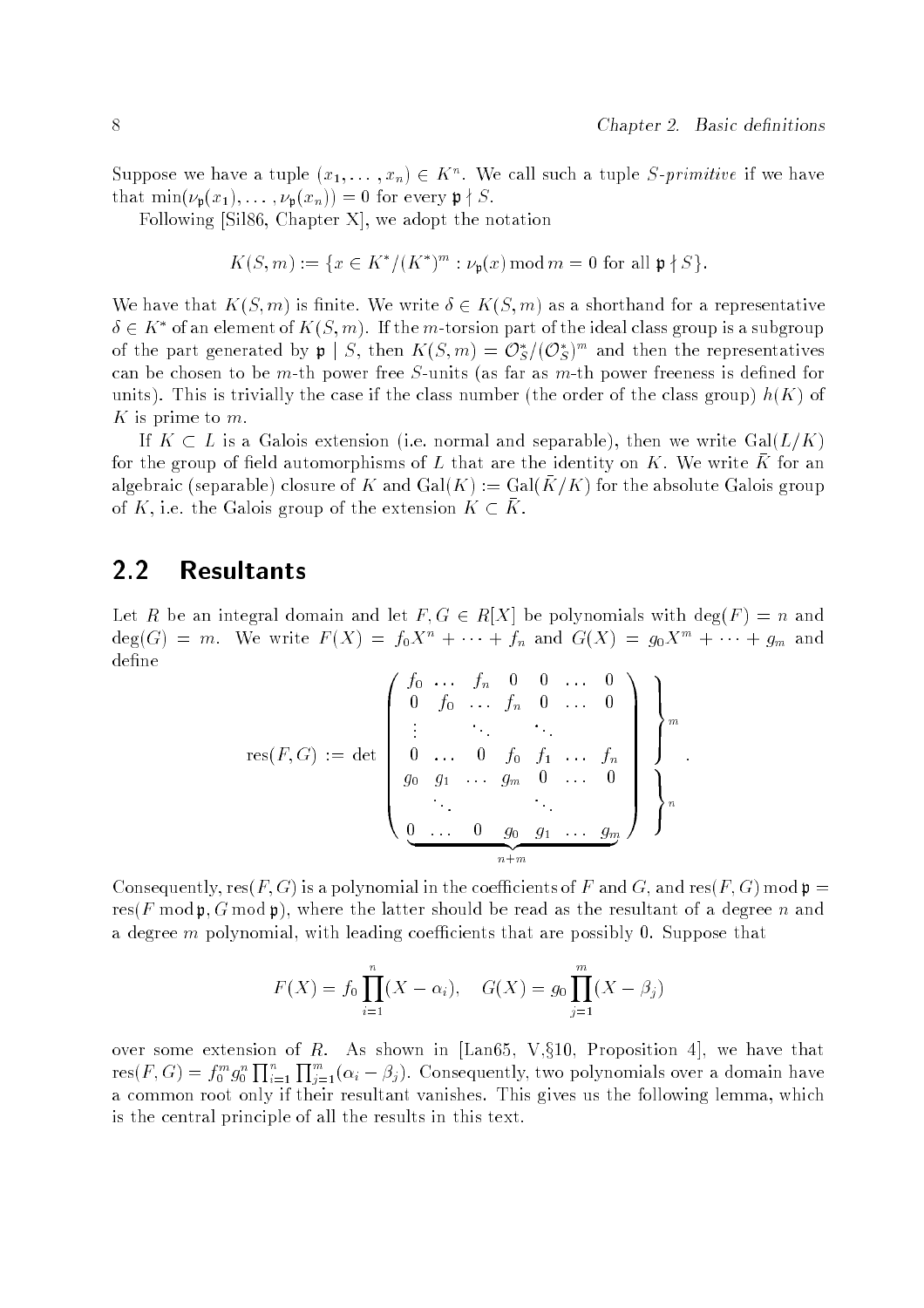Suppose we have a tuple $(x_1, \ldots, x_n) \in K^n$. We call such a tuple *S-primitive* if we have that $\min(\nu_{\mathfrak{p}}(x_1), \ldots, \nu_{\mathfrak{p}}(x_n)) = 0$ for every $\mathfrak{p} \nmid S$.

Following [Sil86, Chapter X], we adopt the notation

$$K(S, m) := \{x \in K^*/(K^*)^m : \nu_{\mathfrak{p}}(x) \bmod m = 0 \text{ for all } \mathfrak{p} \nmid S\}.$$

We have that $K(S, m)$ is finite. We write $\delta \in K(S, m)$ as a shorthand for a representative $\delta \in K^*$ of an element of $K(S, m)$. If the $m$-torsion part of the ideal class group is a subgroup of the part generated by $\mathfrak{p} \mid S$, then $K(S, m) = \mathcal{O}_S^*/(\mathcal{O}_S^*)^m$ and then the representatives can be chosen to be $m$-th power free $S$-units (as far as $m$-th power freeness is defined for units). This is trivially the case if the class number (the order of the class group) $h(K)$ of $K$ is prime to $m$.

If $K \subset L$ is a Galois extension (i.e. normal and separable), then we write $\mathrm{Gal}(L/K)$ for the group of field automorphisms of $L$ that are the identity on $K$. We write $\bar{K}$ for an algebraic (separable) closure of $K$ and $\mathrm{Gal}(K) := \mathrm{Gal}(\bar{K}/K)$ for the absolute Galois group of $K$, i.e. the Galois group of the extension $K \subset \bar{K}$.

## 2.2 Resultants

Let $R$ be an integral domain and let $F, G \in R[X]$ be polynomials with $\deg(F) = n$ and $\deg(G) = m$. We write $F(X) = f_0 X^n + \cdots + f_n$ and $G(X) = g_0 X^m + \cdots + g_m$ and define

$$\mathrm{res}(F, G) := \det \underbrace{\begin{pmatrix} f_0 & \ldots & f_n & 0 & 0 & \ldots & 0 \\ 0 & f_0 & \ldots & f_n & 0 & \ldots & 0 \\ \vdots & & \ddots & & \ddots & & \\ 0 & \ldots & 0 & f_0 & f_1 & \ldots & f_n \\ g_0 & g_1 & \ldots & g_m & 0 & \ldots & 0 \\ & \ddots & & & \ddots & & \\ 0 & \ldots & 0 & g_0 & g_1 & \ldots & g_m \end{pmatrix}}_{n+m} \begin{matrix} \left.\vphantom{\begin{matrix} a \\ a \\ a \\ a \end{matrix}}\right\} m \\ \left.\vphantom{\begin{matrix} a \\ a \\ a \end{matrix}}\right\} n \end{matrix}.$$

Consequently, $\mathrm{res}(F, G)$ is a polynomial in the coefficients of $F$ and $G$, and $\mathrm{res}(F, G) \bmod \mathfrak{p} = \mathrm{res}(F \bmod \mathfrak{p}, G \bmod \mathfrak{p})$, where the latter should be read as the resultant of a degree $n$ and a degree $m$ polynomial, with leading coefficients that are possibly 0. Suppose that

$$F(X) = f_0 \prod_{i=1}^{n} (X - \alpha_i), \quad G(X) = g_0 \prod_{j=1}^{m} (X - \beta_j)$$

over some extension of $R$. As shown in [Lan65, V,§10, Proposition 4], we have that $\mathrm{res}(F, G) = f_0^m g_0^n \prod_{i=1}^{n} \prod_{j=1}^{m} (\alpha_i - \beta_j)$. Consequently, two polynomials over a domain have a common root only if their resultant vanishes. This gives us the following lemma, which is the central principle of all the results in this text.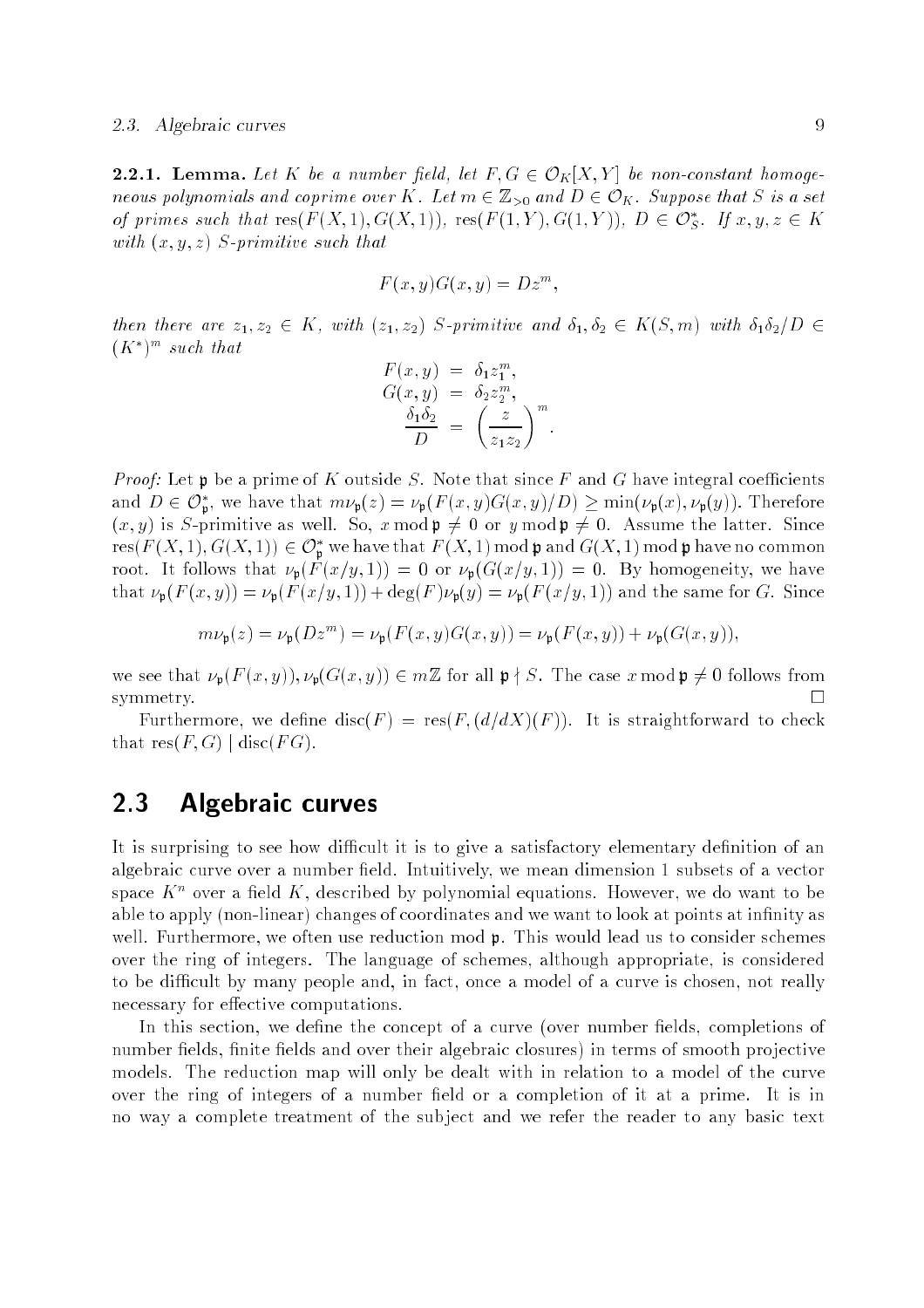**2.2.1. Lemma.** *Let $K$ be a number field, let $F, G \in \mathcal{O}_K[X,Y]$ be non-constant homogeneous polynomials and coprime over $K$. Let $m \in \mathbb{Z}_{>0}$ and $D \in \mathcal{O}_K$. Suppose that $S$ is a set of primes such that $\operatorname{res}(F(X,1), G(X,1))$, $\operatorname{res}(F(1,Y), G(1,Y))$, $D \in \mathcal{O}_S^*$. If $x, y, z \in K$ with $(x,y,z)$ $S$-primitive such that*

$$F(x,y)G(x,y) = Dz^m,$$

*then there are $z_1, z_2 \in K$, with $(z_1, z_2)$ $S$-primitive and $\delta_1, \delta_2 \in K(S,m)$ with $\delta_1\delta_2/D \in (K^*)^m$ such that*

$$\begin{aligned} F(x,y) &= \delta_1 z_1^m, \\ G(x,y) &= \delta_2 z_2^m, \\ \frac{\delta_1\delta_2}{D} &= \left(\frac{z}{z_1 z_2}\right)^m. \end{aligned}$$

*Proof:* Let $\mathfrak{p}$ be a prime of $K$ outside $S$. Note that since $F$ and $G$ have integral coefficients and $D \in \mathcal{O}_\mathfrak{p}^*$, we have that $m\nu_\mathfrak{p}(z) = \nu_\mathfrak{p}(F(x,y)G(x,y)/D) \geq \min(\nu_\mathfrak{p}(x), \nu_\mathfrak{p}(y))$. Therefore $(x,y)$ is $S$-primitive as well. So, $x \bmod \mathfrak{p} \neq 0$ or $y \bmod \mathfrak{p} \neq 0$. Assume the latter. Since $\operatorname{res}(F(X,1), G(X,1)) \in \mathcal{O}_\mathfrak{p}^*$ we have that $F(X,1) \bmod \mathfrak{p}$ and $G(X,1) \bmod \mathfrak{p}$ have no common root. It follows that $\nu_\mathfrak{p}(F(x/y,1)) = 0$ or $\nu_\mathfrak{p}(G(x/y,1)) = 0$. By homogeneity, we have that $\nu_\mathfrak{p}(F(x,y)) = \nu_\mathfrak{p}(F(x/y,1)) + \deg(F)\nu_\mathfrak{p}(y) = \nu_\mathfrak{p}(F(x/y,1))$ and the same for $G$. Since

$$m\nu_\mathfrak{p}(z) = \nu_\mathfrak{p}(Dz^m) = \nu_\mathfrak{p}(F(x,y)G(x,y)) = \nu_\mathfrak{p}(F(x,y)) + \nu_\mathfrak{p}(G(x,y)),$$

we see that $\nu_\mathfrak{p}(F(x,y)), \nu_\mathfrak{p}(G(x,y)) \in m\mathbb{Z}$ for all $\mathfrak{p} \nmid S$. The case $x \bmod \mathfrak{p} \neq 0$ follows from symmetry. $\square$

Furthermore, we define $\operatorname{disc}(F) = \operatorname{res}(F, (d/dX)(F))$. It is straightforward to check that $\operatorname{res}(F,G) \mid \operatorname{disc}(FG)$.

## 2.3 Algebraic curves

It is surprising to see how difficult it is to give a satisfactory elementary definition of an algebraic curve over a number field. Intuitively, we mean dimension 1 subsets of a vector space $K^n$ over a field $K$, described by polynomial equations. However, we do want to be able to apply (non-linear) changes of coordinates and we want to look at points at infinity as well. Furthermore, we often use reduction mod $\mathfrak{p}$. This would lead us to consider schemes over the ring of integers. The language of schemes, although appropriate, is considered to be difficult by many people and, in fact, once a model of a curve is chosen, not really necessary for effective computations.

In this section, we define the concept of a curve (over number fields, completions of number fields, finite fields and over their algebraic closures) in terms of smooth projective models. The reduction map will only be dealt with in relation to a model of the curve over the ring of integers of a number field or a completion of it at a prime. It is in no way a complete treatment of the subject and we refer the reader to any basic text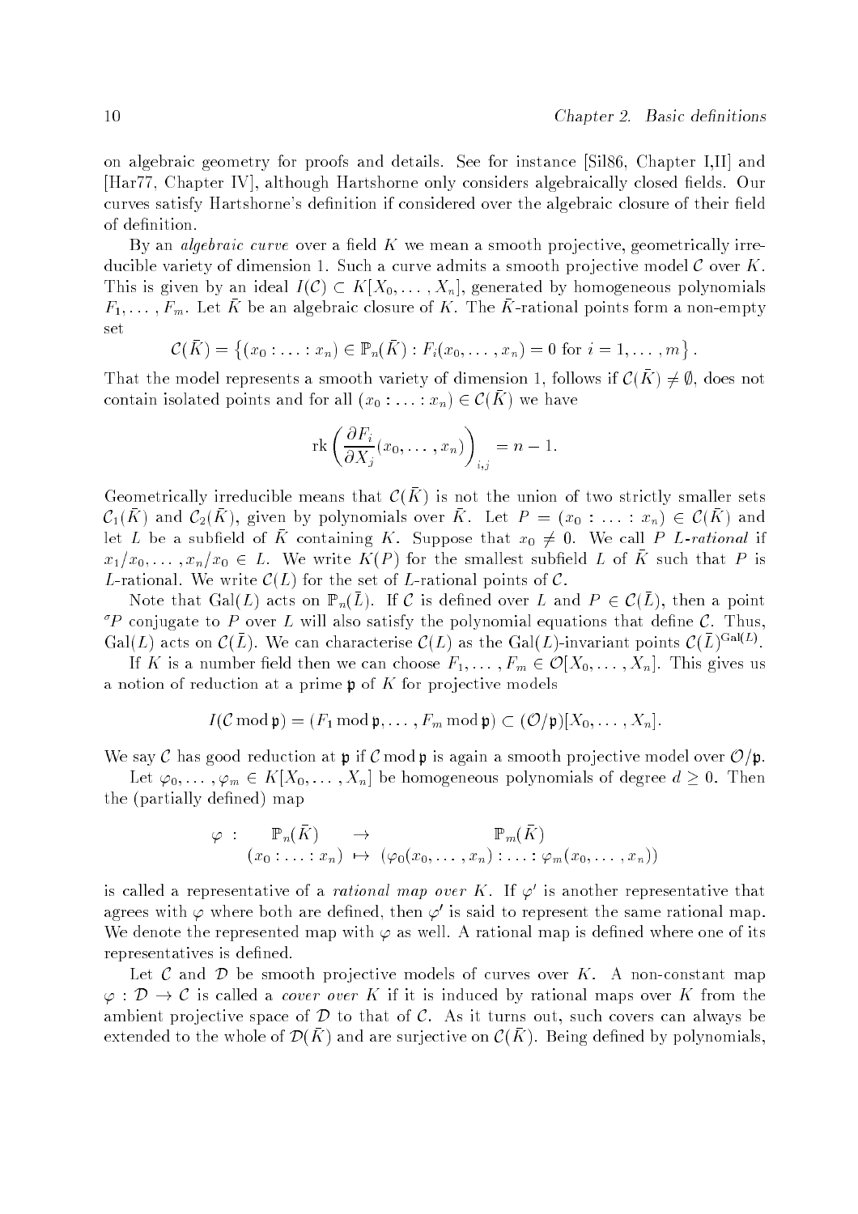on algebraic geometry for proofs and details. See for instance [Sil86, Chapter I,II] and [Har77, Chapter IV], although Hartshorne only considers algebraically closed fields. Our curves satisfy Hartshorne's definition if considered over the algebraic closure of their field of definition.

By an *algebraic curve* over a field $K$ we mean a smooth projective, geometrically irreducible variety of dimension 1. Such a curve admits a smooth projective model $\mathcal{C}$ over $K$. This is given by an ideal $I(\mathcal{C}) \subset K[X_0, \ldots, X_n]$, generated by homogeneous polynomials $F_1, \ldots, F_m$. Let $\bar{K}$ be an algebraic closure of $K$. The $\bar{K}$-rational points form a non-empty set

$$\mathcal{C}(\bar{K}) = \left\{(x_0 : \ldots : x_n) \in \mathbb{P}_n(\bar{K}) : F_i(x_0, \ldots, x_n) = 0 \text{ for } i = 1, \ldots, m\right\}.$$

That the model represents a smooth variety of dimension 1, follows if $\mathcal{C}(\bar{K}) \neq \emptyset$, does not contain isolated points and for all $(x_0 : \ldots : x_n) \in \mathcal{C}(\bar{K})$ we have

$$\operatorname{rk}\left(\frac{\partial F_i}{\partial X_j}(x_0, \ldots, x_n)\right)_{i,j} = n - 1.$$

Geometrically irreducible means that $\mathcal{C}(\bar{K})$ is not the union of two strictly smaller sets $\mathcal{C}_1(\bar{K})$ and $\mathcal{C}_2(\bar{K})$, given by polynomials over $\bar{K}$. Let $P = (x_0 : \ldots : x_n) \in \mathcal{C}(\bar{K})$ and let $L$ be a subfield of $\bar{K}$ containing $K$. Suppose that $x_0 \neq 0$. We call $P$ *$L$-rational* if $x_1/x_0, \ldots, x_n/x_0 \in L$. We write $K(P)$ for the smallest subfield $L$ of $\bar{K}$ such that $P$ is $L$-rational. We write $\mathcal{C}(L)$ for the set of $L$-rational points of $\mathcal{C}$.

Note that $\operatorname{Gal}(L)$ acts on $\mathbb{P}_n(\bar{L})$. If $\mathcal{C}$ is defined over $L$ and $P \in \mathcal{C}(\bar{L})$, then a point ${}^{\sigma}P$ conjugate to $P$ over $L$ will also satisfy the polynomial equations that define $\mathcal{C}$. Thus, $\operatorname{Gal}(L)$ acts on $\mathcal{C}(\bar{L})$. We can characterise $\mathcal{C}(L)$ as the $\operatorname{Gal}(L)$-invariant points $\mathcal{C}(\bar{L})^{\operatorname{Gal}(L)}$.

If $K$ is a number field then we can choose $F_1, \ldots, F_m \in \mathcal{O}[X_0, \ldots, X_n]$. This gives us a notion of reduction at a prime $\mathfrak{p}$ of $K$ for projective models

$$I(\mathcal{C} \bmod \mathfrak{p}) = (F_1 \bmod \mathfrak{p}, \ldots, F_m \bmod \mathfrak{p}) \subset (\mathcal{O}/\mathfrak{p})[X_0, \ldots, X_n].$$

We say $\mathcal{C}$ has good reduction at $\mathfrak{p}$ if $\mathcal{C} \bmod \mathfrak{p}$ is again a smooth projective model over $\mathcal{O}/\mathfrak{p}$.

Let $\varphi_0, \ldots, \varphi_m \in K[X_0, \ldots, X_n]$ be homogeneous polynomials of degree $d \geq 0$. Then the (partially defined) map

$$\begin{array}{rccc} \varphi : & \mathbb{P}_n(\bar{K}) & \to & \mathbb{P}_m(\bar{K}) \\ & (x_0 : \ldots : x_n) & \mapsto & (\varphi_0(x_0, \ldots, x_n) : \ldots : \varphi_m(x_0, \ldots, x_n)) \end{array}$$

is called a representative of a *rational map over $K$*. If $\varphi'$ is another representative that agrees with $\varphi$ where both are defined, then $\varphi'$ is said to represent the same rational map. We denote the represented map with $\varphi$ as well. A rational map is defined where one of its representatives is defined.

Let $\mathcal{C}$ and $\mathcal{D}$ be smooth projective models of curves over $K$. A non-constant map $\varphi : \mathcal{D} \to \mathcal{C}$ is called a *cover over $K$* if it is induced by rational maps over $K$ from the ambient projective space of $\mathcal{D}$ to that of $\mathcal{C}$. As it turns out, such covers can always be extended to the whole of $\mathcal{D}(\bar{K})$ and are surjective on $\mathcal{C}(\bar{K})$. Being defined by polynomials,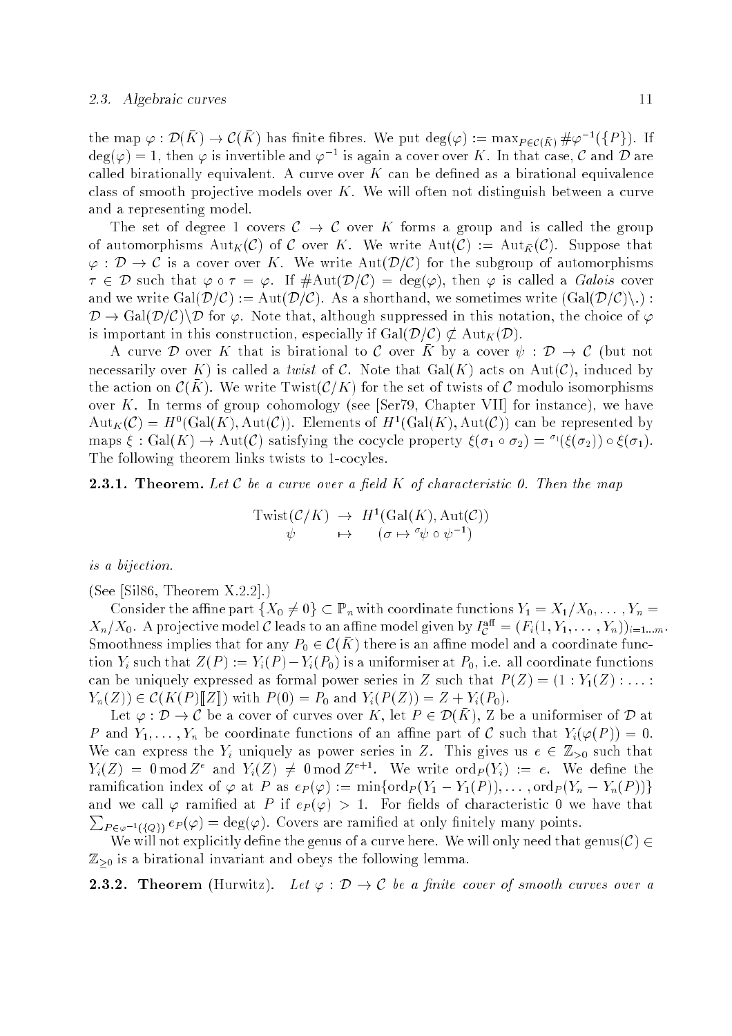the map $\varphi : \mathcal{D}(\bar{K}) \to \mathcal{C}(\bar{K})$ has finite fibres. We put $\deg(\varphi) := \max_{P \in \mathcal{C}(\bar{K})} \#\varphi^{-1}(\{P\})$. If $\deg(\varphi) = 1$, then $\varphi$ is invertible and $\varphi^{-1}$ is again a cover over $K$. In that case, $\mathcal{C}$ and $\mathcal{D}$ are called birationally equivalent. A curve over $K$ can be defined as a birational equivalence class of smooth projective models over $K$. We will often not distinguish between a curve and a representing model.

The set of degree 1 covers $\mathcal{C} \to \mathcal{C}$ over $K$ forms a group and is called the group of automorphisms $\mathrm{Aut}_K(\mathcal{C})$ of $\mathcal{C}$ over $K$. We write $\mathrm{Aut}(\mathcal{C}) := \mathrm{Aut}_{\bar{K}}(\mathcal{C})$. Suppose that $\varphi : \mathcal{D} \to \mathcal{C}$ is a cover over $K$. We write $\mathrm{Aut}(\mathcal{D}/\mathcal{C})$ for the subgroup of automorphisms $\tau \in \mathcal{D}$ such that $\varphi \circ \tau = \varphi$. If $\#\mathrm{Aut}(\mathcal{D}/\mathcal{C}) = \deg(\varphi)$, then $\varphi$ is called a *Galois* cover and we write $\mathrm{Gal}(\mathcal{D}/\mathcal{C}) := \mathrm{Aut}(\mathcal{D}/\mathcal{C})$. As a shorthand, we sometimes write $(\mathrm{Gal}(\mathcal{D}/\mathcal{C})\backslash .) : \mathcal{D} \to \mathrm{Gal}(\mathcal{D}/\mathcal{C})\backslash\mathcal{D}$ for $\varphi$. Note that, although suppressed in this notation, the choice of $\varphi$ is important in this construction, especially if $\mathrm{Gal}(\mathcal{D}/\mathcal{C}) \not\subset \mathrm{Aut}_K(\mathcal{D})$.

A curve $\mathcal{D}$ over $K$ that is birational to $\mathcal{C}$ over $\bar{K}$ by a cover $\psi : \mathcal{D} \to \mathcal{C}$ (but not necessarily over $K$) is called a *twist* of $\mathcal{C}$. Note that $\mathrm{Gal}(K)$ acts on $\mathrm{Aut}(\mathcal{C})$, induced by the action on $\mathcal{C}(\bar{K})$. We write $\mathrm{Twist}(\mathcal{C}/K)$ for the set of twists of $\mathcal{C}$ modulo isomorphisms over $K$. In terms of group cohomology (see [Ser79, Chapter VII] for instance), we have $\mathrm{Aut}_K(\mathcal{C}) = H^0(\mathrm{Gal}(K), \mathrm{Aut}(\mathcal{C}))$. Elements of $H^1(\mathrm{Gal}(K), \mathrm{Aut}(\mathcal{C}))$ can be represented by maps $\xi : \mathrm{Gal}(K) \to \mathrm{Aut}(\mathcal{C})$ satisfying the cocycle property $\xi(\sigma_1 \circ \sigma_2) = {}^{\sigma_1}(\xi(\sigma_2)) \circ \xi(\sigma_1)$. The following theorem links twists to 1-cocyles.

**2.3.1. Theorem.** *Let $\mathcal{C}$ be a curve over a field $K$ of characteristic 0. Then the map*

$$\begin{array}{ccc} \mathrm{Twist}(\mathcal{C}/K) & \to & H^1(\mathrm{Gal}(K), \mathrm{Aut}(\mathcal{C})) \\ \psi & \mapsto & (\sigma \mapsto {}^{\sigma}\psi \circ \psi^{-1}) \end{array}$$

*is a bijection.*

(See [Sil86, Theorem X.2.2].)

Consider the affine part $\{X_0 \neq 0\} \subset \mathbb{P}_n$ with coordinate functions $Y_1 = X_1/X_0, \ldots, Y_n = X_n/X_0$. A projective model $\mathcal{C}$ leads to an affine model given by $I_{\mathcal{C}}^{\mathrm{aff}} = (F_i(1, Y_1, \ldots, Y_n))_{i=1\ldots m}$. Smoothness implies that for any $P_0 \in \mathcal{C}(\bar{K})$ there is an affine model and a coordinate function $Y_i$ such that $Z(P) := Y_i(P) - Y_i(P_0)$ is a uniformiser at $P_0$, i.e. all coordinate functions can be uniquely expressed as formal power series in $Z$ such that $P(Z) = (1 : Y_1(Z) : \ldots : Y_n(Z)) \in \mathcal{C}(K(P)[\![Z]\!])$ with $P(0) = P_0$ and $Y_i(P(Z)) = Z + Y_i(P_0)$.

Let $\varphi : \mathcal{D} \to \mathcal{C}$ be a cover of curves over $K$, let $P \in \mathcal{D}(\bar{K})$, $Z$ be a uniformiser of $\mathcal{D}$ at $P$ and $Y_1, \ldots, Y_n$ be coordinate functions of an affine part of $\mathcal{C}$ such that $Y_i(\varphi(P)) = 0$. We can express the $Y_i$ uniquely as power series in $Z$. This gives us $e \in \mathbb{Z}_{>0}$ such that $Y_i(Z) = 0 \bmod Z^e$ and $Y_i(Z) \neq 0 \bmod Z^{e+1}$. We write $\mathrm{ord}_P(Y_i) := e$. We define the ramification index of $\varphi$ at $P$ as $e_P(\varphi) := \min\{\mathrm{ord}_P(Y_1 - Y_1(P)), \ldots, \mathrm{ord}_P(Y_n - Y_n(P))\}$ and we call $\varphi$ ramified at $P$ if $e_P(\varphi) > 1$. For fields of characteristic 0 we have that $\sum_{P \in \varphi^{-1}(\{Q\})} e_P(\varphi) = \deg(\varphi)$. Covers are ramified at only finitely many points.

We will not explicitly define the genus of a curve here. We will only need that $\mathrm{genus}(\mathcal{C}) \in \mathbb{Z}_{\geq 0}$ is a birational invariant and obeys the following lemma.

**2.3.2. Theorem** (Hurwitz). *Let $\varphi : \mathcal{D} \to \mathcal{C}$ be a finite cover of smooth curves over a*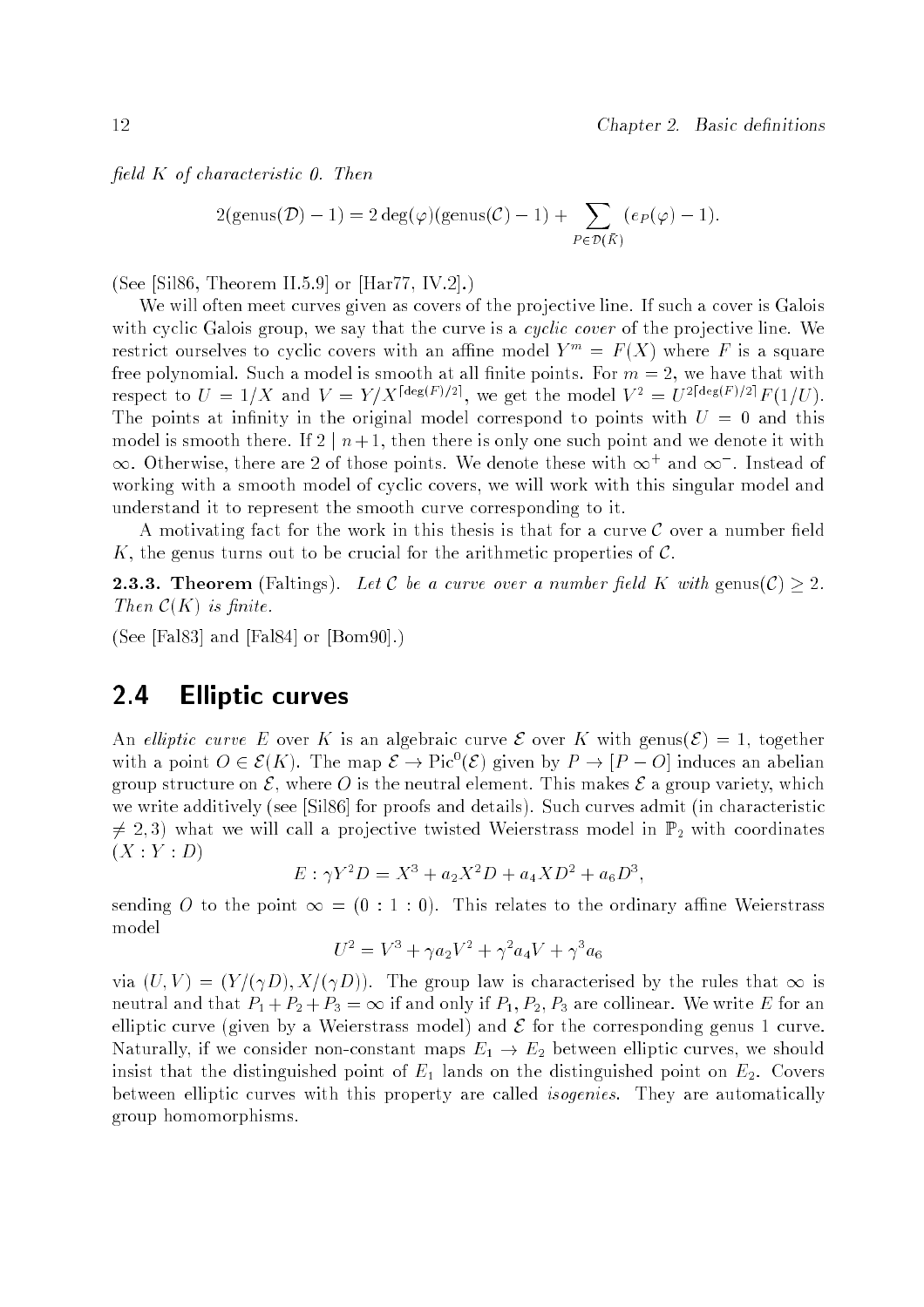*field $K$ of characteristic 0. Then*

$$2(\text{genus}(\mathcal{D})-1) = 2\deg(\varphi)(\text{genus}(\mathcal{C})-1) + \sum_{P\in\mathcal{D}(\bar{K})}(e_P(\varphi)-1).$$

(See [Sil86, Theorem II.5.9] or [Har77, IV.2].)

We will often meet curves given as covers of the projective line. If such a cover is Galois with cyclic Galois group, we say that the curve is a *cyclic cover* of the projective line. We restrict ourselves to cyclic covers with an affine model $Y^m = F(X)$ where $F$ is a square free polynomial. Such a model is smooth at all finite points. For $m=2$, we have that with respect to $U = 1/X$ and $V = Y/X^{\lceil \deg(F)/2\rceil}$, we get the model $V^2 = U^{2\lceil \deg(F)/2\rceil}F(1/U)$. The points at infinity in the original model correspond to points with $U=0$ and this model is smooth there. If $2 \mid n+1$, then there is only one such point and we denote it with $\infty$. Otherwise, there are 2 of those points. We denote these with $\infty^+$ and $\infty^-$. Instead of working with a smooth model of cyclic covers, we will work with this singular model and understand it to represent the smooth curve corresponding to it.

A motivating fact for the work in this thesis is that for a curve $\mathcal{C}$ over a number field $K$, the genus turns out to be crucial for the arithmetic properties of $\mathcal{C}$.

**2.3.3. Theorem** (Faltings). *Let $\mathcal{C}$ be a curve over a number field $K$ with $\text{genus}(\mathcal{C}) \geq 2$. Then $\mathcal{C}(K)$ is finite.*

(See [Fal83] and [Fal84] or [Bom90].)

## 2.4 Elliptic curves

An *elliptic curve* $E$ over $K$ is an algebraic curve $\mathcal{E}$ over $K$ with $\text{genus}(\mathcal{E}) = 1$, together with a point $O \in \mathcal{E}(K)$. The map $\mathcal{E} \to \text{Pic}^0(\mathcal{E})$ given by $P \to [P - O]$ induces an abelian group structure on $\mathcal{E}$, where $O$ is the neutral element. This makes $\mathcal{E}$ a group variety, which we write additively (see [Sil86] for proofs and details). Such curves admit (in characteristic $\neq 2, 3$) what we will call a projective twisted Weierstrass model in $\mathbb{P}_2$ with coordinates $(X : Y : D)$

$$E : \gamma Y^2 D = X^3 + a_2 X^2 D + a_4 X D^2 + a_6 D^3,$$

sending $O$ to the point $\infty = (0 : 1 : 0)$. This relates to the ordinary affine Weierstrass model

$$U^2 = V^3 + \gamma a_2 V^2 + \gamma^2 a_4 V + \gamma^3 a_6$$

via $(U, V) = (Y/(\gamma D), X/(\gamma D))$. The group law is characterised by the rules that $\infty$ is neutral and that $P_1 + P_2 + P_3 = \infty$ if and only if $P_1, P_2, P_3$ are collinear. We write $E$ for an elliptic curve (given by a Weierstrass model) and $\mathcal{E}$ for the corresponding genus 1 curve. Naturally, if we consider non-constant maps $E_1 \to E_2$ between elliptic curves, we should insist that the distinguished point of $E_1$ lands on the distinguished point on $E_2$. Covers between elliptic curves with this property are called *isogenies*. They are automatically group homomorphisms.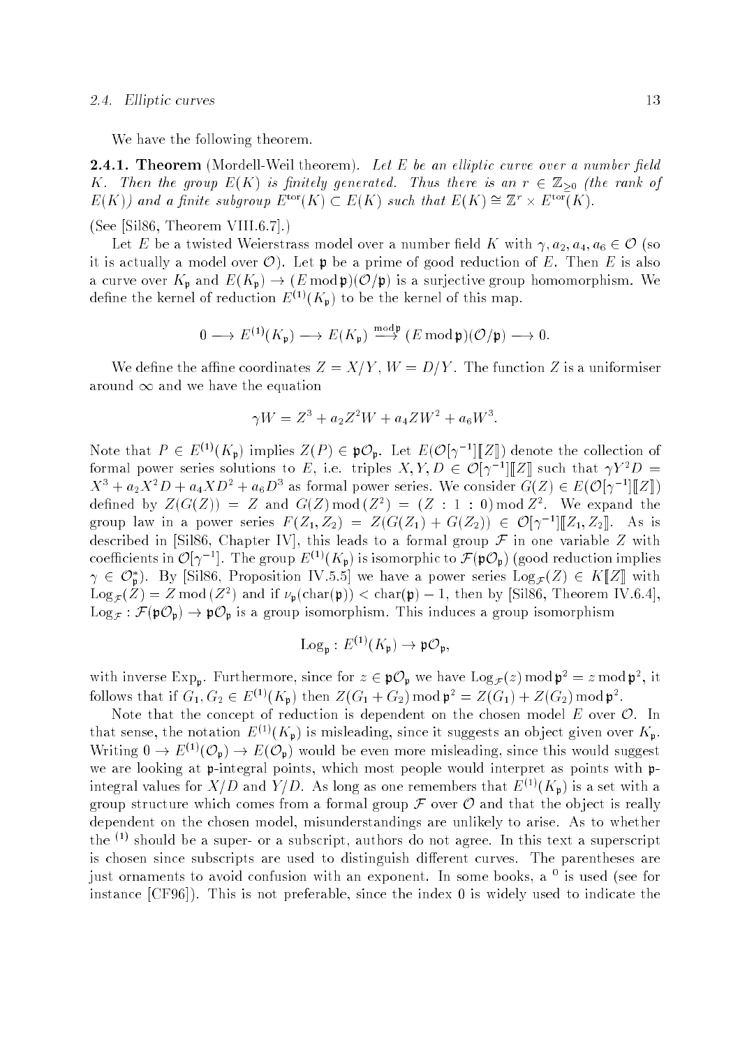We have the following theorem.

**2.4.1. Theorem** (Mordell-Weil theorem). *Let $E$ be an elliptic curve over a number field $K$. Then the group $E(K)$ is finitely generated. Thus there is an $r \in \mathbb{Z}_{\geq 0}$ (the rank of $E(K)$) and a finite subgroup $E^{\mathrm{tor}}(K) \subset E(K)$ such that $E(K) \cong \mathbb{Z}^r \times E^{\mathrm{tor}}(K)$.*

(See [Sil86, Theorem VIII.6.7].)

Let $E$ be a twisted Weierstrass model over a number field $K$ with $\gamma, a_2, a_4, a_6 \in \mathcal{O}$ (so it is actually a model over $\mathcal{O}$). Let $\mathfrak{p}$ be a prime of good reduction of $E$. Then $E$ is also a curve over $K_\mathfrak{p}$ and $E(K_\mathfrak{p}) \to (E \bmod \mathfrak{p})(\mathcal{O}/\mathfrak{p})$ is a surjective group homomorphism. We define the kernel of reduction $E^{(1)}(K_\mathfrak{p})$ to be the kernel of this map.

$$0 \longrightarrow E^{(1)}(K_\mathfrak{p}) \longrightarrow E(K_\mathfrak{p}) \stackrel{\bmod \mathfrak{p}}{\longrightarrow} (E \bmod \mathfrak{p})(\mathcal{O}/\mathfrak{p}) \longrightarrow 0.$$

We define the affine coordinates $Z = X/Y$, $W = D/Y$. The function $Z$ is a uniformiser around $\infty$ and we have the equation

$$\gamma W = Z^3 + a_2 Z^2 W + a_4 Z W^2 + a_6 W^3.$$

Note that $P \in E^{(1)}(K_\mathfrak{p})$ implies $Z(P) \in \mathfrak{p}\mathcal{O}_\mathfrak{p}$. Let $E(\mathcal{O}[\gamma^{-1}][\![Z]\!])$ denote the collection of formal power series solutions to $E$, i.e. triples $X, Y, D \in \mathcal{O}[\gamma^{-1}][\![Z]\!]$ such that $\gamma Y^2 D = X^3 + a_2 X^2 D + a_4 X D^2 + a_6 D^3$ as formal power series. We consider $G(Z) \in E(\mathcal{O}[\gamma^{-1}][\![Z]\!])$ defined by $Z(G(Z)) = Z$ and $G(Z) \bmod (Z^2) = (Z : 1 : 0) \bmod Z^2$. We expand the group law in a power series $F(Z_1, Z_2) = Z(G(Z_1) + G(Z_2)) \in \mathcal{O}[\gamma^{-1}][\![Z_1, Z_2]\!]$. As is described in [Sil86, Chapter IV], this leads to a formal group $\mathcal{F}$ in one variable $Z$ with coefficients in $\mathcal{O}[\gamma^{-1}]$. The group $E^{(1)}(K_\mathfrak{p})$ is isomorphic to $\mathcal{F}(\mathfrak{p}\mathcal{O}_\mathfrak{p})$ (good reduction implies $\gamma \in \mathcal{O}_\mathfrak{p}^*$). By [Sil86, Proposition IV.5.5] we have a power series $\mathrm{Log}_\mathcal{F}(Z) \in K[\![Z]\!]$ with $\mathrm{Log}_\mathcal{F}(Z) = Z \bmod (Z^2)$ and if $\nu_\mathfrak{p}(\mathrm{char}(\mathfrak{p})) < \mathrm{char}(\mathfrak{p}) - 1$, then by [Sil86, Theorem IV.6.4], $\mathrm{Log}_\mathcal{F} : \mathcal{F}(\mathfrak{p}\mathcal{O}_\mathfrak{p}) \to \mathfrak{p}\mathcal{O}_\mathfrak{p}$ is a group isomorphism. This induces a group isomorphism

$$\mathrm{Log}_\mathfrak{p} : E^{(1)}(K_\mathfrak{p}) \to \mathfrak{p}\mathcal{O}_\mathfrak{p},$$

with inverse $\mathrm{Exp}_\mathfrak{p}$. Furthermore, since for $z \in \mathfrak{p}\mathcal{O}_\mathfrak{p}$ we have $\mathrm{Log}_\mathcal{F}(z) \bmod \mathfrak{p}^2 = z \bmod \mathfrak{p}^2$, it follows that if $G_1, G_2 \in E^{(1)}(K_\mathfrak{p})$ then $Z(G_1 + G_2) \bmod \mathfrak{p}^2 = Z(G_1) + Z(G_2) \bmod \mathfrak{p}^2$.

Note that the concept of reduction is dependent on the chosen model $E$ over $\mathcal{O}$. In that sense, the notation $E^{(1)}(K_\mathfrak{p})$ is misleading, since it suggests an object given over $K_\mathfrak{p}$. Writing $0 \to E^{(1)}(\mathcal{O}_\mathfrak{p}) \to E(\mathcal{O}_\mathfrak{p})$ would be even more misleading, since this would suggest we are looking at $\mathfrak{p}$-integral points, which most people would interpret as points with $\mathfrak{p}$-integral values for $X/D$ and $Y/D$. As long as one remembers that $E^{(1)}(K_\mathfrak{p})$ is a set with a group structure which comes from a formal group $\mathcal{F}$ over $\mathcal{O}$ and that the object is really dependent on the chosen model, misunderstandings are unlikely to arise. As to whether the $^{(1)}$ should be a super- or a subscript, authors do not agree. In this text a superscript is chosen since subscripts are used to distinguish different curves. The parentheses are just ornaments to avoid confusion with an exponent. In some books, a $^0$ is used (see for instance [CF96]). This is not preferable, since the index 0 is widely used to indicate the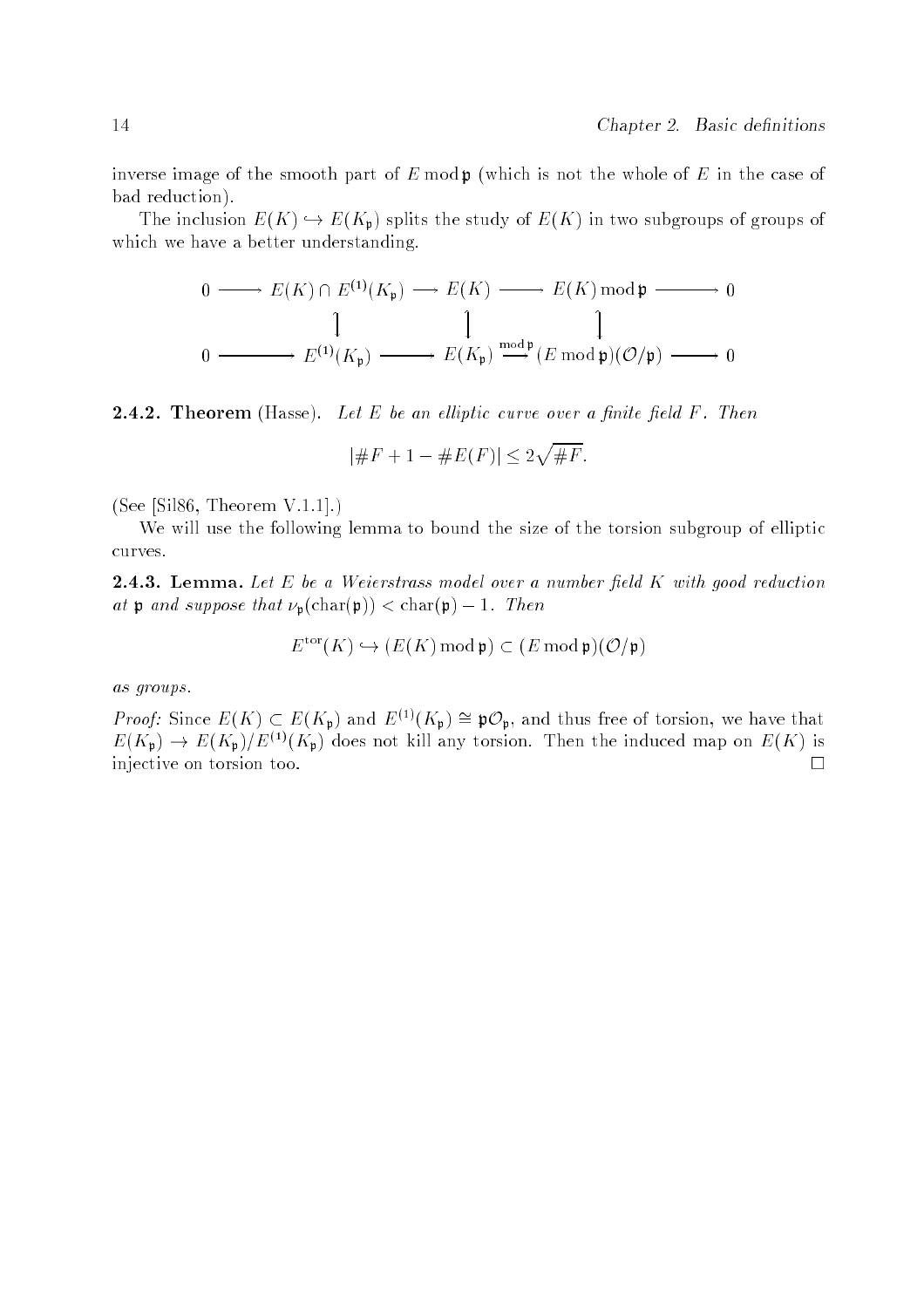inverse image of the smooth part of $E \bmod \mathfrak{p}$ (which is not the whole of $E$ in the case of bad reduction).

The inclusion $E(K) \hookrightarrow E(K_\mathfrak{p})$ splits the study of $E(K)$ in two subgroups of groups of which we have a better understanding.

$$\begin{array}{ccccccccc} 0 & \longrightarrow & E(K) \cap E^{(1)}(K_\mathfrak{p}) & \longrightarrow & E(K) & \longrightarrow & E(K) \bmod \mathfrak{p} & \longrightarrow & 0 \\ & & \downarrow & & \downarrow & & \downarrow & & \\ 0 & \longrightarrow & E^{(1)}(K_\mathfrak{p}) & \longrightarrow & E(K_\mathfrak{p}) & \xrightarrow{\bmod \mathfrak{p}} & (E \bmod \mathfrak{p})(\mathcal{O}/\mathfrak{p}) & \longrightarrow & 0 \end{array}$$

**2.4.2. Theorem** (Hasse). *Let $E$ be an elliptic curve over a finite field $F$. Then*

$$|\#F + 1 - \#E(F)| \leq 2\sqrt{\#F}.$$

(See [Sil86, Theorem V.1.1].)

We will use the following lemma to bound the size of the torsion subgroup of elliptic curves.

**2.4.3. Lemma.** *Let $E$ be a Weierstrass model over a number field $K$ with good reduction at $\mathfrak{p}$ and suppose that $\nu_\mathfrak{p}(\mathrm{char}(\mathfrak{p})) < \mathrm{char}(\mathfrak{p}) - 1$. Then*

$$E^{\mathrm{tor}}(K) \hookrightarrow (E(K) \bmod \mathfrak{p}) \subset (E \bmod \mathfrak{p})(\mathcal{O}/\mathfrak{p})$$

*as groups.*

*Proof:* Since $E(K) \subset E(K_\mathfrak{p})$ and $E^{(1)}(K_\mathfrak{p}) \cong \mathfrak{p}\mathcal{O}_\mathfrak{p}$, and thus free of torsion, we have that $E(K_\mathfrak{p}) \to E(K_\mathfrak{p})/E^{(1)}(K_\mathfrak{p})$ does not kill any torsion. Then the induced map on $E(K)$ is injective on torsion too. □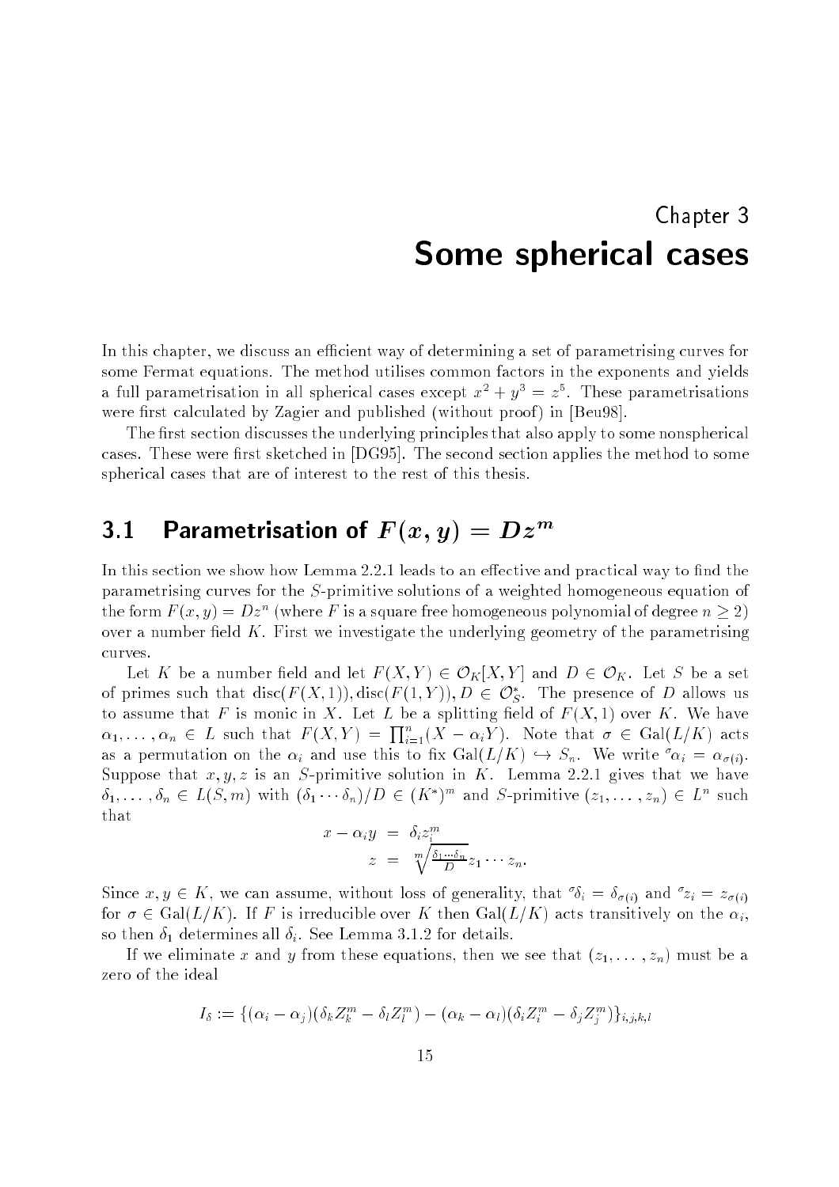# Chapter 3

# Some spherical cases

In this chapter, we discuss an efficient way of determining a set of parametrising curves for some Fermat equations. The method utilises common factors in the exponents and yields a full parametrisation in all spherical cases except $x^2 + y^3 = z^5$. These parametrisations were first calculated by Zagier and published (without proof) in [Beu98].

The first section discusses the underlying principles that also apply to some nonspherical cases. These were first sketched in [DG95]. The second section applies the method to some spherical cases that are of interest to the rest of this thesis.

## 3.1 Parametrisation of $F(x, y) = Dz^m$

In this section we show how Lemma 2.2.1 leads to an effective and practical way to find the parametrising curves for the $S$-primitive solutions of a weighted homogeneous equation of the form $F(x, y) = Dz^n$ (where $F$ is a square free homogeneous polynomial of degree $n \geq 2$) over a number field $K$. First we investigate the underlying geometry of the parametrising curves.

Let $K$ be a number field and let $F(X, Y) \in \mathcal{O}_K[X, Y]$ and $D \in \mathcal{O}_K$. Let $S$ be a set of primes such that $\operatorname{disc}(F(X, 1)), \operatorname{disc}(F(1, Y)), D \in \mathcal{O}_S^*$. The presence of $D$ allows us to assume that $F$ is monic in $X$. Let $L$ be a splitting field of $F(X, 1)$ over $K$. We have $\alpha_1, \ldots, \alpha_n \in L$ such that $F(X, Y) = \prod_{i=1}^n (X - \alpha_i Y)$. Note that $\sigma \in \operatorname{Gal}(L/K)$ acts as a permutation on the $\alpha_i$ and use this to fix $\operatorname{Gal}(L/K) \hookrightarrow S_n$. We write ${}^\sigma\alpha_i = \alpha_{\sigma(i)}$. Suppose that $x, y, z$ is an $S$-primitive solution in $K$. Lemma 2.2.1 gives that we have $\delta_1, \ldots, \delta_n \in L(S, m)$ with $(\delta_1 \cdots \delta_n)/D \in (K^*)^m$ and $S$-primitive $(z_1, \ldots, z_n) \in L^n$ such that

$$
\begin{aligned}
x - \alpha_i y &= \delta_i z_i^m \\
z &= \sqrt[m]{\tfrac{\delta_1 \cdots \delta_n}{D}} z_1 \cdots z_n.
\end{aligned}
$$

Since $x, y \in K$, we can assume, without loss of generality, that ${}^\sigma\delta_i = \delta_{\sigma(i)}$ and ${}^\sigma z_i = z_{\sigma(i)}$ for $\sigma \in \operatorname{Gal}(L/K)$. If $F$ is irreducible over $K$ then $\operatorname{Gal}(L/K)$ acts transitively on the $\alpha_i$, so then $\delta_1$ determines all $\delta_i$. See Lemma 3.1.2 for details.

If we eliminate $x$ and $y$ from these equations, then we see that $(z_1, \ldots, z_n)$ must be a zero of the ideal

$$
I_\delta := \{(\alpha_i - \alpha_j)(\delta_k Z_k^m - \delta_l Z_l^m) - (\alpha_k - \alpha_l)(\delta_i Z_i^m - \delta_j Z_j^m)\}_{i,j,k,l}
$$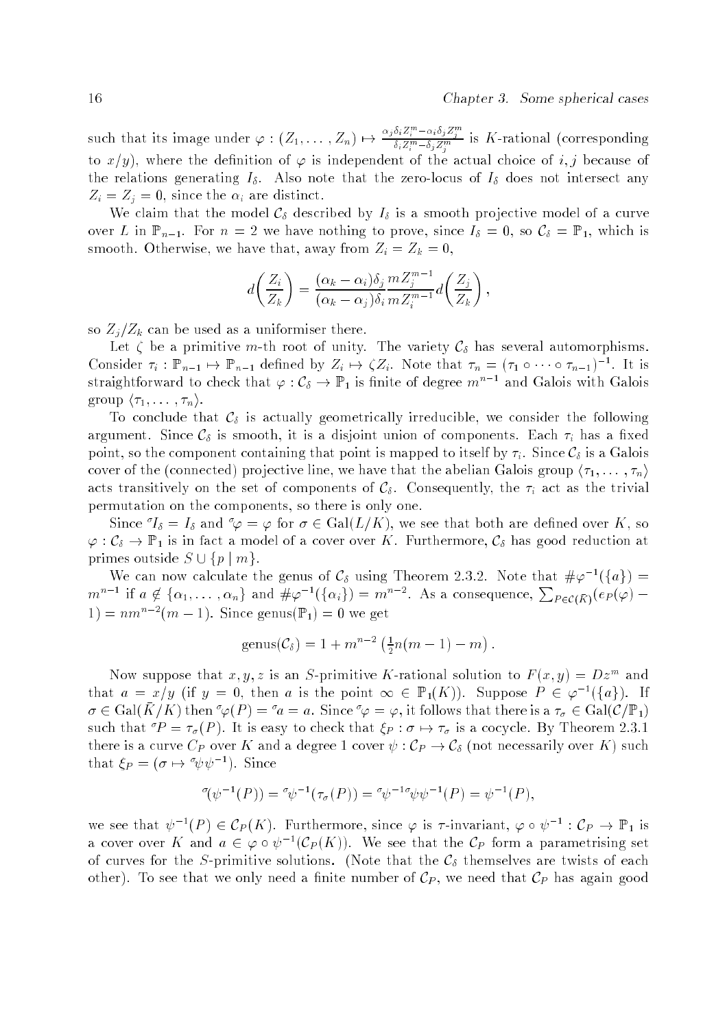such that its image under $\varphi : (Z_1, \ldots, Z_n) \mapsto \frac{\alpha_j \delta_i Z_i^m - \alpha_i \delta_j Z_j^m}{\delta_i Z_i^m - \delta_j Z_j^m}$ is $K$-rational (corresponding to $x/y$), where the definition of $\varphi$ is independent of the actual choice of $i, j$ because of the relations generating $I_\delta$. Also note that the zero-locus of $I_\delta$ does not intersect any $Z_i = Z_j = 0$, since the $\alpha_i$ are distinct.

We claim that the model $\mathcal{C}_\delta$ described by $I_\delta$ is a smooth projective model of a curve over $L$ in $\mathbb{P}_{n-1}$. For $n = 2$ we have nothing to prove, since $I_\delta = 0$, so $\mathcal{C}_\delta = \mathbb{P}_1$, which is smooth. Otherwise, we have that, away from $Z_i = Z_k = 0$,

$$d\left(\frac{Z_i}{Z_k}\right) = \frac{(\alpha_k - \alpha_i)\delta_j}{(\alpha_k - \alpha_j)\delta_i} \frac{m Z_j^{m-1}}{m Z_i^{m-1}} d\left(\frac{Z_j}{Z_k}\right),$$

so $Z_j/Z_k$ can be used as a uniformiser there.

Let $\zeta$ be a primitive $m$-th root of unity. The variety $\mathcal{C}_\delta$ has several automorphisms. Consider $\tau_i : \mathbb{P}_{n-1} \mapsto \mathbb{P}_{n-1}$ defined by $Z_i \mapsto \zeta Z_i$. Note that $\tau_n = (\tau_1 \circ \cdots \circ \tau_{n-1})^{-1}$. It is straightforward to check that $\varphi : \mathcal{C}_\delta \to \mathbb{P}_1$ is finite of degree $m^{n-1}$ and Galois with Galois group $\langle \tau_1, \ldots, \tau_n \rangle$.

To conclude that $\mathcal{C}_\delta$ is actually geometrically irreducible, we consider the following argument. Since $\mathcal{C}_\delta$ is smooth, it is a disjoint union of components. Each $\tau_i$ has a fixed point, so the component containing that point is mapped to itself by $\tau_i$. Since $\mathcal{C}_\delta$ is a Galois cover of the (connected) projective line, we have that the abelian Galois group $\langle \tau_1, \ldots, \tau_n \rangle$ acts transitively on the set of components of $\mathcal{C}_\delta$. Consequently, the $\tau_i$ act as the trivial permutation on the components, so there is only one.

Since ${}^\sigma I_\delta = I_\delta$ and ${}^\sigma \varphi = \varphi$ for $\sigma \in \mathrm{Gal}(L/K)$, we see that both are defined over $K$, so $\varphi : \mathcal{C}_\delta \to \mathbb{P}_1$ is in fact a model of a cover over $K$. Furthermore, $\mathcal{C}_\delta$ has good reduction at primes outside $S \cup \{p \mid m\}$.

We can now calculate the genus of $\mathcal{C}_\delta$ using Theorem 2.3.2. Note that $\#\varphi^{-1}(\{a\}) = m^{n-1}$ if $a \notin \{\alpha_1, \ldots, \alpha_n\}$ and $\#\varphi^{-1}(\{\alpha_i\}) = m^{n-2}$. As a consequence, $\sum_{P \in \mathcal{C}(\bar{K})} (e_P(\varphi) - 1) = n m^{n-2}(m-1)$. Since $\mathrm{genus}(\mathbb{P}_1) = 0$ we get

$$\mathrm{genus}(\mathcal{C}_\delta) = 1 + m^{n-2}\left(\tfrac{1}{2}n(m-1) - m\right).$$

Now suppose that $x, y, z$ is an $S$-primitive $K$-rational solution to $F(x,y) = Dz^m$ and that $a = x/y$ (if $y = 0$, then $a$ is the point $\infty \in \mathbb{P}_1(K)$). Suppose $P \in \varphi^{-1}(\{a\})$. If $\sigma \in \mathrm{Gal}(\bar{K}/K)$ then ${}^\sigma\varphi(P) = {}^\sigma a = a$. Since ${}^\sigma\varphi = \varphi$, it follows that there is a $\tau_\sigma \in \mathrm{Gal}(\mathcal{C}/\mathbb{P}_1)$ such that ${}^\sigma P = \tau_\sigma(P)$. It is easy to check that $\xi_P : \sigma \mapsto \tau_\sigma$ is a cocycle. By Theorem 2.3.1 there is a curve $C_P$ over $K$ and a degree 1 cover $\psi : \mathcal{C}_P \to \mathcal{C}_\delta$ (not necessarily over $K$) such that $\xi_P = (\sigma \mapsto {}^\sigma\psi\psi^{-1})$. Since

$${}^\sigma(\psi^{-1}(P)) = {}^\sigma\psi^{-1}(\tau_\sigma(P)) = {}^\sigma\psi^{-1\,\sigma}\psi\psi^{-1}(P) = \psi^{-1}(P),$$

we see that $\psi^{-1}(P) \in \mathcal{C}_P(K)$. Furthermore, since $\varphi$ is $\tau$-invariant, $\varphi \circ \psi^{-1} : \mathcal{C}_P \to \mathbb{P}_1$ is a cover over $K$ and $a \in \varphi \circ \psi^{-1}(\mathcal{C}_P(K))$. We see that the $\mathcal{C}_P$ form a parametrising set of curves for the $S$-primitive solutions. (Note that the $\mathcal{C}_\delta$ themselves are twists of each other). To see that we only need a finite number of $\mathcal{C}_P$, we need that $\mathcal{C}_P$ has again good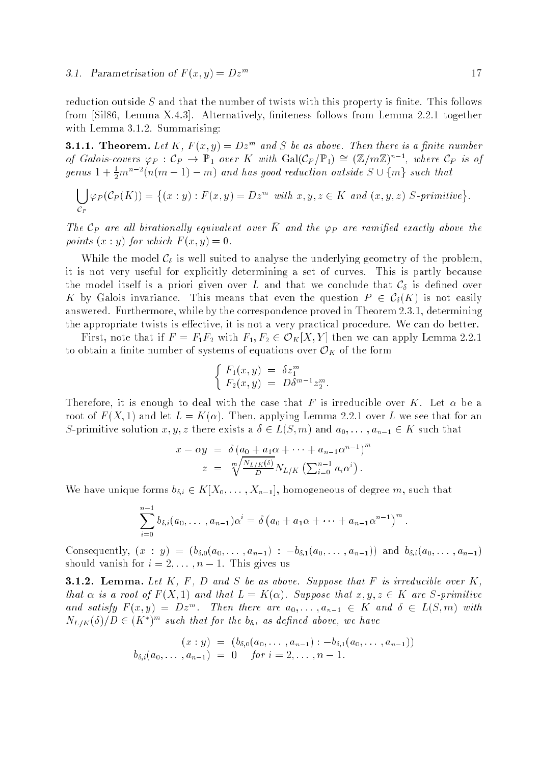reduction outside $S$ and that the number of twists with this property is finite. This follows from [Sil86, Lemma X.4.3]. Alternatively, finiteness follows from Lemma 2.2.1 together with Lemma 3.1.2. Summarising:

**3.1.1. Theorem.** *Let $K$, $F(x,y) = Dz^m$ and $S$ be as above. Then there is a finite number of Galois-covers $\varphi_P : \mathcal{C}_P \to \mathbb{P}_1$ over $K$ with $\mathrm{Gal}(\mathcal{C}_P/\mathbb{P}_1) \cong (\mathbb{Z}/m\mathbb{Z})^{n-1}$, where $\mathcal{C}_P$ is of genus $1 + \frac{1}{2}m^{n-2}(n(m-1) - m)$ and has good reduction outside $S \cup \{m\}$ such that*

$$\bigcup_{\mathcal{C}_P} \varphi_P(\mathcal{C}_P(K)) = \{(x:y) : F(x,y) = Dz^m \text{ with } x,y,z \in K \text{ and } (x,y,z) \text{ } S\text{-primitive}\}.$$

*The $\mathcal{C}_P$ are all birationally equivalent over $\bar{K}$ and the $\varphi_P$ are ramified exactly above the points $(x:y)$ for which $F(x,y) = 0$.*

While the model $\mathcal{C}_\delta$ is well suited to analyse the underlying geometry of the problem, it is not very useful for explicitly determining a set of curves. This is partly because the model itself is a priori given over $L$ and that we conclude that $\mathcal{C}_\delta$ is defined over $K$ by Galois invariance. This means that even the question $P \in \mathcal{C}_\delta(K)$ is not easily answered. Furthermore, while by the correspondence proved in Theorem 2.3.1, determining the appropriate twists is effective, it is not a very practical procedure. We can do better.

First, note that if $F = F_1F_2$ with $F_1, F_2 \in \mathcal{O}_K[X,Y]$ then we can apply Lemma 2.2.1 to obtain a finite number of systems of equations over $\mathcal{O}_K$ of the form

$$\begin{cases} F_1(x,y) &= \delta z_1^m \\ F_2(x,y) &= D\delta^{m-1} z_2^m. \end{cases}$$

Therefore, it is enough to deal with the case that $F$ is irreducible over $K$. Let $\alpha$ be a root of $F(X,1)$ and let $L = K(\alpha)$. Then, applying Lemma 2.2.1 over $L$ we see that for an $S$-primitive solution $x, y, z$ there exists a $\delta \in L(S,m)$ and $a_0, \ldots, a_{n-1} \in K$ such that

$$\begin{aligned} x - \alpha y &= \delta \left(a_0 + a_1\alpha + \cdots + a_{n-1}\alpha^{n-1}\right)^m \\ z &= \sqrt[m]{\tfrac{N_{L/K}(\delta)}{D}} N_{L/K}\left(\textstyle\sum_{i=0}^{n-1} a_i\alpha^i\right). \end{aligned}$$

We have unique forms $b_{\delta,i} \in K[X_0, \ldots, X_{n-1}]$, homogeneous of degree $m$, such that

$$\sum_{i=0}^{n-1} b_{\delta,i}(a_0, \ldots, a_{n-1})\alpha^i = \delta\left(a_0 + a_1\alpha + \cdots + a_{n-1}\alpha^{n-1}\right)^m.$$

Consequently, $(x : y) = (b_{\delta,0}(a_0, \ldots, a_{n-1}) : -b_{\delta,1}(a_0, \ldots, a_{n-1}))$ and $b_{\delta,i}(a_0, \ldots, a_{n-1})$ should vanish for $i = 2, \ldots, n-1$. This gives us

**3.1.2. Lemma.** *Let $K$, $F$, $D$ and $S$ be as above. Suppose that $F$ is irreducible over $K$, that $\alpha$ is a root of $F(X,1)$ and that $L = K(\alpha)$. Suppose that $x, y, z \in K$ are $S$-primitive and satisfy $F(x,y) = Dz^m$. Then there are $a_0, \ldots, a_{n-1} \in K$ and $\delta \in L(S,m)$ with $N_{L/K}(\delta)/D \in (K^*)^m$ such that for the $b_{\delta,i}$ as defined above, we have*

$$\begin{aligned} (x:y) &= (b_{\delta,0}(a_0, \ldots, a_{n-1}) : -b_{\delta,1}(a_0, \ldots, a_{n-1})) \\ b_{\delta,i}(a_0, \ldots, a_{n-1}) &= 0 \quad \text{for } i = 2, \ldots, n-1. \end{aligned}$$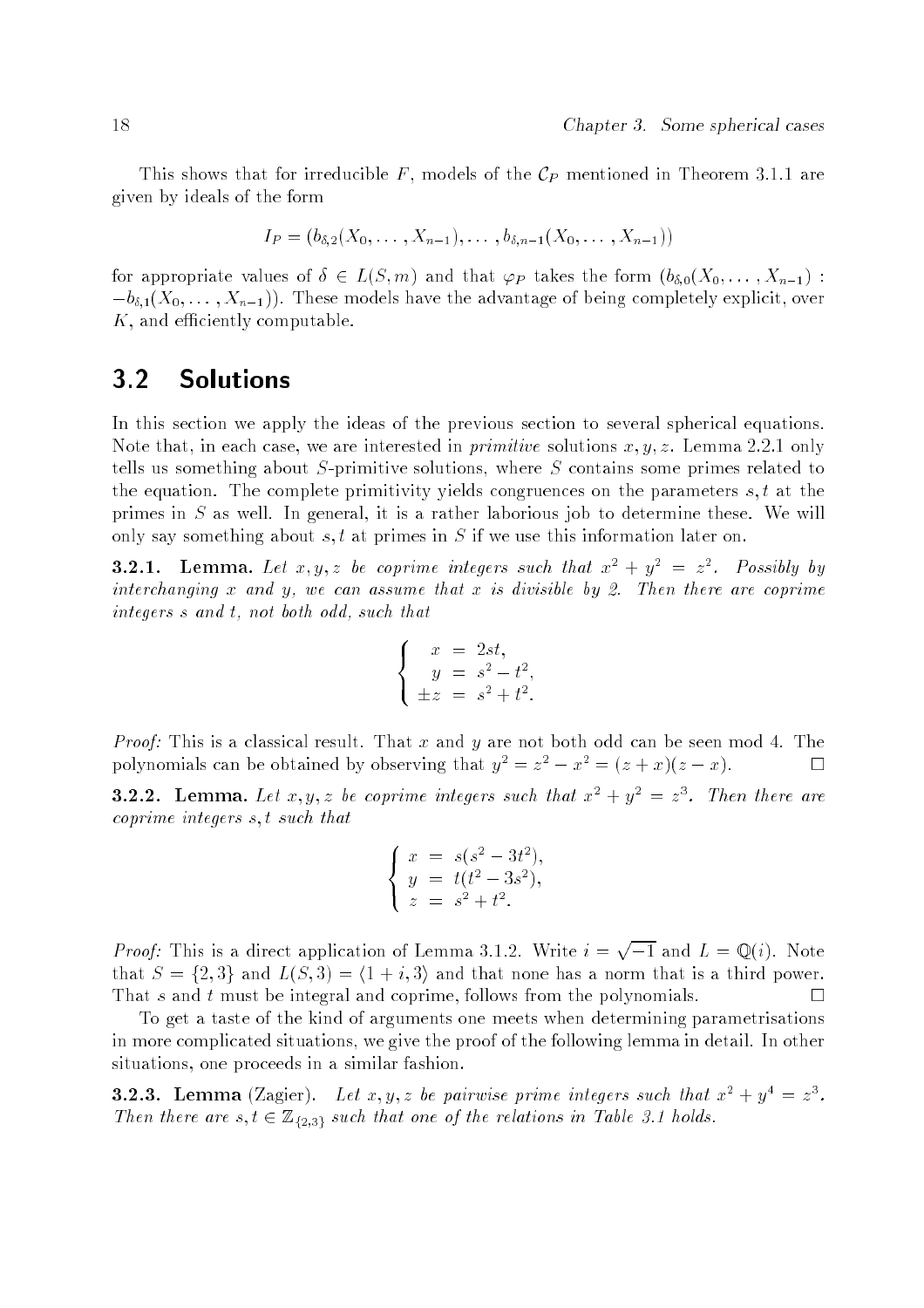This shows that for irreducible $F$, models of the $\mathcal{C}_P$ mentioned in Theorem 3.1.1 are given by ideals of the form

$$I_P = (b_{\delta,2}(X_0, \ldots, X_{n-1}), \ldots, b_{\delta,n-1}(X_0, \ldots, X_{n-1}))$$

for appropriate values of $\delta \in L(S, m)$ and that $\varphi_P$ takes the form $(b_{\delta,0}(X_0, \ldots, X_{n-1}) : -b_{\delta,1}(X_0, \ldots, X_{n-1}))$. These models have the advantage of being completely explicit, over $K$, and efficiently computable.

## 3.2 Solutions

In this section we apply the ideas of the previous section to several spherical equations. Note that, in each case, we are interested in *primitive* solutions $x, y, z$. Lemma 2.2.1 only tells us something about $S$-primitive solutions, where $S$ contains some primes related to the equation. The complete primitivity yields congruences on the parameters $s, t$ at the primes in $S$ as well. In general, it is a rather laborious job to determine these. We will only say something about $s, t$ at primes in $S$ if we use this information later on.

**3.2.1. Lemma.** *Let $x, y, z$ be coprime integers such that $x^2 + y^2 = z^2$. Possibly by interchanging $x$ and $y$, we can assume that $x$ is divisible by 2. Then there are coprime integers $s$ and $t$, not both odd, such that*

$$\begin{cases} x &= 2st, \\ y &= s^2 - t^2, \\ \pm z &= s^2 + t^2. \end{cases}$$

*Proof:* This is a classical result. That $x$ and $y$ are not both odd can be seen mod 4. The polynomials can be obtained by observing that $y^2 = z^2 - x^2 = (z + x)(z - x)$. □

**3.2.2. Lemma.** *Let $x, y, z$ be coprime integers such that $x^2 + y^2 = z^3$. Then there are coprime integers $s, t$ such that*

$$\begin{cases} x &= s(s^2 - 3t^2), \\ y &= t(t^2 - 3s^2), \\ z &= s^2 + t^2. \end{cases}$$

*Proof:* This is a direct application of Lemma 3.1.2. Write $i = \sqrt{-1}$ and $L = \mathbb{Q}(i)$. Note that $S = \{2, 3\}$ and $L(S, 3) = \langle 1 + i, 3 \rangle$ and that none has a norm that is a third power. That $s$ and $t$ must be integral and coprime, follows from the polynomials. □

To get a taste of the kind of arguments one meets when determining parametrisations in more complicated situations, we give the proof of the following lemma in detail. In other situations, one proceeds in a similar fashion.

**3.2.3. Lemma** (Zagier). *Let $x, y, z$ be pairwise prime integers such that $x^2 + y^4 = z^3$. Then there are $s, t \in \mathbb{Z}_{\{2,3\}}$ such that one of the relations in Table 3.1 holds.*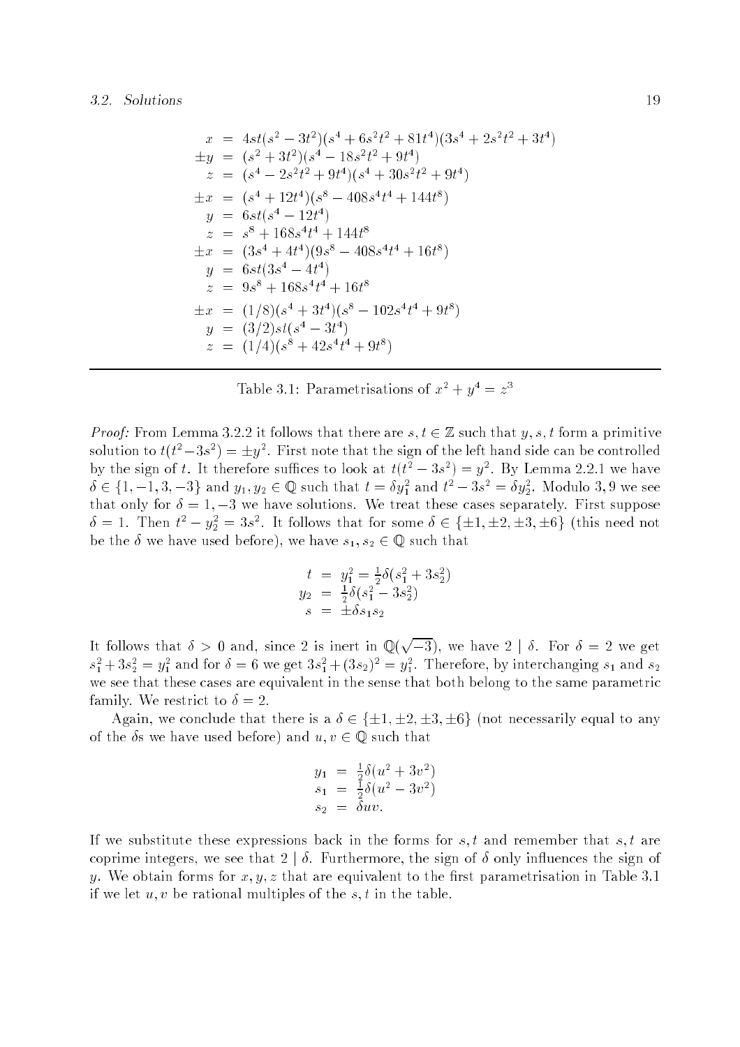$$
\begin{aligned}
x &= 4st(s^2-3t^2)(s^4+6s^2t^2+81t^4)(3s^4+2s^2t^2+3t^4) \\
\pm y &= (s^2+3t^2)(s^4-18s^2t^2+9t^4) \\
z &= (s^4-2s^2t^2+9t^4)(s^4+30s^2t^2+9t^4) \\
\pm x &= (s^4+12t^4)(s^8-408s^4t^4+144t^8) \\
y &= 6st(s^4-12t^4) \\
z &= s^8+168s^4t^4+144t^8 \\
\pm x &= (3s^4+4t^4)(9s^8-408s^4t^4+16t^8) \\
y &= 6st(3s^4-4t^4) \\
z &= 9s^8+168s^4t^4+16t^8 \\
\pm x &= (1/8)(s^4+3t^4)(s^8-102s^4t^4+9t^8) \\
y &= (3/2)st(s^4-3t^4) \\
z &= (1/4)(s^8+42s^4t^4+9t^8)
\end{aligned}
$$

Table 3.1: Parametrisations of $x^2+y^4=z^3$

*Proof:* From Lemma 3.2.2 it follows that there are $s,t\in\mathbb{Z}$ such that $y,s,t$ form a primitive solution to $t(t^2-3s^2)=\pm y^2$. First note that the sign of the left hand side can be controlled by the sign of $t$. It therefore suffices to look at $t(t^2-3s^2)=y^2$. By Lemma 2.2.1 we have $\delta\in\{1,-1,3,-3\}$ and $y_1,y_2\in\mathbb{Q}$ such that $t=\delta y_1^2$ and $t^2-3s^2=\delta y_2^2$. Modulo 3, 9 we see that only for $\delta=1,-3$ we have solutions. We treat these cases separately. First suppose $\delta=1$. Then $t^2-y_2^2=3s^2$. It follows that for some $\delta\in\{\pm1,\pm2,\pm3,\pm6\}$ (this need not be the $\delta$ we have used before), we have $s_1,s_2\in\mathbb{Q}$ such that

$$
\begin{aligned}
t &= y_1^2=\tfrac{1}{2}\delta(s_1^2+3s_2^2) \\
y_2 &= \tfrac{1}{2}\delta(s_1^2-3s_2^2) \\
s &= \pm\delta s_1s_2
\end{aligned}
$$

It follows that $\delta>0$ and, since 2 is inert in $\mathbb{Q}(\sqrt{-3})$, we have $2\mid\delta$. For $\delta=2$ we get $s_1^2+3s_2^2=y_1^2$ and for $\delta=6$ we get $3s_1^2+(3s_2)^2=y_1^2$. Therefore, by interchanging $s_1$ and $s_2$ we see that these cases are equivalent in the sense that both belong to the same parametric family. We restrict to $\delta=2$.

Again, we conclude that there is a $\delta\in\{\pm1,\pm2,\pm3,\pm6\}$ (not necessarily equal to any of the $\delta$s we have used before) and $u,v\in\mathbb{Q}$ such that

$$
\begin{aligned}
y_1 &= \tfrac{1}{2}\delta(u^2+3v^2) \\
s_1 &= \tfrac{1}{2}\delta(u^2-3v^2) \\
s_2 &= \delta uv.
\end{aligned}
$$

If we substitute these expressions back in the forms for $s,t$ and remember that $s,t$ are coprime integers, we see that $2\mid\delta$. Furthermore, the sign of $\delta$ only influences the sign of $y$. We obtain forms for $x,y,z$ that are equivalent to the first parametrisation in Table 3.1 if we let $u,v$ be rational multiples of the $s,t$ in the table.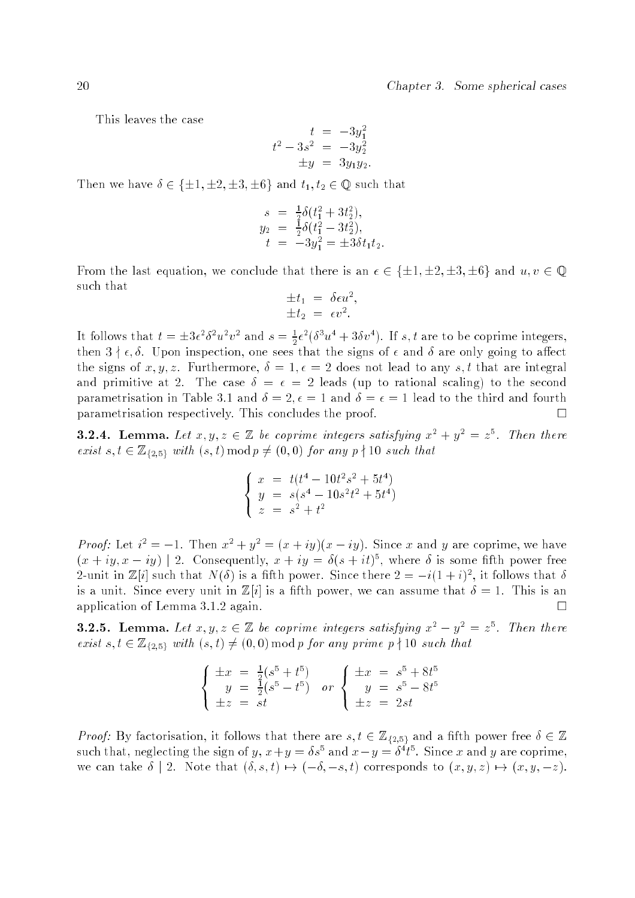This leaves the case

$$\begin{aligned} t &= -3y_1^2 \\ t^2 - 3s^2 &= -3y_2^2 \\ \pm y &= 3y_1 y_2. \end{aligned}$$

Then we have $\delta \in \{\pm 1, \pm 2, \pm 3, \pm 6\}$ and $t_1, t_2 \in \mathbb{Q}$ such that

$$\begin{aligned} s &= \tfrac{1}{2}\delta(t_1^2 + 3t_2^2), \\ y_2 &= \tfrac{1}{2}\delta(t_1^2 - 3t_2^2), \\ t &= -3y_1^2 = \pm 3\delta t_1 t_2. \end{aligned}$$

From the last equation, we conclude that there is an $\epsilon \in \{\pm 1, \pm 2, \pm 3, \pm 6\}$ and $u, v \in \mathbb{Q}$ such that

$$\begin{aligned} \pm t_1 &= \delta \epsilon u^2, \\ \pm t_2 &= \epsilon v^2. \end{aligned}$$

It follows that $t = \pm 3\epsilon^2\delta^2 u^2 v^2$ and $s = \frac{1}{2}\epsilon^2(\delta^3 u^4 + 3\delta v^4)$. If $s, t$ are to be coprime integers, then $3 \nmid \epsilon, \delta$. Upon inspection, one sees that the signs of $\epsilon$ and $\delta$ are only going to affect the signs of $x, y, z$. Furthermore, $\delta = 1, \epsilon = 2$ does not lead to any $s, t$ that are integral and primitive at 2. The case $\delta = \epsilon = 2$ leads (up to rational scaling) to the second parametrisation in Table 3.1 and $\delta = 2, \epsilon = 1$ and $\delta = \epsilon = 1$ lead to the third and fourth parametrisation respectively. This concludes the proof. $\square$

**3.2.4. Lemma.** *Let $x, y, z \in \mathbb{Z}$ be coprime integers satisfying $x^2 + y^2 = z^5$. Then there exist $s, t \in \mathbb{Z}_{\{2,5\}}$ with $(s, t) \bmod p \neq (0, 0)$ for any $p \nmid 10$ such that*

$$\begin{cases} x = t(t^4 - 10t^2 s^2 + 5t^4) \\ y = s(s^4 - 10s^2 t^2 + 5t^4) \\ z = s^2 + t^2 \end{cases}$$

*Proof:* Let $i^2 = -1$. Then $x^2 + y^2 = (x + iy)(x - iy)$. Since $x$ and $y$ are coprime, we have $(x + iy, x - iy) \mid 2$. Consequently, $x + iy = \delta(s + it)^5$, where $\delta$ is some fifth power free 2-unit in $\mathbb{Z}[i]$ such that $N(\delta)$ is a fifth power. Since there $2 = -i(1+i)^2$, it follows that $\delta$ is a unit. Since every unit in $\mathbb{Z}[i]$ is a fifth power, we can assume that $\delta = 1$. This is an application of Lemma 3.1.2 again. $\square$

**3.2.5. Lemma.** *Let $x, y, z \in \mathbb{Z}$ be coprime integers satisfying $x^2 - y^2 = z^5$. Then there exist $s, t \in \mathbb{Z}_{\{2,5\}}$ with $(s, t) \neq (0, 0) \bmod p$ for any prime $p \nmid 10$ such that*

$$\begin{cases} \pm x = \frac{1}{2}(s^5 + t^5) \\ \quad y = \frac{1}{2}(s^5 - t^5) \\ \pm z = st \end{cases} \quad \text{or} \quad \begin{cases} \pm x = s^5 + 8t^5 \\ \quad y = s^5 - 8t^5 \\ \pm z = 2st \end{cases}$$

*Proof:* By factorisation, it follows that there are $s, t \in \mathbb{Z}_{\{2,5\}}$ and a fifth power free $\delta \in \mathbb{Z}$ such that, neglecting the sign of $y$, $x + y = \delta s^5$ and $x - y = \delta^4 t^5$. Since $x$ and $y$ are coprime, we can take $\delta \mid 2$. Note that $(\delta, s, t) \mapsto (-\delta, -s, t)$ corresponds to $(x, y, z) \mapsto (x, y, -z)$.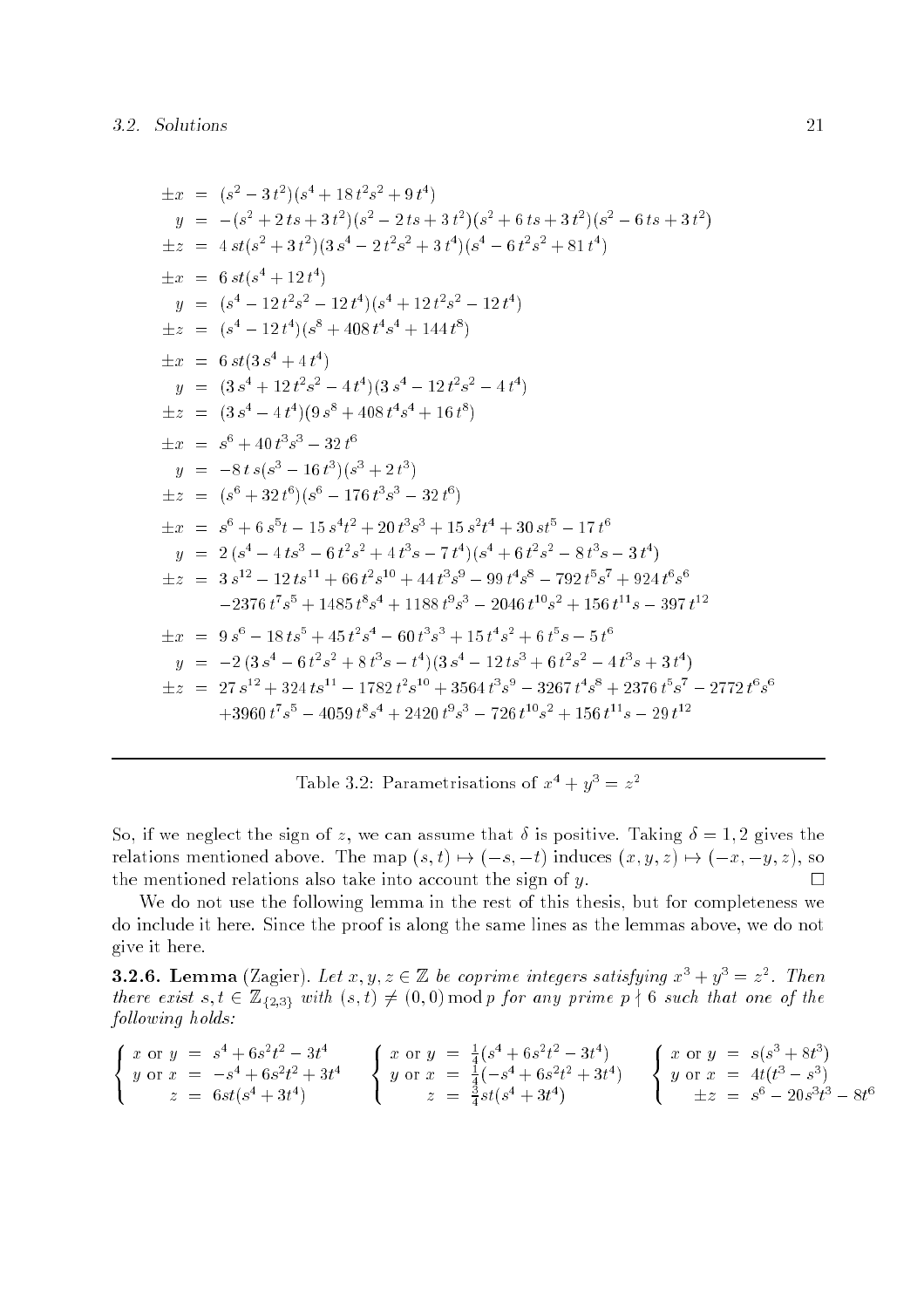$$
\begin{aligned}
\pm x &= (s^2 - 3\,t^2)(s^4 + 18\,t^2 s^2 + 9\,t^4)\\
y &= -(s^2 + 2\,ts + 3\,t^2)(s^2 - 2\,ts + 3\,t^2)(s^2 + 6\,ts + 3\,t^2)(s^2 - 6\,ts + 3\,t^2)\\
\pm z &= 4\,st(s^2 + 3\,t^2)(3\,s^4 - 2\,t^2 s^2 + 3\,t^4)(s^4 - 6\,t^2 s^2 + 81\,t^4)
\end{aligned}
$$

$$
\begin{aligned}
\pm x &= 6\,st(s^4 + 12\,t^4)\\
y &= (s^4 - 12\,t^2 s^2 - 12\,t^4)(s^4 + 12\,t^2 s^2 - 12\,t^4)\\
\pm z &= (s^4 - 12\,t^4)(s^8 + 408\,t^4 s^4 + 144\,t^8)
\end{aligned}
$$

$$
\begin{aligned}
\pm x &= 6\,st(3\,s^4 + 4\,t^4)\\
y &= (3\,s^4 + 12\,t^2 s^2 - 4\,t^4)(3\,s^4 - 12\,t^2 s^2 - 4\,t^4)\\
\pm z &= (3\,s^4 - 4\,t^4)(9\,s^8 + 408\,t^4 s^4 + 16\,t^8)
\end{aligned}
$$

$$
\begin{aligned}
\pm x &= s^6 + 40\,t^3 s^3 - 32\,t^6\\
y &= -8\,t\,s(s^3 - 16\,t^3)(s^3 + 2\,t^3)\\
\pm z &= (s^6 + 32\,t^6)(s^6 - 176\,t^3 s^3 - 32\,t^6)
\end{aligned}
$$

$$
\begin{aligned}
\pm x &= s^6 + 6\,s^5 t - 15\,s^4 t^2 + 20\,t^3 s^3 + 15\,s^2 t^4 + 30\,st^5 - 17\,t^6\\
y &= 2\,(s^4 - 4\,ts^3 - 6\,t^2 s^2 + 4\,t^3 s - 7\,t^4)(s^4 + 6\,t^2 s^2 - 8\,t^3 s - 3\,t^4)\\
\pm z &= 3\,s^{12} - 12\,ts^{11} + 66\,t^2 s^{10} + 44\,t^3 s^9 - 99\,t^4 s^8 - 792\,t^5 s^7 + 924\,t^6 s^6\\
&\quad -2376\,t^7 s^5 + 1485\,t^8 s^4 + 1188\,t^9 s^3 - 2046\,t^{10} s^2 + 156\,t^{11} s - 397\,t^{12}
\end{aligned}
$$

$$
\begin{aligned}
\pm x &= 9\,s^6 - 18\,ts^5 + 45\,t^2 s^4 - 60\,t^3 s^3 + 15\,t^4 s^2 + 6\,t^5 s - 5\,t^6\\
y &= -2\,(3\,s^4 - 6\,t^2 s^2 + 8\,t^3 s - t^4)(3\,s^4 - 12\,ts^3 + 6\,t^2 s^2 - 4\,t^3 s + 3\,t^4)\\
\pm z &= 27\,s^{12} + 324\,ts^{11} - 1782\,t^2 s^{10} + 3564\,t^3 s^9 - 3267\,t^4 s^8 + 2376\,t^5 s^7 - 2772\,t^6 s^6\\
&\quad +3960\,t^7 s^5 - 4059\,t^8 s^4 + 2420\,t^9 s^3 - 726\,t^{10} s^2 + 156\,t^{11} s - 29\,t^{12}
\end{aligned}
$$

Table 3.2: Parametrisations of $x^4 + y^3 = z^2$

So, if we neglect the sign of $z$, we can assume that $\delta$ is positive. Taking $\delta = 1, 2$ gives the relations mentioned above. The map $(s,t) \mapsto (-s,-t)$ induces $(x,y,z) \mapsto (-x,-y,z)$, so the mentioned relations also take into account the sign of $y$. $\square$

We do not use the following lemma in the rest of this thesis, but for completeness we do include it here. Since the proof is along the same lines as the lemmas above, we do not give it here.

**3.2.6. Lemma** (Zagier). *Let $x, y, z \in \mathbb{Z}$ be coprime integers satisfying $x^3 + y^3 = z^2$. Then there exist $s, t \in \mathbb{Z}_{\{2,3\}}$ with $(s,t) \not\equiv (0,0) \bmod p$ for any prime $p \nmid 6$ such that one of the following holds:*

$$
\left\{\begin{aligned}
x \text{ or } y &= s^4 + 6s^2t^2 - 3t^4\\
y \text{ or } x &= -s^4 + 6s^2t^2 + 3t^4\\
z &= 6st(s^4 + 3t^4)
\end{aligned}\right.
\qquad
\left\{\begin{aligned}
x \text{ or } y &= \tfrac{1}{4}(s^4 + 6s^2t^2 - 3t^4)\\
y \text{ or } x &= \tfrac{1}{4}(-s^4 + 6s^2t^2 + 3t^4)\\
z &= \tfrac{3}{4}st(s^4 + 3t^4)
\end{aligned}\right.
\qquad
\left\{\begin{aligned}
x \text{ or } y &= s(s^3 + 8t^3)\\
y \text{ or } x &= 4t(t^3 - s^3)\\
\pm z &= s^6 - 20s^3t^3 - 8t^6
\end{aligned}\right.
$$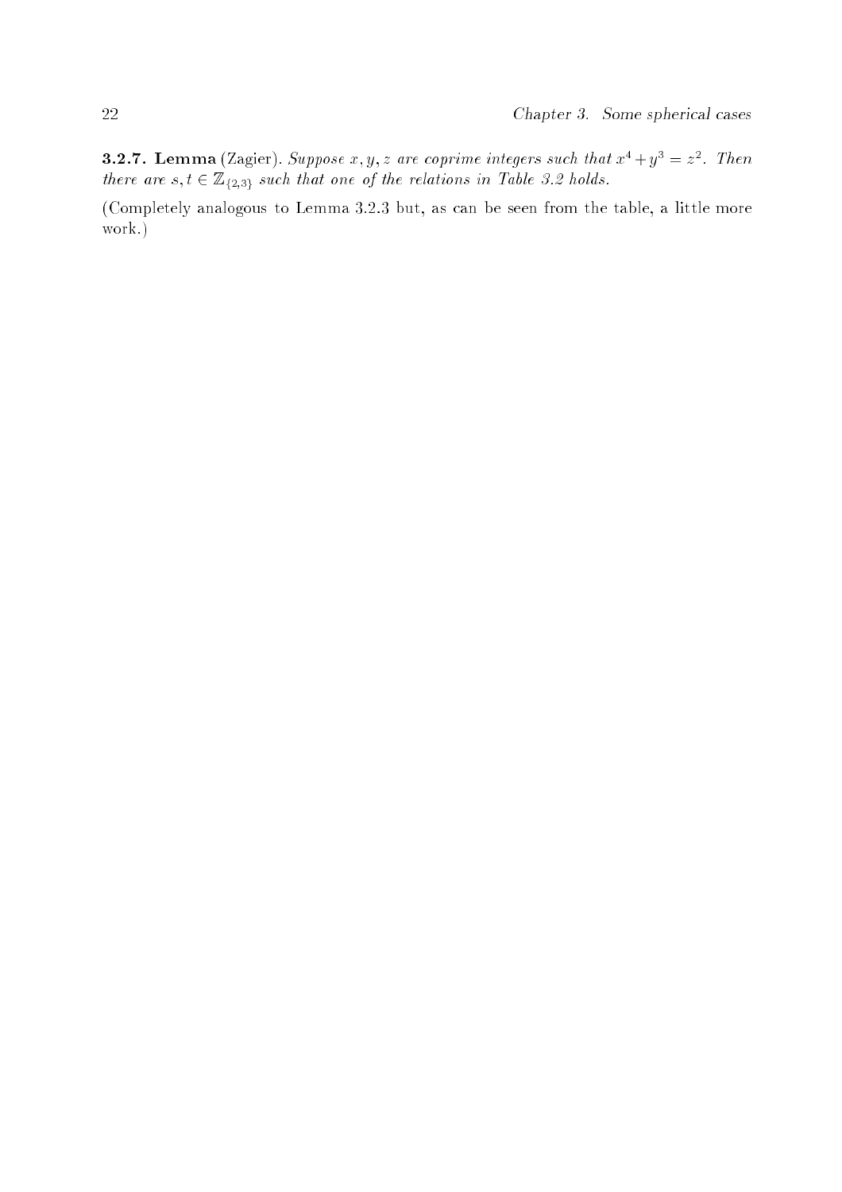**3.2.7. Lemma** (Zagier). *Suppose $x, y, z$ are coprime integers such that $x^4 + y^3 = z^2$. Then there are $s, t \in \mathbb{Z}_{\{2,3\}}$ such that one of the relations in Table 3.2 holds.*

(Completely analogous to Lemma 3.2.3 but, as can be seen from the table, a little more work.)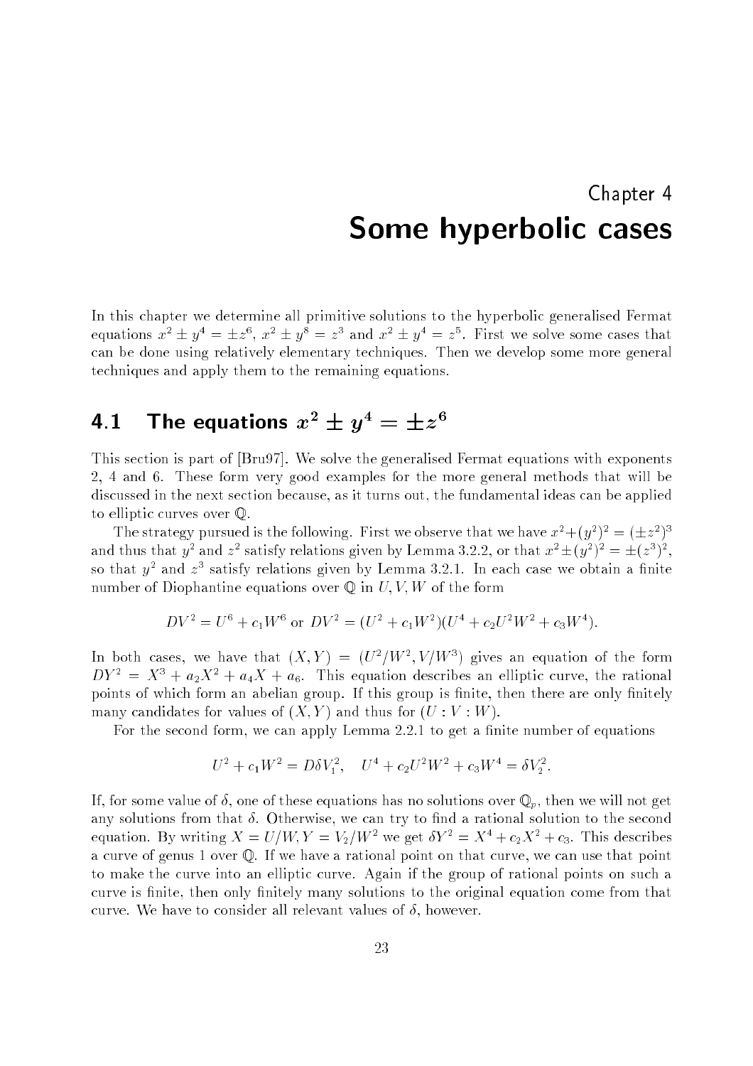Chapter 4

# Some hyperbolic cases

In this chapter we determine all primitive solutions to the hyperbolic generalised Fermat equations $x^2 \pm y^4 = \pm z^6$, $x^2 \pm y^8 = z^3$ and $x^2 \pm y^4 = z^5$. First we solve some cases that can be done using relatively elementary techniques. Then we develop some more general techniques and apply them to the remaining equations.

## 4.1 The equations $x^2 \pm y^4 = \pm z^6$

This section is part of [Bru97]. We solve the generalised Fermat equations with exponents 2, 4 and 6. These form very good examples for the more general methods that will be discussed in the next section because, as it turns out, the fundamental ideas can be applied to elliptic curves over $\mathbb{Q}$.

The strategy pursued is the following. First we observe that we have $x^2 + (y^2)^2 = (\pm z^2)^3$ and thus that $y^2$ and $z^2$ satisfy relations given by Lemma 3.2.2, or that $x^2 \pm (y^2)^2 = \pm(z^3)^2$, so that $y^2$ and $z^3$ satisfy relations given by Lemma 3.2.1. In each case we obtain a finite number of Diophantine equations over $\mathbb{Q}$ in $U, V, W$ of the form

$$DV^2 = U^6 + c_1 W^6 \text{ or } DV^2 = (U^2 + c_1 W^2)(U^4 + c_2 U^2 W^2 + c_3 W^4).$$

In both cases, we have that $(X, Y) = (U^2/W^2, V/W^3)$ gives an equation of the form $DY^2 = X^3 + a_2 X^2 + a_4 X + a_6$. This equation describes an elliptic curve, the rational points of which form an abelian group. If this group is finite, then there are only finitely many candidates for values of $(X, Y)$ and thus for $(U : V : W)$.

For the second form, we can apply Lemma 2.2.1 to get a finite number of equations

$$U^2 + c_1 W^2 = D\delta V_1^2, \quad U^4 + c_2 U^2 W^2 + c_3 W^4 = \delta V_2^2.$$

If, for some value of $\delta$, one of these equations has no solutions over $\mathbb{Q}_p$, then we will not get any solutions from that $\delta$. Otherwise, we can try to find a rational solution to the second equation. By writing $X = U/W, Y = V_2/W^2$ we get $\delta Y^2 = X^4 + c_2 X^2 + c_3$. This describes a curve of genus 1 over $\mathbb{Q}$. If we have a rational point on that curve, we can use that point to make the curve into an elliptic curve. Again if the group of rational points on such a curve is finite, then only finitely many solutions to the original equation come from that curve. We have to consider all relevant values of $\delta$, however.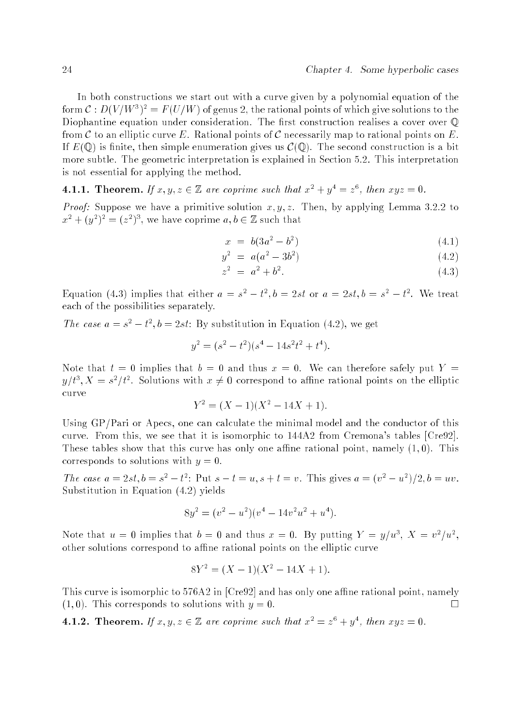In both constructions we start out with a curve given by a polynomial equation of the form $\mathcal{C} : D(V/W^3)^2 = F(U/W)$ of genus 2, the rational points of which give solutions to the Diophantine equation under consideration. The first construction realises a cover over $\mathbb{Q}$ from $\mathcal{C}$ to an elliptic curve $E$. Rational points of $\mathcal{C}$ necessarily map to rational points on $E$. If $E(\mathbb{Q})$ is finite, then simple enumeration gives us $\mathcal{C}(\mathbb{Q})$. The second construction is a bit more subtle. The geometric interpretation is explained in Section 5.2. This interpretation is not essential for applying the method.

**4.1.1. Theorem.** *If $x, y, z \in \mathbb{Z}$ are coprime such that $x^2 + y^4 = z^6$, then $xyz = 0$.*

*Proof:* Suppose we have a primitive solution $x, y, z$. Then, by applying Lemma 3.2.2 to $x^2 + (y^2)^2 = (z^2)^3$, we have coprime $a, b \in \mathbb{Z}$ such that

$$x = b(3a^2 - b^2) \tag{4.1}$$

$$y^2 = a(a^2 - 3b^2) \tag{4.2}$$

$$z^2 = a^2 + b^2. \tag{4.3}$$

Equation (4.3) implies that either $a = s^2 - t^2, b = 2st$ or $a = 2st, b = s^2 - t^2$. We treat each of the possibilities separately.

*The case $a = s^2 - t^2, b = 2st$:* By substitution in Equation (4.2), we get

$$y^2 = (s^2 - t^2)(s^4 - 14s^2t^2 + t^4).$$

Note that $t = 0$ implies that $b = 0$ and thus $x = 0$. We can therefore safely put $Y = y/t^3, X = s^2/t^2$. Solutions with $x \neq 0$ correspond to affine rational points on the elliptic curve

$$Y^2 = (X - 1)(X^2 - 14X + 1).$$

Using GP/Pari or Apecs, one can calculate the minimal model and the conductor of this curve. From this, we see that it is isomorphic to 144A2 from Cremona's tables [Cre92]. These tables show that this curve has only one affine rational point, namely $(1, 0)$. This corresponds to solutions with $y = 0$.

*The case $a = 2st, b = s^2 - t^2$:* Put $s - t = u, s + t = v$. This gives $a = (v^2 - u^2)/2, b = uv$. Substitution in Equation (4.2) yields

$$8y^2 = (v^2 - u^2)(v^4 - 14v^2u^2 + u^4).$$

Note that $u = 0$ implies that $b = 0$ and thus $x = 0$. By putting $Y = y/u^3$, $X = v^2/u^2$, other solutions correspond to affine rational points on the elliptic curve

$$8Y^2 = (X - 1)(X^2 - 14X + 1).$$

This curve is isomorphic to 576A2 in [Cre92] and has only one affine rational point, namely $(1, 0)$. This corresponds to solutions with $y = 0$. □

**4.1.2. Theorem.** *If $x, y, z \in \mathbb{Z}$ are coprime such that $x^2 = z^6 + y^4$, then $xyz = 0$.*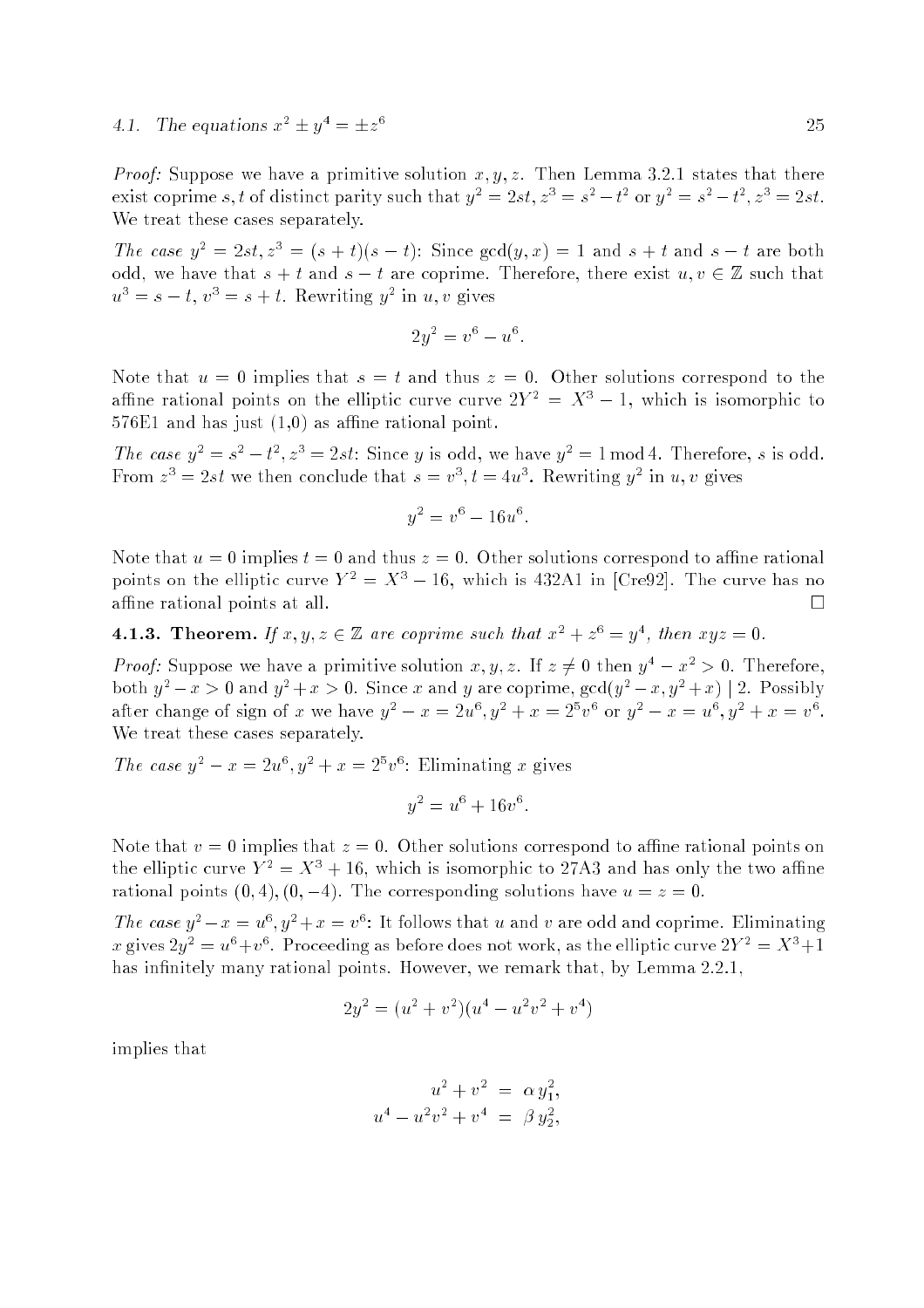*Proof:* Suppose we have a primitive solution $x, y, z$. Then Lemma 3.2.1 states that there exist coprime $s, t$ of distinct parity such that $y^2 = 2st, z^3 = s^2 - t^2$ or $y^2 = s^2 - t^2, z^3 = 2st$. We treat these cases separately.

*The case* $y^2 = 2st, z^3 = (s+t)(s-t)$: Since $\gcd(y, x) = 1$ and $s + t$ and $s - t$ are both odd, we have that $s + t$ and $s - t$ are coprime. Therefore, there exist $u, v \in \mathbb{Z}$ such that $u^3 = s - t, v^3 = s + t$. Rewriting $y^2$ in $u, v$ gives

$$2y^2 = v^6 - u^6.$$

Note that $u = 0$ implies that $s = t$ and thus $z = 0$. Other solutions correspond to the affine rational points on the elliptic curve curve $2Y^2 = X^3 - 1$, which is isomorphic to 576E1 and has just (1,0) as affine rational point.

*The case* $y^2 = s^2 - t^2, z^3 = 2st$: Since $y$ is odd, we have $y^2 = 1 \bmod 4$. Therefore, $s$ is odd. From $z^3 = 2st$ we then conclude that $s = v^3, t = 4u^3$. Rewriting $y^2$ in $u, v$ gives

$$y^2 = v^6 - 16u^6.$$

Note that $u = 0$ implies $t = 0$ and thus $z = 0$. Other solutions correspond to affine rational points on the elliptic curve $Y^2 = X^3 - 16$, which is 432A1 in [Cre92]. The curve has no affine rational points at all. □

**4.1.3. Theorem.** *If $x, y, z \in \mathbb{Z}$ are coprime such that $x^2 + z^6 = y^4$, then $xyz = 0$.*

*Proof:* Suppose we have a primitive solution $x, y, z$. If $z \neq 0$ then $y^4 - x^2 > 0$. Therefore, both $y^2 - x > 0$ and $y^2 + x > 0$. Since $x$ and $y$ are coprime, $\gcd(y^2 - x, y^2 + x) \mid 2$. Possibly after change of sign of $x$ we have $y^2 - x = 2u^6, y^2 + x = 2^5v^6$ or $y^2 - x = u^6, y^2 + x = v^6$. We treat these cases separately.

*The case* $y^2 - x = 2u^6, y^2 + x = 2^5v^6$: Eliminating $x$ gives

$$y^2 = u^6 + 16v^6.$$

Note that $v = 0$ implies that $z = 0$. Other solutions correspond to affine rational points on the elliptic curve $Y^2 = X^3 + 16$, which is isomorphic to 27A3 and has only the two affine rational points $(0, 4), (0, -4)$. The corresponding solutions have $u = z = 0$.

*The case* $y^2 - x = u^6, y^2 + x = v^6$: It follows that $u$ and $v$ are odd and coprime. Eliminating $x$ gives $2y^2 = u^6 + v^6$. Proceeding as before does not work, as the elliptic curve $2Y^2 = X^3 + 1$ has infinitely many rational points. However, we remark that, by Lemma 2.2.1,

$$2y^2 = (u^2 + v^2)(u^4 - u^2v^2 + v^4)$$

implies that

$$\begin{aligned} u^2 + v^2 &= \alpha\, y_1^2, \\ u^4 - u^2v^2 + v^4 &= \beta\, y_2^2, \end{aligned}$$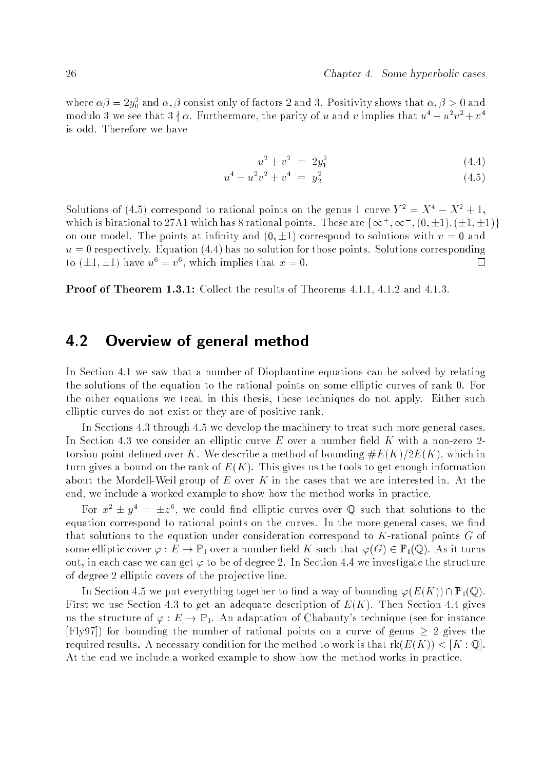where $\alpha\beta = 2y_0^2$ and $\alpha, \beta$ consist only of factors 2 and 3. Positivity shows that $\alpha, \beta > 0$ and modulo 3 we see that $3 \nmid \alpha$. Furthermore, the parity of $u$ and $v$ implies that $u^4 - u^2v^2 + v^4$ is odd. Therefore we have

$$u^2 + v^2 = 2y_1^2 \tag{4.4}$$

$$u^4 - u^2v^2 + v^4 = y_2^2 \tag{4.5}$$

Solutions of (4.5) correspond to rational points on the genus 1 curve $Y^2 = X^4 - X^2 + 1$, which is birational to 27A1 which has 8 rational points. These are $\{\infty^+, \infty^-, (0, \pm 1), (\pm 1, \pm 1)\}$ on our model. The points at infinity and $(0, \pm 1)$ correspond to solutions with $v = 0$ and $u = 0$ respectively. Equation (4.4) has no solution for those points. Solutions corresponding to $(\pm 1, \pm 1)$ have $u^6 = v^6$, which implies that $x = 0$. $\square$

**Proof of Theorem 1.3.1:** Collect the results of Theorems 4.1.1, 4.1.2 and 4.1.3.

## 4.2 Overview of general method

In Section 4.1 we saw that a number of Diophantine equations can be solved by relating the solutions of the equation to the rational points on some elliptic curves of rank 0. For the other equations we treat in this thesis, these techniques do not apply. Either such elliptic curves do not exist or they are of positive rank.

In Sections 4.3 through 4.5 we develop the machinery to treat such more general cases. In Section 4.3 we consider an elliptic curve $E$ over a number field $K$ with a non-zero 2-torsion point defined over $K$. We describe a method of bounding $\#E(K)/2E(K)$, which in turn gives a bound on the rank of $E(K)$. This gives us the tools to get enough information about the Mordell-Weil group of $E$ over $K$ in the cases that we are interested in. At the end, we include a worked example to show how the method works in practice.

For $x^2 \pm y^4 = \pm z^6$, we could find elliptic curves over $\mathbb{Q}$ such that solutions to the equation correspond to rational points on the curves. In the more general cases, we find that solutions to the equation under consideration correspond to $K$-rational points $G$ of some elliptic cover $\varphi : E \to \mathbb{P}_1$ over a number field $K$ such that $\varphi(G) \in \mathbb{P}_1(\mathbb{Q})$. As it turns out, in each case we can get $\varphi$ to be of degree 2. In Section 4.4 we investigate the structure of degree 2 elliptic covers of the projective line.

In Section 4.5 we put everything together to find a way of bounding $\varphi(E(K)) \cap \mathbb{P}_1(\mathbb{Q})$. First we use Section 4.3 to get an adequate description of $E(K)$. Then Section 4.4 gives us the structure of $\varphi : E \to \mathbb{P}_1$. An adaptation of Chabauty's technique (see for instance [Fly97]) for bounding the number of rational points on a curve of genus $\geq 2$ gives the required results. A necessary condition for the method to work is that $\mathrm{rk}(E(K)) < [K : \mathbb{Q}]$. At the end we include a worked example to show how the method works in practice.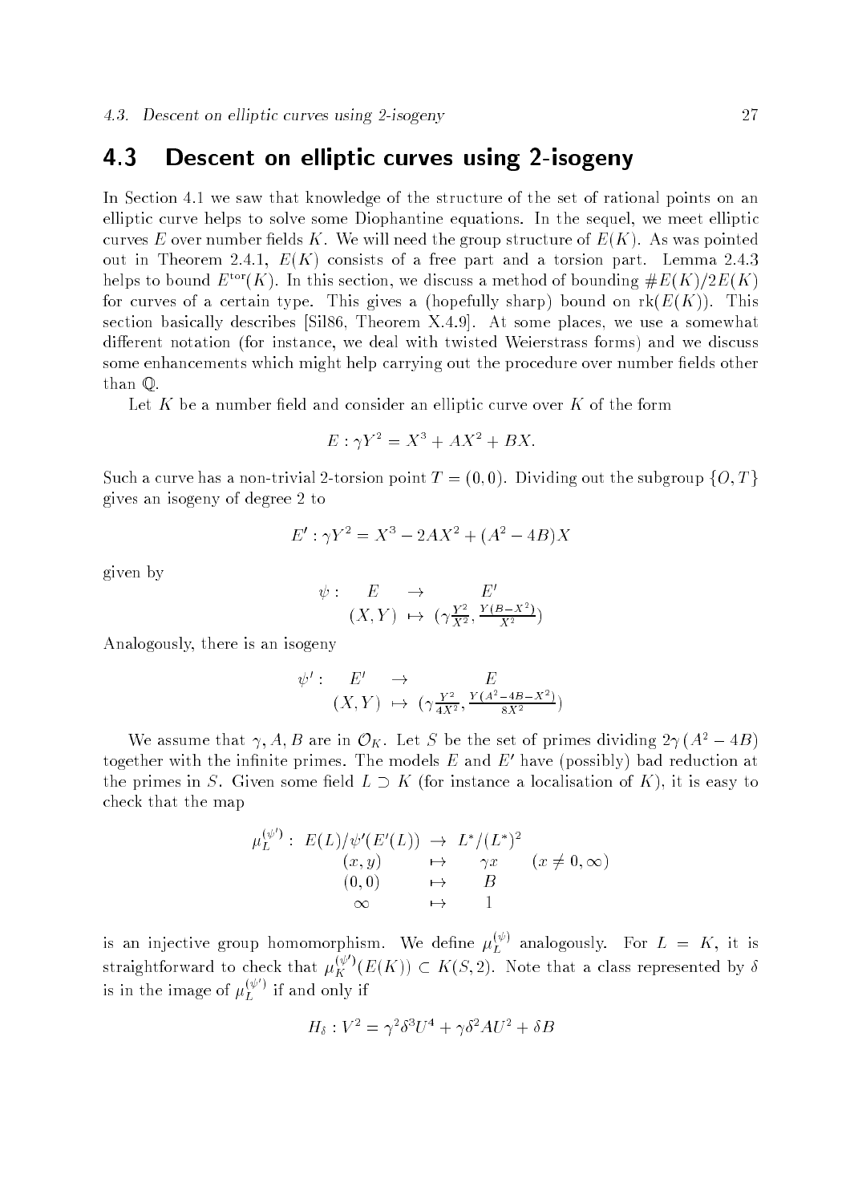## 4.3 Descent on elliptic curves using 2-isogeny

In Section 4.1 we saw that knowledge of the structure of the set of rational points on an elliptic curve helps to solve some Diophantine equations. In the sequel, we meet elliptic curves $E$ over number fields $K$. We will need the group structure of $E(K)$. As was pointed out in Theorem 2.4.1, $E(K)$ consists of a free part and a torsion part. Lemma 2.4.3 helps to bound $E^{\mathrm{tor}}(K)$. In this section, we discuss a method of bounding $\#E(K)/2E(K)$ for curves of a certain type. This gives a (hopefully sharp) bound on $\mathrm{rk}(E(K))$. This section basically describes [Sil86, Theorem X.4.9]. At some places, we use a somewhat different notation (for instance, we deal with twisted Weierstrass forms) and we discuss some enhancements which might help carrying out the procedure over number fields other than $\mathbb{Q}$.

Let $K$ be a number field and consider an elliptic curve over $K$ of the form

$$E : \gamma Y^2 = X^3 + AX^2 + BX.$$

Such a curve has a non-trivial 2-torsion point $T = (0, 0)$. Dividing out the subgroup $\{O, T\}$ gives an isogeny of degree 2 to

$$E' : \gamma Y^2 = X^3 - 2AX^2 + (A^2 - 4B)X$$

given by

$$\begin{array}{rccc} \psi : & E & \to & E' \\ & (X, Y) & \mapsto & \left(\gamma \frac{Y^2}{X^2}, \frac{Y(B - X^2)}{X^2}\right) \end{array}$$

Analogously, there is an isogeny

$$\begin{array}{rccc} \psi' : & E' & \to & E \\ & (X, Y) & \mapsto & \left(\gamma \frac{Y^2}{4X^2}, \frac{Y(A^2 - 4B - X^2)}{8X^2}\right) \end{array}$$

We assume that $\gamma, A, B$ are in $\mathcal{O}_K$. Let $S$ be the set of primes dividing $2\gamma(A^2 - 4B)$ together with the infinite primes. The models $E$ and $E'$ have (possibly) bad reduction at the primes in $S$. Given some field $L \supset K$ (for instance a localisation of $K$), it is easy to check that the map

$$\begin{array}{rcccl} \mu_L^{(\psi')} : & E(L)/\psi'(E'(L)) & \to & L^*/(L^*)^2 & \\ & (x, y) & \mapsto & \gamma x & (x \neq 0, \infty) \\ & (0, 0) & \mapsto & B & \\ & \infty & \mapsto & 1 & \end{array}$$

is an injective group homomorphism. We define $\mu_L^{(\psi)}$ analogously. For $L = K$, it is straightforward to check that $\mu_K^{(\psi')}(E(K)) \subset K(S, 2)$. Note that a class represented by $\delta$ is in the image of $\mu_L^{(\psi')}$ if and only if

$$H_\delta : V^2 = \gamma^2 \delta^3 U^4 + \gamma \delta^2 A U^2 + \delta B$$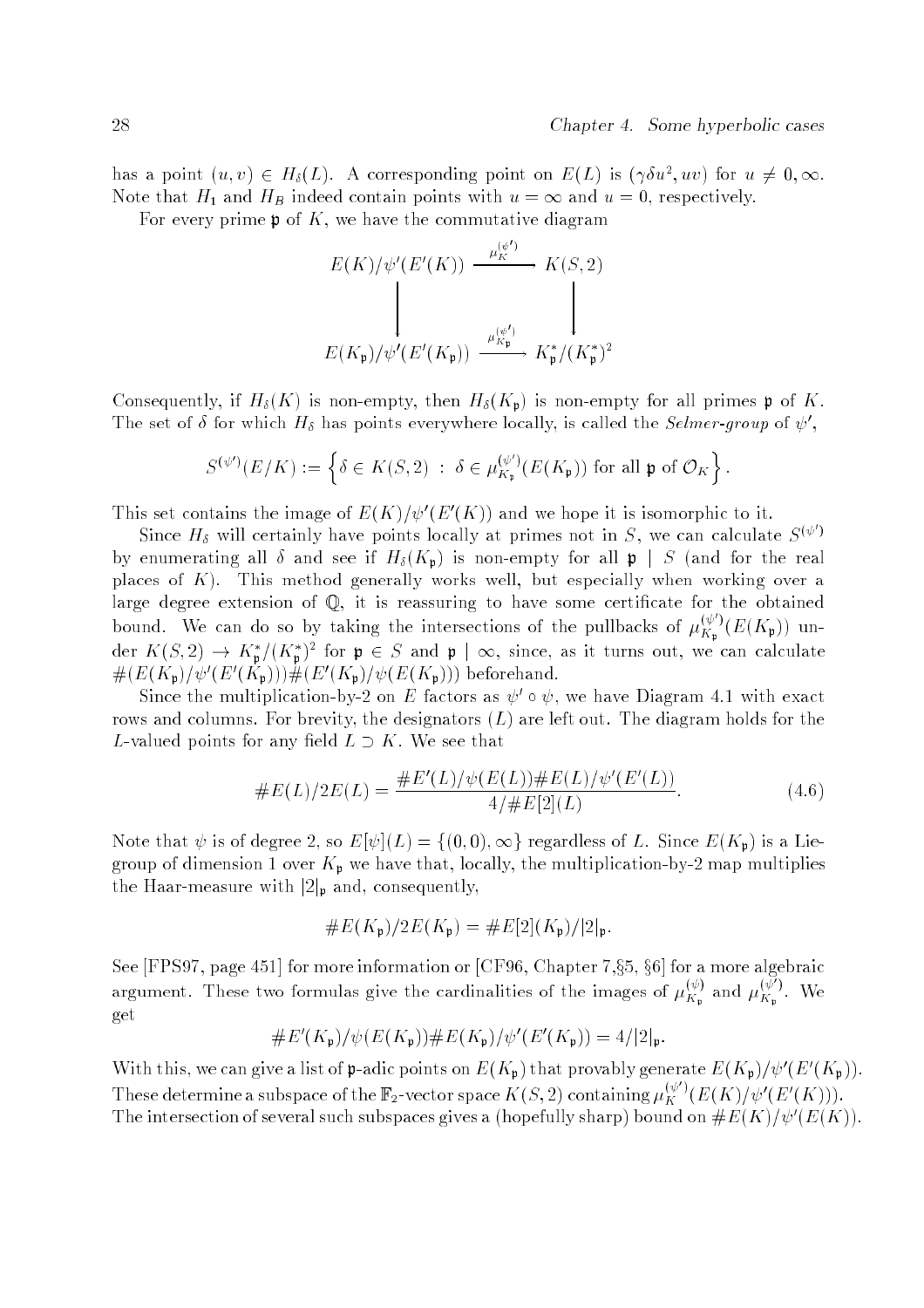has a point $(u, v) \in H_\delta(L)$. A corresponding point on $E(L)$ is $(\gamma\delta u^2, uv)$ for $u \neq 0, \infty$. Note that $H_1$ and $H_B$ indeed contain points with $u = \infty$ and $u = 0$, respectively.

For every prime $\mathfrak{p}$ of $K$, we have the commutative diagram

$$\begin{array}{ccc} E(K)/\psi'(E'(K)) & \xrightarrow{\mu_K^{(\psi')}} & K(S,2) \\ \Big\downarrow & & \Big\downarrow \\ E(K_\mathfrak{p})/\psi'(E'(K_\mathfrak{p})) & \xrightarrow{\mu_{K_\mathfrak{p}}^{(\psi')}} & K_\mathfrak{p}^*/(K_\mathfrak{p}^*)^2 \end{array}$$

Consequently, if $H_\delta(K)$ is non-empty, then $H_\delta(K_\mathfrak{p})$ is non-empty for all primes $\mathfrak{p}$ of $K$. The set of $\delta$ for which $H_\delta$ has points everywhere locally, is called the *Selmer-group* of $\psi'$,

$$S^{(\psi')}(E/K) := \left\{ \delta \in K(S,2) \ : \ \delta \in \mu_{K_\mathfrak{p}}^{(\psi')}(E(K_\mathfrak{p})) \text{ for all } \mathfrak{p} \text{ of } \mathcal{O}_K \right\}.$$

This set contains the image of $E(K)/\psi'(E'(K))$ and we hope it is isomorphic to it.

Since $H_\delta$ will certainly have points locally at primes not in $S$, we can calculate $S^{(\psi')}$ by enumerating all $\delta$ and see if $H_\delta(K_\mathfrak{p})$ is non-empty for all $\mathfrak{p} \mid S$ (and for the real places of $K$). This method generally works well, but especially when working over a large degree extension of $\mathbb{Q}$, it is reassuring to have some certificate for the obtained bound. We can do so by taking the intersections of the pullbacks of $\mu_{K_\mathfrak{p}}^{(\psi')}(E(K_\mathfrak{p}))$ under $K(S,2) \to K_\mathfrak{p}^*/(K_\mathfrak{p}^*)^2$ for $\mathfrak{p} \in S$ and $\mathfrak{p} \mid \infty$, since, as it turns out, we can calculate $\#(E(K_\mathfrak{p})/\psi'(E'(K_\mathfrak{p})))\#(E'(K_\mathfrak{p})/\psi(E(K_\mathfrak{p})))$ beforehand.

Since the multiplication-by-2 on $E$ factors as $\psi' \circ \psi$, we have Diagram 4.1 with exact rows and columns. For brevity, the designators $(L)$ are left out. The diagram holds for the $L$-valued points for any field $L \supset K$. We see that

$$\#E(L)/2E(L) = \frac{\#E'(L)/\psi(E(L))\#E(L)/\psi'(E'(L))}{4/\#E[2](L)}. \tag{4.6}$$

Note that $\psi$ is of degree 2, so $E[\psi](L) = \{(0,0), \infty\}$ regardless of $L$. Since $E(K_\mathfrak{p})$ is a Lie-group of dimension 1 over $K_\mathfrak{p}$ we have that, locally, the multiplication-by-2 map multiplies the Haar-measure with $|2|_\mathfrak{p}$ and, consequently,

$$\#E(K_\mathfrak{p})/2E(K_\mathfrak{p}) = \#E[2](K_\mathfrak{p})/|2|_\mathfrak{p}.$$

See [FPS97, page 451] for more information or [CF96, Chapter 7,§5, §6] for a more algebraic argument. These two formulas give the cardinalities of the images of $\mu_{K_\mathfrak{p}}^{(\psi)}$ and $\mu_{K_\mathfrak{p}}^{(\psi')}$. We get

$$\#E'(K_\mathfrak{p})/\psi(E(K_\mathfrak{p}))\#E(K_\mathfrak{p})/\psi'(E'(K_\mathfrak{p})) = 4/|2|_\mathfrak{p}.$$

With this, we can give a list of $\mathfrak{p}$-adic points on $E(K_\mathfrak{p})$ that provably generate $E(K_\mathfrak{p})/\psi'(E'(K_\mathfrak{p}))$. These determine a subspace of the $\mathbb{F}_2$-vector space $K(S,2)$ containing $\mu_K^{(\psi')}(E(K)/\psi'(E'(K)))$. The intersection of several such subspaces gives a (hopefully sharp) bound on $\#E(K)/\psi'(E(K))$.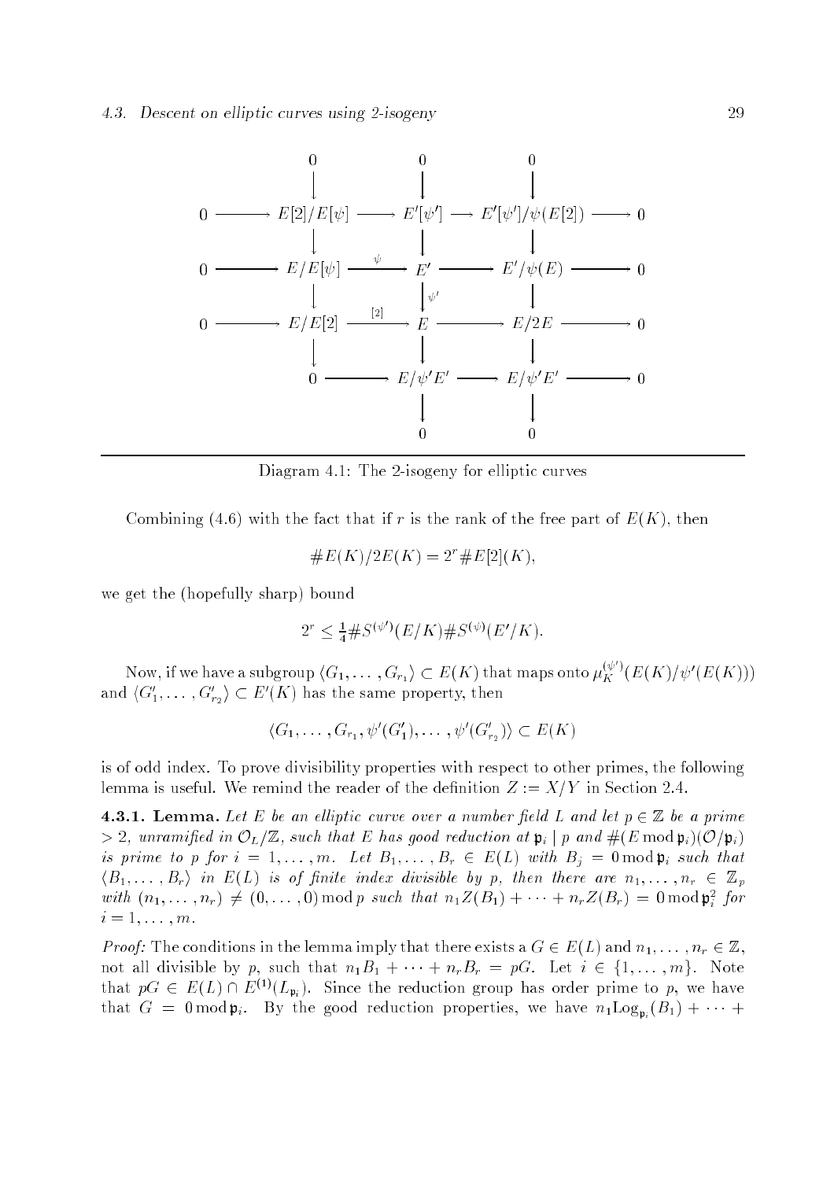$$
\begin{array}{ccccccccc}
 & & 0 & & 0 & & 0 & & \\
 & & \downarrow & & \downarrow & & \downarrow & & \\
0 & \longrightarrow & E[2]/E[\psi] & \longrightarrow & E'[\psi'] & \longrightarrow & E'[\psi']/\psi(E[2]) & \longrightarrow & 0 \\
 & & \downarrow & & \downarrow & & \downarrow & & \\
0 & \longrightarrow & E/E[\psi] & \xrightarrow{\psi} & E' & \longrightarrow & E'/\psi(E) & \longrightarrow & 0 \\
 & & \downarrow & & \downarrow{\scriptstyle \psi'} & & \downarrow & & \\
0 & \longrightarrow & E/E[2] & \xrightarrow{[2]} & E & \longrightarrow & E/2E & \longrightarrow & 0 \\
 & & \downarrow & & \downarrow & & \downarrow & & \\
 & & 0 & \longrightarrow & E/\psi'E' & \longrightarrow & E/\psi'E' & \longrightarrow & 0 \\
 & & & & \downarrow & & \downarrow & & \\
 & & & & 0 & & 0 & &
\end{array}
$$

Diagram 4.1: The 2-isogeny for elliptic curves

Combining (4.6) with the fact that if $r$ is the rank of the free part of $E(K)$, then

$$\#E(K)/2E(K) = 2^r \#E[2](K),$$

we get the (hopefully sharp) bound

$$2^r \leq \tfrac{1}{4} \#S^{(\psi')}(E/K) \#S^{(\psi)}(E'/K).$$

Now, if we have a subgroup $\langle G_1, \ldots, G_{r_1} \rangle \subset E(K)$ that maps onto $\mu_K^{(\psi')}(E(K)/\psi'(E(K)))$ and $\langle G'_1, \ldots, G'_{r_2} \rangle \subset E'(K)$ has the same property, then

$$\langle G_1, \ldots, G_{r_1}, \psi'(G'_1), \ldots, \psi'(G'_{r_2}) \rangle \subset E(K)$$

is of odd index. To prove divisibility properties with respect to other primes, the following lemma is useful. We remind the reader of the definition $Z := X/Y$ in Section 2.4.

**4.3.1. Lemma.** *Let $E$ be an elliptic curve over a number field $L$ and let $p \in \mathbb{Z}$ be a prime $> 2$, unramified in $\mathcal{O}_L/\mathbb{Z}$, such that $E$ has good reduction at $\mathfrak{p}_i \mid p$ and $\#(E \bmod \mathfrak{p}_i)(\mathcal{O}/\mathfrak{p}_i)$ is prime to $p$ for $i = 1, \ldots, m$. Let $B_1, \ldots, B_r \in E(L)$ with $B_j = 0 \bmod \mathfrak{p}_i$ such that $\langle B_1, \ldots, B_r \rangle$ in $E(L)$ is of finite index divisible by $p$, then there are $n_1, \ldots, n_r \in \mathbb{Z}_p$ with $(n_1, \ldots, n_r) \neq (0, \ldots, 0) \bmod p$ such that $n_1 Z(B_1) + \cdots + n_r Z(B_r) = 0 \bmod \mathfrak{p}_i^2$ for $i = 1, \ldots, m$.*

*Proof:* The conditions in the lemma imply that there exists a $G \in E(L)$ and $n_1, \ldots, n_r \in \mathbb{Z}$, not all divisible by $p$, such that $n_1 B_1 + \cdots + n_r B_r = pG$. Let $i \in \{1, \ldots, m\}$. Note that $pG \in E(L) \cap E^{(1)}(L_{\mathfrak{p}_i})$. Since the reduction group has order prime to $p$, we have that $G = 0 \bmod \mathfrak{p}_i$. By the good reduction properties, we have $n_1 \mathrm{Log}_{\mathfrak{p}_i}(B_1) + \cdots +$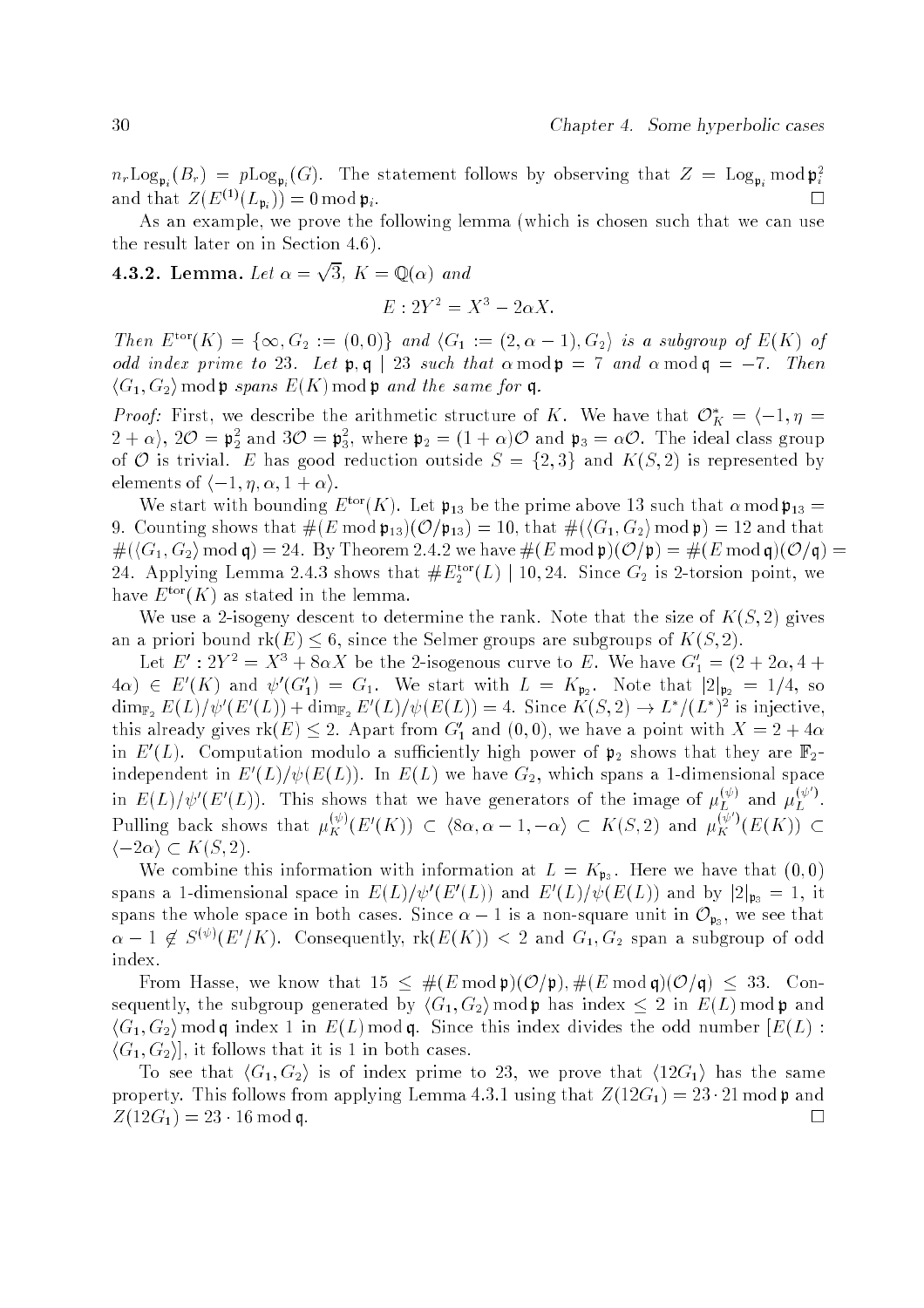$n_r\mathrm{Log}_{\mathfrak{p}_i}(B_r) = p\mathrm{Log}_{\mathfrak{p}_i}(G)$. The statement follows by observing that $Z = \mathrm{Log}_{\mathfrak{p}_i} \bmod \mathfrak{p}_i^2$ and that $Z(E^{(1)}(L_{\mathfrak{p}_i})) = 0 \bmod \mathfrak{p}_i$. $\square$

As an example, we prove the following lemma (which is chosen such that we can use the result later on in Section 4.6).

**4.3.2. Lemma.** *Let $\alpha = \sqrt{3}$, $K = \mathbb{Q}(\alpha)$ and*

$$E : 2Y^2 = X^3 - 2\alpha X.$$

*Then $E^{\mathrm{tor}}(K) = \{\infty, G_2 := (0,0)\}$ and $\langle G_1 := (2, \alpha - 1), G_2 \rangle$ is a subgroup of $E(K)$ of odd index prime to 23. Let $\mathfrak{p}, \mathfrak{q} \mid 23$ such that $\alpha \bmod \mathfrak{p} = 7$ and $\alpha \bmod \mathfrak{q} = -7$. Then $\langle G_1, G_2 \rangle \bmod \mathfrak{p}$ spans $E(K) \bmod \mathfrak{p}$ and the same for $\mathfrak{q}$.*

*Proof:* First, we describe the arithmetic structure of $K$. We have that $\mathcal{O}_K^* = \langle -1, \eta = 2 + \alpha \rangle$, $2\mathcal{O} = \mathfrak{p}_2^2$ and $3\mathcal{O} = \mathfrak{p}_3^2$, where $\mathfrak{p}_2 = (1+\alpha)\mathcal{O}$ and $\mathfrak{p}_3 = \alpha\mathcal{O}$. The ideal class group of $\mathcal{O}$ is trivial. $E$ has good reduction outside $S = \{2, 3\}$ and $K(S, 2)$ is represented by elements of $\langle -1, \eta, \alpha, 1 + \alpha \rangle$.

We start with bounding $E^{\mathrm{tor}}(K)$. Let $\mathfrak{p}_{13}$ be the prime above 13 such that $\alpha \bmod \mathfrak{p}_{13} = 9$. Counting shows that $\#(E \bmod \mathfrak{p}_{13})(\mathcal{O}/\mathfrak{p}_{13}) = 10$, that $\#(\langle G_1, G_2 \rangle \bmod \mathfrak{p}) = 12$ and that $\#(\langle G_1, G_2 \rangle \bmod \mathfrak{q}) = 24$. By Theorem 2.4.2 we have $\#(E \bmod \mathfrak{p})(\mathcal{O}/\mathfrak{p}) = \#(E \bmod \mathfrak{q})(\mathcal{O}/\mathfrak{q}) = 24$. Applying Lemma 2.4.3 shows that $\#E_2^{\mathrm{tor}}(L) \mid 10, 24$. Since $G_2$ is 2-torsion point, we have $E^{\mathrm{tor}}(K)$ as stated in the lemma.

We use a 2-isogeny descent to determine the rank. Note that the size of $K(S, 2)$ gives an a priori bound $\mathrm{rk}(E) \le 6$, since the Selmer groups are subgroups of $K(S, 2)$.

Let $E' : 2Y^2 = X^3 + 8\alpha X$ be the 2-isogenous curve to $E$. We have $G_1' = (2 + 2\alpha, 4 + 4\alpha) \in E'(K)$ and $\psi'(G_1') = G_1$. We start with $L = K_{\mathfrak{p}_2}$. Note that $|2|_{\mathfrak{p}_2} = 1/4$, so $\dim_{\mathbb{F}_2} E(L)/\psi'(E'(L)) + \dim_{\mathbb{F}_2} E'(L)/\psi(E(L)) = 4$. Since $K(S, 2) \to L^*/(L^*)^2$ is injective, this already gives $\mathrm{rk}(E) \le 2$. Apart from $G_1'$ and $(0,0)$, we have a point with $X = 2 + 4\alpha$ in $E'(L)$. Computation modulo a sufficiently high power of $\mathfrak{p}_2$ shows that they are $\mathbb{F}_2$-independent in $E'(L)/\psi(E(L))$. In $E(L)$ we have $G_2$, which spans a 1-dimensional space in $E(L)/\psi'(E'(L))$. This shows that we have generators of the image of $\mu_L^{(\psi)}$ and $\mu_L^{(\psi')}$. Pulling back shows that $\mu_K^{(\psi)}(E'(K)) \subset \langle 8\alpha, \alpha - 1, -\alpha \rangle \subset K(S, 2)$ and $\mu_K^{(\psi')}(E(K)) \subset \langle -2\alpha \rangle \subset K(S, 2)$.

We combine this information with information at $L = K_{\mathfrak{p}_3}$. Here we have that $(0,0)$ spans a 1-dimensional space in $E(L)/\psi'(E'(L))$ and $E'(L)/\psi(E(L))$ and by $|2|_{\mathfrak{p}_3} = 1$, it spans the whole space in both cases. Since $\alpha - 1$ is a non-square unit in $\mathcal{O}_{\mathfrak{p}_3}$, we see that $\alpha - 1 \notin S^{(\psi)}(E'/K)$. Consequently, $\mathrm{rk}(E(K)) < 2$ and $G_1, G_2$ span a subgroup of odd index.

From Hasse, we know that $15 \le \#(E \bmod \mathfrak{p})(\mathcal{O}/\mathfrak{p}), \#(E \bmod \mathfrak{q})(\mathcal{O}/\mathfrak{q}) \le 33$. Consequently, the subgroup generated by $\langle G_1, G_2 \rangle \bmod \mathfrak{p}$ has index $\le 2$ in $E(L) \bmod \mathfrak{p}$ and $\langle G_1, G_2 \rangle \bmod \mathfrak{q}$ index 1 in $E(L) \bmod \mathfrak{q}$. Since this index divides the odd number $[E(L) : \langle G_1, G_2 \rangle]$, it follows that it is 1 in both cases.

To see that $\langle G_1, G_2 \rangle$ is of index prime to 23, we prove that $\langle 12G_1 \rangle$ has the same property. This follows from applying Lemma 4.3.1 using that $Z(12G_1) = 23 \cdot 21 \bmod \mathfrak{p}$ and $Z(12G_1) = 23 \cdot 16 \bmod \mathfrak{q}$. $\square$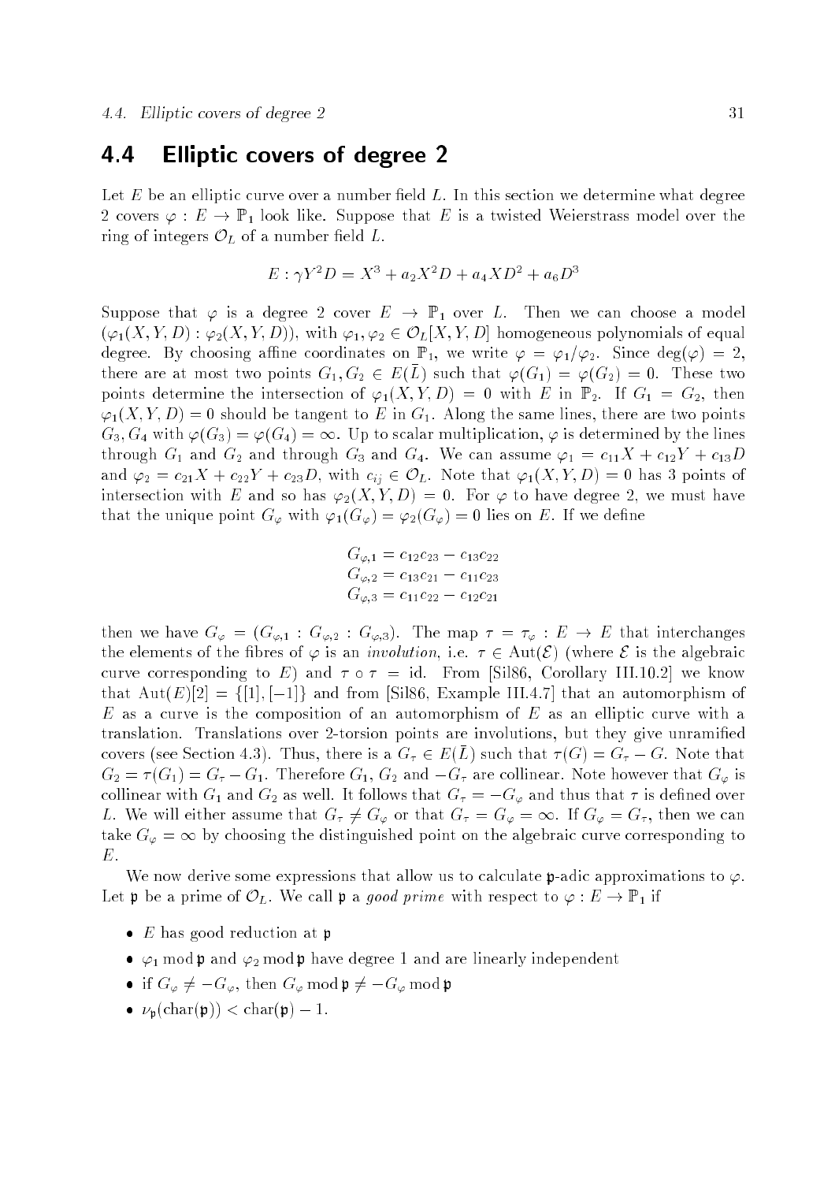## 4.4 Elliptic covers of degree 2

Let $E$ be an elliptic curve over a number field $L$. In this section we determine what degree 2 covers $\varphi : E \to \mathbb{P}_1$ look like. Suppose that $E$ is a twisted Weierstrass model over the ring of integers $\mathcal{O}_L$ of a number field $L$.

$$E : \gamma Y^2 D = X^3 + a_2 X^2 D + a_4 X D^2 + a_6 D^3$$

Suppose that $\varphi$ is a degree 2 cover $E \to \mathbb{P}_1$ over $L$. Then we can choose a model $(\varphi_1(X,Y,D) : \varphi_2(X,Y,D))$, with $\varphi_1, \varphi_2 \in \mathcal{O}_L[X,Y,D]$ homogeneous polynomials of equal degree. By choosing affine coordinates on $\mathbb{P}_1$, we write $\varphi = \varphi_1/\varphi_2$. Since $\deg(\varphi) = 2$, there are at most two points $G_1, G_2 \in E(\bar{L})$ such that $\varphi(G_1) = \varphi(G_2) = 0$. These two points determine the intersection of $\varphi_1(X,Y,D) = 0$ with $E$ in $\mathbb{P}_2$. If $G_1 = G_2$, then $\varphi_1(X,Y,D) = 0$ should be tangent to $E$ in $G_1$. Along the same lines, there are two points $G_3, G_4$ with $\varphi(G_3) = \varphi(G_4) = \infty$. Up to scalar multiplication, $\varphi$ is determined by the lines through $G_1$ and $G_2$ and through $G_3$ and $G_4$. We can assume $\varphi_1 = c_{11}X + c_{12}Y + c_{13}D$ and $\varphi_2 = c_{21}X + c_{22}Y + c_{23}D$, with $c_{ij} \in \mathcal{O}_L$. Note that $\varphi_1(X,Y,D) = 0$ has 3 points of intersection with $E$ and so has $\varphi_2(X,Y,D) = 0$. For $\varphi$ to have degree 2, we must have that the unique point $G_\varphi$ with $\varphi_1(G_\varphi) = \varphi_2(G_\varphi) = 0$ lies on $E$. If we define

$$\begin{aligned} G_{\varphi,1} &= c_{12}c_{23} - c_{13}c_{22} \\ G_{\varphi,2} &= c_{13}c_{21} - c_{11}c_{23} \\ G_{\varphi,3} &= c_{11}c_{22} - c_{12}c_{21} \end{aligned}$$

then we have $G_\varphi = (G_{\varphi,1} : G_{\varphi,2} : G_{\varphi,3})$. The map $\tau = \tau_\varphi : E \to E$ that interchanges the elements of the fibres of $\varphi$ is an *involution*, i.e. $\tau \in \mathrm{Aut}(\mathcal{E})$ (where $\mathcal{E}$ is the algebraic curve corresponding to $E$) and $\tau \circ \tau = \mathrm{id}$. From [Sil86, Corollary III.10.2] we know that $\mathrm{Aut}(E)[2] = \{[1], [-1]\}$ and from [Sil86, Example III.4.7] that an automorphism of $E$ as a curve is the composition of an automorphism of $E$ as an elliptic curve with a translation. Translations over 2-torsion points are involutions, but they give unramified covers (see Section 4.3). Thus, there is a $G_\tau \in E(\bar{L})$ such that $\tau(G) = G_\tau - G$. Note that $G_2 = \tau(G_1) = G_\tau - G_1$. Therefore $G_1$, $G_2$ and $-G_\tau$ are collinear. Note however that $G_\varphi$ is collinear with $G_1$ and $G_2$ as well. It follows that $G_\tau = -G_\varphi$ and thus that $\tau$ is defined over $L$. We will either assume that $G_\tau \neq G_\varphi$ or that $G_\tau = G_\varphi = \infty$. If $G_\varphi = G_\tau$, then we can take $G_\varphi = \infty$ by choosing the distinguished point on the algebraic curve corresponding to $E$.

We now derive some expressions that allow us to calculate $\mathfrak{p}$-adic approximations to $\varphi$. Let $\mathfrak{p}$ be a prime of $\mathcal{O}_L$. We call $\mathfrak{p}$ a *good prime* with respect to $\varphi : E \to \mathbb{P}_1$ if

- $E$ has good reduction at $\mathfrak{p}$
- $\varphi_1 \bmod \mathfrak{p}$ and $\varphi_2 \bmod \mathfrak{p}$ have degree 1 and are linearly independent
- if $G_\varphi \neq -G_\varphi$, then $G_\varphi \bmod \mathfrak{p} \neq -G_\varphi \bmod \mathfrak{p}$
- $\nu_{\mathfrak{p}}(\mathrm{char}(\mathfrak{p})) < \mathrm{char}(\mathfrak{p}) - 1$.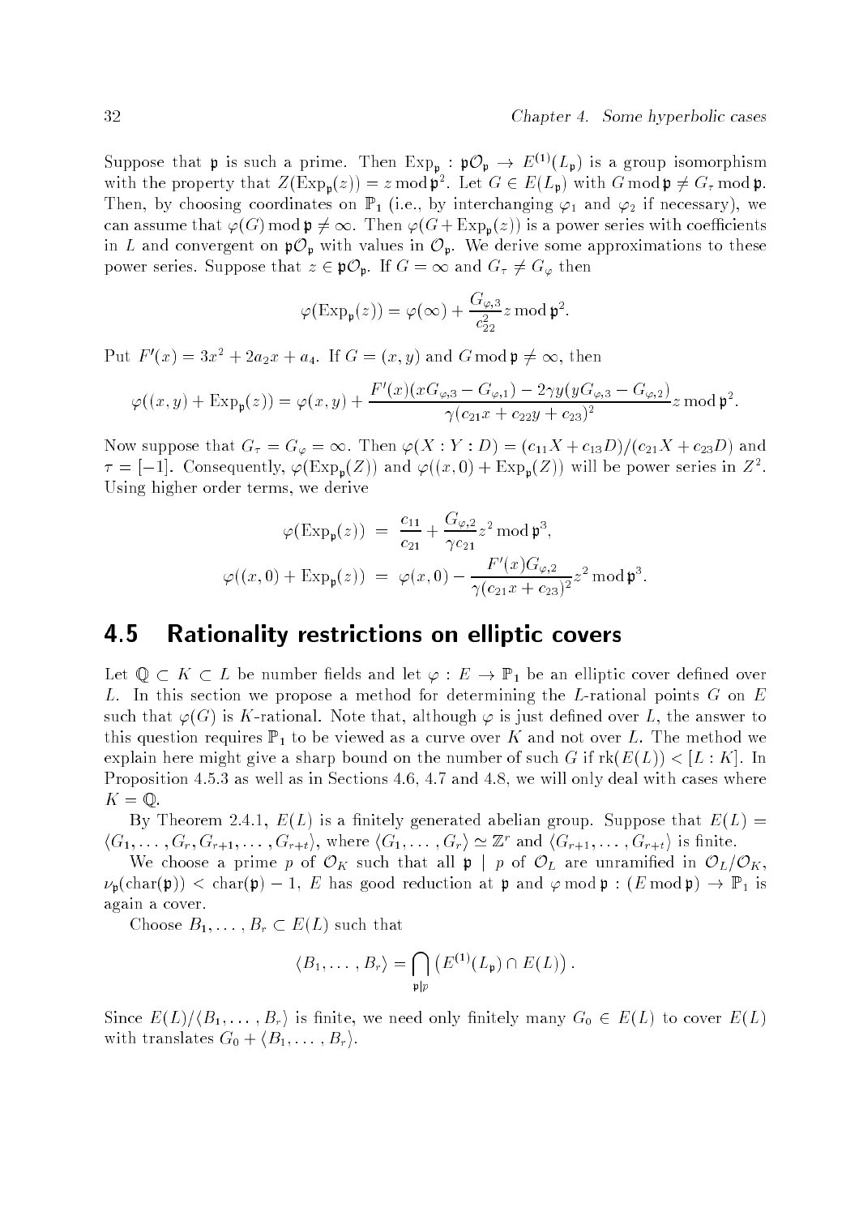Suppose that $\mathfrak{p}$ is such a prime. Then $\mathrm{Exp}_\mathfrak{p} : \mathfrak{p}\mathcal{O}_\mathfrak{p} \to E^{(1)}(L_\mathfrak{p})$ is a group isomorphism with the property that $Z(\mathrm{Exp}_\mathfrak{p}(z)) = z \bmod \mathfrak{p}^2$. Let $G \in E(L_\mathfrak{p})$ with $G \bmod \mathfrak{p} \neq G_\tau \bmod \mathfrak{p}$. Then, by choosing coordinates on $\mathbb{P}_1$ (i.e., by interchanging $\varphi_1$ and $\varphi_2$ if necessary), we can assume that $\varphi(G) \bmod \mathfrak{p} \neq \infty$. Then $\varphi(G + \mathrm{Exp}_\mathfrak{p}(z))$ is a power series with coefficients in $L$ and convergent on $\mathfrak{p}\mathcal{O}_\mathfrak{p}$ with values in $\mathcal{O}_\mathfrak{p}$. We derive some approximations to these power series. Suppose that $z \in \mathfrak{p}\mathcal{O}_\mathfrak{p}$. If $G = \infty$ and $G_\tau \neq G_\varphi$ then

$$\varphi(\mathrm{Exp}_\mathfrak{p}(z)) = \varphi(\infty) + \frac{G_{\varphi,3}}{c_{22}^2} z \bmod \mathfrak{p}^2.$$

Put $F'(x) = 3x^2 + 2a_2 x + a_4$. If $G = (x, y)$ and $G \bmod \mathfrak{p} \neq \infty$, then

$$\varphi((x,y) + \mathrm{Exp}_\mathfrak{p}(z)) = \varphi(x,y) + \frac{F'(x)(xG_{\varphi,3} - G_{\varphi,1}) - 2\gamma y(yG_{\varphi,3} - G_{\varphi,2})}{\gamma(c_{21}x + c_{22}y + c_{23})^2} z \bmod \mathfrak{p}^2.$$

Now suppose that $G_\tau = G_\varphi = \infty$. Then $\varphi(X : Y : D) = (c_{11}X + c_{13}D)/(c_{21}X + c_{23}D)$ and $\tau = [-1]$. Consequently, $\varphi(\mathrm{Exp}_\mathfrak{p}(Z))$ and $\varphi((x, 0) + \mathrm{Exp}_\mathfrak{p}(Z))$ will be power series in $Z^2$. Using higher order terms, we derive

$$\begin{aligned}
\varphi(\mathrm{Exp}_\mathfrak{p}(z)) &= \frac{c_{11}}{c_{21}} + \frac{G_{\varphi,2}}{\gamma c_{21}} z^2 \bmod \mathfrak{p}^3, \\
\varphi((x,0) + \mathrm{Exp}_\mathfrak{p}(z)) &= \varphi(x,0) - \frac{F'(x)G_{\varphi,2}}{\gamma(c_{21}x + c_{23})^2} z^2 \bmod \mathfrak{p}^3.
\end{aligned}$$

## 4.5 Rationality restrictions on elliptic covers

Let $\mathbb{Q} \subset K \subset L$ be number fields and let $\varphi : E \to \mathbb{P}_1$ be an elliptic cover defined over $L$. In this section we propose a method for determining the $L$-rational points $G$ on $E$ such that $\varphi(G)$ is $K$-rational. Note that, although $\varphi$ is just defined over $L$, the answer to this question requires $\mathbb{P}_1$ to be viewed as a curve over $K$ and not over $L$. The method we explain here might give a sharp bound on the number of such $G$ if $\mathrm{rk}(E(L)) < [L : K]$. In Proposition 4.5.3 as well as in Sections 4.6, 4.7 and 4.8, we will only deal with cases where $K = \mathbb{Q}$.

By Theorem 2.4.1, $E(L)$ is a finitely generated abelian group. Suppose that $E(L) = \langle G_1, \ldots, G_r, G_{r+1}, \ldots, G_{r+t} \rangle$, where $\langle G_1, \ldots, G_r \rangle \simeq \mathbb{Z}^r$ and $\langle G_{r+1}, \ldots, G_{r+t} \rangle$ is finite.

We choose a prime $p$ of $\mathcal{O}_K$ such that all $\mathfrak{p} \mid p$ of $\mathcal{O}_L$ are unramified in $\mathcal{O}_L/\mathcal{O}_K$, $\nu_\mathfrak{p}(\mathrm{char}(\mathfrak{p})) < \mathrm{char}(\mathfrak{p}) - 1$, $E$ has good reduction at $\mathfrak{p}$ and $\varphi \bmod \mathfrak{p} : (E \bmod \mathfrak{p}) \to \mathbb{P}_1$ is again a cover.

Choose $B_1, \ldots, B_r \subset E(L)$ such that

$$\langle B_1, \ldots, B_r \rangle = \bigcap_{\mathfrak{p} \mid p} \left( E^{(1)}(L_\mathfrak{p}) \cap E(L) \right).$$

Since $E(L)/\langle B_1, \ldots, B_r \rangle$ is finite, we need only finitely many $G_0 \in E(L)$ to cover $E(L)$ with translates $G_0 + \langle B_1, \ldots, B_r \rangle$.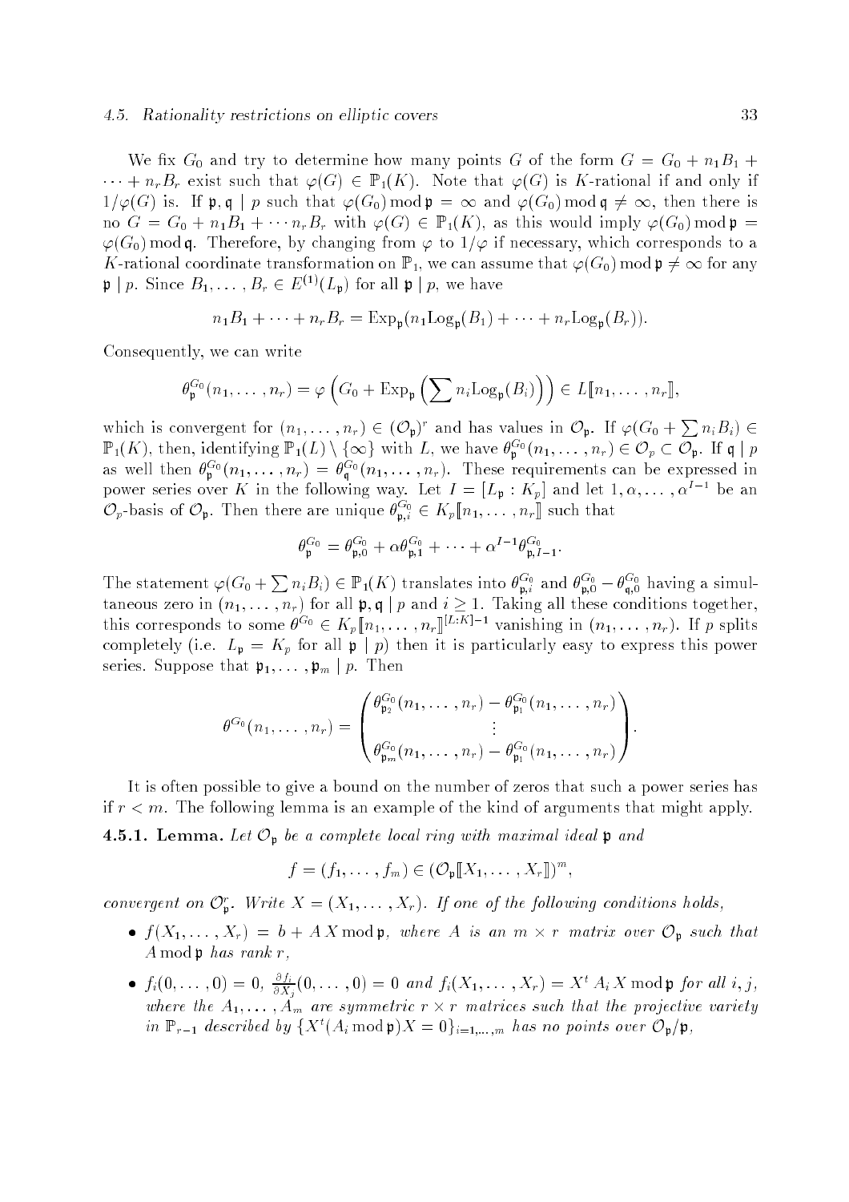We fix $G_0$ and try to determine how many points $G$ of the form $G = G_0 + n_1 B_1 + \cdots + n_r B_r$ exist such that $\varphi(G) \in \mathbb{P}_1(K)$. Note that $\varphi(G)$ is $K$-rational if and only if $1/\varphi(G)$ is. If $\mathfrak{p}, \mathfrak{q} \mid p$ such that $\varphi(G_0) \bmod \mathfrak{p} = \infty$ and $\varphi(G_0) \bmod \mathfrak{q} \neq \infty$, then there is no $G = G_0 + n_1 B_1 + \cdots n_r B_r$ with $\varphi(G) \in \mathbb{P}_1(K)$, as this would imply $\varphi(G_0) \bmod \mathfrak{p} = \varphi(G_0) \bmod \mathfrak{q}$. Therefore, by changing from $\varphi$ to $1/\varphi$ if necessary, which corresponds to a $K$-rational coordinate transformation on $\mathbb{P}_1$, we can assume that $\varphi(G_0) \bmod \mathfrak{p} \neq \infty$ for any $\mathfrak{p} \mid p$. Since $B_1, \ldots, B_r \in E^{(1)}(L_\mathfrak{p})$ for all $\mathfrak{p} \mid p$, we have

$$n_1 B_1 + \cdots + n_r B_r = \mathrm{Exp}_\mathfrak{p}(n_1 \mathrm{Log}_\mathfrak{p}(B_1) + \cdots + n_r \mathrm{Log}_\mathfrak{p}(B_r)).$$

Consequently, we can write

$$\theta_\mathfrak{p}^{G_0}(n_1, \ldots, n_r) = \varphi\left(G_0 + \mathrm{Exp}_\mathfrak{p}\left(\sum n_i \mathrm{Log}_\mathfrak{p}(B_i)\right)\right) \in L[\![n_1, \ldots, n_r]\!],$$

which is convergent for $(n_1, \ldots, n_r) \in (\mathcal{O}_\mathfrak{p})^r$ and has values in $\mathcal{O}_\mathfrak{p}$. If $\varphi(G_0 + \sum n_i B_i) \in \mathbb{P}_1(K)$, then, identifying $\mathbb{P}_1(L) \setminus \{\infty\}$ with $L$, we have $\theta_\mathfrak{p}^{G_0}(n_1, \ldots, n_r) \in \mathcal{O}_p \subset \mathcal{O}_\mathfrak{p}$. If $\mathfrak{q} \mid p$ as well then $\theta_\mathfrak{p}^{G_0}(n_1, \ldots, n_r) = \theta_\mathfrak{q}^{G_0}(n_1, \ldots, n_r)$. These requirements can be expressed in power series over $K$ in the following way. Let $I = [L_\mathfrak{p} : K_p]$ and let $1, \alpha, \ldots, \alpha^{I-1}$ be an $\mathcal{O}_p$-basis of $\mathcal{O}_\mathfrak{p}$. Then there are unique $\theta_{\mathfrak{p},i}^{G_0} \in K_p[\![n_1, \ldots, n_r]\!]$ such that

$$\theta_\mathfrak{p}^{G_0} = \theta_{\mathfrak{p},0}^{G_0} + \alpha \theta_{\mathfrak{p},1}^{G_0} + \cdots + \alpha^{I-1} \theta_{\mathfrak{p},I-1}^{G_0}.$$

The statement $\varphi(G_0 + \sum n_i B_i) \in \mathbb{P}_1(K)$ translates into $\theta_{\mathfrak{p},i}^{G_0}$ and $\theta_{\mathfrak{p},0}^{G_0} - \theta_{\mathfrak{q},0}^{G_0}$ having a simultaneous zero in $(n_1, \ldots, n_r)$ for all $\mathfrak{p}, \mathfrak{q} \mid p$ and $i \geq 1$. Taking all these conditions together, this corresponds to some $\theta^{G_0} \in K_p[\![n_1, \ldots, n_r]\!]^{[L:K]-1}$ vanishing in $(n_1, \ldots, n_r)$. If $p$ splits completely (i.e. $L_\mathfrak{p} = K_p$ for all $\mathfrak{p} \mid p$) then it is particularly easy to express this power series. Suppose that $\mathfrak{p}_1, \ldots, \mathfrak{p}_m \mid p$. Then

$$\theta^{G_0}(n_1, \ldots, n_r) = \begin{pmatrix} \theta_{\mathfrak{p}_2}^{G_0}(n_1, \ldots, n_r) - \theta_{\mathfrak{p}_1}^{G_0}(n_1, \ldots, n_r) \\ \vdots \\ \theta_{\mathfrak{p}_m}^{G_0}(n_1, \ldots, n_r) - \theta_{\mathfrak{p}_1}^{G_0}(n_1, \ldots, n_r) \end{pmatrix}.$$

It is often possible to give a bound on the number of zeros that such a power series has if $r < m$. The following lemma is an example of the kind of arguments that might apply.

**4.5.1. Lemma.** *Let $\mathcal{O}_\mathfrak{p}$ be a complete local ring with maximal ideal $\mathfrak{p}$ and*

$$f = (f_1, \ldots, f_m) \in (\mathcal{O}_\mathfrak{p}[\![X_1, \ldots, X_r]\!])^m,$$

*convergent on $\mathcal{O}_\mathfrak{p}^r$. Write $X = (X_1, \ldots, X_r)$. If one of the following conditions holds,*

- *$f(X_1, \ldots, X_r) = b + A\,X \bmod \mathfrak{p}$, where $A$ is an $m \times r$ matrix over $\mathcal{O}_\mathfrak{p}$ such that $A \bmod \mathfrak{p}$ has rank $r$,*
- *$f_i(0, \ldots, 0) = 0$, $\frac{\partial f_i}{\partial X_j}(0, \ldots, 0) = 0$ and $f_i(X_1, \ldots, X_r) = X^t A_i X \bmod \mathfrak{p}$ for all $i, j$, where the $A_1, \ldots, A_m$ are symmetric $r \times r$ matrices such that the projective variety in $\mathbb{P}_{r-1}$ described by $\{X^t (A_i \bmod \mathfrak{p}) X = 0\}_{i=1,\ldots,m}$ has no points over $\mathcal{O}_\mathfrak{p}/\mathfrak{p}$,*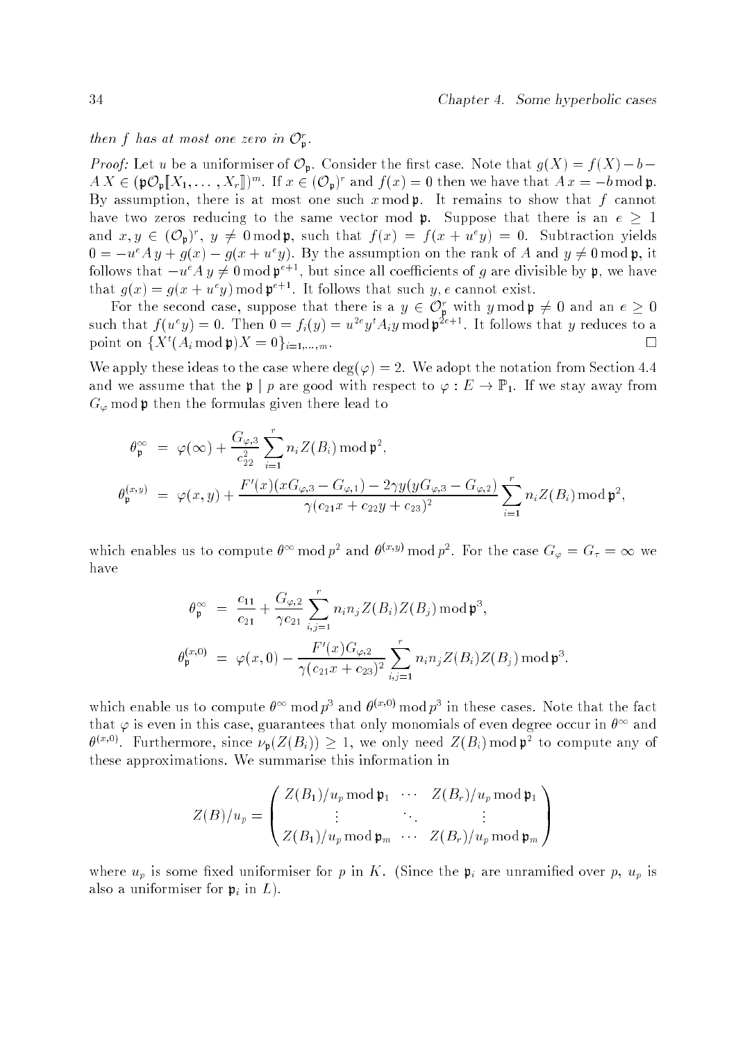*then $f$ has at most one zero in $\mathcal{O}_\mathfrak{p}^r$.*

*Proof:* Let $u$ be a uniformiser of $\mathcal{O}_\mathfrak{p}$. Consider the first case. Note that $g(X) = f(X) - b - AX \in (\mathfrak{p}\mathcal{O}_\mathfrak{p}[\![X_1, \ldots, X_r]\!])^m$. If $x \in (\mathcal{O}_\mathfrak{p})^r$ and $f(x) = 0$ then we have that $Ax = -b \bmod \mathfrak{p}$. By assumption, there is at most one such $x \bmod \mathfrak{p}$. It remains to show that $f$ cannot have two zeros reducing to the same vector mod $\mathfrak{p}$. Suppose that there is an $e \geq 1$ and $x, y \in (\mathcal{O}_\mathfrak{p})^r$, $y \neq 0 \bmod \mathfrak{p}$, such that $f(x) = f(x + u^e y) = 0$. Subtraction yields $0 = -u^e A y + g(x) - g(x + u^e y)$. By the assumption on the rank of $A$ and $y \neq 0 \bmod \mathfrak{p}$, it follows that $-u^e A y \neq 0 \bmod \mathfrak{p}^{e+1}$, but since all coefficients of $g$ are divisible by $\mathfrak{p}$, we have that $g(x) = g(x + u^e y) \bmod \mathfrak{p}^{e+1}$. It follows that such $y, e$ cannot exist.

For the second case, suppose that there is a $y \in \mathcal{O}_\mathfrak{p}^r$ with $y \bmod \mathfrak{p} \neq 0$ and an $e \geq 0$ such that $f(u^e y) = 0$. Then $0 = f_i(y) = u^{2e} y^t A_i y \bmod \mathfrak{p}^{2e+1}$. It follows that $y$ reduces to a point on $\{X^t (A_i \bmod \mathfrak{p}) X = 0\}_{i=1,\ldots,m}$. $\square$

We apply these ideas to the case where $\deg(\varphi) = 2$. We adopt the notation from Section 4.4 and we assume that the $\mathfrak{p} \mid p$ are good with respect to $\varphi : E \to \mathbb{P}_1$. If we stay away from $G_\varphi \bmod \mathfrak{p}$ then the formulas given there lead to

$$
\begin{aligned}
\theta_\mathfrak{p}^\infty &= \varphi(\infty) + \frac{G_{\varphi,3}}{c_{22}^2} \sum_{i=1}^r n_i Z(B_i) \bmod \mathfrak{p}^2, \\
\theta_\mathfrak{p}^{(x,y)} &= \varphi(x,y) + \frac{F'(x)(xG_{\varphi,3} - G_{\varphi,1}) - 2\gamma y(yG_{\varphi,3} - G_{\varphi,2})}{\gamma(c_{21}x + c_{22}y + c_{23})^2} \sum_{i=1}^r n_i Z(B_i) \bmod \mathfrak{p}^2,
\end{aligned}
$$

which enables us to compute $\theta^\infty \bmod p^2$ and $\theta^{(x,y)} \bmod p^2$. For the case $G_\varphi = G_\tau = \infty$ we have

$$
\begin{aligned}
\theta_\mathfrak{p}^\infty &= \frac{c_{11}}{c_{21}} + \frac{G_{\varphi,2}}{\gamma c_{21}} \sum_{i,j=1}^r n_i n_j Z(B_i) Z(B_j) \bmod \mathfrak{p}^3, \\
\theta_\mathfrak{p}^{(x,0)} &= \varphi(x,0) - \frac{F'(x) G_{\varphi,2}}{\gamma(c_{21}x + c_{23})^2} \sum_{i,j=1}^r n_i n_j Z(B_i) Z(B_j) \bmod \mathfrak{p}^3.
\end{aligned}
$$

which enable us to compute $\theta^\infty \bmod p^3$ and $\theta^{(x,0)} \bmod p^3$ in these cases. Note that the fact that $\varphi$ is even in this case, guarantees that only monomials of even degree occur in $\theta^\infty$ and $\theta^{(x,0)}$. Furthermore, since $\nu_\mathfrak{p}(Z(B_i)) \geq 1$, we only need $Z(B_i) \bmod \mathfrak{p}^2$ to compute any of these approximations. We summarise this information in

$$
Z(B)/u_p = \begin{pmatrix} Z(B_1)/u_p \bmod \mathfrak{p}_1 & \cdots & Z(B_r)/u_p \bmod \mathfrak{p}_1 \\ \vdots & \ddots & \vdots \\ Z(B_1)/u_p \bmod \mathfrak{p}_m & \cdots & Z(B_r)/u_p \bmod \mathfrak{p}_m \end{pmatrix}
$$

where $u_p$ is some fixed uniformiser for $p$ in $K$. (Since the $\mathfrak{p}_i$ are unramified over $p$, $u_p$ is also a uniformiser for $\mathfrak{p}_i$ in $L$).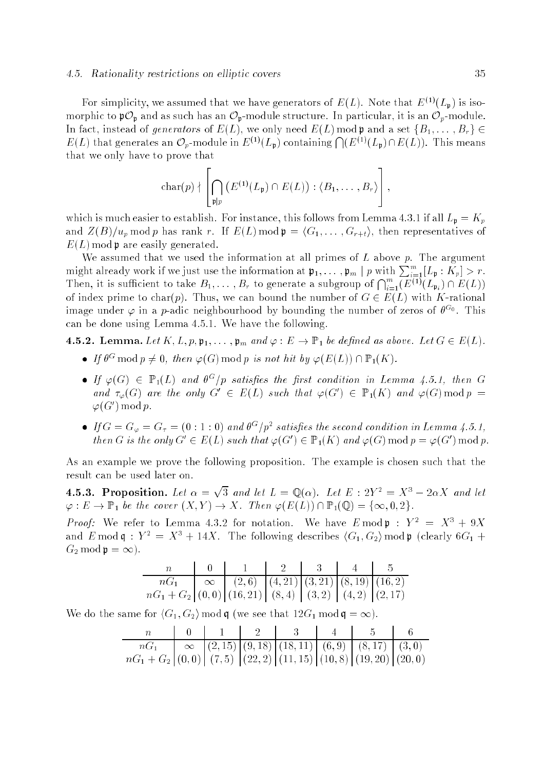For simplicity, we assumed that we have generators of $E(L)$. Note that $E^{(1)}(L_\mathfrak{p})$ is isomorphic to $\mathfrak{p}\mathcal{O}_\mathfrak{p}$ and as such has an $\mathcal{O}_\mathfrak{p}$-module structure. In particular, it is an $\mathcal{O}_p$-module. In fact, instead of *generators* of $E(L)$, we only need $E(L) \bmod \mathfrak{p}$ and a set $\{B_1, \ldots, B_r\} \in E(L)$ that generates an $\mathcal{O}_p$-module in $E^{(1)}(L_\mathfrak{p})$ containing $\bigcap (E^{(1)}(L_\mathfrak{p}) \cap E(L))$. This means that we only have to prove that

$$\operatorname{char}(p) \nmid \left[ \bigcap_{\mathfrak{p}|p} \left(E^{(1)}(L_\mathfrak{p}) \cap E(L)\right) : \langle B_1, \ldots, B_r \rangle \right],$$

which is much easier to establish. For instance, this follows from Lemma 4.3.1 if all $L_\mathfrak{p} = K_p$ and $Z(B)/u_p \bmod p$ has rank $r$. If $E(L) \bmod \mathfrak{p} = \langle G_1, \ldots, G_{r+t} \rangle$, then representatives of $E(L) \bmod \mathfrak{p}$ are easily generated.

We assumed that we used the information at all primes of $L$ above $p$. The argument might already work if we just use the information at $\mathfrak{p}_1, \ldots, \mathfrak{p}_m \mid p$ with $\sum_{i=1}^m [L_\mathfrak{p} : K_p] > r$. Then, it is sufficient to take $B_1, \ldots, B_r$ to generate a subgroup of $\bigcap_{i=1}^m (E^{(1)}(L_{\mathfrak{p}_i}) \cap E(L))$ of index prime to $\operatorname{char}(p)$. Thus, we can bound the number of $G \in E(L)$ with $K$-rational image under $\varphi$ in a $p$-adic neighbourhood by bounding the number of zeros of $\theta^{G_0}$. This can be done using Lemma 4.5.1. We have the following.

**4.5.2. Lemma.** *Let $K, L, p, \mathfrak{p}_1, \ldots, \mathfrak{p}_m$ and $\varphi : E \to \mathbb{P}_1$ be defined as above. Let $G \in E(L)$.*

- *If $\theta^G \bmod p \neq 0$, then $\varphi(G) \bmod p$ is not hit by $\varphi(E(L)) \cap \mathbb{P}_1(K)$.*
- *If $\varphi(G) \in \mathbb{P}_1(L)$ and $\theta^G/p$ satisfies the first condition in Lemma 4.5.1, then $G$ and $\tau_\varphi(G)$ are the only $G' \in E(L)$ such that $\varphi(G') \in \mathbb{P}_1(K)$ and $\varphi(G) \bmod p = \varphi(G') \bmod p$.*
- *If $G = G_\varphi = G_\tau = (0:1:0)$ and $\theta^G/p^2$ satisfies the second condition in Lemma 4.5.1, then $G$ is the only $G' \in E(L)$ such that $\varphi(G') \in \mathbb{P}_1(K)$ and $\varphi(G) \bmod p = \varphi(G') \bmod p$.*

As an example we prove the following proposition. The example is chosen such that the result can be used later on.

**4.5.3. Proposition.** *Let $\alpha = \sqrt{3}$ and let $L = \mathbb{Q}(\alpha)$. Let $E : 2Y^2 = X^3 - 2\alpha X$ and let $\varphi : E \to \mathbb{P}_1$ be the cover $(X, Y) \to X$. Then $\varphi(E(L)) \cap \mathbb{P}_1(\mathbb{Q}) = \{\infty, 0, 2\}$.*

*Proof:* We refer to Lemma 4.3.2 for notation. We have $E \bmod \mathfrak{p} : Y^2 = X^3 + 9X$ and $E \bmod \mathfrak{q} : Y^2 = X^3 + 14X$. The following describes $\langle G_1, G_2 \rangle \bmod \mathfrak{p}$ (clearly $6G_1 + G_2 \bmod \mathfrak{p} = \infty$).

| $n$ | 0 | 1 | 2 | 3 | 4 | 5 |
|---|---|---|---|---|---|---|
| $nG_1$ | $\infty$ | $(2,6)$ | $(4,21)$ | $(3,21)$ | $(8,19)$ | $(16,2)$ |
| $nG_1 + G_2$ | $(0,0)$ | $(16,21)$ | $(8,4)$ | $(3,2)$ | $(4,2)$ | $(2,17)$ |

We do the same for $\langle G_1, G_2 \rangle \bmod \mathfrak{q}$ (we see that $12G_1 \bmod \mathfrak{q} = \infty$).

| $n$ | 0 | 1 | 2 | 3 | 4 | 5 | 6 |
|---|---|---|---|---|---|---|---|
| $nG_1$ | $\infty$ | $(2,15)$ | $(9,18)$ | $(18,11)$ | $(6,9)$ | $(8,17)$ | $(3,0)$ |
| $nG_1 + G_2$ | $(0,0)$ | $(7,5)$ | $(22,2)$ | $(11,15)$ | $(10,8)$ | $(19,20)$ | $(20,0)$ |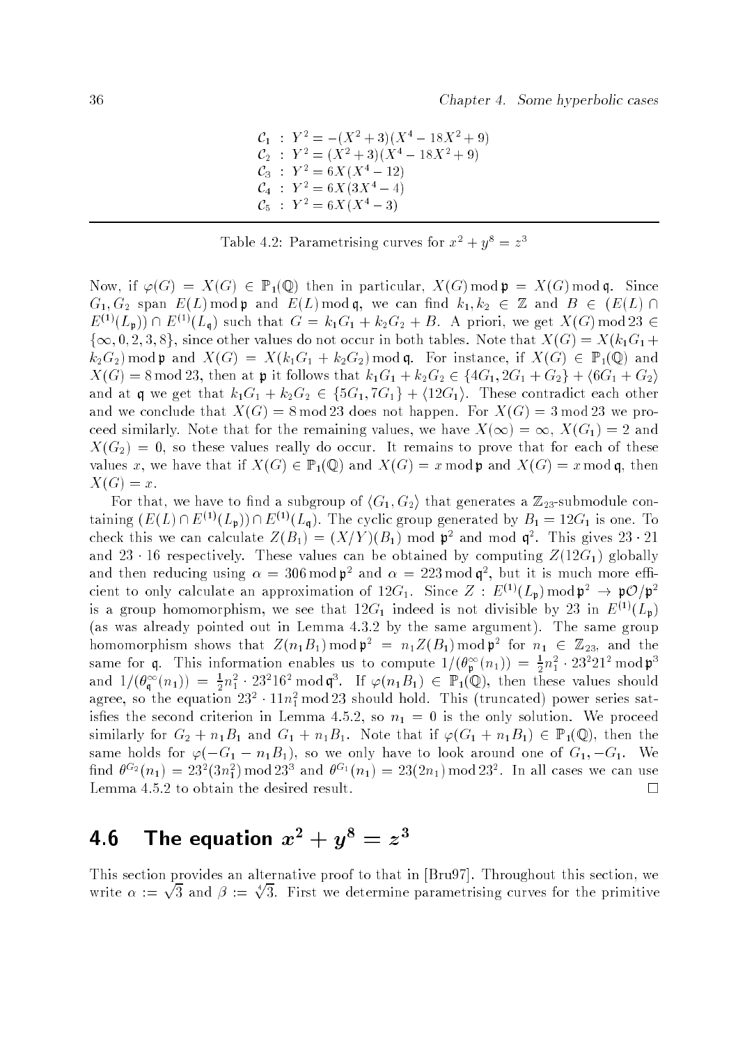$$
\begin{aligned}
\mathcal{C}_1 &: Y^2 = -(X^2+3)(X^4-18X^2+9)\\
\mathcal{C}_2 &: Y^2 = (X^2+3)(X^4-18X^2+9)\\
\mathcal{C}_3 &: Y^2 = 6X(X^4-12)\\
\mathcal{C}_4 &: Y^2 = 6X(3X^4-4)\\
\mathcal{C}_5 &: Y^2 = 6X(X^4-3)
\end{aligned}
$$

Table 4.2: Parametrising curves for $x^2+y^8=z^3$

Now, if $\varphi(G) = X(G) \in \mathbb{P}_1(\mathbb{Q})$ then in particular, $X(G) \bmod \mathfrak{p} = X(G) \bmod \mathfrak{q}$. Since $G_1, G_2$ span $E(L) \bmod \mathfrak{p}$ and $E(L) \bmod \mathfrak{q}$, we can find $k_1, k_2 \in \mathbb{Z}$ and $B \in (E(L) \cap E^{(1)}(L_\mathfrak{p})) \cap E^{(1)}(L_\mathfrak{q})$ such that $G = k_1G_1 + k_2G_2 + B$. A priori, we get $X(G) \bmod 23 \in \{\infty, 0, 2, 3, 8\}$, since other values do not occur in both tables. Note that $X(G) = X(k_1G_1 + k_2G_2) \bmod \mathfrak{p}$ and $X(G) = X(k_1G_1+k_2G_2) \bmod \mathfrak{q}$. For instance, if $X(G) \in \mathbb{P}_1(\mathbb{Q})$ and $X(G) = 8 \bmod 23$, then at $\mathfrak{p}$ it follows that $k_1G_1 + k_2G_2 \in \{4G_1, 2G_1+G_2\} + \langle 6G_1 + G_2\rangle$ and at $\mathfrak{q}$ we get that $k_1G_1 + k_2G_2 \in \{5G_1, 7G_1\} + \langle 12G_1\rangle$. These contradict each other and we conclude that $X(G) = 8 \bmod 23$ does not happen. For $X(G) = 3 \bmod 23$ we proceed similarly. Note that for the remaining values, we have $X(\infty) = \infty$, $X(G_1) = 2$ and $X(G_2) = 0$, so these values really do occur. It remains to prove that for each of these values $x$, we have that if $X(G) \in \mathbb{P}_1(\mathbb{Q})$ and $X(G) = x \bmod \mathfrak{p}$ and $X(G) = x \bmod \mathfrak{q}$, then $X(G) = x$.

For that, we have to find a subgroup of $\langle G_1, G_2\rangle$ that generates a $\mathbb{Z}_{23}$-submodule containing $(E(L) \cap E^{(1)}(L_\mathfrak{p})) \cap E^{(1)}(L_\mathfrak{q})$. The cyclic group generated by $B_1 = 12G_1$ is one. To check this we can calculate $Z(B_1) = (X/Y)(B_1) \bmod \mathfrak{p}^2$ and mod $\mathfrak{q}^2$. This gives $23 \cdot 21$ and $23 \cdot 16$ respectively. These values can be obtained by computing $Z(12G_1)$ globally and then reducing using $\alpha = 306 \bmod \mathfrak{p}^2$ and $\alpha = 223 \bmod \mathfrak{q}^2$, but it is much more efficient to only calculate an approximation of $12G_1$. Since $Z: E^{(1)}(L_\mathfrak{p}) \bmod \mathfrak{p}^2 \to \mathfrak{p}\mathcal{O}/\mathfrak{p}^2$ is a group homomorphism, we see that $12G_1$ indeed is not divisible by 23 in $E^{(1)}(L_\mathfrak{p})$ (as was already pointed out in Lemma 4.3.2 by the same argument). The same group homomorphism shows that $Z(n_1B_1) \bmod \mathfrak{p}^2 = n_1Z(B_1) \bmod \mathfrak{p}^2$ for $n_1 \in \mathbb{Z}_{23}$, and the same for $\mathfrak{q}$. This information enables us to compute $1/(\theta^\infty_\mathfrak{p}(n_1)) = \frac{1}{2}n_1^2 \cdot 23^2 21^2 \bmod \mathfrak{p}^3$ and $1/(\theta^\infty_\mathfrak{q}(n_1)) = \frac{1}{2}n_1^2 \cdot 23^2 16^2 \bmod \mathfrak{q}^3$. If $\varphi(n_1B_1) \in \mathbb{P}_1(\mathbb{Q})$, then these values should agree, so the equation $23^2 \cdot 11 n_1^2 \bmod 23$ should hold. This (truncated) power series satisfies the second criterion in Lemma 4.5.2, so $n_1 = 0$ is the only solution. We proceed similarly for $G_2 + n_1B_1$ and $G_1 + n_1B_1$. Note that if $\varphi(G_1 + n_1B_1) \in \mathbb{P}_1(\mathbb{Q})$, then the same holds for $\varphi(-G_1 - n_1B_1)$, so we only have to look around one of $G_1, -G_1$. We find $\theta^{G_2}(n_1) = 23^2(3n_1^2) \bmod 23^3$ and $\theta^{G_1}(n_1) = 23(2n_1) \bmod 23^2$. In all cases we can use Lemma 4.5.2 to obtain the desired result. □

## 4.6 The equation $x^2 + y^8 = z^3$

This section provides an alternative proof to that in [Bru97]. Throughout this section, we write $\alpha := \sqrt{3}$ and $\beta := \sqrt[4]{3}$. First we determine parametrising curves for the primitive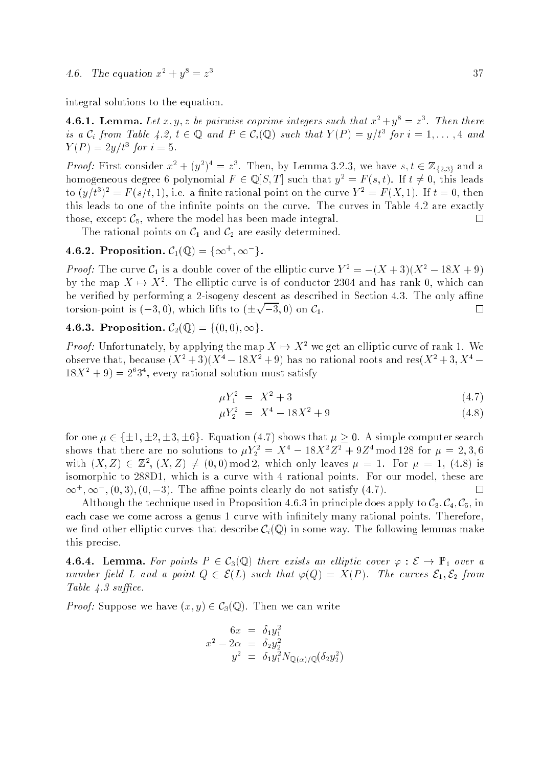integral solutions to the equation.

**4.6.1. Lemma.** *Let $x, y, z$ be pairwise coprime integers such that $x^2 + y^8 = z^3$. Then there is a $\mathcal{C}_i$ from Table 4.2, $t \in \mathbb{Q}$ and $P \in \mathcal{C}_i(\mathbb{Q})$ such that $Y(P) = y/t^3$ for $i = 1, \ldots, 4$ and $Y(P) = 2y/t^3$ for $i = 5$.*

*Proof:* First consider $x^2 + (y^2)^4 = z^3$. Then, by Lemma 3.2.3, we have $s, t \in \mathbb{Z}_{\{2,3\}}$ and a homogeneous degree 6 polynomial $F \in \mathbb{Q}[S, T]$ such that $y^2 = F(s, t)$. If $t \neq 0$, this leads to $(y/t^3)^2 = F(s/t, 1)$, i.e. a finite rational point on the curve $Y^2 = F(X, 1)$. If $t = 0$, then this leads to one of the infinite points on the curve. The curves in Table 4.2 are exactly those, except $\mathcal{C}_5$, where the model has been made integral. □

The rational points on $\mathcal{C}_1$ and $\mathcal{C}_2$ are easily determined.

**4.6.2. Proposition.** $\mathcal{C}_1(\mathbb{Q}) = \{\infty^+, \infty^-\}$.

*Proof:* The curve $\mathcal{C}_1$ is a double cover of the elliptic curve $Y^2 = -(X + 3)(X^2 - 18X + 9)$ by the map $X \mapsto X^2$. The elliptic curve is of conductor 2304 and has rank 0, which can be verified by performing a 2-isogeny descent as described in Section 4.3. The only affine torsion-point is $(-3, 0)$, which lifts to $(\pm\sqrt{-3}, 0)$ on $\mathcal{C}_1$. □

**4.6.3. Proposition.** $\mathcal{C}_2(\mathbb{Q}) = \{(0, 0), \infty\}$.

*Proof:* Unfortunately, by applying the map $X \mapsto X^2$ we get an elliptic curve of rank 1. We observe that, because $(X^2 + 3)(X^4 - 18X^2 + 9)$ has no rational roots and $\mathrm{res}(X^2 + 3, X^4 - 18X^2 + 9) = 2^6 3^4$, every rational solution must satisfy

$$\mu Y_1^2 = X^2 + 3 \tag{4.7}$$

$$\mu Y_2^2 = X^4 - 18X^2 + 9 \tag{4.8}$$

for one $\mu \in \{\pm 1, \pm 2, \pm 3, \pm 6\}$. Equation (4.7) shows that $\mu \geq 0$. A simple computer search shows that there are no solutions to $\mu Y_2^2 = X^4 - 18X^2 Z^2 + 9Z^4 \bmod 128$ for $\mu = 2, 3, 6$ with $(X, Z) \in \mathbb{Z}^2$, $(X, Z) \neq (0, 0) \bmod 2$, which only leaves $\mu = 1$. For $\mu = 1$, (4.8) is isomorphic to 288D1, which is a curve with 4 rational points. For our model, these are $\infty^+, \infty^-, (0, 3), (0, -3)$. The affine points clearly do not satisfy (4.7). □

Although the technique used in Proposition 4.6.3 in principle does apply to $\mathcal{C}_3, \mathcal{C}_4, \mathcal{C}_5$, in each case we come across a genus 1 curve with infinitely many rational points. Therefore, we find other elliptic curves that describe $\mathcal{C}_i(\mathbb{Q})$ in some way. The following lemmas make this precise.

**4.6.4. Lemma.** *For points $P \in \mathcal{C}_3(\mathbb{Q})$ there exists an elliptic cover $\varphi : \mathcal{E} \to \mathbb{P}_1$ over a number field $L$ and a point $Q \in \mathcal{E}(L)$ such that $\varphi(Q) = X(P)$. The curves $\mathcal{E}_1, \mathcal{E}_2$ from Table 4.3 suffice.*

*Proof:* Suppose we have $(x, y) \in \mathcal{C}_3(\mathbb{Q})$. Then we can write

$$\begin{aligned} 6x &= \delta_1 y_1^2 \\ x^2 - 2\alpha &= \delta_2 y_2^2 \\ y^2 &= \delta_1 y_1^2 N_{\mathbb{Q}(\alpha)/\mathbb{Q}}(\delta_2 y_2^2) \end{aligned}$$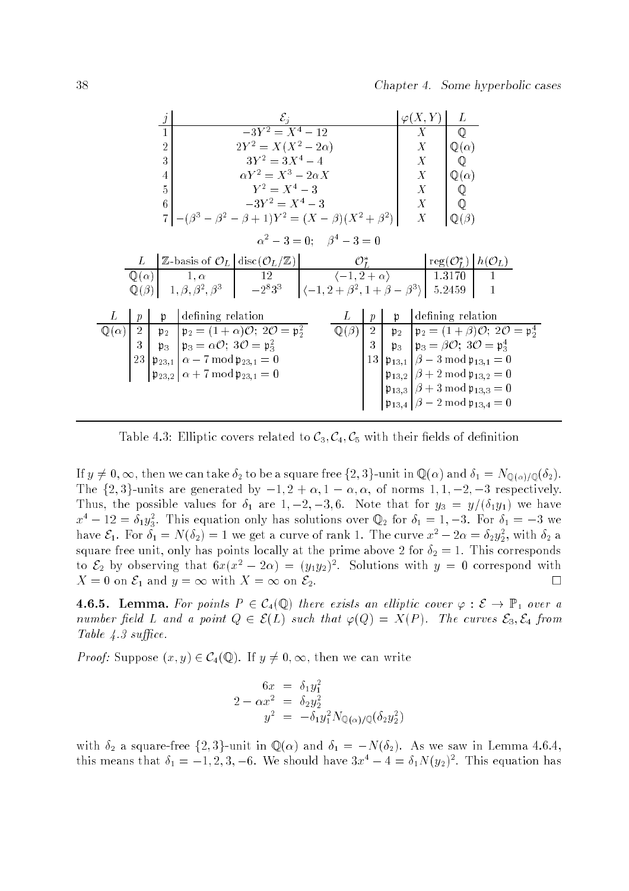| $j$ | $\mathcal{E}_j$ | $\varphi(X,Y)$ | $L$ |
|---|---|---|---|
| 1 | $-3Y^2 = X^4 - 12$ | $X$ | $\mathbb{Q}$ |
| 2 | $2Y^2 = X(X^2 - 2\alpha)$ | $X$ | $\mathbb{Q}(\alpha)$ |
| 3 | $3Y^2 = 3X^4 - 4$ | $X$ | $\mathbb{Q}$ |
| 4 | $\alpha Y^2 = X^3 - 2\alpha X$ | $X$ | $\mathbb{Q}(\alpha)$ |
| 5 | $Y^2 = X^4 - 3$ | $X$ | $\mathbb{Q}$ |
| 6 | $-3Y^2 = X^4 - 3$ | $X$ | $\mathbb{Q}$ |
| 7 | $-(\beta^3 - \beta^2 - \beta + 1)Y^2 = (X - \beta)(X^2 + \beta^2)$ | $X$ | $\mathbb{Q}(\beta)$ |

$$\alpha^2 - 3 = 0; \quad \beta^4 - 3 = 0$$

| $L$ | $\mathbb{Z}$-basis of $\mathcal{O}_L$ | $\mathrm{disc}(\mathcal{O}_L/\mathbb{Z})$ | $\mathcal{O}_L^*$ | $\mathrm{reg}(\mathcal{O}_L^*)$ | $h(\mathcal{O}_L)$ |
|---|---|---|---|---|---|
| $\mathbb{Q}(\alpha)$ | $1, \alpha$ | $12$ | $\langle -1, 2+\alpha \rangle$ | 1.3170 | 1 |
| $\mathbb{Q}(\beta)$ | $1, \beta, \beta^2, \beta^3$ | $-2^8 3^3$ | $\langle -1, 2+\beta^2, 1+\beta-\beta^3 \rangle$ | 5.2459 | 1 |

| $L$ | $p$ | $\mathfrak{p}$ | defining relation |
|---|---|---|---|
| $\mathbb{Q}(\alpha)$ | 2 | $\mathfrak{p}_2$ | $\mathfrak{p}_2 = (1+\alpha)\mathcal{O}$; $2\mathcal{O} = \mathfrak{p}_2^2$ |
| | 3 | $\mathfrak{p}_3$ | $\mathfrak{p}_3 = \alpha\mathcal{O}$; $3\mathcal{O} = \mathfrak{p}_3^2$ |
| | 23 | $\mathfrak{p}_{23,1}$ | $\alpha - 7 \bmod \mathfrak{p}_{23,1} = 0$ |
| | | $\mathfrak{p}_{23,2}$ | $\alpha + 7 \bmod \mathfrak{p}_{23,1} = 0$ |

| $L$ | $p$ | $\mathfrak{p}$ | defining relation |
|---|---|---|---|
| $\mathbb{Q}(\beta)$ | 2 | $\mathfrak{p}_2$ | $\mathfrak{p}_2 = (1+\beta)\mathcal{O}$; $2\mathcal{O} = \mathfrak{p}_2^4$ |
| | 3 | $\mathfrak{p}_3$ | $\mathfrak{p}_3 = \beta\mathcal{O}$; $3\mathcal{O} = \mathfrak{p}_3^4$ |
| | 13 | $\mathfrak{p}_{13,1}$ | $\beta - 3 \bmod \mathfrak{p}_{13,1} = 0$ |
| | | $\mathfrak{p}_{13,2}$ | $\beta + 2 \bmod \mathfrak{p}_{13,2} = 0$ |
| | | $\mathfrak{p}_{13,3}$ | $\beta + 3 \bmod \mathfrak{p}_{13,3} = 0$ |
| | | $\mathfrak{p}_{13,4}$ | $\beta - 2 \bmod \mathfrak{p}_{13,4} = 0$ |

Table 4.3: Elliptic covers related to $\mathcal{C}_3, \mathcal{C}_4, \mathcal{C}_5$ with their fields of definition

If $y \neq 0, \infty$, then we can take $\delta_2$ to be a square free $\{2,3\}$-unit in $\mathbb{Q}(\alpha)$ and $\delta_1 = N_{\mathbb{Q}(\alpha)/\mathbb{Q}}(\delta_2)$. The $\{2,3\}$-units are generated by $-1, 2+\alpha, 1-\alpha, \alpha$, of norms $1, 1, -2, -3$ respectively. Thus, the possible values for $\delta_1$ are $1, -2, -3, 6$. Note that for $y_3 = y/(\delta_1 y_1)$ we have $x^4 - 12 = \delta_1 y_3^2$. This equation only has solutions over $\mathbb{Q}_2$ for $\delta_1 = 1, -3$. For $\delta_1 = -3$ we have $\mathcal{E}_1$. For $\delta_1 = N(\delta_2) = 1$ we get a curve of rank 1. The curve $x^2 - 2\alpha = \delta_2 y_2^2$, with $\delta_2$ a square free unit, only has points locally at the prime above 2 for $\delta_2 = 1$. This corresponds to $\mathcal{E}_2$ by observing that $6x(x^2 - 2\alpha) = (y_1 y_2)^2$. Solutions with $y = 0$ correspond with $X = 0$ on $\mathcal{E}_1$ and $y = \infty$ with $X = \infty$ on $\mathcal{E}_2$. $\square$

**4.6.5. Lemma.** *For points $P \in \mathcal{C}_4(\mathbb{Q})$ there exists an elliptic cover $\varphi : \mathcal{E} \to \mathbb{P}_1$ over a number field $L$ and a point $Q \in \mathcal{E}(L)$ such that $\varphi(Q) = X(P)$. The curves $\mathcal{E}_3, \mathcal{E}_4$ from Table 4.3 suffice.*

*Proof:* Suppose $(x, y) \in \mathcal{C}_4(\mathbb{Q})$. If $y \neq 0, \infty$, then we can write

$$\begin{aligned} 6x &= \delta_1 y_1^2 \\ 2 - \alpha x^2 &= \delta_2 y_2^2 \\ y^2 &= -\delta_1 y_1^2 N_{\mathbb{Q}(\alpha)/\mathbb{Q}}(\delta_2 y_2^2) \end{aligned}$$

with $\delta_2$ a square-free $\{2,3\}$-unit in $\mathbb{Q}(\alpha)$ and $\delta_1 = -N(\delta_2)$. As we saw in Lemma 4.6.4, this means that $\delta_1 = -1, 2, 3, -6$. We should have $3x^4 - 4 = \delta_1 N(y_2)^2$. This equation has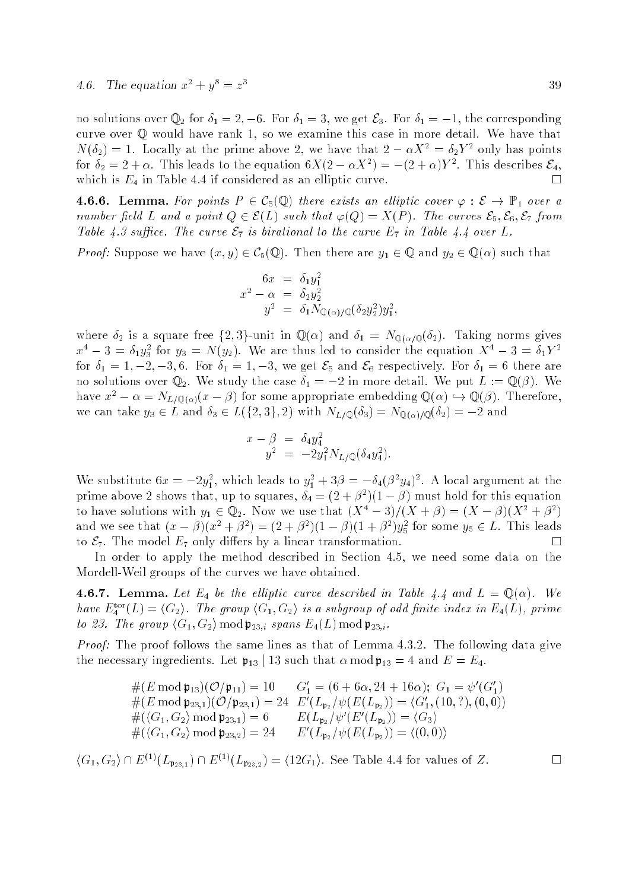no solutions over $\mathbb{Q}_2$ for $\delta_1 = 2, -6$. For $\delta_1 = 3$, we get $\mathcal{E}_3$. For $\delta_1 = -1$, the corresponding curve over $\mathbb{Q}$ would have rank 1, so we examine this case in more detail. We have that $N(\delta_2) = 1$. Locally at the prime above 2, we have that $2 - \alpha X^2 = \delta_2 Y^2$ only has points for $\delta_2 = 2 + \alpha$. This leads to the equation $6X(2 - \alpha X^2) = -(2+\alpha)Y^2$. This describes $\mathcal{E}_4$, which is $E_4$ in Table 4.4 if considered as an elliptic curve. $\square$

**4.6.6. Lemma.** *For points $P \in \mathcal{C}_5(\mathbb{Q})$ there exists an elliptic cover $\varphi : \mathcal{E} \to \mathbb{P}_1$ over a number field $L$ and a point $Q \in \mathcal{E}(L)$ such that $\varphi(Q) = X(P)$. The curves $\mathcal{E}_5, \mathcal{E}_6, \mathcal{E}_7$ from Table 4.3 suffice. The curve $\mathcal{E}_7$ is birational to the curve $E_7$ in Table 4.4 over $L$.*

*Proof:* Suppose we have $(x, y) \in \mathcal{C}_5(\mathbb{Q})$. Then there are $y_1 \in \mathbb{Q}$ and $y_2 \in \mathbb{Q}(\alpha)$ such that

$$\begin{aligned} 6x &= \delta_1 y_1^2 \\ x^2 - \alpha &= \delta_2 y_2^2 \\ y^2 &= \delta_1 N_{\mathbb{Q}(\alpha)/\mathbb{Q}}(\delta_2 y_2^2) y_1^2, \end{aligned}$$

where $\delta_2$ is a square free $\{2,3\}$-unit in $\mathbb{Q}(\alpha)$ and $\delta_1 = N_{\mathbb{Q}(\alpha/\mathbb{Q})}(\delta_2)$. Taking norms gives $x^4 - 3 = \delta_1 y_3^2$ for $y_3 = N(y_2)$. We are thus led to consider the equation $X^4 - 3 = \delta_1 Y^2$ for $\delta_1 = 1, -2, -3, 6$. For $\delta_1 = 1, -3$, we get $\mathcal{E}_5$ and $\mathcal{E}_6$ respectively. For $\delta_1 = 6$ there are no solutions over $\mathbb{Q}_2$. We study the case $\delta_1 = -2$ in more detail. We put $L := \mathbb{Q}(\beta)$. We have $x^2 - \alpha = N_{L/\mathbb{Q}(\alpha)}(x - \beta)$ for some appropriate embedding $\mathbb{Q}(\alpha) \hookrightarrow \mathbb{Q}(\beta)$. Therefore, we can take $y_3 \in L$ and $\delta_3 \in L(\{2,3\}, 2)$ with $N_{L/\mathbb{Q}}(\delta_3) = N_{\mathbb{Q}(\alpha)/\mathbb{Q}}(\delta_2) = -2$ and

$$\begin{aligned} x - \beta &= \delta_4 y_4^2 \\ y^2 &= -2y_1^2 N_{L/\mathbb{Q}}(\delta_4 y_4^2). \end{aligned}$$

We substitute $6x = -2y_1^2$, which leads to $y_1^2 + 3\beta = -\delta_4(\beta^2 y_4)^2$. A local argument at the prime above 2 shows that, up to squares, $\delta_4 = (2+\beta^2)(1-\beta)$ must hold for this equation to have solutions with $y_1 \in \mathbb{Q}_2$. Now we use that $(X^4 - 3)/(X + \beta) = (X - \beta)(X^2 + \beta^2)$ and we see that $(x - \beta)(x^2 + \beta^2) = (2 + \beta^2)(1 - \beta)(1 + \beta^2)y_5^2$ for some $y_5 \in L$. This leads to $\mathcal{E}_7$. The model $E_7$ only differs by a linear transformation. $\square$

In order to apply the method described in Section 4.5, we need some data on the Mordell-Weil groups of the curves we have obtained.

**4.6.7. Lemma.** *Let $E_4$ be the elliptic curve described in Table 4.4 and $L = \mathbb{Q}(\alpha)$. We have $E_4^{\mathrm{tor}}(L) = \langle G_2 \rangle$. The group $\langle G_1, G_2 \rangle$ is a subgroup of odd finite index in $E_4(L)$, prime to 23. The group $\langle G_1, G_2 \rangle \bmod \mathfrak{p}_{23,i}$ spans $E_4(L) \bmod \mathfrak{p}_{23,i}$.*

*Proof:* The proof follows the same lines as that of Lemma 4.3.2. The following data give the necessary ingredients. Let $\mathfrak{p}_{13} \mid 13$ such that $\alpha \bmod \mathfrak{p}_{13} = 4$ and $E = E_4$.

$$\begin{array}{ll} \#(E \bmod \mathfrak{p}_{13})(\mathcal{O}/\mathfrak{p}_{11}) = 10 & G_1' = (6 + 6\alpha, 24 + 16\alpha);\ G_1 = \psi'(G_1') \\ \#(E \bmod \mathfrak{p}_{23,1})(\mathcal{O}/\mathfrak{p}_{23,1}) = 24 & E'(L_{\mathfrak{p}_2}/\psi(E(L_{\mathfrak{p}_2})) = \langle G_1', (10, ?), (0,0) \rangle \\ \#(\langle G_1, G_2 \rangle \bmod \mathfrak{p}_{23,1}) = 6 & E(L_{\mathfrak{p}_2}/\psi'(E'(L_{\mathfrak{p}_2})) = \langle G_3 \rangle \\ \#(\langle G_1, G_2 \rangle \bmod \mathfrak{p}_{23,2}) = 24 & E'(L_{\mathfrak{p}_2}/\psi(E(L_{\mathfrak{p}_2})) = \langle (0,0) \rangle \end{array}$$

$\langle G_1, G_2 \rangle \cap E^{(1)}(L_{\mathfrak{p}_{23,1}}) \cap E^{(1)}(L_{\mathfrak{p}_{23,2}}) = \langle 12 G_1 \rangle$. See Table 4.4 for values of $Z$. $\square$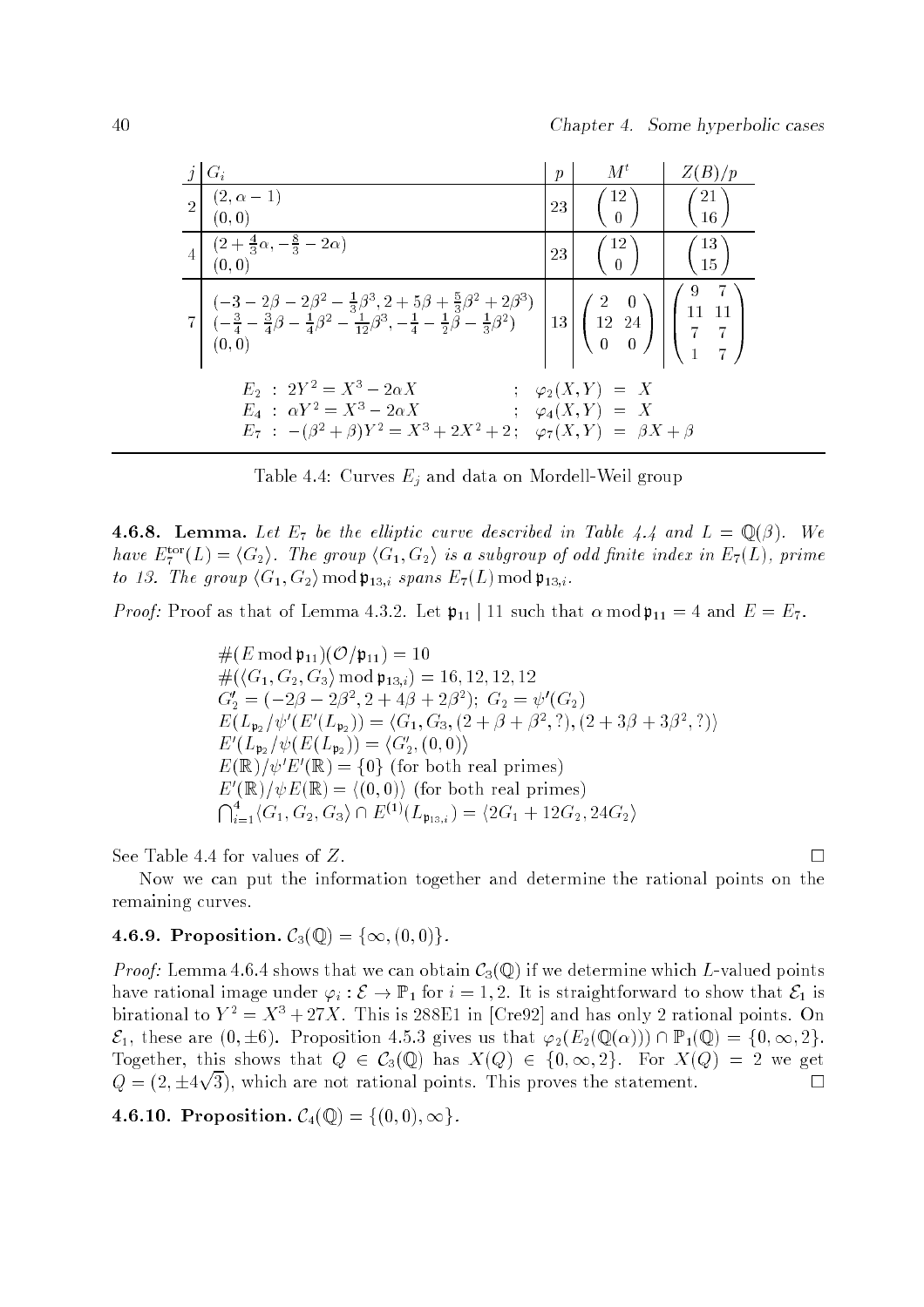| $j$ | $G_i$ | $p$ | $M^t$ | $Z(B)/p$ |
|---|---|---|---|---|
| 2 | $(2, \alpha-1)$ <br> $(0,0)$ | 23 | $\begin{pmatrix} 12 \\ 0 \end{pmatrix}$ | $\begin{pmatrix} 21 \\ 16 \end{pmatrix}$ |
| 4 | $(2+\frac{4}{3}\alpha, -\frac{8}{3}-2\alpha)$ <br> $(0,0)$ | 23 | $\begin{pmatrix} 12 \\ 0 \end{pmatrix}$ | $\begin{pmatrix} 13 \\ 15 \end{pmatrix}$ |
| 7 | $(-3-2\beta-2\beta^2-\frac{1}{3}\beta^3, 2+5\beta+\frac{5}{3}\beta^2+2\beta^3)$ <br> $(-\frac{3}{4}-\frac{3}{4}\beta-\frac{1}{4}\beta^2-\frac{1}{12}\beta^3, -\frac{1}{4}-\frac{1}{2}\beta-\frac{1}{3}\beta^2)$ <br> $(0,0)$ | 13 | $\begin{pmatrix} 2 & 0 \\ 12 & 24 \\ 0 & 0 \end{pmatrix}$ | $\begin{pmatrix} 9 & 7 \\ 11 & 11 \\ 7 & 7 \\ 1 & 7 \end{pmatrix}$ |

$$
\begin{array}{llll}
E_2 & : \; 2Y^2 = X^3 - 2\alpha X & ; & \varphi_2(X,Y) = X \\
E_4 & : \; \alpha Y^2 = X^3 - 2\alpha X & ; & \varphi_4(X,Y) = X \\
E_7 & : \; -(\beta^2+\beta)Y^2 = X^3 + 2X^2 + 2 \, ; & & \varphi_7(X,Y) = \beta X + \beta
\end{array}
$$

Table 4.4: Curves $E_j$ and data on Mordell-Weil group

**4.6.8. Lemma.** *Let $E_7$ be the elliptic curve described in Table 4.4 and $L = \mathbb{Q}(\beta)$. We have $E_7^{\mathrm{tor}}(L) = \langle G_2 \rangle$. The group $\langle G_1, G_2 \rangle$ is a subgroup of odd finite index in $E_7(L)$, prime to 13. The group $\langle G_1, G_2 \rangle \bmod \mathfrak{p}_{13,i}$ spans $E_7(L) \bmod \mathfrak{p}_{13,i}$.*

*Proof:* Proof as that of Lemma 4.3.2. Let $\mathfrak{p}_{11} \mid 11$ such that $\alpha \bmod \mathfrak{p}_{11} = 4$ and $E = E_7$.

$$
\begin{array}{l}
\#(E \bmod \mathfrak{p}_{11})(\mathcal{O}/\mathfrak{p}_{11}) = 10 \\
\#(\langle G_1, G_2, G_3 \rangle \bmod \mathfrak{p}_{13,i}) = 16, 12, 12, 12 \\
G_2' = (-2\beta - 2\beta^2, 2 + 4\beta + 2\beta^2); \; G_2 = \psi'(G_2) \\
E(L_{\mathfrak{p}_2}/\psi'(E'(L_{\mathfrak{p}_2})) = \langle G_1, G_3, (2+\beta+\beta^2, ?), (2+3\beta+3\beta^2, ?) \rangle \\
E'(L_{\mathfrak{p}_2}/\psi(E(L_{\mathfrak{p}_2})) = \langle G_2', (0,0) \rangle \\
E(\mathbb{R})/\psi' E'(\mathbb{R}) = \{0\} \text{ (for both real primes)} \\
E'(\mathbb{R})/\psi E(\mathbb{R}) = \langle (0,0) \rangle \text{ (for both real primes)} \\
\bigcap_{i=1}^{4} \langle G_1, G_2, G_3 \rangle \cap E^{(1)}(L_{\mathfrak{p}_{13,i}}) = \langle 2G_1 + 12G_2, 24G_2 \rangle
\end{array}
$$

See Table 4.4 for values of $Z$. $\square$

Now we can put the information together and determine the rational points on the remaining curves.

**4.6.9. Proposition.** $\mathcal{C}_3(\mathbb{Q}) = \{\infty, (0,0)\}$.

*Proof:* Lemma 4.6.4 shows that we can obtain $\mathcal{C}_3(\mathbb{Q})$ if we determine which $L$-valued points have rational image under $\varphi_i : \mathcal{E} \to \mathbb{P}_1$ for $i = 1, 2$. It is straightforward to show that $\mathcal{E}_1$ is birational to $Y^2 = X^3 + 27X$. This is 288E1 in [Cre92] and has only 2 rational points. On $\mathcal{E}_1$, these are $(0, \pm 6)$. Proposition 4.5.3 gives us that $\varphi_2(E_2(\mathbb{Q}(\alpha))) \cap \mathbb{P}_1(\mathbb{Q}) = \{0, \infty, 2\}$. Together, this shows that $Q \in \mathcal{C}_3(\mathbb{Q})$ has $X(Q) \in \{0, \infty, 2\}$. For $X(Q) = 2$ we get $Q = (2, \pm 4\sqrt{3})$, which are not rational points. This proves the statement. $\square$

**4.6.10. Proposition.** $\mathcal{C}_4(\mathbb{Q}) = \{(0,0), \infty\}$.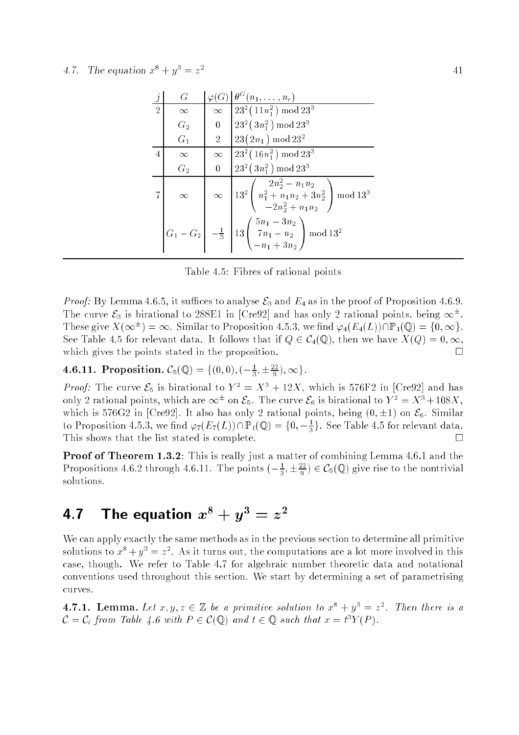| $j$ | $G$ | $\varphi(G)$ | $\theta^G(n_1,\ldots,n_r)$ |
|---|---|---|---|
| 2 | $\infty$ | $\infty$ | $23^2\big(11n_1^2\big) \bmod 23^3$ |
| | $G_2$ | $0$ | $23^2\big(3n_1^2\big) \bmod 23^3$ |
| | $G_1$ | $2$ | $23\big(2n_1\big) \bmod 23^2$ |
| 4 | $\infty$ | $\infty$ | $23^2\big(16n_1^2\big) \bmod 23^3$ |
| | $G_2$ | $0$ | $23^2\big(3n_1^2\big) \bmod 23^3$ |
| 7 | $\infty$ | $\infty$ | $13^2\begin{pmatrix} 2n_2^2 - n_1n_2 \\ n_1^2 + n_1n_2 + 3n_2^2 \\ -2n_2^2 + n_1n_2 \end{pmatrix} \bmod 13^3$ |
| | $G_1 - G_2$ | $-\frac{1}{3}$ | $13\begin{pmatrix} 5n_1 - 3n_2 \\ 7n_1 - n_2 \\ -n_1 + 3n_2 \end{pmatrix} \bmod 13^2$ |

Table 4.5: Fibres of rational points

*Proof:* By Lemma 4.6.5, it suffices to analyse $\mathcal{E}_3$ and $E_4$ as in the proof of Proposition 4.6.9. The curve $\mathcal{E}_3$ is birational to 288E1 in [Cre92] and has only 2 rational points, being $\infty^\pm$. These give $X(\infty^\pm) = \infty$. Similar to Proposition 4.5.3, we find $\varphi_4(E_4(L)) \cap \mathbb{P}_1(\mathbb{Q}) = \{0, \infty\}$. See Table 4.5 for relevant data. It follows that if $Q \in \mathcal{C}_4(\mathbb{Q})$, then we have $X(Q) = 0, \infty$, which gives the points stated in the proposition. □

**4.6.11. Proposition.** $\mathcal{C}_5(\mathbb{Q}) = \{(0,0), (-\frac{1}{3}, \pm\frac{22}{9}), \infty\}$.

*Proof:* The curve $\mathcal{E}_5$ is birational to $Y^2 = X^3 + 12X$, which is 576F2 in [Cre92] and has only 2 rational points, which are $\infty^\pm$ on $\mathcal{E}_5$. The curve $\mathcal{E}_6$ is birational to $Y^2 = X^3 + 108X$, which is 576G2 in [Cre92]. It also has only 2 rational points, being $(0, \pm 1)$ on $\mathcal{E}_6$. Similar to Proposition 4.5.3, we find $\varphi_7(E_7(L)) \cap \mathbb{P}_1(\mathbb{Q}) = \{0, -\frac{1}{3}\}$. See Table 4.5 for relevant data. This shows that the list stated is complete. □

**Proof of Theorem 1.3.2**: This is really just a matter of combining Lemma 4.6.1 and the Propositions 4.6.2 through 4.6.11. The points $(-\frac{1}{3}, \pm\frac{22}{9}) \in \mathcal{C}_5(\mathbb{Q})$ give rise to the nontrivial solutions.

## 4.7 The equation $x^8 + y^3 = z^2$

We can apply exactly the same methods as in the previous section to determine all primitive solutions to $x^8 + y^3 = z^2$. As it turns out, the computations are a lot more involved in this case, though. We refer to Table 4.7 for algebraic number theoretic data and notational conventions used throughout this section. We start by determining a set of parametrising curves.

**4.7.1. Lemma.** *Let $x, y, z \in \mathbb{Z}$ be a primitive solution to $x^8 + y^3 = z^2$. Then there is a $\mathcal{C} = \mathcal{C}_i$ from Table 4.6 with $P \in \mathcal{C}(\mathbb{Q})$ and $t \in \mathbb{Q}$ such that $x = t^3 Y(P)$.*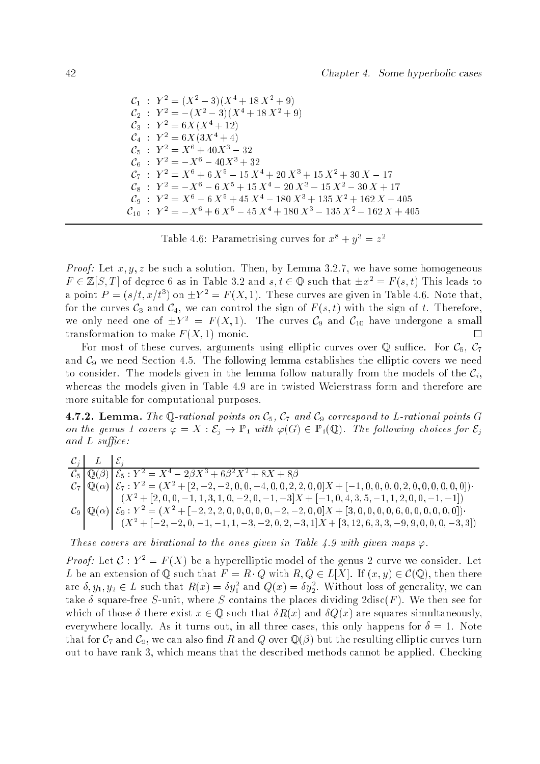$$
\begin{aligned}
\mathcal{C}_1 &: Y^2 = (X^2-3)(X^4+18X^2+9)\\
\mathcal{C}_2 &: Y^2 = -(X^2-3)(X^4+18X^2+9)\\
\mathcal{C}_3 &: Y^2 = 6X(X^4+12)\\
\mathcal{C}_4 &: Y^2 = 6X(3X^4+4)\\
\mathcal{C}_5 &: Y^2 = X^6+40X^3-32\\
\mathcal{C}_6 &: Y^2 = -X^6-40X^3+32\\
\mathcal{C}_7 &: Y^2 = X^6+6X^5-15X^4+20X^3+15X^2+30X-17\\
\mathcal{C}_8 &: Y^2 = -X^6-6X^5+15X^4-20X^3-15X^2-30X+17\\
\mathcal{C}_9 &: Y^2 = X^6-6X^5+45X^4-180X^3+135X^2+162X-405\\
\mathcal{C}_{10} &: Y^2 = -X^6+6X^5-45X^4+180X^3-135X^2-162X+405
\end{aligned}
$$

Table 4.6: Parametrising curves for $x^8 + y^3 = z^2$

*Proof:* Let $x, y, z$ be such a solution. Then, by Lemma 3.2.7, we have some homogeneous $F \in \mathbb{Z}[S,T]$ of degree 6 as in Table 3.2 and $s,t \in \mathbb{Q}$ such that $\pm x^2 = F(s,t)$ This leads to a point $P = (s/t, x/t^3)$ on $\pm Y^2 = F(X,1)$. These curves are given in Table 4.6. Note that, for the curves $\mathcal{C}_3$ and $\mathcal{C}_4$, we can control the sign of $F(s,t)$ with the sign of $t$. Therefore, we only need one of $\pm Y^2 = F(X,1)$. The curves $\mathcal{C}_9$ and $\mathcal{C}_{10}$ have undergone a small transformation to make $F(X,1)$ monic. □

For most of these curves, arguments using elliptic curves over $\mathbb{Q}$ suffice. For $\mathcal{C}_5$, $\mathcal{C}_7$ and $\mathcal{C}_9$ we need Section 4.5. The following lemma establishes the elliptic covers we need to consider. The models given in the lemma follow naturally from the models of the $\mathcal{C}_i$, whereas the models given in Table 4.9 are in twisted Weierstrass form and therefore are more suitable for computational purposes.

**4.7.2. Lemma.** *The $\mathbb{Q}$-rational points on $\mathcal{C}_5$, $\mathcal{C}_7$ and $\mathcal{C}_9$ correspond to $L$-rational points $G$ on the genus 1 covers $\varphi = X : \mathcal{E}_j \to \mathbb{P}_1$ with $\varphi(G) \in \mathbb{P}_1(\mathbb{Q})$. The following choices for $\mathcal{E}_j$ and $L$ suffice:*

| $\mathcal{C}_j$ | $L$ | $\mathcal{E}_j$ |
|---|---|---|
| $\mathcal{C}_5$ | $\mathbb{Q}(\beta)$ | $\mathcal{E}_5 : Y^2 = X^4 - 2\beta X^3 + 6\beta^2 X^2 + 8X + 8\beta$ |
| $\mathcal{C}_7$ | $\mathbb{Q}(\alpha)$ | $\mathcal{E}_7 : Y^2 = (X^2 + [2,-2,-2,0,0,-4,0,0,2,2,0,0]X + [-1,0,0,0,0,2,0,0,0,0,0,0])\cdot$ $(X^2 + [2,0,0,-1,1,3,1,0,-2,0,-1,-3]X + [-1,0,4,3,5,-1,1,2,0,0,-1,-1])$ |
| $\mathcal{C}_9$ | $\mathbb{Q}(\alpha)$ | $\mathcal{E}_9 : Y^2 = (X^2 + [-2,2,2,0,0,0,0,0,-2,-2,0,0]X + [3,0,0,0,0,6,0,0,0,0,0,0])\cdot$ $(X^2 + [-2,-2,0,-1,-1,1,-3,-2,0,2,-3,1]X + [3,12,6,3,3,-9,9,0,0,0,-3,3])$ |

*These covers are birational to the ones given in Table 4.9 with given maps $\varphi$.*

*Proof:* Let $\mathcal{C} : Y^2 = F(X)$ be a hyperelliptic model of the genus 2 curve we consider. Let $L$ be an extension of $\mathbb{Q}$ such that $F = R \cdot Q$ with $R, Q \in L[X]$. If $(x,y) \in \mathcal{C}(\mathbb{Q})$, then there are $\delta, y_1, y_2 \in L$ such that $R(x) = \delta y_1^2$ and $Q(x) = \delta y_2^2$. Without loss of generality, we can take $\delta$ square-free $S$-unit, where $S$ contains the places dividing $2\mathrm{disc}(F)$. We then see for which of those $\delta$ there exist $x \in \mathbb{Q}$ such that $\delta R(x)$ and $\delta Q(x)$ are squares simultaneously, everywhere locally. As it turns out, in all three cases, this only happens for $\delta = 1$. Note that for $\mathcal{C}_7$ and $\mathcal{C}_9$, we can also find $R$ and $Q$ over $\mathbb{Q}(\beta)$ but the resulting elliptic curves turn out to have rank 3, which means that the described methods cannot be applied. Checking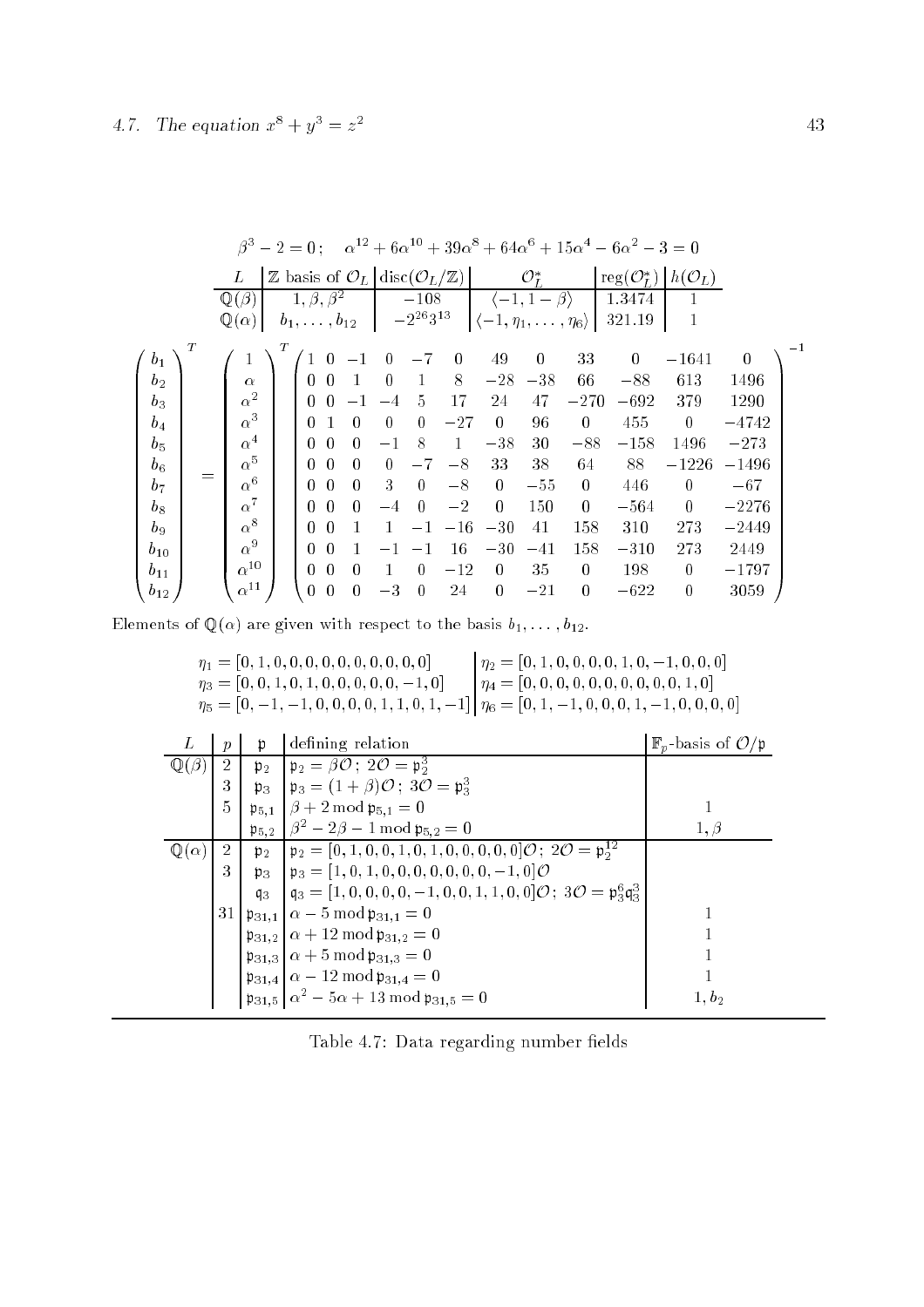$$\beta^3 - 2 = 0\,; \quad \alpha^{12} + 6\alpha^{10} + 39\alpha^8 + 64\alpha^6 + 15\alpha^4 - 6\alpha^2 - 3 = 0$$

| $L$ | $\mathbb{Z}$ basis of $\mathcal{O}_L$ | $\mathrm{disc}(\mathcal{O}_L/\mathbb{Z})$ | $\mathcal{O}_L^*$ | $\mathrm{reg}(\mathcal{O}_L^*)$ | $h(\mathcal{O}_L)$ |
|---|---|---|---|---|---|
| $\mathbb{Q}(\beta)$ | $1, \beta, \beta^2$ | $-108$ | $\langle -1, 1-\beta \rangle$ | 1.3474 | 1 |
| $\mathbb{Q}(\alpha)$ | $b_1, \ldots, b_{12}$ | $-2^{26}3^{13}$ | $\langle -1, \eta_1, \ldots, \eta_6 \rangle$ | 321.19 | 1 |

$$\begin{pmatrix} b_1 \\ b_2 \\ b_3 \\ b_4 \\ b_5 \\ b_6 \\ b_7 \\ b_8 \\ b_9 \\ b_{10} \\ b_{11} \\ b_{12} \end{pmatrix}^T = \begin{pmatrix} 1 \\ \alpha \\ \alpha^2 \\ \alpha^3 \\ \alpha^4 \\ \alpha^5 \\ \alpha^6 \\ \alpha^7 \\ \alpha^8 \\ \alpha^9 \\ \alpha^{10} \\ \alpha^{11} \end{pmatrix}^T \begin{pmatrix} 1 & 0 & -1 & 0 & -7 & 0 & 49 & 0 & 33 & 0 & -1641 & 0 \\ 0 & 0 & 1 & 0 & 1 & 8 & -28 & -38 & 66 & -88 & 613 & 1496 \\ 0 & 0 & -1 & -4 & 5 & 17 & 24 & 47 & -270 & -692 & 379 & 1290 \\ 0 & 1 & 0 & 0 & 0 & -27 & 0 & 96 & 0 & 455 & 0 & -4742 \\ 0 & 0 & 0 & -1 & 8 & 1 & -38 & 30 & -88 & -158 & 1496 & -273 \\ 0 & 0 & 0 & 0 & -7 & -8 & 33 & 38 & 64 & 88 & -1226 & -1496 \\ 0 & 0 & 0 & 3 & 0 & -8 & 0 & -55 & 0 & 446 & 0 & -67 \\ 0 & 0 & 0 & -4 & 0 & -2 & 0 & 150 & 0 & -564 & 0 & -2276 \\ 0 & 0 & 1 & 1 & -1 & -16 & -30 & 41 & 158 & 310 & 273 & -2449 \\ 0 & 0 & 1 & -1 & -1 & 16 & -30 & -41 & 158 & -310 & 273 & 2449 \\ 0 & 0 & 0 & 1 & 0 & -12 & 0 & 35 & 0 & 198 & 0 & -1797 \\ 0 & 0 & 0 & -3 & 0 & 24 & 0 & -21 & 0 & -622 & 0 & 3059 \end{pmatrix}^{-1}$$

Elements of $\mathbb{Q}(\alpha)$ are given with respect to the basis $b_1, \ldots, b_{12}$.

$\eta_1 = [0, 1, 0, 0, 0, 0, 0, 0, 0, 0, 0, 0]$ $\quad$ $\eta_2 = [0, 1, 0, 0, 0, 0, 1, 0, -1, 0, 0, 0]$

$\eta_3 = [0, 0, 1, 0, 1, 0, 0, 0, 0, 0, -1, 0]$ $\quad$ $\eta_4 = [0, 0, 0, 0, 0, 0, 0, 0, 0, 0, 1, 0]$

$\eta_5 = [0, -1, -1, 0, 0, 0, 0, 1, 1, 0, 1, -1]$ $\quad$ $\eta_6 = [0, 1, -1, 0, 0, 0, 1, -1, 0, 0, 0, 0]$

| $L$ | $p$ | $\mathfrak{p}$ | defining relation | $\mathbb{F}_p$-basis of $\mathcal{O}/\mathfrak{p}$ |
|---|---|---|---|---|
| $\mathbb{Q}(\beta)$ | 2 | $\mathfrak{p}_2$ | $\mathfrak{p}_2 = \beta\mathcal{O}\,;\ 2\mathcal{O} = \mathfrak{p}_2^3$ | |
| | 3 | $\mathfrak{p}_3$ | $\mathfrak{p}_3 = (1+\beta)\mathcal{O}\,;\ 3\mathcal{O} = \mathfrak{p}_3^3$ | |
| | 5 | $\mathfrak{p}_{5,1}$ | $\beta + 2 \bmod \mathfrak{p}_{5,1} = 0$ | $1$ |
| | | $\mathfrak{p}_{5,2}$ | $\beta^2 - 2\beta - 1 \bmod \mathfrak{p}_{5,2} = 0$ | $1, \beta$ |
| $\mathbb{Q}(\alpha)$ | 2 | $\mathfrak{p}_2$ | $\mathfrak{p}_2 = [0, 1, 0, 0, 1, 0, 1, 0, 0, 0, 0, 0]\mathcal{O}\,;\ 2\mathcal{O} = \mathfrak{p}_2^{12}$ | |
| | 3 | $\mathfrak{p}_3$ | $\mathfrak{p}_3 = [1, 0, 1, 0, 0, 0, 0, 0, 0, 0, -1, 0]\mathcal{O}$ | |
| | | $\mathfrak{q}_3$ | $\mathfrak{q}_3 = [1, 0, 0, 0, 0, -1, 0, 0, 1, 1, 0, 0]\mathcal{O}\,;\ 3\mathcal{O} = \mathfrak{p}_3^6\mathfrak{q}_3^3$ | |
| | 31 | $\mathfrak{p}_{31,1}$ | $\alpha - 5 \bmod \mathfrak{p}_{31,1} = 0$ | $1$ |
| | | $\mathfrak{p}_{31,2}$ | $\alpha + 12 \bmod \mathfrak{p}_{31,2} = 0$ | $1$ |
| | | $\mathfrak{p}_{31,3}$ | $\alpha + 5 \bmod \mathfrak{p}_{31,3} = 0$ | $1$ |
| | | $\mathfrak{p}_{31,4}$ | $\alpha - 12 \bmod \mathfrak{p}_{31,4} = 0$ | $1$ |
| | | $\mathfrak{p}_{31,5}$ | $\alpha^2 - 5\alpha + 13 \bmod \mathfrak{p}_{31,5} = 0$ | $1, b_2$ |

Table 4.7: Data regarding number fields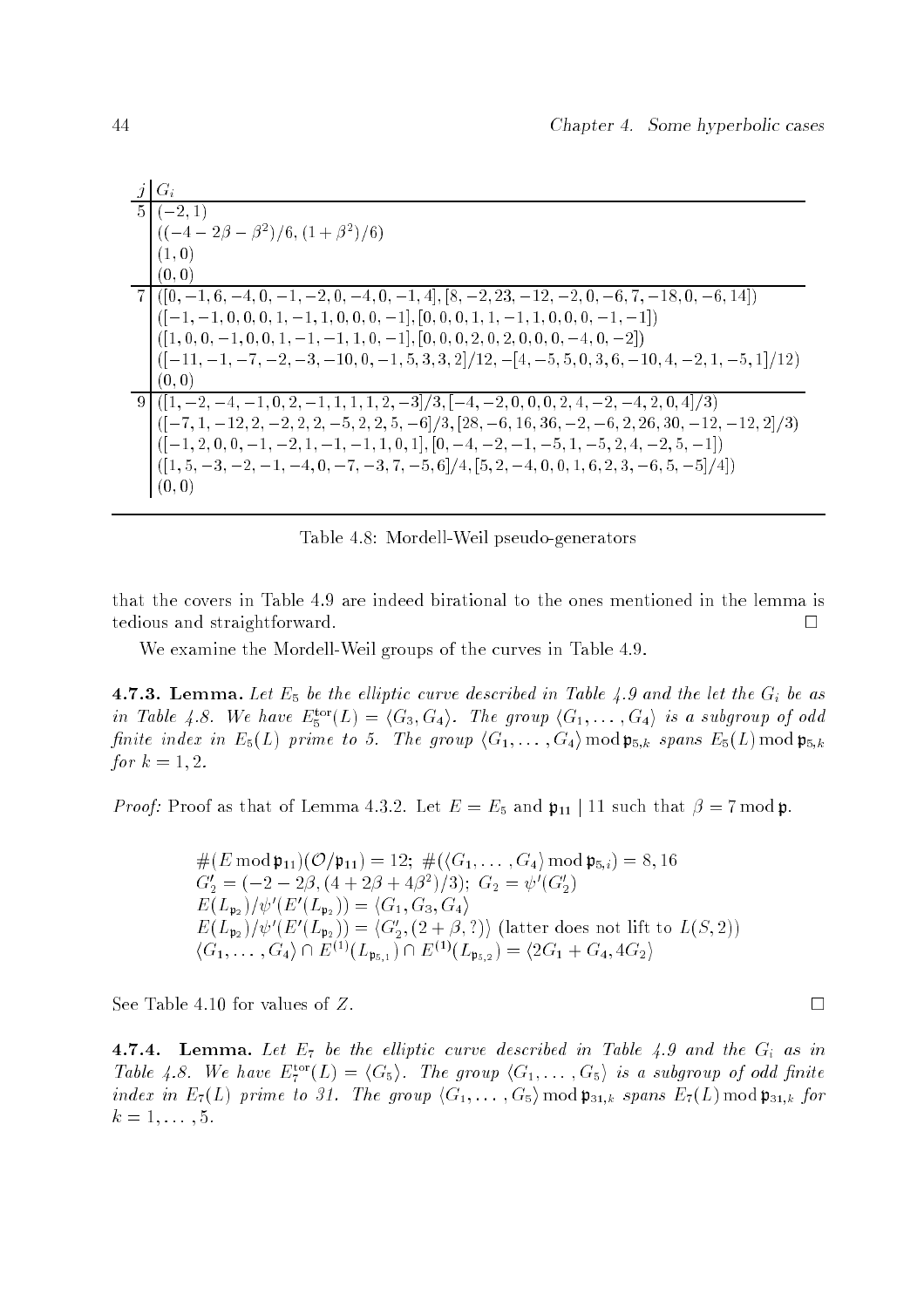| $j$ | $G_i$ |
|---|---|
| 5 | $(-2, 1)$ |
| | $((-4-2\beta-\beta^2)/6, (1+\beta^2)/6)$ |
| | $(1, 0)$ |
| | $(0, 0)$ |
| 7 | $([0,-1,6,-4,0,-1,-2,0,-4,0,-1,4], [8,-2,23,-12,-2,0,-6,7,-18,0,-6,14])$ |
| | $([-1,-1,0,0,0,1,-1,1,0,0,0,-1], [0,0,0,1,1,-1,1,0,0,0,-1,-1])$ |
| | $([1,0,0,-1,0,0,1,-1,-1,1,0,-1], [0,0,0,2,0,2,0,0,0,-4,0,-2])$ |
| | $([-11,-1,-7,-2,-3,-10,0,-1,5,3,3,2]/12, -[4,-5,5,0,3,6,-10,4,-2,1,-5,1]/12)$ |
| | $(0, 0)$ |
| 9 | $([1,-2,-4,-1,0,2,-1,1,1,1,2,-3]/3, [-4,-2,0,0,0,2,4,-2,-4,2,0,4]/3)$ |
| | $([-7,1,-12,2,-2,2,2,-5,2,2,5,-6]/3, [28,-6,16,36,-2,-6,2,26,30,-12,-12,2]/3)$ |
| | $([-1,2,0,0,-1,-2,1,-1,-1,1,0,1], [0,-4,-2,-1,-5,1,-5,2,4,-2,5,-1])$ |
| | $([1,5,-3,-2,-1,-4,0,-7,-3,7,-5,6]/4, [5,2,-4,0,0,1,6,2,3,-6,5,-5]/4])$ |
| | $(0, 0)$ |

Table 4.8: Mordell-Weil pseudo-generators

that the covers in Table 4.9 are indeed birational to the ones mentioned in the lemma is tedious and straightforward. □

We examine the Mordell-Weil groups of the curves in Table 4.9.

**4.7.3. Lemma.** *Let $E_5$ be the elliptic curve described in Table 4.9 and the let the $G_i$ be as in Table 4.8. We have $E_5^{\mathrm{tor}}(L) = \langle G_3, G_4 \rangle$. The group $\langle G_1, \ldots, G_4 \rangle$ is a subgroup of odd finite index in $E_5(L)$ prime to 5. The group $\langle G_1, \ldots, G_4 \rangle \bmod \mathfrak{p}_{5,k}$ spans $E_5(L) \bmod \mathfrak{p}_{5,k}$ for $k = 1, 2$.*

*Proof:* Proof as that of Lemma 4.3.2. Let $E = E_5$ and $\mathfrak{p}_{11} \mid 11$ such that $\beta = 7 \bmod \mathfrak{p}$.

$$
\begin{aligned}
&\#(E \bmod \mathfrak{p}_{11})(\mathcal{O}/\mathfrak{p}_{11}) = 12;\ \#(\langle G_1, \ldots, G_4 \rangle \bmod \mathfrak{p}_{5,i}) = 8, 16 \\
&G_2' = (-2-2\beta, (4+2\beta+4\beta^2)/3);\ G_2 = \psi'(G_2') \\
&E(L_{\mathfrak{p}_2})/\psi'(E'(L_{\mathfrak{p}_2})) = \langle G_1, G_3, G_4 \rangle \\
&E(L_{\mathfrak{p}_2})/\psi'(E'(L_{\mathfrak{p}_2})) = \langle G_2', (2+\beta, ?) \rangle \text{ (latter does not lift to } L(S,2)) \\
&\langle G_1, \ldots, G_4 \rangle \cap E^{(1)}(L_{\mathfrak{p}_{5,1}}) \cap E^{(1)}(L_{\mathfrak{p}_{5,2}}) = \langle 2G_1 + G_4, 4G_2 \rangle
\end{aligned}
$$

See Table 4.10 for values of $Z$. □

**4.7.4. Lemma.** *Let $E_7$ be the elliptic curve described in Table 4.9 and the $G_i$ as in Table 4.8. We have $E_7^{\mathrm{tor}}(L) = \langle G_5 \rangle$. The group $\langle G_1, \ldots, G_5 \rangle$ is a subgroup of odd finite index in $E_7(L)$ prime to 31. The group $\langle G_1, \ldots, G_5 \rangle \bmod \mathfrak{p}_{31,k}$ spans $E_7(L) \bmod \mathfrak{p}_{31,k}$ for $k = 1, \ldots, 5$.*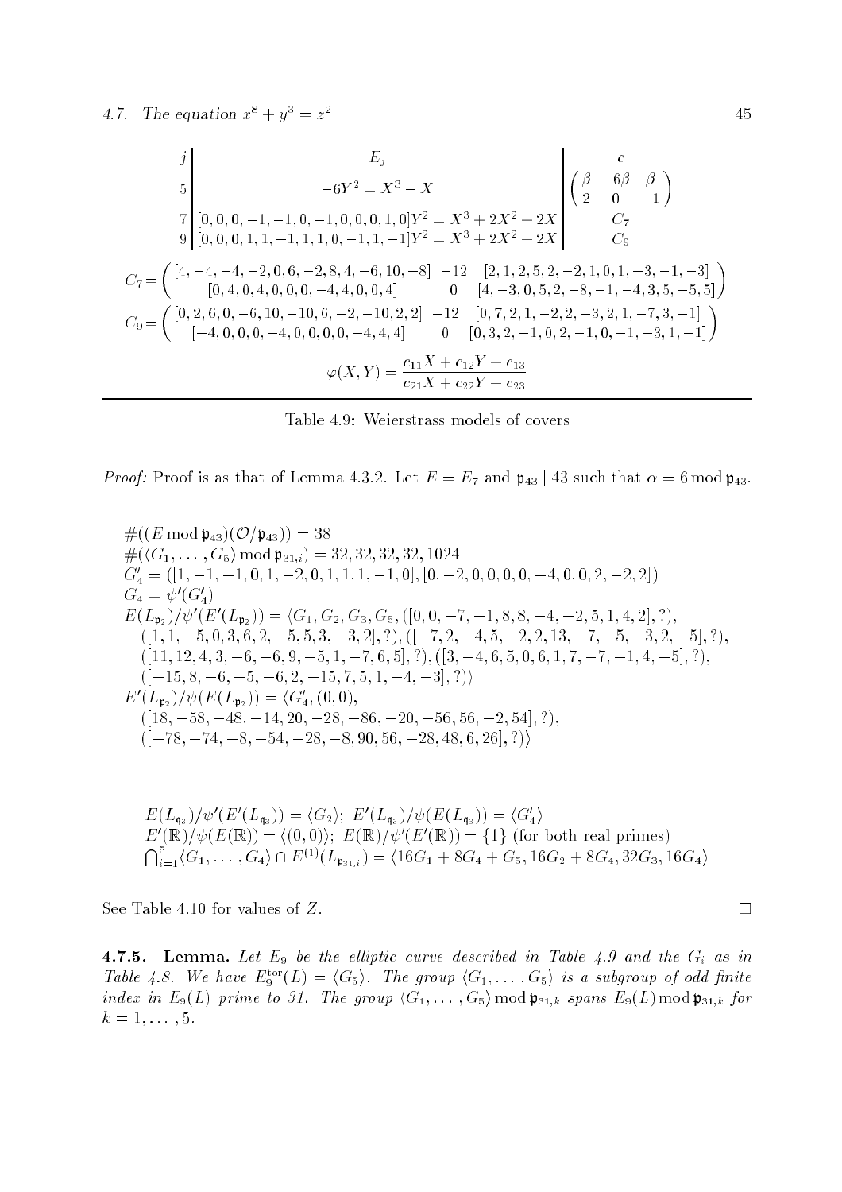| $j$ | $E_j$ | $c$ |
|---|---|---|
| 5 | $-6Y^2 = X^3 - X$ | $\begin{pmatrix} \beta & -6\beta & \beta \\ 2 & 0 & -1 \end{pmatrix}$ |
| 7 | $[0,0,0,-1,-1,0,-1,0,0,0,1,0]Y^2 = X^3 + 2X^2 + 2X$ | $C_7$ |
| 9 | $[0,0,0,1,1,-1,1,1,0,-1,1,-1]Y^2 = X^3 + 2X^2 + 2X$ | $C_9$ |

$$C_7 = \begin{pmatrix} [4,-4,-4,-2,0,6,-2,8,4,-6,10,-8] & -12 & [2,1,2,5,2,-2,1,0,1,-3,-1,-3] \\ [0,4,0,4,0,0,0,-4,4,0,0,4] & 0 & [4,-3,0,5,2,-8,-1,-4,3,5,-5,5] \end{pmatrix}$$

$$C_9 = \begin{pmatrix} [0,2,6,0,-6,10,-10,6,-2,-10,2,2] & -12 & [0,7,2,1,-2,2,-3,2,1,-7,3,-1] \\ [-4,0,0,0,-4,0,0,0,0,-4,4,4] & 0 & [0,3,2,-1,0,2,-1,0,-1,-3,1,-1] \end{pmatrix}$$

$$\varphi(X,Y) = \frac{c_{11}X + c_{12}Y + c_{13}}{c_{21}X + c_{22}Y + c_{23}}$$

Table 4.9: Weierstrass models of covers

*Proof:* Proof is as that of Lemma 4.3.2. Let $E = E_7$ and $\mathfrak{p}_{43} \mid 43$ such that $\alpha = 6 \bmod \mathfrak{p}_{43}$.

$$\#((E \bmod \mathfrak{p}_{43})(\mathcal{O}/\mathfrak{p}_{43})) = 38$$
$$\#(\langle G_1, \ldots, G_5 \rangle \bmod \mathfrak{p}_{31,i}) = 32, 32, 32, 32, 1024$$
$$G_4' = ([1,-1,-1,0,1,-2,0,1,1,1,-1,0],[0,-2,0,0,0,0,-4,0,0,2,-2,2])$$
$$G_4 = \psi'(G_4')$$
$$E(L_{\mathfrak{p}_2})/\psi'(E'(L_{\mathfrak{p}_2})) = \langle G_1, G_2, G_3, G_5, ([0,0,-7,-1,8,8,-4,-2,5,1,4,2],?),$$
$$([1,1,-5,0,3,6,2,-5,5,3,-3,2],?),([-7,2,-4,5,-2,2,13,-7,-5,-3,2,-5],?),$$
$$([11,12,4,3,-6,-6,9,-5,1,-7,6,5],?),([3,-4,6,5,0,6,1,7,-7,-1,4,-5],?),$$
$$([-15,8,-6,-5,-6,2,-15,7,5,1,-4,-3],?)\rangle$$
$$E'(L_{\mathfrak{p}_2})/\psi(E(L_{\mathfrak{p}_2})) = \langle G_4', (0,0),$$
$$([18,-58,-48,-14,20,-28,-86,-20,-56,56,-2,54],?),$$
$$([-78,-74,-8,-54,-28,-8,90,56,-28,48,6,26],?)\rangle$$

$$E(L_{\mathfrak{q}_3})/\psi'(E'(L_{\mathfrak{q}_3})) = \langle G_2 \rangle;\ E'(L_{\mathfrak{q}_3})/\psi(E(L_{\mathfrak{q}_3})) = \langle G_4' \rangle$$
$$E'(\mathbb{R})/\psi(E(\mathbb{R})) = \langle (0,0) \rangle;\ E(\mathbb{R})/\psi'(E'(\mathbb{R})) = \{1\} \text{ (for both real primes)}$$
$$\bigcap_{i=1}^{5} \langle G_1, \ldots, G_4 \rangle \cap E^{(1)}(L_{\mathfrak{p}_{31,i}}) = \langle 16G_1 + 8G_4 + G_5, 16G_2 + 8G_4, 32G_3, 16G_4 \rangle$$

See Table 4.10 for values of $Z$. $\square$

**4.7.5. Lemma.** *Let $E_9$ be the elliptic curve described in Table 4.9 and the $G_i$ as in Table 4.8. We have $E_9^{\mathrm{tor}}(L) = \langle G_5 \rangle$. The group $\langle G_1, \ldots, G_5 \rangle$ is a subgroup of odd finite index in $E_9(L)$ prime to 31. The group $\langle G_1, \ldots, G_5 \rangle \bmod \mathfrak{p}_{31,k}$ spans $E_9(L) \bmod \mathfrak{p}_{31,k}$ for $k = 1, \ldots, 5$.*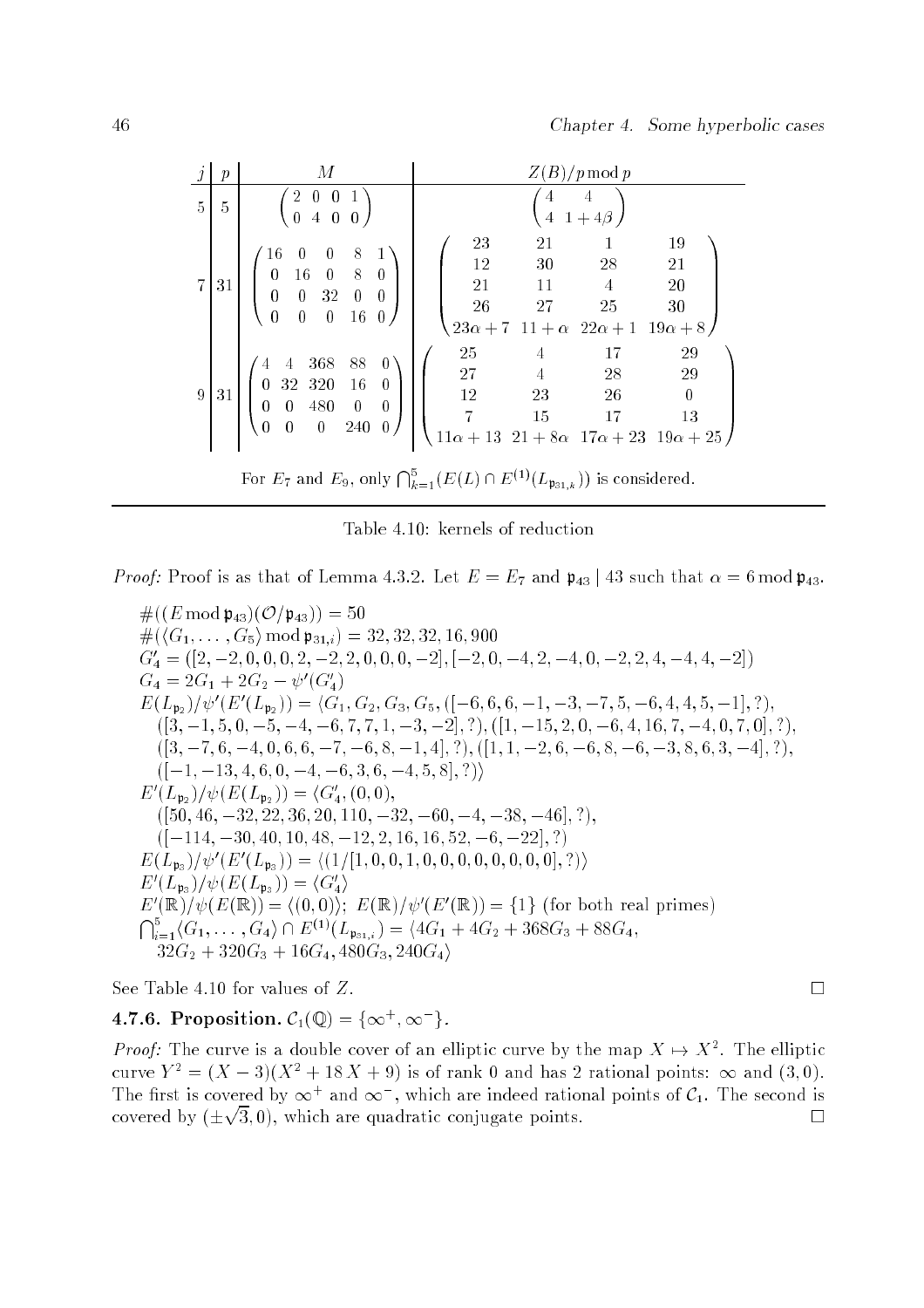| $j$ | $p$ | $M$ | $Z(B)/p \bmod p$ |
|---|---|---|---|
| 5 | 5 | $\begin{pmatrix} 2 & 0 & 0 & 1 \\ 0 & 4 & 0 & 0 \end{pmatrix}$ | $\begin{pmatrix} 4 & 4 \\ 4 & 1+4\beta \end{pmatrix}$ |
| 7 | 31 | $\begin{pmatrix} 16 & 0 & 0 & 8 & 1 \\ 0 & 16 & 0 & 8 & 0 \\ 0 & 0 & 32 & 0 & 0 \\ 0 & 0 & 0 & 16 & 0 \end{pmatrix}$ | $\begin{pmatrix} 23 & 21 & 1 & 19 \\ 12 & 30 & 28 & 21 \\ 21 & 11 & 4 & 20 \\ 26 & 27 & 25 & 30 \\ 23\alpha+7 & 11+\alpha & 22\alpha+1 & 19\alpha+8 \end{pmatrix}$ |
| 9 | 31 | $\begin{pmatrix} 4 & 4 & 368 & 88 & 0 \\ 0 & 32 & 320 & 16 & 0 \\ 0 & 0 & 480 & 0 & 0 \\ 0 & 0 & 0 & 240 & 0 \end{pmatrix}$ | $\begin{pmatrix} 25 & 4 & 17 & 29 \\ 27 & 4 & 28 & 29 \\ 12 & 23 & 26 & 0 \\ 7 & 15 & 17 & 13 \\ 11\alpha+13 & 21+8\alpha & 17\alpha+23 & 19\alpha+25 \end{pmatrix}$ |

For $E_7$ and $E_9$, only $\bigcap_{k=1}^{5}(E(L) \cap E^{(1)}(L_{\mathfrak{p}_{31,k}}))$ is considered.

Table 4.10: kernels of reduction

*Proof:* Proof is as that of Lemma 4.3.2. Let $E = E_7$ and $\mathfrak{p}_{43} \mid 43$ such that $\alpha = 6 \bmod \mathfrak{p}_{43}$.

$$
\begin{aligned}
&\#((E \bmod \mathfrak{p}_{43})(\mathcal{O}/\mathfrak{p}_{43})) = 50 \\
&\#(\langle G_1, \ldots, G_5 \rangle \bmod \mathfrak{p}_{31,i}) = 32, 32, 32, 16, 900 \\
&G_4' = ([2,-2,0,0,0,2,-2,2,0,0,0,-2],[-2,0,-4,2,-4,0,-2,2,4,-4,4,-2]) \\
&G_4 = 2G_1 + 2G_2 - \psi'(G_4') \\
&E(L_{\mathfrak{p}_2})/\psi'(E'(L_{\mathfrak{p}_2})) = \langle G_1, G_2, G_3, G_5, ([-6,6,6,-1,-3,-7,5,-6,4,4,5,-1],?), \\
&\quad ([3,-1,5,0,-5,-4,-6,7,7,1,-3,-2],?), ([1,-15,2,0,-6,4,16,7,-4,0,7,0],?), \\
&\quad ([3,-7,6,-4,0,6,6,-7,-6,8,-1,4],?), ([1,1,-2,6,-6,8,-6,-3,8,6,3,-4],?), \\
&\quad ([-1,-13,4,6,0,-4,-6,3,6,-4,5,8],?)\rangle \\
&E'(L_{\mathfrak{p}_2})/\psi(E(L_{\mathfrak{p}_2})) = \langle G_4', (0,0), \\
&\quad ([50,46,-32,22,36,20,110,-32,-60,-4,-38,-46],?), \\
&\quad ([-114,-30,40,10,48,-12,2,16,16,52,-6,-22],?) \\
&E(L_{\mathfrak{p}_3})/\psi'(E'(L_{\mathfrak{p}_3})) = \langle(1/[1,0,0,1,0,0,0,0,0,0,0,0],?)\rangle \\
&E'(L_{\mathfrak{p}_3})/\psi(E(L_{\mathfrak{p}_3})) = \langle G_4' \rangle \\
&E'(\mathbb{R})/\psi(E(\mathbb{R})) = \langle(0,0)\rangle;\ E(\mathbb{R})/\psi'(E'(\mathbb{R})) = \{1\} \text{ (for both real primes)} \\
&\textstyle\bigcap_{i=1}^{5}\langle G_1, \ldots, G_4 \rangle \cap E^{(1)}(L_{\mathfrak{p}_{31,i}}) = \langle 4G_1 + 4G_2 + 368G_3 + 88G_4, \\
&\quad 32G_2 + 320G_3 + 16G_4, 480G_3, 240G_4 \rangle
\end{aligned}
$$

See Table 4.10 for values of $Z$. □

**4.7.6. Proposition.** $\mathcal{C}_1(\mathbb{Q}) = \{\infty^+, \infty^-\}$.

*Proof:* The curve is a double cover of an elliptic curve by the map $X \mapsto X^2$. The elliptic curve $Y^2 = (X-3)(X^2+18X+9)$ is of rank 0 and has 2 rational points: $\infty$ and $(3,0)$. The first is covered by $\infty^+$ and $\infty^-$, which are indeed rational points of $\mathcal{C}_1$. The second is covered by $(\pm\sqrt{3}, 0)$, which are quadratic conjugate points. □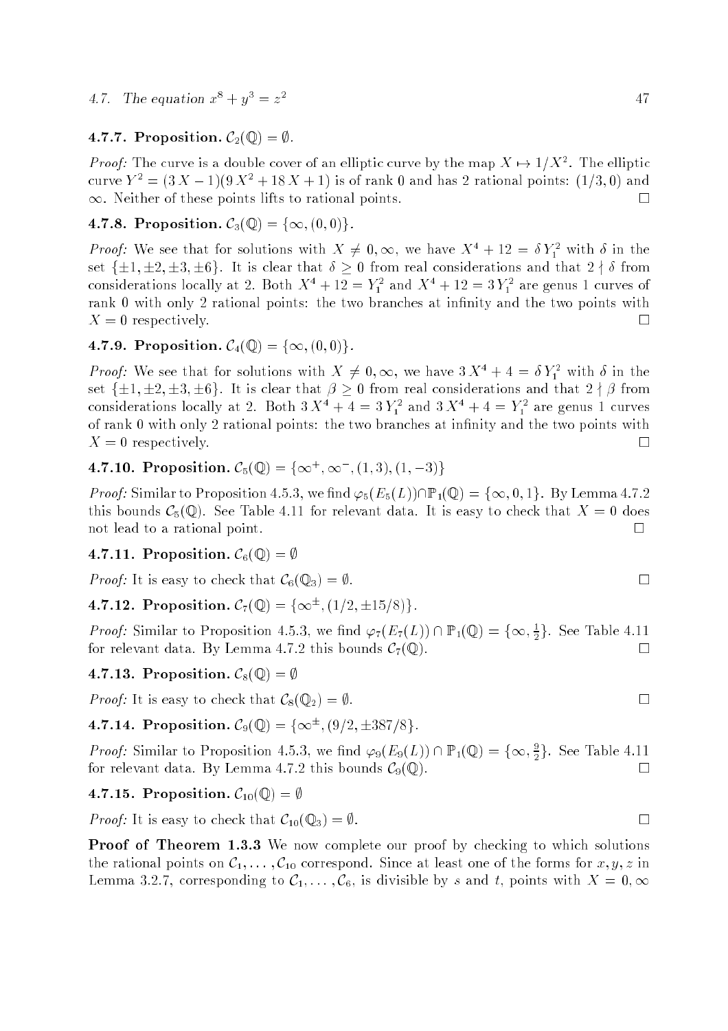**4.7.7. Proposition.** $\mathcal{C}_2(\mathbb{Q}) = \emptyset$.

*Proof:* The curve is a double cover of an elliptic curve by the map $X \mapsto 1/X^2$. The elliptic curve $Y^2 = (3X - 1)(9X^2 + 18X + 1)$ is of rank 0 and has 2 rational points: $(1/3, 0)$ and $\infty$. Neither of these points lifts to rational points. □

**4.7.8. Proposition.** $\mathcal{C}_3(\mathbb{Q}) = \{\infty, (0, 0)\}$.

*Proof:* We see that for solutions with $X \neq 0, \infty$, we have $X^4 + 12 = \delta Y_1^2$ with $\delta$ in the set $\{\pm 1, \pm 2, \pm 3, \pm 6\}$. It is clear that $\delta \geq 0$ from real considerations and that $2 \nmid \delta$ from considerations locally at 2. Both $X^4 + 12 = Y_1^2$ and $X^4 + 12 = 3Y_1^2$ are genus 1 curves of rank 0 with only 2 rational points: the two branches at infinity and the two points with $X = 0$ respectively. □

**4.7.9. Proposition.** $\mathcal{C}_4(\mathbb{Q}) = \{\infty, (0, 0)\}$.

*Proof:* We see that for solutions with $X \neq 0, \infty$, we have $3X^4 + 4 = \delta Y_1^2$ with $\delta$ in the set $\{\pm 1, \pm 2, \pm 3, \pm 6\}$. It is clear that $\beta \geq 0$ from real considerations and that $2 \nmid \beta$ from considerations locally at 2. Both $3X^4 + 4 = 3Y_1^2$ and $3X^4 + 4 = Y_1^2$ are genus 1 curves of rank 0 with only 2 rational points: the two branches at infinity and the two points with $X = 0$ respectively. □

**4.7.10. Proposition.** $\mathcal{C}_5(\mathbb{Q}) = \{\infty^+, \infty^-, (1, 3), (1, -3)\}$

*Proof:* Similar to Proposition 4.5.3, we find $\varphi_5(E_5(L)) \cap \mathbb{P}_1(\mathbb{Q}) = \{\infty, 0, 1\}$. By Lemma 4.7.2 this bounds $\mathcal{C}_5(\mathbb{Q})$. See Table 4.11 for relevant data. It is easy to check that $X = 0$ does not lead to a rational point. □

**4.7.11. Proposition.** $\mathcal{C}_6(\mathbb{Q}) = \emptyset$

*Proof:* It is easy to check that $\mathcal{C}_6(\mathbb{Q}_3) = \emptyset$. □

**4.7.12. Proposition.** $\mathcal{C}_7(\mathbb{Q}) = \{\infty^\pm, (1/2, \pm 15/8)\}$.

*Proof:* Similar to Proposition 4.5.3, we find $\varphi_7(E_7(L)) \cap \mathbb{P}_1(\mathbb{Q}) = \{\infty, \frac{1}{2}\}$. See Table 4.11 for relevant data. By Lemma 4.7.2 this bounds $\mathcal{C}_7(\mathbb{Q})$. □

**4.7.13. Proposition.** $\mathcal{C}_8(\mathbb{Q}) = \emptyset$

*Proof:* It is easy to check that $\mathcal{C}_8(\mathbb{Q}_2) = \emptyset$. □

**4.7.14. Proposition.** $\mathcal{C}_9(\mathbb{Q}) = \{\infty^\pm, (9/2, \pm 387/8\}$.

*Proof:* Similar to Proposition 4.5.3, we find $\varphi_9(E_9(L)) \cap \mathbb{P}_1(\mathbb{Q}) = \{\infty, \frac{9}{2}\}$. See Table 4.11 for relevant data. By Lemma 4.7.2 this bounds $\mathcal{C}_9(\mathbb{Q})$. □

**4.7.15. Proposition.** $\mathcal{C}_{10}(\mathbb{Q}) = \emptyset$

*Proof:* It is easy to check that $\mathcal{C}_{10}(\mathbb{Q}_3) = \emptyset$. □

**Proof of Theorem 1.3.3** We now complete our proof by checking to which solutions the rational points on $\mathcal{C}_1, \ldots, \mathcal{C}_{10}$ correspond. Since at least one of the forms for $x, y, z$ in Lemma 3.2.7, corresponding to $\mathcal{C}_1, \ldots, \mathcal{C}_6$, is divisible by $s$ and $t$, points with $X = 0, \infty$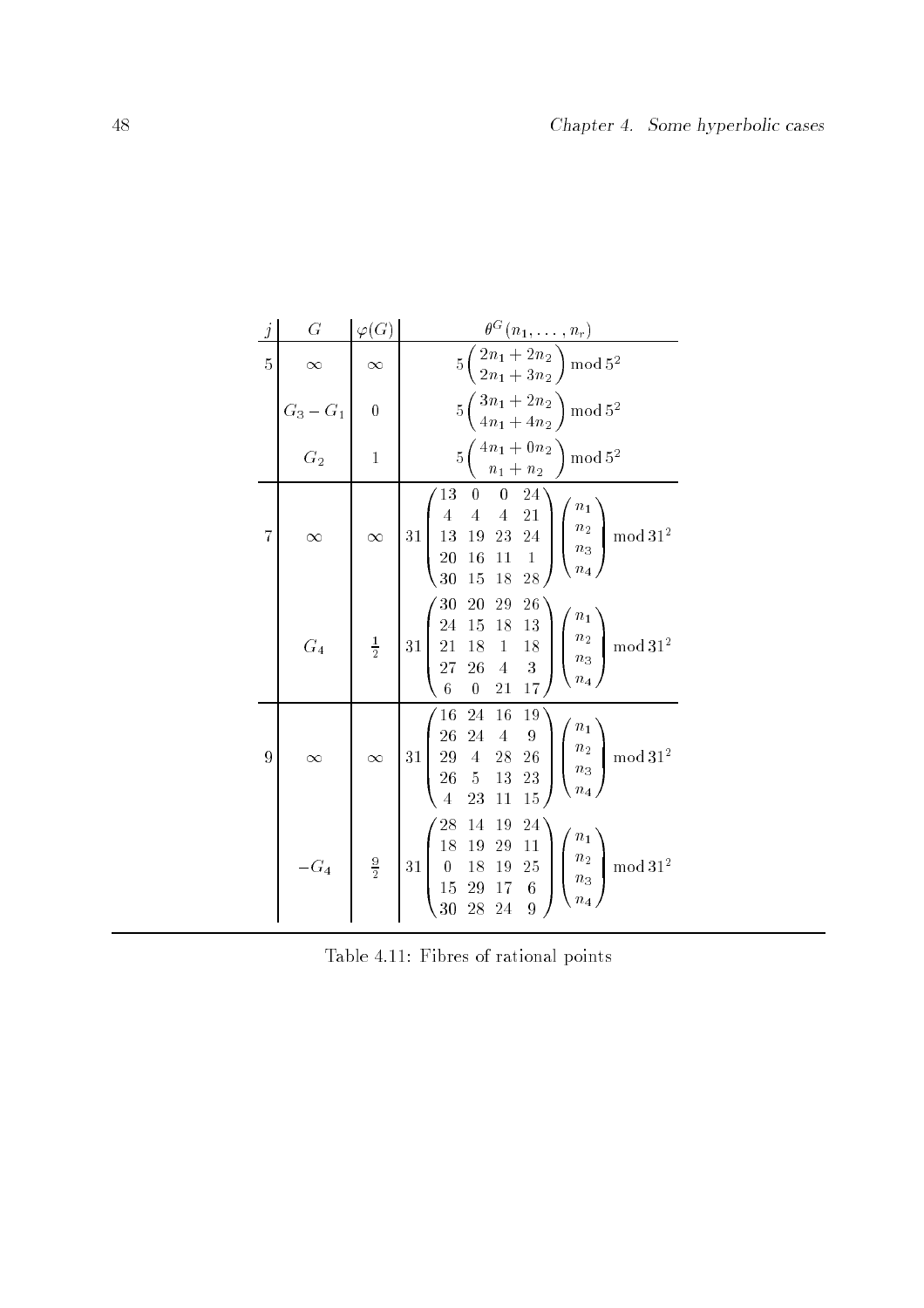| $j$ | $G$ | $\varphi(G)$ | $\theta^G(n_1, \ldots, n_r)$ |
|---|---|---|---|
| 5 | $\infty$ | $\infty$ | $5\begin{pmatrix} 2n_1 + 2n_2 \\ 2n_1 + 3n_2 \end{pmatrix} \bmod 5^2$ |
| | $G_3 - G_1$ | 0 | $5\begin{pmatrix} 3n_1 + 2n_2 \\ 4n_1 + 4n_2 \end{pmatrix} \bmod 5^2$ |
| | $G_2$ | 1 | $5\begin{pmatrix} 4n_1 + 0n_2 \\ n_1 + n_2 \end{pmatrix} \bmod 5^2$ |
| 7 | $\infty$ | $\infty$ | $31\begin{pmatrix} 13 & 0 & 0 & 24 \\ 4 & 4 & 4 & 21 \\ 13 & 19 & 23 & 24 \\ 20 & 16 & 11 & 1 \\ 30 & 15 & 18 & 28 \end{pmatrix}\begin{pmatrix} n_1 \\ n_2 \\ n_3 \\ n_4 \end{pmatrix} \bmod 31^2$ |
| | $G_4$ | $\frac{1}{2}$ | $31\begin{pmatrix} 30 & 20 & 29 & 26 \\ 24 & 15 & 18 & 13 \\ 21 & 18 & 1 & 18 \\ 27 & 26 & 4 & 3 \\ 6 & 0 & 21 & 17 \end{pmatrix}\begin{pmatrix} n_1 \\ n_2 \\ n_3 \\ n_4 \end{pmatrix} \bmod 31^2$ |
| 9 | $\infty$ | $\infty$ | $31\begin{pmatrix} 16 & 24 & 16 & 19 \\ 26 & 24 & 4 & 9 \\ 29 & 4 & 28 & 26 \\ 26 & 5 & 13 & 23 \\ 4 & 23 & 11 & 15 \end{pmatrix}\begin{pmatrix} n_1 \\ n_2 \\ n_3 \\ n_4 \end{pmatrix} \bmod 31^2$ |
| | $-G_4$ | $\frac{9}{2}$ | $31\begin{pmatrix} 28 & 14 & 19 & 24 \\ 18 & 19 & 29 & 11 \\ 0 & 18 & 19 & 25 \\ 15 & 29 & 17 & 6 \\ 30 & 28 & 24 & 9 \end{pmatrix}\begin{pmatrix} n_1 \\ n_2 \\ n_3 \\ n_4 \end{pmatrix} \bmod 31^2$ |

Table 4.11: Fibres of rational points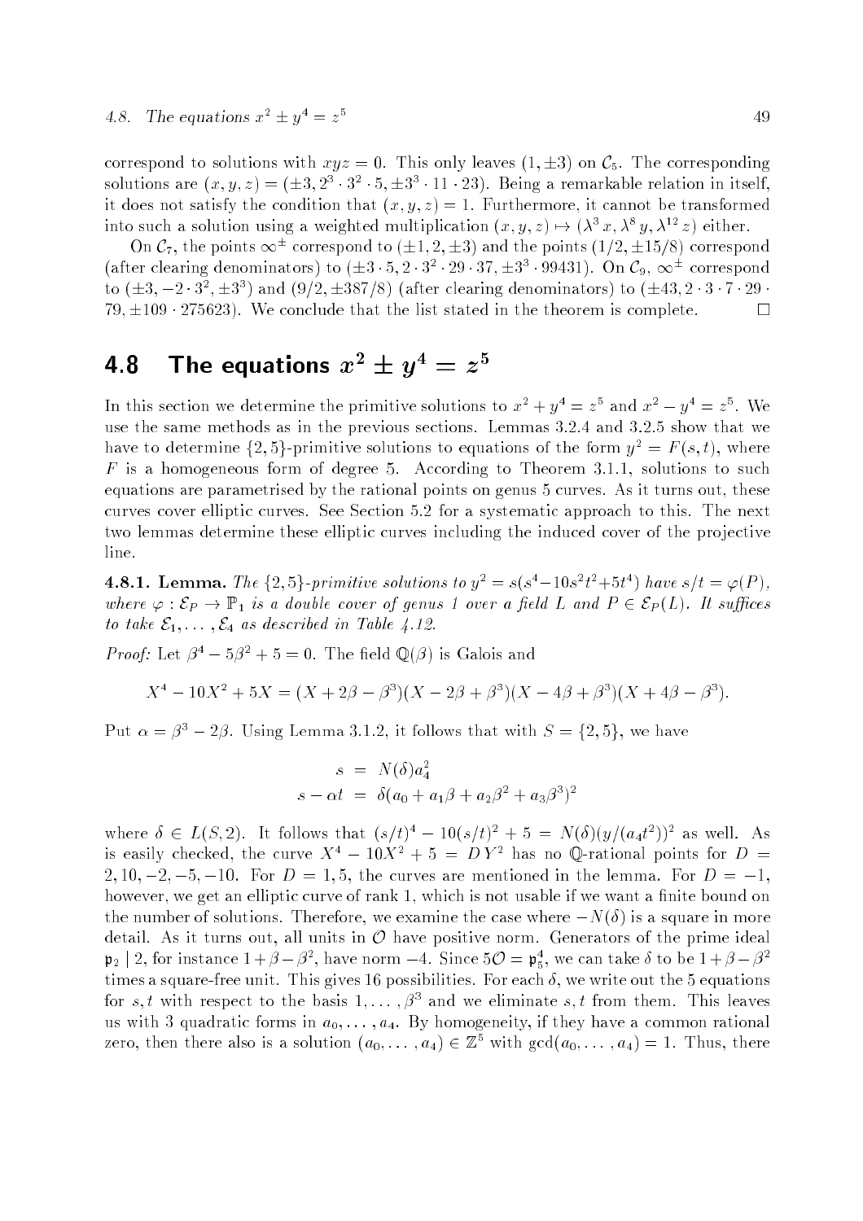correspond to solutions with $xyz = 0$. This only leaves $(1, \pm 3)$ on $\mathcal{C}_5$. The corresponding solutions are $(x, y, z) = (\pm 3, 2^3 \cdot 3^2 \cdot 5, \pm 3^3 \cdot 11 \cdot 23)$. Being a remarkable relation in itself, it does not satisfy the condition that $(x, y, z) = 1$. Furthermore, it cannot be transformed into such a solution using a weighted multiplication $(x, y, z) \mapsto (\lambda^3 x, \lambda^8 y, \lambda^{12} z)$ either.

On $\mathcal{C}_7$, the points $\infty^\pm$ correspond to $(\pm 1, 2, \pm 3)$ and the points $(1/2, \pm 15/8)$ correspond (after clearing denominators) to $(\pm 3 \cdot 5, 2 \cdot 3^2 \cdot 29 \cdot 37, \pm 3^3 \cdot 99431)$. On $\mathcal{C}_9$, $\infty^\pm$ correspond to $(\pm 3, -2 \cdot 3^2, \pm 3^3)$ and $(9/2, \pm 387/8)$ (after clearing denominators) to $(\pm 43, 2 \cdot 3 \cdot 7 \cdot 29 \cdot 79, \pm 109 \cdot 275623)$. We conclude that the list stated in the theorem is complete. □

## 4.8 The equations $x^2 \pm y^4 = z^5$

In this section we determine the primitive solutions to $x^2 + y^4 = z^5$ and $x^2 - y^4 = z^5$. We use the same methods as in the previous sections. Lemmas 3.2.4 and 3.2.5 show that we have to determine $\{2, 5\}$-primitive solutions to equations of the form $y^2 = F(s, t)$, where $F$ is a homogeneous form of degree 5. According to Theorem 3.1.1, solutions to such equations are parametrised by the rational points on genus 5 curves. As it turns out, these curves cover elliptic curves. See Section 5.2 for a systematic approach to this. The next two lemmas determine these elliptic curves including the induced cover of the projective line.

**4.8.1. Lemma.** *The $\{2, 5\}$-primitive solutions to $y^2 = s(s^4 - 10s^2t^2 + 5t^4)$ have $s/t = \varphi(P)$, where $\varphi : \mathcal{E}_P \to \mathbb{P}_1$ is a double cover of genus 1 over a field $L$ and $P \in \mathcal{E}_P(L)$. It suffices to take $\mathcal{E}_1, \ldots, \mathcal{E}_4$ as described in Table 4.12.*

*Proof:* Let $\beta^4 - 5\beta^2 + 5 = 0$. The field $\mathbb{Q}(\beta)$ is Galois and

$$X^4 - 10X^2 + 5X = (X + 2\beta - \beta^3)(X - 2\beta + \beta^3)(X - 4\beta + \beta^3)(X + 4\beta - \beta^3).$$

Put $\alpha = \beta^3 - 2\beta$. Using Lemma 3.1.2, it follows that with $S = \{2, 5\}$, we have

$$\begin{aligned} s &= N(\delta) a_4^2 \\ s - \alpha t &= \delta(a_0 + a_1\beta + a_2\beta^2 + a_3\beta^3)^2 \end{aligned}$$

where $\delta \in L(S, 2)$. It follows that $(s/t)^4 - 10(s/t)^2 + 5 = N(\delta)(y/(a_4 t^2))^2$ as well. As is easily checked, the curve $X^4 - 10X^2 + 5 = DY^2$ has no $\mathbb{Q}$-rational points for $D = 2, 10, -2, -5, -10$. For $D = 1, 5$, the curves are mentioned in the lemma. For $D = -1$, however, we get an elliptic curve of rank 1, which is not usable if we want a finite bound on the number of solutions. Therefore, we examine the case where $-N(\delta)$ is a square in more detail. As it turns out, all units in $\mathcal{O}$ have positive norm. Generators of the prime ideal $\mathfrak{p}_2 \mid 2$, for instance $1 + \beta - \beta^2$, have norm $-4$. Since $5\mathcal{O} = \mathfrak{p}_5^4$, we can take $\delta$ to be $1 + \beta - \beta^2$ times a square-free unit. This gives 16 possibilities. For each $\delta$, we write out the 5 equations for $s, t$ with respect to the basis $1, \ldots, \beta^3$ and we eliminate $s, t$ from them. This leaves us with 3 quadratic forms in $a_0, \ldots, a_4$. By homogeneity, if they have a common rational zero, then there also is a solution $(a_0, \ldots, a_4) \in \mathbb{Z}^5$ with $\gcd(a_0, \ldots, a_4) = 1$. Thus, there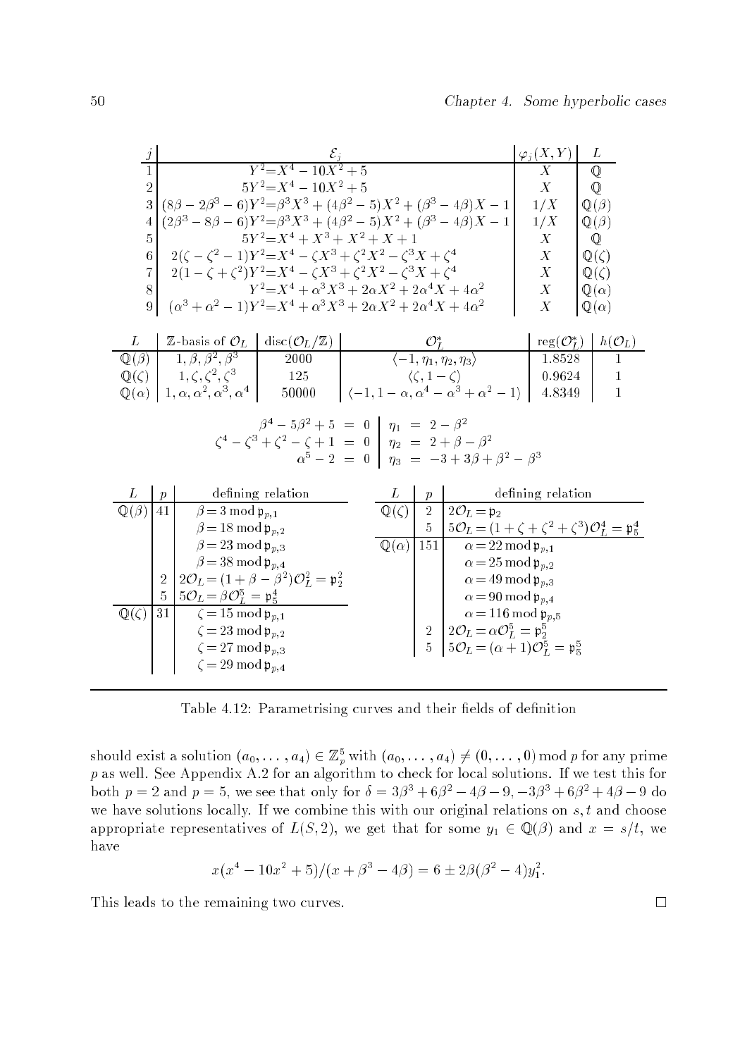| $j$ | $\mathcal{E}_j$ | $\varphi_j(X,Y)$ | $L$ |
|---|---|---|---|
| 1 | $Y^2 = X^4 - 10X^2 + 5$ | $X$ | $\mathbb{Q}$ |
| 2 | $5Y^2 = X^4 - 10X^2 + 5$ | $X$ | $\mathbb{Q}$ |
| 3 | $(8\beta - 2\beta^3 - 6)Y^2 = \beta^3X^3 + (4\beta^2 - 5)X^2 + (\beta^3 - 4\beta)X - 1$ | $1/X$ | $\mathbb{Q}(\beta)$ |
| 4 | $(2\beta^3 - 8\beta - 6)Y^2 = \beta^3X^3 + (4\beta^2 - 5)X^2 + (\beta^3 - 4\beta)X - 1$ | $1/X$ | $\mathbb{Q}(\beta)$ |
| 5 | $5Y^2 = X^4 + X^3 + X^2 + X + 1$ | $X$ | $\mathbb{Q}$ |
| 6 | $2(\zeta - \zeta^2 - 1)Y^2 = X^4 - \zeta X^3 + \zeta^2X^2 - \zeta^3X + \zeta^4$ | $X$ | $\mathbb{Q}(\zeta)$ |
| 7 | $2(1 - \zeta + \zeta^2)Y^2 = X^4 - \zeta X^3 + \zeta^2X^2 - \zeta^3X + \zeta^4$ | $X$ | $\mathbb{Q}(\zeta)$ |
| 8 | $Y^2 = X^4 + \alpha^3X^3 + 2\alpha X^2 + 2\alpha^4X + 4\alpha^2$ | $X$ | $\mathbb{Q}(\alpha)$ |
| 9 | $(\alpha^3 + \alpha^2 - 1)Y^2 = X^4 + \alpha^3X^3 + 2\alpha X^2 + 2\alpha^4X + 4\alpha^2$ | $X$ | $\mathbb{Q}(\alpha)$ |

| $L$ | $\mathbb{Z}$-basis of $\mathcal{O}_L$ | $\mathrm{disc}(\mathcal{O}_L/\mathbb{Z})$ | $\mathcal{O}_L^*$ | $\mathrm{reg}(\mathcal{O}_L^*)$ | $h(\mathcal{O}_L)$ |
|---|---|---|---|---|---|
| $\mathbb{Q}(\beta)$ | $1,\beta,\beta^2,\beta^3$ | 2000 | $\langle -1,\eta_1,\eta_2,\eta_3\rangle$ | 1.8528 | 1 |
| $\mathbb{Q}(\zeta)$ | $1,\zeta,\zeta^2,\zeta^3$ | 125 | $\langle \zeta, 1-\zeta\rangle$ | 0.9624 | 1 |
| $\mathbb{Q}(\alpha)$ | $1,\alpha,\alpha^2,\alpha^3,\alpha^4$ | 50000 | $\langle -1, 1-\alpha, \alpha^4-\alpha^3+\alpha^2-1\rangle$ | 4.8349 | 1 |

$$\begin{array}{rcl|rcl} \beta^4 - 5\beta^2 + 5 &=& 0 & \eta_1 &=& 2 - \beta^2 \\ \zeta^4 - \zeta^3 + \zeta^2 - \zeta + 1 &=& 0 & \eta_2 &=& 2 + \beta - \beta^2 \\ \alpha^5 - 2 &=& 0 & \eta_3 &=& -3 + 3\beta + \beta^2 - \beta^3 \end{array}$$

| $L$ | $p$ | defining relation |
|---|---|---|
| $\mathbb{Q}(\beta)$ | 41 | $\beta = 3 \bmod \mathfrak{p}_{p,1}$ |
| | | $\beta = 18 \bmod \mathfrak{p}_{p,2}$ |
| | | $\beta = 23 \bmod \mathfrak{p}_{p,3}$ |
| | | $\beta = 38 \bmod \mathfrak{p}_{p,4}$ |
| | 2 | $2\mathcal{O}_L = (1+\beta-\beta^2)\mathcal{O}_L^2 = \mathfrak{p}_2^2$ |
| | 5 | $5\mathcal{O}_L = \beta\mathcal{O}_L^5 = \mathfrak{p}_5^4$ |
| $\mathbb{Q}(\zeta)$ | 31 | $\zeta = 15 \bmod \mathfrak{p}_{p,1}$ |
| | | $\zeta = 23 \bmod \mathfrak{p}_{p,2}$ |
| | | $\zeta = 27 \bmod \mathfrak{p}_{p,3}$ |
| | | $\zeta = 29 \bmod \mathfrak{p}_{p,4}$ |

| $L$ | $p$ | defining relation |
|---|---|---|
| $\mathbb{Q}(\zeta)$ | 2 | $2\mathcal{O}_L = \mathfrak{p}_2$ |
| | 5 | $5\mathcal{O}_L = (1+\zeta+\zeta^2+\zeta^3)\mathcal{O}_L^4 = \mathfrak{p}_5^4$ |
| $\mathbb{Q}(\alpha)$ | 151 | $\alpha = 22 \bmod \mathfrak{p}_{p,1}$ |
| | | $\alpha = 25 \bmod \mathfrak{p}_{p,2}$ |
| | | $\alpha = 49 \bmod \mathfrak{p}_{p,3}$ |
| | | $\alpha = 90 \bmod \mathfrak{p}_{p,4}$ |
| | | $\alpha = 116 \bmod \mathfrak{p}_{p,5}$ |
| | 2 | $2\mathcal{O}_L = \alpha\mathcal{O}_L^5 = \mathfrak{p}_2^5$ |
| | 5 | $5\mathcal{O}_L = (\alpha+1)\mathcal{O}_L^5 = \mathfrak{p}_5^5$ |

Table 4.12: Parametrising curves and their fields of definition

should exist a solution $(a_0,\ldots,a_4) \in \mathbb{Z}_p^5$ with $(a_0,\ldots,a_4) \neq (0,\ldots,0) \bmod p$ for any prime $p$ as well. See Appendix A.2 for an algorithm to check for local solutions. If we test this for both $p = 2$ and $p = 5$, we see that only for $\delta = 3\beta^3 + 6\beta^2 - 4\beta - 9, -3\beta^3 + 6\beta^2 + 4\beta - 9$ do we have solutions locally. If we combine this with our original relations on $s,t$ and choose appropriate representatives of $L(S,2)$, we get that for some $y_1 \in \mathbb{Q}(\beta)$ and $x = s/t$, we have

$$x(x^4 - 10x^2 + 5)/(x + \beta^3 - 4\beta) = 6 \pm 2\beta(\beta^2 - 4)y_1^2.$$

This leads to the remaining two curves. $\square$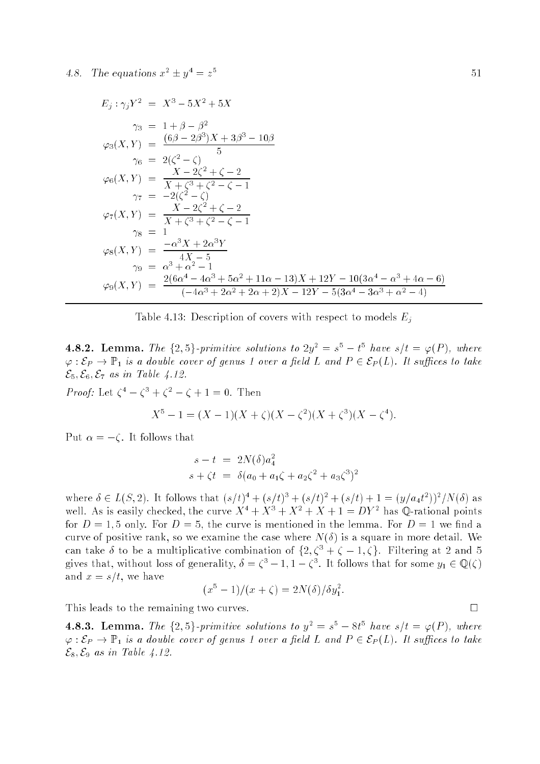$$
\begin{aligned}
E_j : \gamma_j Y^2 &= X^3 - 5X^2 + 5X \\
\gamma_3 &= 1 + \beta - \beta^2 \\
\varphi_3(X,Y) &= \frac{(6\beta - 2\beta^3)X + 3\beta^3 - 10\beta}{5} \\
\gamma_6 &= 2(\zeta^2 - \zeta) \\
\varphi_6(X,Y) &= \frac{X - 2\zeta^2 + \zeta - 2}{X + \zeta^3 + \zeta^2 - \zeta - 1} \\
\gamma_7 &= -2(\zeta^2 - \zeta) \\
\varphi_7(X,Y) &= \frac{X - 2\zeta^2 + \zeta - 2}{X + \zeta^3 + \zeta^2 - \zeta - 1} \\
\gamma_8 &= 1 \\
\varphi_8(X,Y) &= \frac{-\alpha^3 X + 2\alpha^3 Y}{4X - 5} \\
\gamma_9 &= \alpha^3 + \alpha^2 - 1 \\
\varphi_9(X,Y) &= \frac{2(6\alpha^4 - 4\alpha^3 + 5\alpha^2 + 11\alpha - 13)X + 12Y - 10(3\alpha^4 - \alpha^3 + 4\alpha - 6)}{(-4\alpha^3 + 2\alpha^2 + 2\alpha + 2)X - 12Y - 5(3\alpha^4 - 3\alpha^3 + \alpha^2 - 4)}
\end{aligned}
$$

Table 4.13: Description of covers with respect to models $E_j$

**4.8.2. Lemma.** *The* $\{2,5\}$*-primitive solutions to* $2y^2 = s^5 - t^5$ *have* $s/t = \varphi(P)$*, where* $\varphi : \mathcal{E}_P \to \mathbb{P}_1$ *is a double cover of genus 1 over a field* $L$ *and* $P \in \mathcal{E}_P(L)$*. It suffices to take* $\mathcal{E}_5, \mathcal{E}_6, \mathcal{E}_7$ *as in Table 4.12.*

*Proof:* Let $\zeta^4 - \zeta^3 + \zeta^2 - \zeta + 1 = 0$. Then

$$X^5 - 1 = (X-1)(X+\zeta)(X-\zeta^2)(X+\zeta^3)(X-\zeta^4).$$

Put $\alpha = -\zeta$. It follows that

$$
\begin{aligned}
s - t &= 2N(\delta)a_4^2 \\
s + \zeta t &= \delta(a_0 + a_1\zeta + a_2\zeta^2 + a_3\zeta^3)^2
\end{aligned}
$$

where $\delta \in L(S,2)$. It follows that $(s/t)^4 + (s/t)^3 + (s/t)^2 + (s/t) + 1 = (y/a_4 t^2))^2/N(\delta)$ as well. As is easily checked, the curve $X^4 + X^3 + X^2 + X + 1 = DY^2$ has $\mathbb{Q}$-rational points for $D = 1, 5$ only. For $D = 5$, the curve is mentioned in the lemma. For $D = 1$ we find a curve of positive rank, so we examine the case where $N(\delta)$ is a square in more detail. We can take $\delta$ to be a multiplicative combination of $\{2, \zeta^3 + \zeta - 1, \zeta\}$. Filtering at 2 and 5 gives that, without loss of generality, $\delta = \zeta^3 - 1, 1 - \zeta^3$. It follows that for some $y_1 \in \mathbb{Q}(\zeta)$ and $x = s/t$, we have

$$(x^5 - 1)/(x + \zeta) = 2N(\delta)/\delta y_1^2.$$

This leads to the remaining two curves. $\square$

**4.8.3. Lemma.** *The* $\{2,5\}$*-primitive solutions to* $y^2 = s^5 - 8t^5$ *have* $s/t = \varphi(P)$*, where* $\varphi : \mathcal{E}_P \to \mathbb{P}_1$ *is a double cover of genus 1 over a field* $L$ *and* $P \in \mathcal{E}_P(L)$*. It suffices to take* $\mathcal{E}_8, \mathcal{E}_9$ *as in Table 4.12.*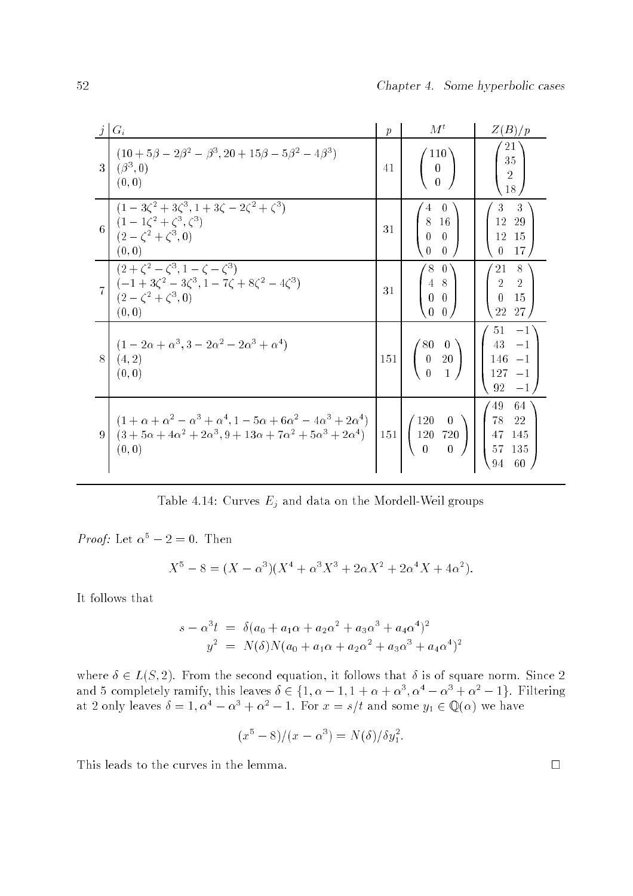| $j$ | $G_i$ | $p$ | $M^t$ | $Z(B)/p$ |
|---|---|---|---|---|
| 3 | $(10+5\beta-2\beta^2-\beta^3, 20+15\beta-5\beta^2-4\beta^3)$ <br> $(\beta^3, 0)$ <br> $(0,0)$ | 41 | $\begin{pmatrix} 110 \\ 0 \\ 0 \end{pmatrix}$ | $\begin{pmatrix} 21 \\ 35 \\ 2 \\ 18 \end{pmatrix}$ |
| 6 | $(1-3\zeta^2+3\zeta^3, 1+3\zeta-2\zeta^2+\zeta^3)$ <br> $(1-1\zeta^2+\zeta^3, \zeta^3)$ <br> $(2-\zeta^2+\zeta^3, 0)$ <br> $(0,0)$ | 31 | $\begin{pmatrix} 4 & 0 \\ 8 & 16 \\ 0 & 0 \\ 0 & 0 \end{pmatrix}$ | $\begin{pmatrix} 3 & 3 \\ 12 & 29 \\ 12 & 15 \\ 0 & 17 \end{pmatrix}$ |
| 7 | $(2+\zeta^2-\zeta^3, 1-\zeta-\zeta^3)$ <br> $(-1+3\zeta^2-3\zeta^3, 1-7\zeta+8\zeta^2-4\zeta^3)$ <br> $(2-\zeta^2+\zeta^3, 0)$ <br> $(0,0)$ | 31 | $\begin{pmatrix} 8 & 0 \\ 4 & 8 \\ 0 & 0 \\ 0 & 0 \end{pmatrix}$ | $\begin{pmatrix} 21 & 8 \\ 2 & 2 \\ 0 & 15 \\ 22 & 27 \end{pmatrix}$ |
| 8 | $(1-2\alpha+\alpha^3, 3-2\alpha^2-2\alpha^3+\alpha^4)$ <br> $(4,2)$ <br> $(0,0)$ | 151 | $\begin{pmatrix} 80 & 0 \\ 0 & 20 \\ 0 & 1 \end{pmatrix}$ | $\begin{pmatrix} 51 & -1 \\ 43 & -1 \\ 146 & -1 \\ 127 & -1 \\ 92 & -1 \end{pmatrix}$ |
| 9 | $(1+\alpha+\alpha^2-\alpha^3+\alpha^4, 1-5\alpha+6\alpha^2-4\alpha^3+2\alpha^4)$ <br> $(3+5\alpha+4\alpha^2+2\alpha^3, 9+13\alpha+7\alpha^2+5\alpha^3+2\alpha^4)$ <br> $(0,0)$ | 151 | $\begin{pmatrix} 120 & 0 \\ 120 & 720 \\ 0 & 0 \end{pmatrix}$ | $\begin{pmatrix} 49 & 64 \\ 78 & 22 \\ 47 & 145 \\ 57 & 135 \\ 94 & 60 \end{pmatrix}$ |

Table 4.14: Curves $E_j$ and data on the Mordell-Weil groups

*Proof:* Let $\alpha^5 - 2 = 0$. Then

$$X^5 - 8 = (X - \alpha^3)(X^4 + \alpha^3 X^3 + 2\alpha X^2 + 2\alpha^4 X + 4\alpha^2).$$

It follows that

$$\begin{aligned} s - \alpha^3 t &= \delta(a_0 + a_1\alpha + a_2\alpha^2 + a_3\alpha^3 + a_4\alpha^4)^2 \\ y^2 &= N(\delta)N(a_0 + a_1\alpha + a_2\alpha^2 + a_3\alpha^3 + a_4\alpha^4)^2 \end{aligned}$$

where $\delta \in L(S, 2)$. From the second equation, it follows that $\delta$ is of square norm. Since 2 and 5 completely ramify, this leaves $\delta \in \{1, \alpha - 1, 1 + \alpha + \alpha^3, \alpha^4 - \alpha^3 + \alpha^2 - 1\}$. Filtering at 2 only leaves $\delta = 1, \alpha^4 - \alpha^3 + \alpha^2 - 1$. For $x = s/t$ and some $y_1 \in \mathbb{Q}(\alpha)$ we have

$$(x^5 - 8)/(x - \alpha^3) = N(\delta)/\delta y_1^2.$$

This leads to the curves in the lemma. □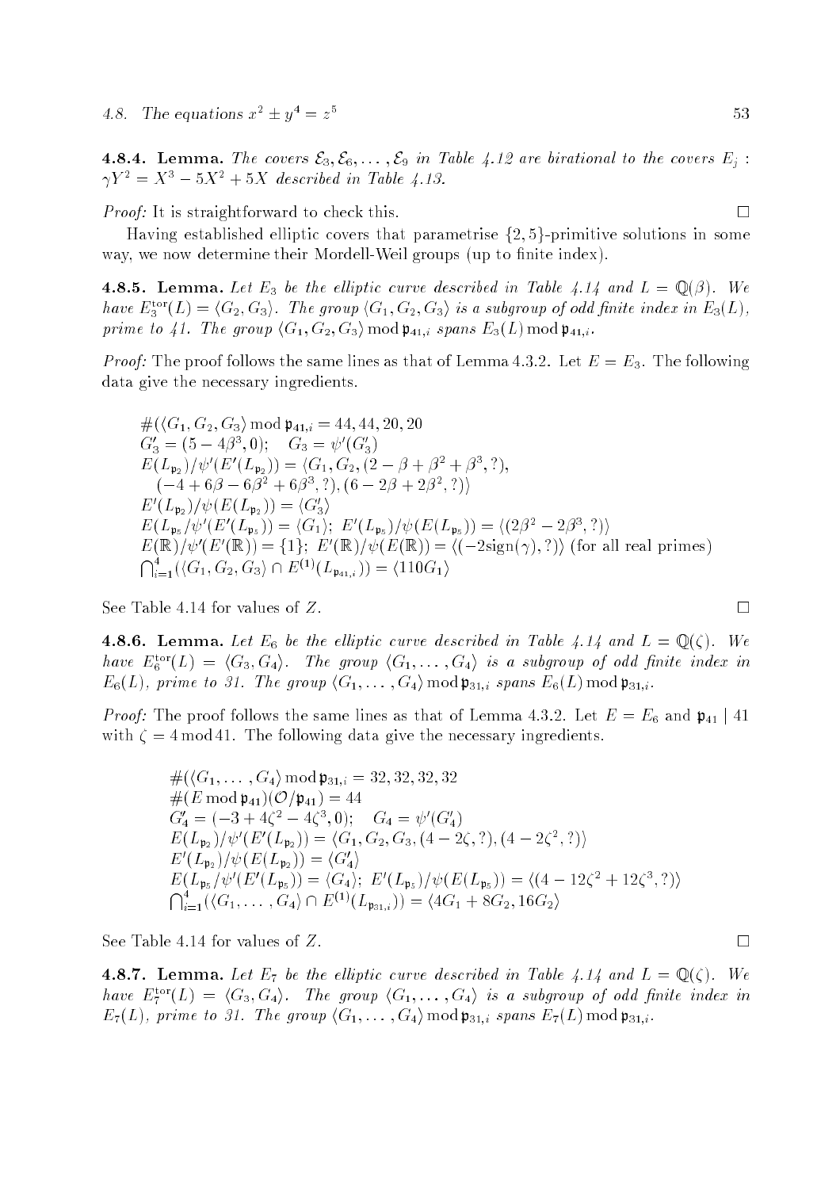**4.8.4. Lemma.** *The covers $\mathcal{E}_3, \mathcal{E}_6, \ldots, \mathcal{E}_9$ in Table 4.12 are birational to the covers $E_j$ : $\gamma Y^2 = X^3 - 5X^2 + 5X$ described in Table 4.13.*

*Proof:* It is straightforward to check this. $\square$

Having established elliptic covers that parametrise $\{2,5\}$-primitive solutions in some way, we now determine their Mordell-Weil groups (up to finite index).

**4.8.5. Lemma.** *Let $E_3$ be the elliptic curve described in Table 4.14 and $L = \mathbb{Q}(\beta)$. We have $E_3^{\mathrm{tor}}(L) = \langle G_2, G_3 \rangle$. The group $\langle G_1, G_2, G_3 \rangle$ is a subgroup of odd finite index in $E_3(L)$, prime to 41. The group $\langle G_1, G_2, G_3 \rangle \bmod \mathfrak{p}_{41,i}$ spans $E_3(L) \bmod \mathfrak{p}_{41,i}$.*

*Proof:* The proof follows the same lines as that of Lemma 4.3.2. Let $E = E_3$. The following data give the necessary ingredients.

$$\#(\langle G_1, G_2, G_3 \rangle \bmod \mathfrak{p}_{41,i} = 44, 44, 20, 20$$
$$G_3' = (5 - 4\beta^3, 0); \quad G_3 = \psi'(G_3')$$
$$E(L_{\mathfrak{p}_2})/\psi'(E'(L_{\mathfrak{p}_2})) = \langle G_1, G_2, (2 - \beta + \beta^2 + \beta^3, ?),$$
$$(-4 + 6\beta - 6\beta^2 + 6\beta^3, ?), (6 - 2\beta + 2\beta^2, ?) \rangle$$
$$E'(L_{\mathfrak{p}_2})/\psi(E(L_{\mathfrak{p}_2})) = \langle G_3' \rangle$$
$$E(L_{\mathfrak{p}_5}/\psi'(E'(L_{\mathfrak{p}_5})) = \langle G_1 \rangle; \; E'(L_{\mathfrak{p}_5})/\psi(E(L_{\mathfrak{p}_5})) = \langle (2\beta^2 - 2\beta^3, ?) \rangle$$
$$E(\mathbb{R})/\psi'(E'(\mathbb{R})) = \{1\}; \; E'(\mathbb{R})/\psi(E(\mathbb{R})) = \langle (-2\mathrm{sign}(\gamma), ?) \rangle \text{ (for all real primes)}$$
$$\bigcap_{i=1}^{4} (\langle G_1, G_2, G_3 \rangle \cap E^{(1)}(L_{\mathfrak{p}_{41,i}})) = \langle 110 G_1 \rangle$$

See Table 4.14 for values of $Z$. $\square$

**4.8.6. Lemma.** *Let $E_6$ be the elliptic curve described in Table 4.14 and $L = \mathbb{Q}(\zeta)$. We have $E_6^{\mathrm{tor}}(L) = \langle G_3, G_4 \rangle$. The group $\langle G_1, \ldots, G_4 \rangle$ is a subgroup of odd finite index in $E_6(L)$, prime to 31. The group $\langle G_1, \ldots, G_4 \rangle \bmod \mathfrak{p}_{31,i}$ spans $E_6(L) \bmod \mathfrak{p}_{31,i}$.*

*Proof:* The proof follows the same lines as that of Lemma 4.3.2. Let $E = E_6$ and $\mathfrak{p}_{41} \mid 41$ with $\zeta = 4 \bmod 41$. The following data give the necessary ingredients.

$$\#(\langle G_1, \ldots, G_4 \rangle \bmod \mathfrak{p}_{31,i} = 32, 32, 32, 32$$
$$\#(E \bmod \mathfrak{p}_{41})(\mathcal{O}/\mathfrak{p}_{41}) = 44$$
$$G_4' = (-3 + 4\zeta^2 - 4\zeta^3, 0); \quad G_4 = \psi'(G_4')$$
$$E(L_{\mathfrak{p}_2})/\psi'(E'(L_{\mathfrak{p}_2})) = \langle G_1, G_2, G_3, (4 - 2\zeta, ?), (4 - 2\zeta^2, ?) \rangle$$
$$E'(L_{\mathfrak{p}_2})/\psi(E(L_{\mathfrak{p}_2})) = \langle G_4' \rangle$$
$$E(L_{\mathfrak{p}_5}/\psi'(E'(L_{\mathfrak{p}_5})) = \langle G_4 \rangle; \; E'(L_{\mathfrak{p}_5})/\psi(E(L_{\mathfrak{p}_5})) = \langle (4 - 12\zeta^2 + 12\zeta^3, ?) \rangle$$
$$\bigcap_{i=1}^{4} (\langle G_1, \ldots, G_4 \rangle \cap E^{(1)}(L_{\mathfrak{p}_{31,i}})) = \langle 4G_1 + 8G_2, 16G_2 \rangle$$

See Table 4.14 for values of $Z$. $\square$

**4.8.7. Lemma.** *Let $E_7$ be the elliptic curve described in Table 4.14 and $L = \mathbb{Q}(\zeta)$. We have $E_7^{\mathrm{tor}}(L) = \langle G_3, G_4 \rangle$. The group $\langle G_1, \ldots, G_4 \rangle$ is a subgroup of odd finite index in $E_7(L)$, prime to 31. The group $\langle G_1, \ldots, G_4 \rangle \bmod \mathfrak{p}_{31,i}$ spans $E_7(L) \bmod \mathfrak{p}_{31,i}$.*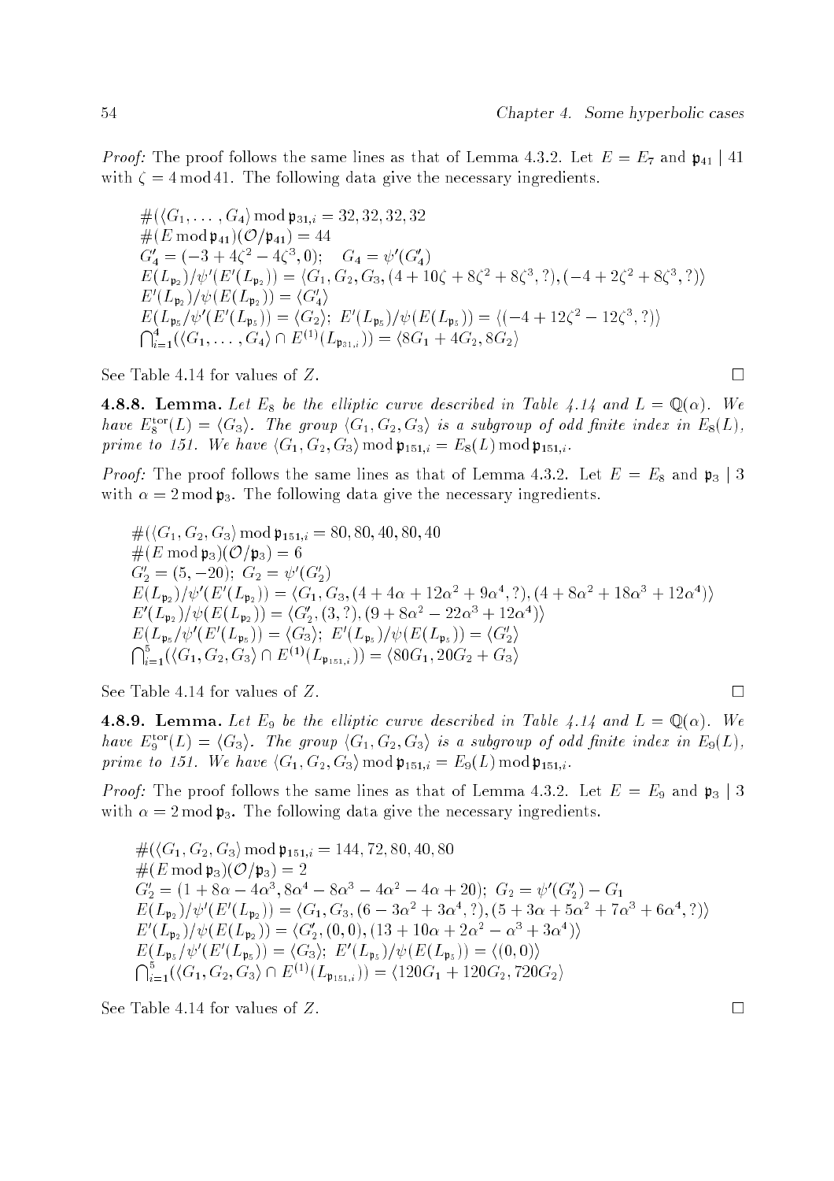*Proof:* The proof follows the same lines as that of Lemma 4.3.2. Let $E = E_7$ and $\mathfrak{p}_{41} \mid 41$ with $\zeta = 4 \bmod 41$. The following data give the necessary ingredients.

$$\#(\langle G_1, \ldots, G_4\rangle \bmod \mathfrak{p}_{31,i} = 32, 32, 32, 32$$
$$\#(E \bmod \mathfrak{p}_{41})(\mathcal{O}/\mathfrak{p}_{41}) = 44$$
$$G_4' = (-3 + 4\zeta^2 - 4\zeta^3, 0); \quad G_4 = \psi'(G_4')$$
$$E(L_{\mathfrak{p}_2})/\psi'(E'(L_{\mathfrak{p}_2})) = \langle G_1, G_2, G_3, (4 + 10\zeta + 8\zeta^2 + 8\zeta^3, ?), (-4 + 2\zeta^2 + 8\zeta^3, ?)\rangle$$
$$E'(L_{\mathfrak{p}_2})/\psi(E(L_{\mathfrak{p}_2})) = \langle G_4'\rangle$$
$$E(L_{\mathfrak{p}_5}/\psi'(E'(L_{\mathfrak{p}_5})) = \langle G_2\rangle; \ E'(L_{\mathfrak{p}_5})/\psi(E(L_{\mathfrak{p}_5})) = \langle(-4 + 12\zeta^2 - 12\zeta^3, ?)\rangle$$
$$\bigcap_{i=1}^{4}(\langle G_1, \ldots, G_4\rangle \cap E^{(1)}(L_{\mathfrak{p}_{31,i}})) = \langle 8G_1 + 4G_2, 8G_2\rangle$$

See Table 4.14 for values of $Z$. ∎

**4.8.8. Lemma.** *Let $E_8$ be the elliptic curve described in Table 4.14 and $L = \mathbb{Q}(\alpha)$. We have $E_8^{\mathrm{tor}}(L) = \langle G_3\rangle$. The group $\langle G_1, G_2, G_3\rangle$ is a subgroup of odd finite index in $E_8(L)$, prime to 151. We have $\langle G_1, G_2, G_3\rangle \bmod \mathfrak{p}_{151,i} = E_8(L) \bmod \mathfrak{p}_{151,i}$.*

*Proof:* The proof follows the same lines as that of Lemma 4.3.2. Let $E = E_8$ and $\mathfrak{p}_3 \mid 3$ with $\alpha = 2 \bmod \mathfrak{p}_3$. The following data give the necessary ingredients.

$$\#(\langle G_1, G_2, G_3\rangle \bmod \mathfrak{p}_{151,i} = 80, 80, 40, 80, 40$$
$$\#(E \bmod \mathfrak{p}_3)(\mathcal{O}/\mathfrak{p}_3) = 6$$
$$G_2' = (5, -20); \ G_2 = \psi'(G_2')$$
$$E(L_{\mathfrak{p}_2})/\psi'(E'(L_{\mathfrak{p}_2})) = \langle G_1, G_3, (4 + 4\alpha + 12\alpha^2 + 9\alpha^4, ?), (4 + 8\alpha^2 + 18\alpha^3 + 12\alpha^4)\rangle$$
$$E'(L_{\mathfrak{p}_2})/\psi(E(L_{\mathfrak{p}_2})) = \langle G_2', (3, ?), (9 + 8\alpha^2 - 22\alpha^3 + 12\alpha^4)\rangle$$
$$E(L_{\mathfrak{p}_5}/\psi'(E'(L_{\mathfrak{p}_5})) = \langle G_3\rangle; \ E'(L_{\mathfrak{p}_5})/\psi(E(L_{\mathfrak{p}_5})) = \langle G_2'\rangle$$
$$\bigcap_{i=1}^{5}(\langle G_1, G_2, G_3\rangle \cap E^{(1)}(L_{\mathfrak{p}_{151,i}})) = \langle 80G_1, 20G_2 + G_3\rangle$$

See Table 4.14 for values of $Z$. ∎

**4.8.9. Lemma.** *Let $E_9$ be the elliptic curve described in Table 4.14 and $L = \mathbb{Q}(\alpha)$. We have $E_9^{\mathrm{tor}}(L) = \langle G_3\rangle$. The group $\langle G_1, G_2, G_3\rangle$ is a subgroup of odd finite index in $E_9(L)$, prime to 151. We have $\langle G_1, G_2, G_3\rangle \bmod \mathfrak{p}_{151,i} = E_9(L) \bmod \mathfrak{p}_{151,i}$.*

*Proof:* The proof follows the same lines as that of Lemma 4.3.2. Let $E = E_9$ and $\mathfrak{p}_3 \mid 3$ with $\alpha = 2 \bmod \mathfrak{p}_3$. The following data give the necessary ingredients.

$$\#(\langle G_1, G_2, G_3\rangle \bmod \mathfrak{p}_{151,i} = 144, 72, 80, 40, 80$$
$$\#(E \bmod \mathfrak{p}_3)(\mathcal{O}/\mathfrak{p}_3) = 2$$
$$G_2' = (1 + 8\alpha - 4\alpha^3, 8\alpha^4 - 8\alpha^3 - 4\alpha^2 - 4\alpha + 20); \ G_2 = \psi'(G_2') - G_1$$
$$E(L_{\mathfrak{p}_2})/\psi'(E'(L_{\mathfrak{p}_2})) = \langle G_1, G_3, (6 - 3\alpha^2 + 3\alpha^4, ?), (5 + 3\alpha + 5\alpha^2 + 7\alpha^3 + 6\alpha^4, ?)\rangle$$
$$E'(L_{\mathfrak{p}_2})/\psi(E(L_{\mathfrak{p}_2})) = \langle G_2', (0, 0), (13 + 10\alpha + 2\alpha^2 - \alpha^3 + 3\alpha^4)\rangle$$
$$E(L_{\mathfrak{p}_5}/\psi'(E'(L_{\mathfrak{p}_5})) = \langle G_3\rangle; \ E'(L_{\mathfrak{p}_5})/\psi(E(L_{\mathfrak{p}_5})) = \langle(0, 0)\rangle$$
$$\bigcap_{i=1}^{5}(\langle G_1, G_2, G_3\rangle \cap E^{(1)}(L_{\mathfrak{p}_{151,i}})) = \langle 120G_1 + 120G_2, 720G_2\rangle$$

See Table 4.14 for values of $Z$. ∎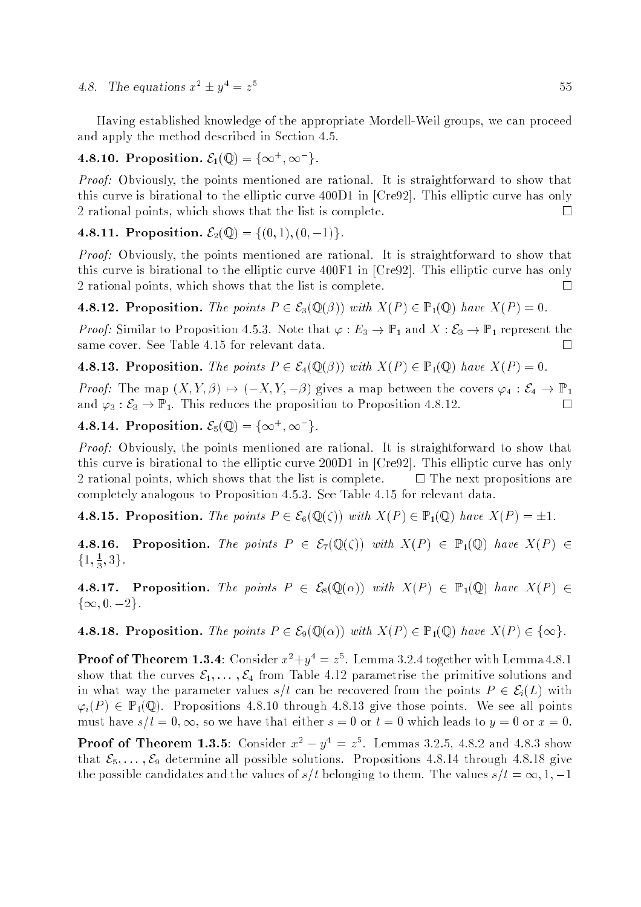Having established knowledge of the appropriate Mordell-Weil groups, we can proceed and apply the method described in Section 4.5.

**4.8.10. Proposition.** $\mathcal{E}_1(\mathbb{Q}) = \{\infty^+, \infty^-\}$.

*Proof:* Obviously, the points mentioned are rational. It is straightforward to show that this curve is birational to the elliptic curve 400D1 in [Cre92]. This elliptic curve has only 2 rational points, which shows that the list is complete. □

**4.8.11. Proposition.** $\mathcal{E}_2(\mathbb{Q}) = \{(0, 1), (0, -1)\}$.

*Proof:* Obviously, the points mentioned are rational. It is straightforward to show that this curve is birational to the elliptic curve 400F1 in [Cre92]. This elliptic curve has only 2 rational points, which shows that the list is complete. □

**4.8.12. Proposition.** *The points $P \in \mathcal{E}_3(\mathbb{Q}(\beta))$ with $X(P) \in \mathbb{P}_1(\mathbb{Q})$ have $X(P) = 0$.*

*Proof:* Similar to Proposition 4.5.3. Note that $\varphi : E_3 \to \mathbb{P}_1$ and $X : \mathcal{E}_3 \to \mathbb{P}_1$ represent the same cover. See Table 4.15 for relevant data. □

**4.8.13. Proposition.** *The points $P \in \mathcal{E}_4(\mathbb{Q}(\beta))$ with $X(P) \in \mathbb{P}_1(\mathbb{Q})$ have $X(P) = 0$.*

*Proof:* The map $(X, Y, \beta) \mapsto (-X, Y, -\beta)$ gives a map between the covers $\varphi_4 : \mathcal{E}_4 \to \mathbb{P}_1$ and $\varphi_3 : \mathcal{E}_3 \to \mathbb{P}_1$. This reduces the proposition to Proposition 4.8.12. □

**4.8.14. Proposition.** $\mathcal{E}_5(\mathbb{Q}) = \{\infty^+, \infty^-\}$.

*Proof:* Obviously, the points mentioned are rational. It is straightforward to show that this curve is birational to the elliptic curve 200D1 in [Cre92]. This elliptic curve has only 2 rational points, which shows that the list is complete. □ The next propositions are completely analogous to Proposition 4.5.3. See Table 4.15 for relevant data.

**4.8.15. Proposition.** *The points $P \in \mathcal{E}_6(\mathbb{Q}(\zeta))$ with $X(P) \in \mathbb{P}_1(\mathbb{Q})$ have $X(P) = \pm 1$.*

**4.8.16. Proposition.** *The points $P \in \mathcal{E}_7(\mathbb{Q}(\zeta))$ with $X(P) \in \mathbb{P}_1(\mathbb{Q})$ have $X(P) \in \{1, \frac{1}{3}, 3\}$.*

**4.8.17. Proposition.** *The points $P \in \mathcal{E}_8(\mathbb{Q}(\alpha))$ with $X(P) \in \mathbb{P}_1(\mathbb{Q})$ have $X(P) \in \{\infty, 0, -2\}$.*

**4.8.18. Proposition.** *The points $P \in \mathcal{E}_9(\mathbb{Q}(\alpha))$ with $X(P) \in \mathbb{P}_1(\mathbb{Q})$ have $X(P) \in \{\infty\}$.*

**Proof of Theorem 1.3.4**: Consider $x^2 + y^4 = z^5$. Lemma 3.2.4 together with Lemma 4.8.1 show that the curves $\mathcal{E}_1, \ldots, \mathcal{E}_4$ from Table 4.12 parametrise the primitive solutions and in what way the parameter values $s/t$ can be recovered from the points $P \in \mathcal{E}_i(L)$ with $\varphi_i(P) \in \mathbb{P}_1(\mathbb{Q})$. Propositions 4.8.10 through 4.8.13 give those points. We see all points must have $s/t = 0, \infty$, so we have that either $s = 0$ or $t = 0$ which leads to $y = 0$ or $x = 0$.

**Proof of Theorem 1.3.5**: Consider $x^2 - y^4 = z^5$. Lemmas 3.2.5, 4.8.2 and 4.8.3 show that $\mathcal{E}_5, \ldots, \mathcal{E}_9$ determine all possible solutions. Propositions 4.8.14 through 4.8.18 give the possible candidates and the values of $s/t$ belonging to them. The values $s/t = \infty, 1, -1$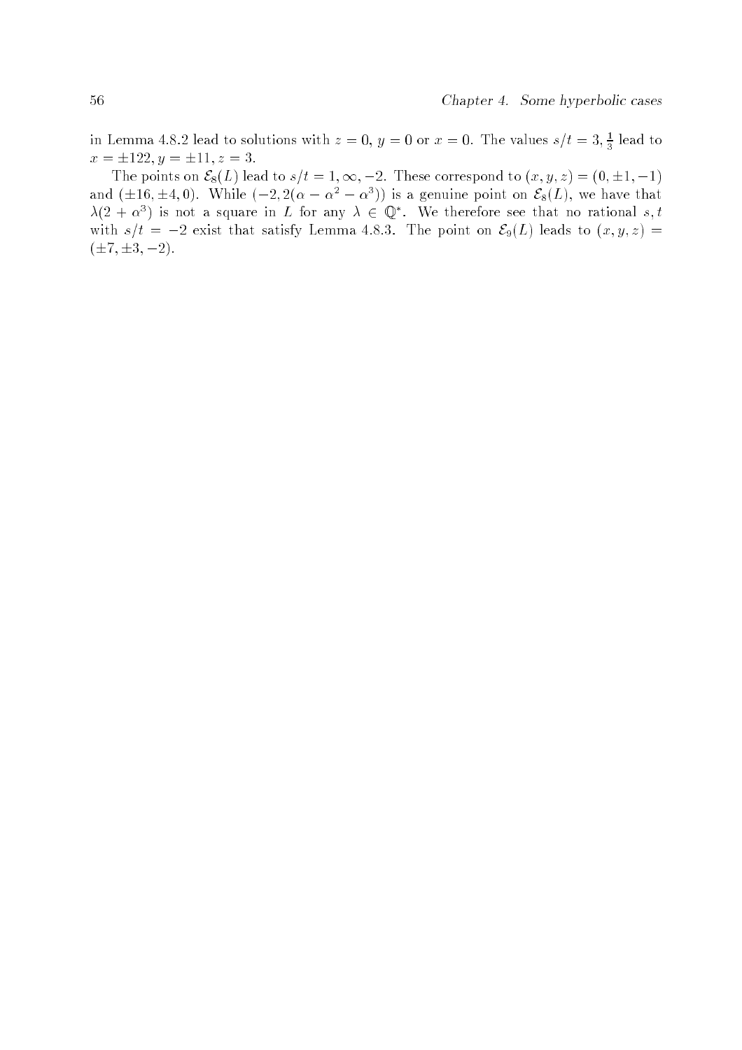in Lemma 4.8.2 lead to solutions with $z = 0$, $y = 0$ or $x = 0$. The values $s/t = 3, \frac{1}{3}$ lead to $x = \pm 122, y = \pm 11, z = 3$.

The points on $\mathcal{E}_8(L)$ lead to $s/t = 1, \infty, -2$. These correspond to $(x, y, z) = (0, \pm 1, -1)$ and $(\pm 16, \pm 4, 0)$. While $(-2, 2(\alpha - \alpha^2 - \alpha^3))$ is a genuine point on $\mathcal{E}_8(L)$, we have that $\lambda(2 + \alpha^3)$ is not a square in $L$ for any $\lambda \in \mathbb{Q}^*$. We therefore see that no rational $s, t$ with $s/t = -2$ exist that satisfy Lemma 4.8.3. The point on $\mathcal{E}_9(L)$ leads to $(x, y, z) = (\pm 7, \pm 3, -2)$.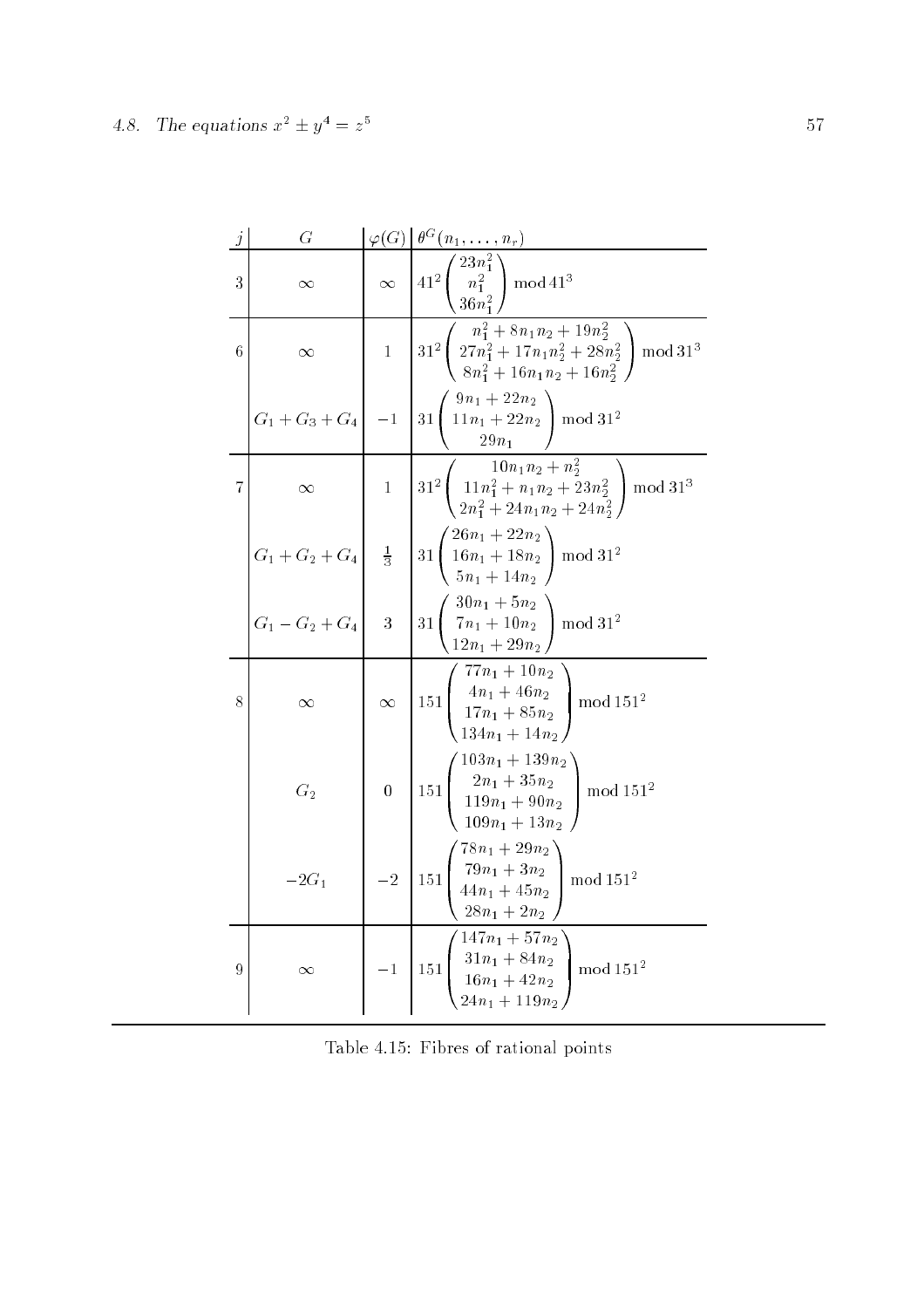| $j$ | $G$ | $\varphi(G)$ | $\theta^G(n_1,\ldots,n_r)$ |
|---|---|---|---|
| 3 | $\infty$ | $\infty$ | $41^2\begin{pmatrix}23n_1^2\\ n_1^2\\ 36n_1^2\end{pmatrix} \bmod 41^3$ |
| 6 | $\infty$ | 1 | $31^2\begin{pmatrix}n_1^2+8n_1n_2+19n_2^2\\ 27n_1^2+17n_1n_2^2+28n_2^2\\ 8n_1^2+16n_1n_2+16n_2^2\end{pmatrix} \bmod 31^3$ |
| | $G_1+G_3+G_4$ | $-1$ | $31\begin{pmatrix}9n_1+22n_2\\ 11n_1+22n_2\\ 29n_1\end{pmatrix} \bmod 31^2$ |
| 7 | $\infty$ | 1 | $31^2\begin{pmatrix}10n_1n_2+n_2^2\\ 11n_1^2+n_1n_2+23n_2^2\\ 2n_1^2+24n_1n_2+24n_2^2\end{pmatrix} \bmod 31^3$ |
| | $G_1+G_2+G_4$ | $\frac{1}{3}$ | $31\begin{pmatrix}26n_1+22n_2\\ 16n_1+18n_2\\ 5n_1+14n_2\end{pmatrix} \bmod 31^2$ |
| | $G_1-G_2+G_4$ | 3 | $31\begin{pmatrix}30n_1+5n_2\\ 7n_1+10n_2\\ 12n_1+29n_2\end{pmatrix} \bmod 31^2$ |
| 8 | $\infty$ | $\infty$ | $151\begin{pmatrix}77n_1+10n_2\\ 4n_1+46n_2\\ 17n_1+85n_2\\ 134n_1+14n_2\end{pmatrix} \bmod 151^2$ |
| | $G_2$ | 0 | $151\begin{pmatrix}103n_1+139n_2\\ 2n_1+35n_2\\ 119n_1+90n_2\\ 109n_1+13n_2\end{pmatrix} \bmod 151^2$ |
| | $-2G_1$ | $-2$ | $151\begin{pmatrix}78n_1+29n_2\\ 79n_1+3n_2\\ 44n_1+45n_2\\ 28n_1+2n_2\end{pmatrix} \bmod 151^2$ |
| 9 | $\infty$ | $-1$ | $151\begin{pmatrix}147n_1+57n_2\\ 31n_1+84n_2\\ 16n_1+42n_2\\ 24n_1+119n_2\end{pmatrix} \bmod 151^2$ |

Table 4.15: Fibres of rational points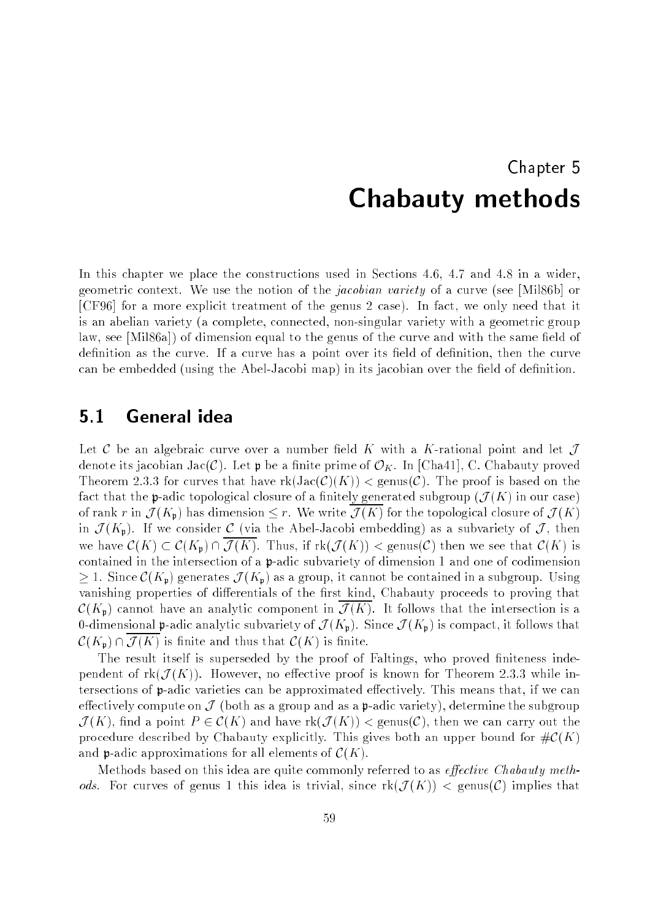# Chapter 5
# Chabauty methods

In this chapter we place the constructions used in Sections 4.6, 4.7 and 4.8 in a wider, geometric context. We use the notion of the *jacobian variety* of a curve (see [Mil86b] or [CF96] for a more explicit treatment of the genus 2 case). In fact, we only need that it is an abelian variety (a complete, connected, non-singular variety with a geometric group law, see [Mil86a]) of dimension equal to the genus of the curve and with the same field of definition as the curve. If a curve has a point over its field of definition, then the curve can be embedded (using the Abel-Jacobi map) in its jacobian over the field of definition.

## 5.1 General idea

Let $\mathcal{C}$ be an algebraic curve over a number field $K$ with a $K$-rational point and let $\mathcal{J}$ denote its jacobian $\mathrm{Jac}(\mathcal{C})$. Let $\mathfrak{p}$ be a finite prime of $\mathcal{O}_K$. In [Cha41], C. Chabauty proved Theorem 2.3.3 for curves that have $\mathrm{rk}(\mathrm{Jac}(\mathcal{C})(K)) < \mathrm{genus}(\mathcal{C})$. The proof is based on the fact that the $\mathfrak{p}$-adic topological closure of a finitely generated subgroup ($\mathcal{J}(K)$ in our case) of rank $r$ in $\mathcal{J}(K_\mathfrak{p})$ has dimension $\leq r$. We write $\overline{\mathcal{J}(K)}$ for the topological closure of $\mathcal{J}(K)$ in $\mathcal{J}(K_\mathfrak{p})$. If we consider $\mathcal{C}$ (via the Abel-Jacobi embedding) as a subvariety of $\mathcal{J}$, then we have $\mathcal{C}(K) \subset \mathcal{C}(K_\mathfrak{p}) \cap \overline{\mathcal{J}(K)}$. Thus, if $\mathrm{rk}(\mathcal{J}(K)) < \mathrm{genus}(\mathcal{C})$ then we see that $\mathcal{C}(K)$ is contained in the intersection of a $\mathfrak{p}$-adic subvariety of dimension 1 and one of codimension $\geq 1$. Since $\mathcal{C}(K_\mathfrak{p})$ generates $\mathcal{J}(K_\mathfrak{p})$ as a group, it cannot be contained in a subgroup. Using vanishing properties of differentials of the first kind, Chabauty proceeds to proving that $\mathcal{C}(K_\mathfrak{p})$ cannot have an analytic component in $\overline{\mathcal{J}(K)}$. It follows that the intersection is a 0-dimensional $\mathfrak{p}$-adic analytic subvariety of $\mathcal{J}(K_\mathfrak{p})$. Since $\mathcal{J}(K_\mathfrak{p})$ is compact, it follows that $\mathcal{C}(K_\mathfrak{p}) \cap \overline{\mathcal{J}(K)}$ is finite and thus that $\mathcal{C}(K)$ is finite.

The result itself is superseded by the proof of Faltings, who proved finiteness independent of $\mathrm{rk}(\mathcal{J}(K))$. However, no effective proof is known for Theorem 2.3.3 while intersections of $\mathfrak{p}$-adic varieties can be approximated effectively. This means that, if we can effectively compute on $\mathcal{J}$ (both as a group and as a $\mathfrak{p}$-adic variety), determine the subgroup $\mathcal{J}(K)$, find a point $P \in \mathcal{C}(K)$ and have $\mathrm{rk}(\mathcal{J}(K)) < \mathrm{genus}(\mathcal{C})$, then we can carry out the procedure described by Chabauty explicitly. This gives both an upper bound for $\#\mathcal{C}(K)$ and $\mathfrak{p}$-adic approximations for all elements of $\mathcal{C}(K)$.

Methods based on this idea are quite commonly referred to as *effective Chabauty methods*. For curves of genus 1 this idea is trivial, since $\mathrm{rk}(\mathcal{J}(K)) < \mathrm{genus}(\mathcal{C})$ implies that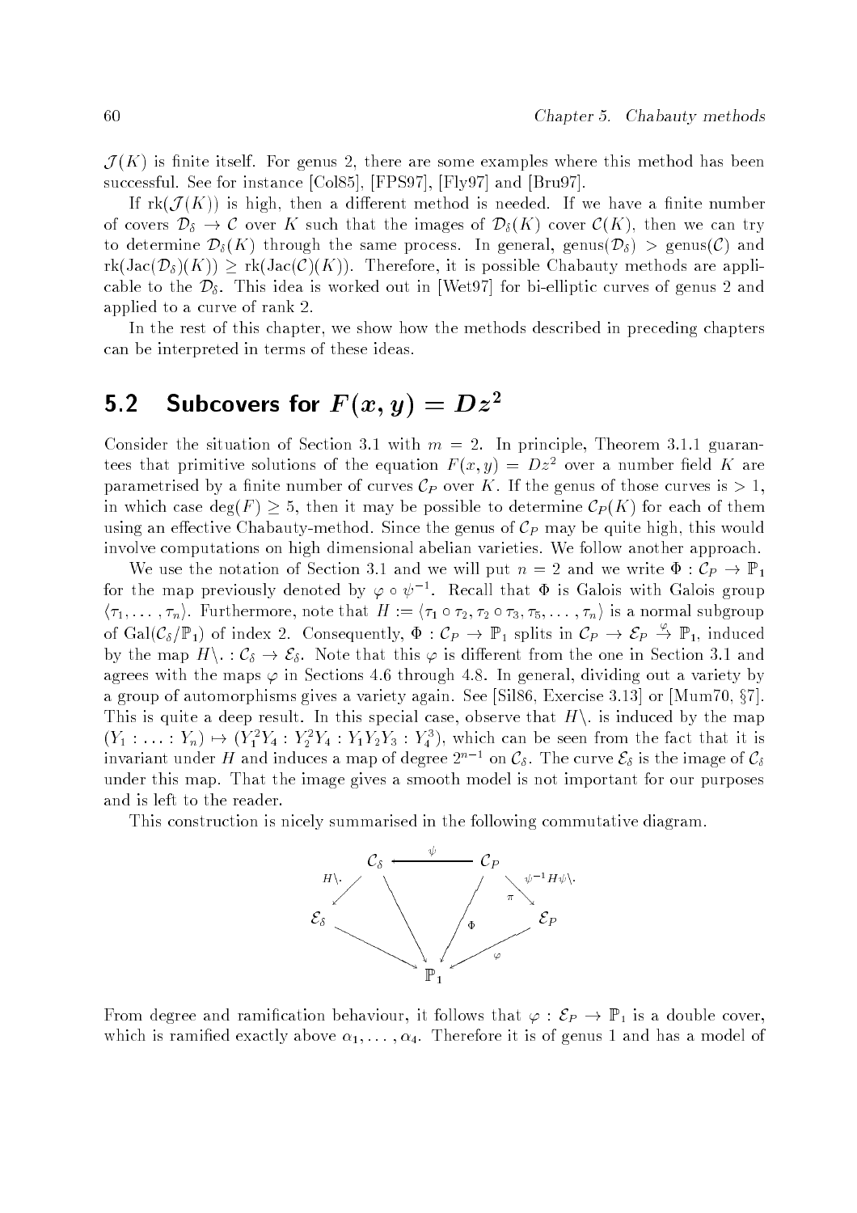$\mathcal{J}(K)$ is finite itself. For genus 2, there are some examples where this method has been successful. See for instance [Col85], [FPS97], [Fly97] and [Bru97].

If $\mathrm{rk}(\mathcal{J}(K))$ is high, then a different method is needed. If we have a finite number of covers $\mathcal{D}_\delta \to \mathcal{C}$ over $K$ such that the images of $\mathcal{D}_\delta(K)$ cover $\mathcal{C}(K)$, then we can try to determine $\mathcal{D}_\delta(K)$ through the same process. In general, $\mathrm{genus}(\mathcal{D}_\delta) > \mathrm{genus}(\mathcal{C})$ and $\mathrm{rk}(\mathrm{Jac}(\mathcal{D}_\delta)(K)) \geq \mathrm{rk}(\mathrm{Jac}(\mathcal{C})(K))$. Therefore, it is possible Chabauty methods are applicable to the $\mathcal{D}_\delta$. This idea is worked out in [Wet97] for bi-elliptic curves of genus 2 and applied to a curve of rank 2.

In the rest of this chapter, we show how the methods described in preceding chapters can be interpreted in terms of these ideas.

## 5.2 Subcovers for $F(x, y) = Dz^2$

Consider the situation of Section 3.1 with $m = 2$. In principle, Theorem 3.1.1 guarantees that primitive solutions of the equation $F(x, y) = Dz^2$ over a number field $K$ are parametrised by a finite number of curves $\mathcal{C}_P$ over $K$. If the genus of those curves is $> 1$, in which case $\deg(F) \geq 5$, then it may be possible to determine $\mathcal{C}_P(K)$ for each of them using an effective Chabauty-method. Since the genus of $\mathcal{C}_P$ may be quite high, this would involve computations on high dimensional abelian varieties. We follow another approach.

We use the notation of Section 3.1 and we will put $n = 2$ and we write $\Phi : \mathcal{C}_P \to \mathbb{P}_1$ for the map previously denoted by $\varphi \circ \psi^{-1}$. Recall that $\Phi$ is Galois with Galois group $\langle \tau_1, \ldots, \tau_n \rangle$. Furthermore, note that $H := \langle \tau_1 \circ \tau_2, \tau_2 \circ \tau_3, \tau_5, \ldots, \tau_n \rangle$ is a normal subgroup of $\mathrm{Gal}(\mathcal{C}_\delta/\mathbb{P}_1)$ of index 2. Consequently, $\Phi : \mathcal{C}_P \to \mathbb{P}_1$ splits in $\mathcal{C}_P \to \mathcal{E}_P \xrightarrow{\varphi} \mathbb{P}_1$, induced by the map $H\backslash. : \mathcal{C}_\delta \to \mathcal{E}_\delta$. Note that this $\varphi$ is different from the one in Section 3.1 and agrees with the maps $\varphi$ in Sections 4.6 through 4.8. In general, dividing out a variety by a group of automorphisms gives a variety again. See [Sil86, Exercise 3.13] or [Mum70, §7]. This is quite a deep result. In this special case, observe that $H\backslash.$ is induced by the map $(Y_1 : \ldots : Y_n) \mapsto (Y_1^2 Y_4 : Y_2^2 Y_4 : Y_1 Y_2 Y_3 : Y_4^3)$, which can be seen from the fact that it is invariant under $H$ and induces a map of degree $2^{n-1}$ on $\mathcal{C}_\delta$. The curve $\mathcal{E}_\delta$ is the image of $\mathcal{C}_\delta$ under this map. That the image gives a smooth model is not important for our purposes and is left to the reader.

This construction is nicely summarised in the following commutative diagram.

$$
\begin{array}{ccccccc}
 & & \mathcal{C}_\delta & \xleftarrow{\quad\psi\quad} & \mathcal{C}_P & & \\
 & {\scriptstyle H\backslash.}\swarrow & & \searrow \quad \swarrow{\scriptstyle \Phi} & & \searrow{\scriptstyle \psi^{-1}H\psi\backslash.,\ \pi} & \\
\mathcal{E}_\delta & & & & & & \mathcal{E}_P \\
 & \searrow & & \mathbb{P}_1 & & \swarrow{\scriptstyle \varphi} &
\end{array}
$$

From degree and ramification behaviour, it follows that $\varphi : \mathcal{E}_P \to \mathbb{P}_1$ is a double cover, which is ramified exactly above $\alpha_1, \ldots, \alpha_4$. Therefore it is of genus 1 and has a model of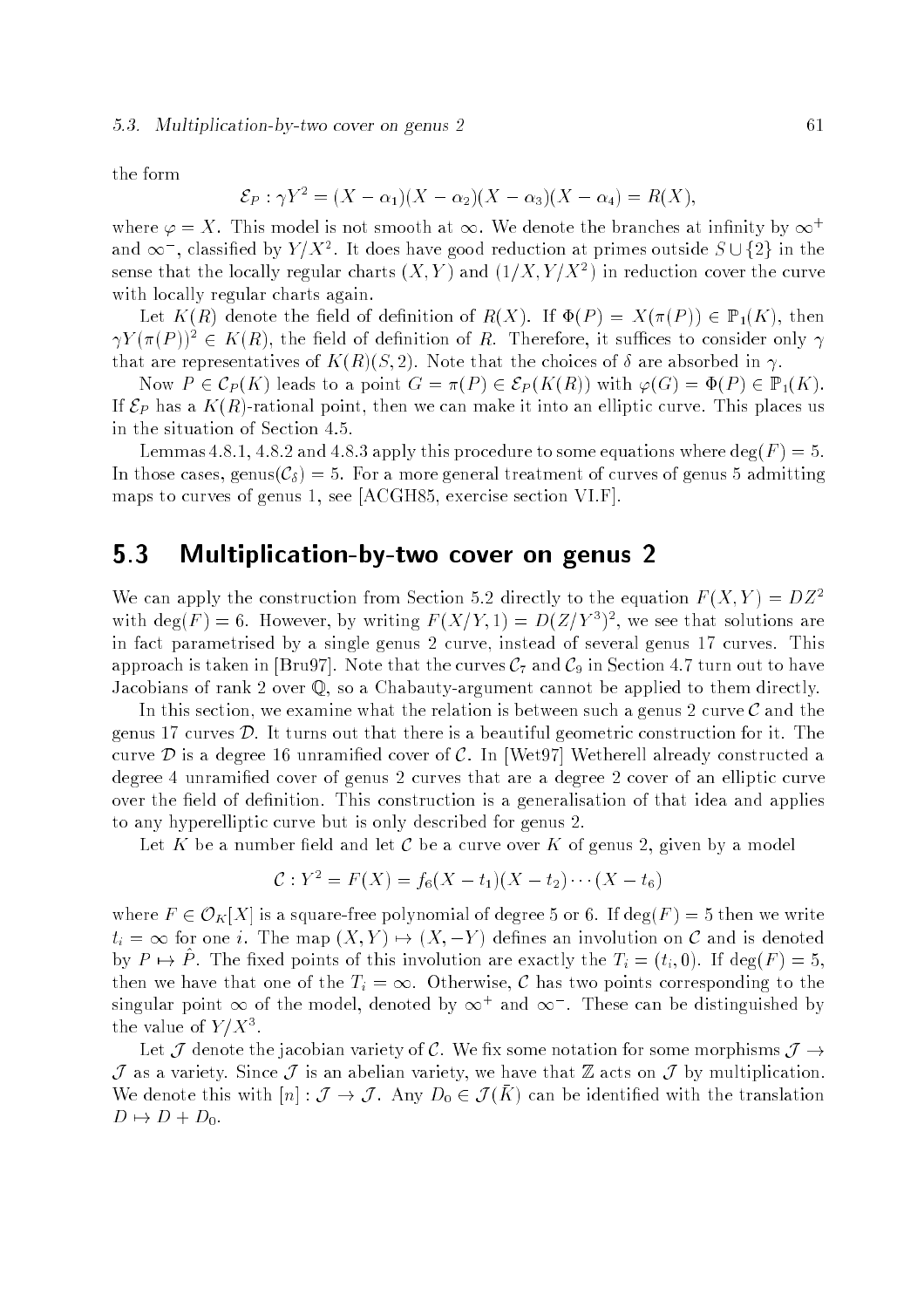the form

$$\mathcal{E}_P : \gamma Y^2 = (X - \alpha_1)(X - \alpha_2)(X - \alpha_3)(X - \alpha_4) = R(X),$$

where $\varphi = X$. This model is not smooth at $\infty$. We denote the branches at infinity by $\infty^+$ and $\infty^-$, classified by $Y/X^2$. It does have good reduction at primes outside $S \cup \{2\}$ in the sense that the locally regular charts $(X, Y)$ and $(1/X, Y/X^2)$ in reduction cover the curve with locally regular charts again.

Let $K(R)$ denote the field of definition of $R(X)$. If $\Phi(P) = X(\pi(P)) \in \mathbb{P}_1(K)$, then $\gamma Y(\pi(P))^2 \in K(R)$, the field of definition of $R$. Therefore, it suffices to consider only $\gamma$ that are representatives of $K(R)(S, 2)$. Note that the choices of $\delta$ are absorbed in $\gamma$.

Now $P \in \mathcal{C}_P(K)$ leads to a point $G = \pi(P) \in \mathcal{E}_P(K(R))$ with $\varphi(G) = \Phi(P) \in \mathbb{P}_1(K)$. If $\mathcal{E}_P$ has a $K(R)$-rational point, then we can make it into an elliptic curve. This places us in the situation of Section 4.5.

Lemmas 4.8.1, 4.8.2 and 4.8.3 apply this procedure to some equations where $\deg(F) = 5$. In those cases, $\operatorname{genus}(\mathcal{C}_\delta) = 5$. For a more general treatment of curves of genus 5 admitting maps to curves of genus 1, see [ACGH85, exercise section VI.F].

## 5.3 Multiplication-by-two cover on genus 2

We can apply the construction from Section 5.2 directly to the equation $F(X, Y) = DZ^2$ with $\deg(F) = 6$. However, by writing $F(X/Y, 1) = D(Z/Y^3)^2$, we see that solutions are in fact parametrised by a single genus 2 curve, instead of several genus 17 curves. This approach is taken in [Bru97]. Note that the curves $\mathcal{C}_7$ and $\mathcal{C}_9$ in Section 4.7 turn out to have Jacobians of rank 2 over $\mathbb{Q}$, so a Chabauty-argument cannot be applied to them directly.

In this section, we examine what the relation is between such a genus 2 curve $\mathcal{C}$ and the genus 17 curves $\mathcal{D}$. It turns out that there is a beautiful geometric construction for it. The curve $\mathcal{D}$ is a degree 16 unramified cover of $\mathcal{C}$. In [Wet97] Wetherell already constructed a degree 4 unramified cover of genus 2 curves that are a degree 2 cover of an elliptic curve over the field of definition. This construction is a generalisation of that idea and applies to any hyperelliptic curve but is only described for genus 2.

Let $K$ be a number field and let $\mathcal{C}$ be a curve over $K$ of genus 2, given by a model

$$\mathcal{C} : Y^2 = F(X) = f_6(X - t_1)(X - t_2) \cdots (X - t_6)$$

where $F \in \mathcal{O}_K[X]$ is a square-free polynomial of degree 5 or 6. If $\deg(F) = 5$ then we write $t_i = \infty$ for one $i$. The map $(X, Y) \mapsto (X, -Y)$ defines an involution on $\mathcal{C}$ and is denoted by $P \mapsto \hat{P}$. The fixed points of this involution are exactly the $T_i = (t_i, 0)$. If $\deg(F) = 5$, then we have that one of the $T_i = \infty$. Otherwise, $\mathcal{C}$ has two points corresponding to the singular point $\infty$ of the model, denoted by $\infty^+$ and $\infty^-$. These can be distinguished by the value of $Y/X^3$.

Let $\mathcal{J}$ denote the jacobian variety of $\mathcal{C}$. We fix some notation for some morphisms $\mathcal{J} \to \mathcal{J}$ as a variety. Since $\mathcal{J}$ is an abelian variety, we have that $\mathbb{Z}$ acts on $\mathcal{J}$ by multiplication. We denote this with $[n] : \mathcal{J} \to \mathcal{J}$. Any $D_0 \in \mathcal{J}(\bar{K})$ can be identified with the translation $D \mapsto D + D_0$.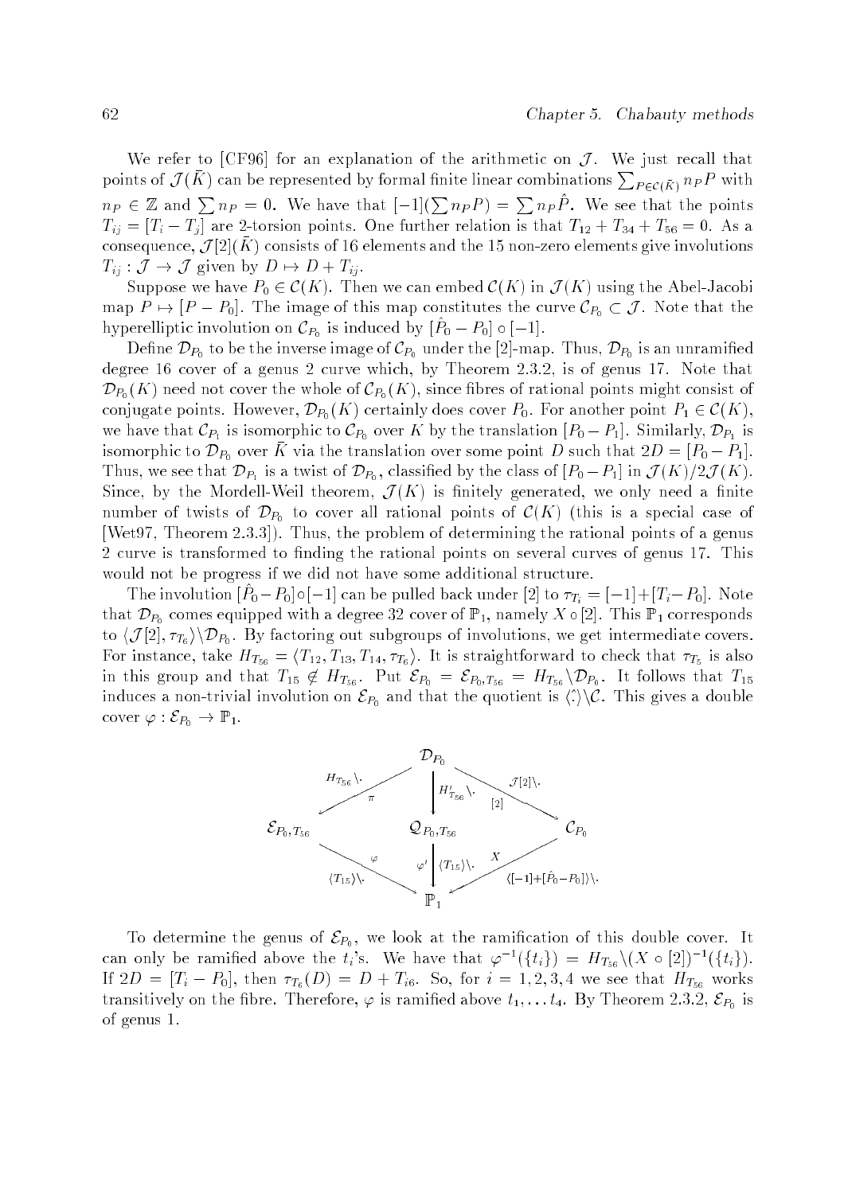We refer to [CF96] for an explanation of the arithmetic on $\mathcal{J}$. We just recall that points of $\mathcal{J}(\bar{K})$ can be represented by formal finite linear combinations $\sum_{P \in \mathcal{C}(\bar{K})} n_P P$ with $n_P \in \mathbb{Z}$ and $\sum n_P = 0$. We have that $[-1](\sum n_P P) = \sum n_P \hat{P}$. We see that the points $T_{ij} = [T_i - T_j]$ are 2-torsion points. One further relation is that $T_{12} + T_{34} + T_{56} = 0$. As a consequence, $\mathcal{J}[2](\bar{K})$ consists of 16 elements and the 15 non-zero elements give involutions $T_{ij} : \mathcal{J} \to \mathcal{J}$ given by $D \mapsto D + T_{ij}$.

Suppose we have $P_0 \in \mathcal{C}(K)$. Then we can embed $\mathcal{C}(K)$ in $\mathcal{J}(K)$ using the Abel-Jacobi map $P \mapsto [P - P_0]$. The image of this map constitutes the curve $\mathcal{C}_{P_0} \subset \mathcal{J}$. Note that the hyperelliptic involution on $\mathcal{C}_{P_0}$ is induced by $[\hat{P}_0 - P_0] \circ [-1]$.

Define $\mathcal{D}_{P_0}$ to be the inverse image of $\mathcal{C}_{P_0}$ under the [2]-map. Thus, $\mathcal{D}_{P_0}$ is an unramified degree 16 cover of a genus 2 curve which, by Theorem 2.3.2, is of genus 17. Note that $\mathcal{D}_{P_0}(K)$ need not cover the whole of $\mathcal{C}_{P_0}(K)$, since fibres of rational points might consist of conjugate points. However, $\mathcal{D}_{P_0}(K)$ certainly does cover $P_0$. For another point $P_1 \in \mathcal{C}(K)$, we have that $\mathcal{C}_{P_1}$ is isomorphic to $\mathcal{C}_{P_0}$ over $K$ by the translation $[P_0 - P_1]$. Similarly, $\mathcal{D}_{P_1}$ is isomorphic to $\mathcal{D}_{P_0}$ over $\bar{K}$ via the translation over some point $D$ such that $2D = [P_0 - P_1]$. Thus, we see that $\mathcal{D}_{P_1}$ is a twist of $\mathcal{D}_{P_0}$, classified by the class of $[P_0 - P_1]$ in $\mathcal{J}(K)/2\mathcal{J}(K)$. Since, by the Mordell-Weil theorem, $\mathcal{J}(K)$ is finitely generated, we only need a finite number of twists of $\mathcal{D}_{P_0}$ to cover all rational points of $\mathcal{C}(K)$ (this is a special case of [Wet97, Theorem 2.3.3]). Thus, the problem of determining the rational points of a genus 2 curve is transformed to finding the rational points on several curves of genus 17. This would not be progress if we did not have some additional structure.

The involution $[\hat{P}_0 - P_0] \circ [-1]$ can be pulled back under [2] to $\tau_{T_i} = [-1] + [T_i - P_0]$. Note that $\mathcal{D}_{P_0}$ comes equipped with a degree 32 cover of $\mathbb{P}_1$, namely $X \circ [2]$. This $\mathbb{P}_1$ corresponds to $\langle \mathcal{J}[2], \tau_{T_6} \rangle \backslash \mathcal{D}_{P_0}$. By factoring out subgroups of involutions, we get intermediate covers. For instance, take $H_{T_{56}} = \langle T_{12}, T_{13}, T_{14}, \tau_{T_6} \rangle$. It is straightforward to check that $\tau_{T_5}$ is also in this group and that $T_{15} \notin H_{T_{56}}$. Put $\mathcal{E}_{P_0} = \mathcal{E}_{P_0,T_{56}} = H_{T_{56}} \backslash \mathcal{D}_{P_0}$. It follows that $T_{15}$ induces a non-trivial involution on $\mathcal{E}_{P_0}$ and that the quotient is $\langle \hat{\cdot} \rangle \backslash \mathcal{C}$. This gives a double cover $\varphi : \mathcal{E}_{P_0} \to \mathbb{P}_1$.

$$
\begin{array}{ccccc}
 & & \mathcal{D}_{P_0} & & \\
 & \swarrow^{H_{T_{56}}\backslash\cdot,\ \pi} & \downarrow^{H'_{T_{56}}\backslash\cdot} & \searrow^{\mathcal{J}[2]\backslash\cdot,\ [2]} & \\
\mathcal{E}_{P_0,T_{56}} & & \mathcal{Q}_{P_0,T_{56}} & & \mathcal{C}_{P_0} \\
 & \searrow_{\varphi,\ \langle T_{15}\rangle\backslash\cdot} & \downarrow_{\varphi',\ \langle T_{15}\rangle\backslash\cdot} & \swarrow_{X,\ \langle [-1]+[\hat{P}_0-P_0]\rangle\backslash\cdot} & \\
 & & \mathbb{P}_1 & &
\end{array}
$$

To determine the genus of $\mathcal{E}_{P_0}$, we look at the ramification of this double cover. It can only be ramified above the $t_i$'s. We have that $\varphi^{-1}(\{t_i\}) = H_{T_{56}} \backslash (X \circ [2])^{-1}(\{t_i\})$. If $2D = [T_i - P_0]$, then $\tau_{T_6}(D) = D + T_{i6}$. So, for $i = 1, 2, 3, 4$ we see that $H_{T_{56}}$ works transitively on the fibre. Therefore, $\varphi$ is ramified above $t_1, \ldots t_4$. By Theorem 2.3.2, $\mathcal{E}_{P_0}$ is of genus 1.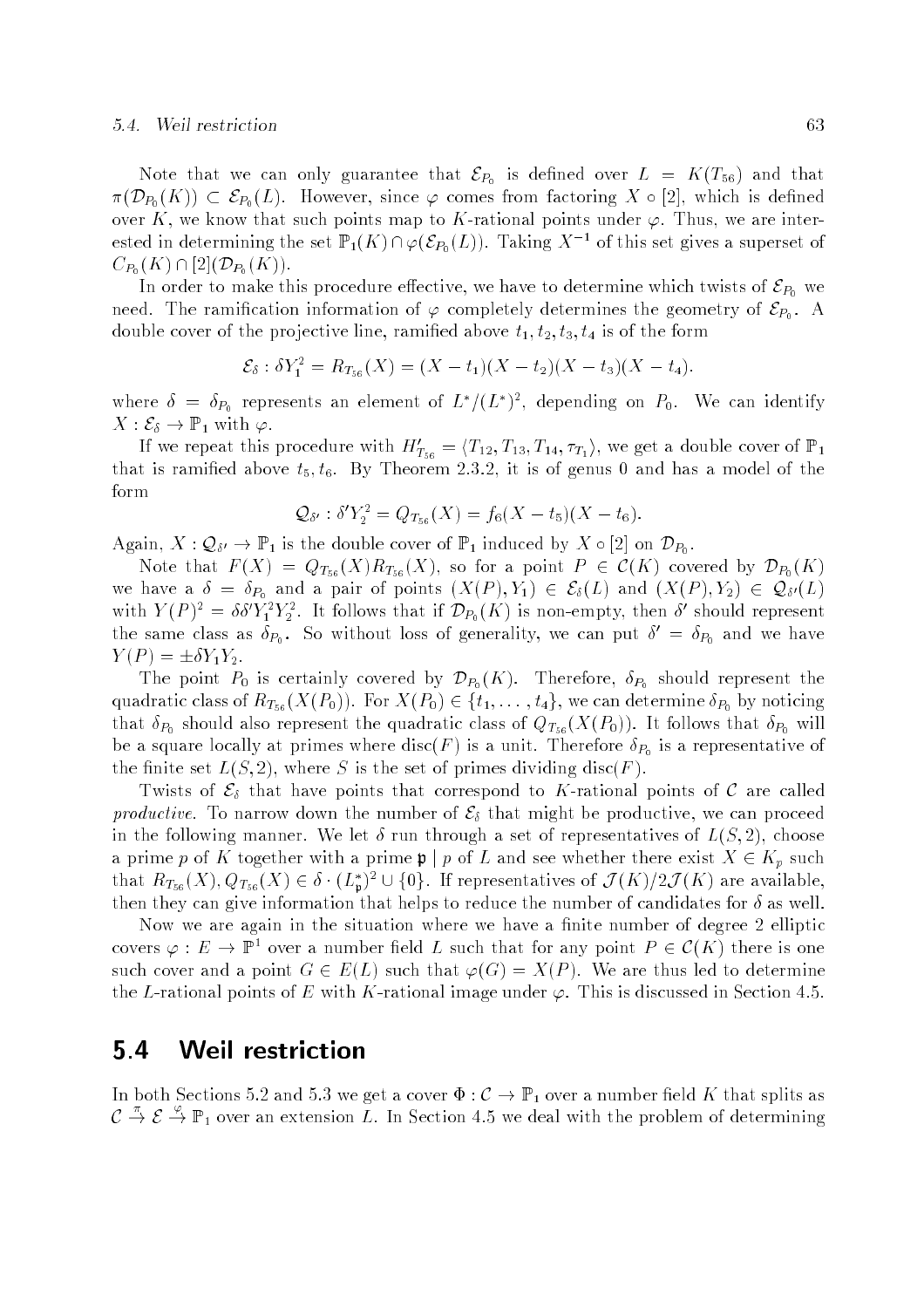Note that we can only guarantee that $\mathcal{E}_{P_0}$ is defined over $L = K(T_{56})$ and that $\pi(\mathcal{D}_{P_0}(K)) \subset \mathcal{E}_{P_0}(L)$. However, since $\varphi$ comes from factoring $X \circ [2]$, which is defined over $K$, we know that such points map to $K$-rational points under $\varphi$. Thus, we are interested in determining the set $\mathbb{P}_1(K) \cap \varphi(\mathcal{E}_{P_0}(L))$. Taking $X^{-1}$ of this set gives a superset of $C_{P_0}(K) \cap [2](\mathcal{D}_{P_0}(K))$.

In order to make this procedure effective, we have to determine which twists of $\mathcal{E}_{P_0}$ we need. The ramification information of $\varphi$ completely determines the geometry of $\mathcal{E}_{P_0}$. A double cover of the projective line, ramified above $t_1, t_2, t_3, t_4$ is of the form

$$\mathcal{E}_\delta : \delta Y_1^2 = R_{T_{56}}(X) = (X - t_1)(X - t_2)(X - t_3)(X - t_4).$$

where $\delta = \delta_{P_0}$ represents an element of $L^*/(L^*)^2$, depending on $P_0$. We can identify $X : \mathcal{E}_\delta \to \mathbb{P}_1$ with $\varphi$.

If we repeat this procedure with $H'_{T_{56}} = \langle T_{12}, T_{13}, T_{14}, \tau_{T_1} \rangle$, we get a double cover of $\mathbb{P}_1$ that is ramified above $t_5, t_6$. By Theorem 2.3.2, it is of genus 0 and has a model of the form

$$\mathcal{Q}_{\delta'} : \delta' Y_2^2 = Q_{T_{56}}(X) = f_6(X - t_5)(X - t_6).$$

Again, $X : \mathcal{Q}_{\delta'} \to \mathbb{P}_1$ is the double cover of $\mathbb{P}_1$ induced by $X \circ [2]$ on $\mathcal{D}_{P_0}$.

Note that $F(X) = Q_{T_{56}}(X) R_{T_{56}}(X)$, so for a point $P \in \mathcal{C}(K)$ covered by $\mathcal{D}_{P_0}(K)$ we have a $\delta = \delta_{P_0}$ and a pair of points $(X(P), Y_1) \in \mathcal{E}_\delta(L)$ and $(X(P), Y_2) \in \mathcal{Q}_{\delta'}(L)$ with $Y(P)^2 = \delta\delta' Y_1^2 Y_2^2$. It follows that if $\mathcal{D}_{P_0}(K)$ is non-empty, then $\delta'$ should represent the same class as $\delta_{P_0}$. So without loss of generality, we can put $\delta' = \delta_{P_0}$ and we have $Y(P) = \pm \delta Y_1 Y_2$.

The point $P_0$ is certainly covered by $\mathcal{D}_{P_0}(K)$. Therefore, $\delta_{P_0}$ should represent the quadratic class of $R_{T_{56}}(X(P_0))$. For $X(P_0) \in \{t_1, \ldots, t_4\}$, we can determine $\delta_{P_0}$ by noticing that $\delta_{P_0}$ should also represent the quadratic class of $Q_{T_{56}}(X(P_0))$. It follows that $\delta_{P_0}$ will be a square locally at primes where $\mathrm{disc}(F)$ is a unit. Therefore $\delta_{P_0}$ is a representative of the finite set $L(S, 2)$, where $S$ is the set of primes dividing $\mathrm{disc}(F)$.

Twists of $\mathcal{E}_\delta$ that have points that correspond to $K$-rational points of $\mathcal{C}$ are called *productive*. To narrow down the number of $\mathcal{E}_\delta$ that might be productive, we can proceed in the following manner. We let $\delta$ run through a set of representatives of $L(S, 2)$, choose a prime $p$ of $K$ together with a prime $\mathfrak{p} \mid p$ of $L$ and see whether there exist $X \in K_p$ such that $R_{T_{56}}(X), Q_{T_{56}}(X) \in \delta \cdot (L_{\mathfrak{p}}^*)^2 \cup \{0\}$. If representatives of $\mathcal{J}(K)/2\mathcal{J}(K)$ are available, then they can give information that helps to reduce the number of candidates for $\delta$ as well.

Now we are again in the situation where we have a finite number of degree 2 elliptic covers $\varphi : E \to \mathbb{P}^1$ over a number field $L$ such that for any point $P \in \mathcal{C}(K)$ there is one such cover and a point $G \in E(L)$ such that $\varphi(G) = X(P)$. We are thus led to determine the $L$-rational points of $E$ with $K$-rational image under $\varphi$. This is discussed in Section 4.5.

## 5.4 Weil restriction

In both Sections 5.2 and 5.3 we get a cover $\Phi : \mathcal{C} \to \mathbb{P}_1$ over a number field $K$ that splits as $\mathcal{C} \xrightarrow{\pi} \mathcal{E} \xrightarrow{\varphi} \mathbb{P}_1$ over an extension $L$. In Section 4.5 we deal with the problem of determining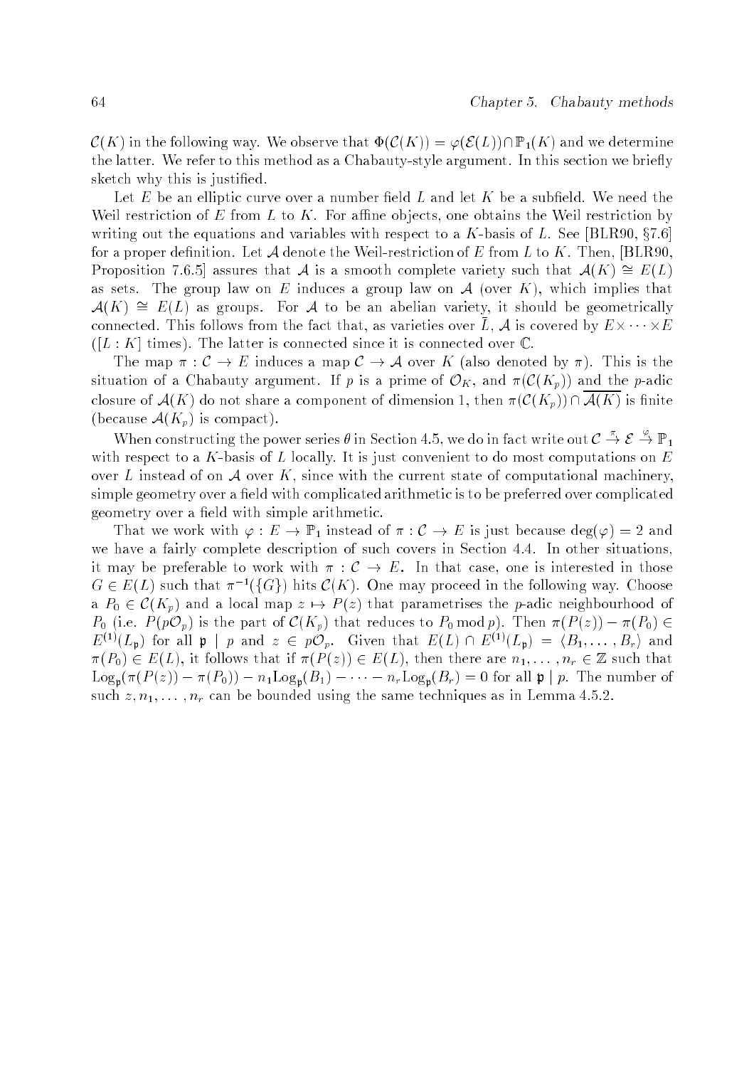$\mathcal{C}(K)$ in the following way. We observe that $\Phi(\mathcal{C}(K)) = \varphi(\mathcal{E}(L)) \cap \mathbb{P}_1(K)$ and we determine the latter. We refer to this method as a Chabauty-style argument. In this section we briefly sketch why this is justified.

Let $E$ be an elliptic curve over a number field $L$ and let $K$ be a subfield. We need the Weil restriction of $E$ from $L$ to $K$. For affine objects, one obtains the Weil restriction by writing out the equations and variables with respect to a $K$-basis of $L$. See [BLR90, §7.6] for a proper definition. Let $\mathcal{A}$ denote the Weil-restriction of $E$ from $L$ to $K$. Then, [BLR90, Proposition 7.6.5] assures that $\mathcal{A}$ is a smooth complete variety such that $\mathcal{A}(K) \cong E(L)$ as sets. The group law on $E$ induces a group law on $\mathcal{A}$ (over $K$), which implies that $\mathcal{A}(K) \cong E(L)$ as groups. For $\mathcal{A}$ to be an abelian variety, it should be geometrically connected. This follows from the fact that, as varieties over $\bar{L}$, $\mathcal{A}$ is covered by $E \times \cdots \times E$ ($[L:K]$ times). The latter is connected since it is connected over $\mathbb{C}$.

The map $\pi : \mathcal{C} \to E$ induces a map $\mathcal{C} \to \mathcal{A}$ over $K$ (also denoted by $\pi$). This is the situation of a Chabauty argument. If $p$ is a prime of $\mathcal{O}_K$, and $\pi(\mathcal{C}(K_p))$ and the $p$-adic closure of $\mathcal{A}(K)$ do not share a component of dimension 1, then $\pi(\mathcal{C}(K_p)) \cap \overline{\mathcal{A}(K)}$ is finite (because $\mathcal{A}(K_p)$ is compact).

When constructing the power series $\theta$ in Section 4.5, we do in fact write out $\mathcal{C} \stackrel{\pi}{\to} \mathcal{E} \stackrel{\varphi}{\to} \mathbb{P}_1$ with respect to a $K$-basis of $L$ locally. It is just convenient to do most computations on $E$ over $L$ instead of on $\mathcal{A}$ over $K$, since with the current state of computational machinery, simple geometry over a field with complicated arithmetic is to be preferred over complicated geometry over a field with simple arithmetic.

That we work with $\varphi : E \to \mathbb{P}_1$ instead of $\pi : \mathcal{C} \to E$ is just because $\deg(\varphi) = 2$ and we have a fairly complete description of such covers in Section 4.4. In other situations, it may be preferable to work with $\pi : \mathcal{C} \to E$. In that case, one is interested in those $G \in E(L)$ such that $\pi^{-1}(\{G\})$ hits $\mathcal{C}(K)$. One may proceed in the following way. Choose a $P_0 \in \mathcal{C}(K_p)$ and a local map $z \mapsto P(z)$ that parametrises the $p$-adic neighbourhood of $P_0$ (i.e. $P(p\mathcal{O}_p)$ is the part of $\mathcal{C}(K_p)$ that reduces to $P_0 \bmod p$). Then $\pi(P(z)) - \pi(P_0) \in E^{(1)}(L_\mathfrak{p})$ for all $\mathfrak{p} \mid p$ and $z \in p\mathcal{O}_p$. Given that $E(L) \cap E^{(1)}(L_\mathfrak{p}) = \langle B_1, \ldots, B_r \rangle$ and $\pi(P_0) \in E(L)$, it follows that if $\pi(P(z)) \in E(L)$, then there are $n_1, \ldots, n_r \in \mathbb{Z}$ such that $\mathrm{Log}_\mathfrak{p}(\pi(P(z)) - \pi(P_0)) - n_1 \mathrm{Log}_\mathfrak{p}(B_1) - \cdots - n_r \mathrm{Log}_\mathfrak{p}(B_r) = 0$ for all $\mathfrak{p} \mid p$. The number of such $z, n_1, \ldots, n_r$ can be bounded using the same techniques as in Lemma 4.5.2.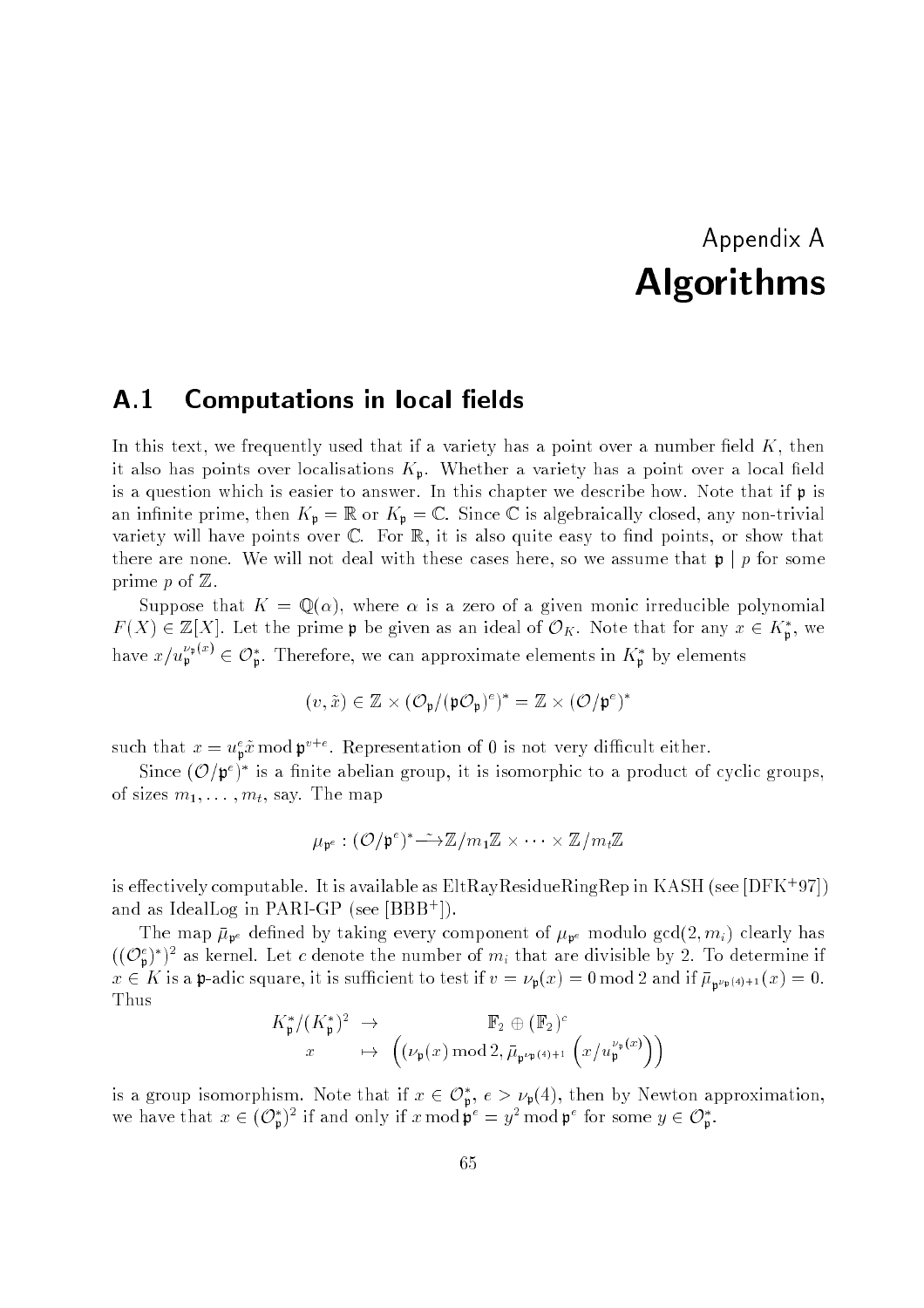# Appendix A
# Algorithms

## A.1 Computations in local fields

In this text, we frequently used that if a variety has a point over a number field $K$, then it also has points over localisations $K_{\mathfrak{p}}$. Whether a variety has a point over a local field is a question which is easier to answer. In this chapter we describe how. Note that if $\mathfrak{p}$ is an infinite prime, then $K_{\mathfrak{p}} = \mathbb{R}$ or $K_{\mathfrak{p}} = \mathbb{C}$. Since $\mathbb{C}$ is algebraically closed, any non-trivial variety will have points over $\mathbb{C}$. For $\mathbb{R}$, it is also quite easy to find points, or show that there are none. We will not deal with these cases here, so we assume that $\mathfrak{p} \mid p$ for some prime $p$ of $\mathbb{Z}$.

Suppose that $K = \mathbb{Q}(\alpha)$, where $\alpha$ is a zero of a given monic irreducible polynomial $F(X) \in \mathbb{Z}[X]$. Let the prime $\mathfrak{p}$ be given as an ideal of $\mathcal{O}_K$. Note that for any $x \in K_{\mathfrak{p}}^*$, we have $x/u_{\mathfrak{p}}^{\nu_{\mathfrak{p}}(x)} \in \mathcal{O}_{\mathfrak{p}}^*$. Therefore, we can approximate elements in $K_{\mathfrak{p}}^*$ by elements

$$(v, \tilde{x}) \in \mathbb{Z} \times (\mathcal{O}_{\mathfrak{p}}/(\mathfrak{p}\mathcal{O}_{\mathfrak{p}})^e)^* = \mathbb{Z} \times (\mathcal{O}/\mathfrak{p}^e)^*$$

such that $x = u_{\mathfrak{p}}^e \tilde{x} \bmod \mathfrak{p}^{v+e}$. Representation of 0 is not very difficult either.

Since $(\mathcal{O}/\mathfrak{p}^e)^*$ is a finite abelian group, it is isomorphic to a product of cyclic groups, of sizes $m_1, \ldots, m_t$, say. The map

$$\mu_{\mathfrak{p}^e} : (\mathcal{O}/\mathfrak{p}^e)^* \xrightarrow{\sim} \mathbb{Z}/m_1\mathbb{Z} \times \cdots \times \mathbb{Z}/m_t\mathbb{Z}$$

is effectively computable. It is available as EltRayResidueRingRep in KASH (see [DFK+97]) and as IdealLog in PARI-GP (see [BBB+]).

The map $\bar{\mu}_{\mathfrak{p}^e}$ defined by taking every component of $\mu_{\mathfrak{p}^e}$ modulo $\gcd(2, m_i)$ clearly has $((\mathcal{O}_{\mathfrak{p}}^e)^*)^2$ as kernel. Let $c$ denote the number of $m_i$ that are divisible by 2. To determine if $x \in K$ is a $\mathfrak{p}$-adic square, it is sufficient to test if $v = \nu_{\mathfrak{p}}(x) = 0 \bmod 2$ and if $\bar{\mu}_{\mathfrak{p}^{\nu_{\mathfrak{p}}(4)+1}}(x) = 0$. Thus

$$\begin{array}{ccc} K_{\mathfrak{p}}^*/(K_{\mathfrak{p}}^*)^2 & \rightarrow & \mathbb{F}_2 \oplus (\mathbb{F}_2)^c \\ x & \mapsto & \left((\nu_{\mathfrak{p}}(x) \bmod 2, \bar{\mu}_{\mathfrak{p}^{\nu_{\mathfrak{p}}(4)+1}}\left(x/u_{\mathfrak{p}}^{\nu_{\mathfrak{p}}(x)}\right)\right) \end{array}$$

is a group isomorphism. Note that if $x \in \mathcal{O}_{\mathfrak{p}}^*$, $e > \nu_{\mathfrak{p}}(4)$, then by Newton approximation, we have that $x \in (\mathcal{O}_{\mathfrak{p}}^*)^2$ if and only if $x \bmod \mathfrak{p}^e = y^2 \bmod \mathfrak{p}^e$ for some $y \in \mathcal{O}_{\mathfrak{p}}^*$.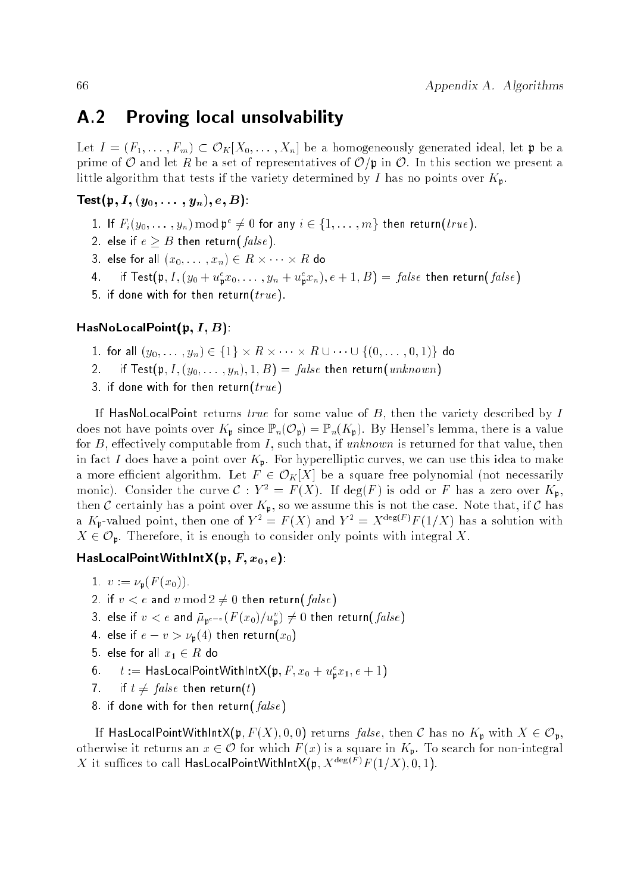## A.2 Proving local unsolvability

Let $I = (F_1, \ldots, F_m) \subset \mathcal{O}_K[X_0, \ldots, X_n]$ be a homogeneously generated ideal, let $\mathfrak{p}$ be a prime of $\mathcal{O}$ and let $R$ be a set of representatives of $\mathcal{O}/\mathfrak{p}$ in $\mathcal{O}$. In this section we present a little algorithm that tests if the variety determined by $I$ has no points over $K_\mathfrak{p}$.

**Test($\mathfrak{p}, I, (y_0, \ldots, y_n), e, B$)**:

1. If $F_i(y_0, \ldots, y_n) \bmod \mathfrak{p}^e \neq 0$ for any $i \in \{1, \ldots, m\}$ then return($true$).
2. else if $e \geq B$ then return($false$).
3. else for all $(x_0, \ldots, x_n) \in R \times \cdots \times R$ do
4. if Test($\mathfrak{p}, I, (y_0 + u_\mathfrak{p}^e x_0, \ldots, y_n + u_\mathfrak{p}^e x_n), e+1, B$) $= false$ then return($false$)
5. if done with for then return($true$).

**HasNoLocalPoint($\mathfrak{p}, I, B$)**:

1. for all $(y_0, \ldots, y_n) \in \{1\} \times R \times \cdots \times R \cup \cdots \cup \{(0, \ldots, 0, 1)\}$ do
2. if Test($\mathfrak{p}, I, (y_0, \ldots, y_n), 1, B$) $= false$ then return($unknown$)
3. if done with for then return($true$)

If HasNoLocalPoint returns $true$ for some value of $B$, then the variety described by $I$ does not have points over $K_\mathfrak{p}$ since $\mathbb{P}_n(\mathcal{O}_\mathfrak{p}) = \mathbb{P}_n(K_\mathfrak{p})$. By Hensel's lemma, there is a value for $B$, effectively computable from $I$, such that, if $unknown$ is returned for that value, then in fact $I$ does have a point over $K_\mathfrak{p}$. For hyperelliptic curves, we can use this idea to make a more efficient algorithm. Let $F \in \mathcal{O}_K[X]$ be a square free polynomial (not necessarily monic). Consider the curve $\mathcal{C} : Y^2 = F(X)$. If $\deg(F)$ is odd or $F$ has a zero over $K_\mathfrak{p}$, then $\mathcal{C}$ certainly has a point over $K_\mathfrak{p}$, so we assume this is not the case. Note that, if $\mathcal{C}$ has a $K_\mathfrak{p}$-valued point, then one of $Y^2 = F(X)$ and $Y^2 = X^{\deg(F)} F(1/X)$ has a solution with $X \in \mathcal{O}_\mathfrak{p}$. Therefore, it is enough to consider only points with integral $X$.

**HasLocalPointWithIntX($\mathfrak{p}, F, x_0, e$)**:

1. $v := \nu_\mathfrak{p}(F(x_0))$.
2. if $v < e$ and $v \bmod 2 \neq 0$ then return($false$)
3. else if $v < e$ and $\bar{\mu}_{\mathfrak{p}^{e-v}}(F(x_0)/u_\mathfrak{p}^v) \neq 0$ then return($false$)
4. else if $e - v > \nu_\mathfrak{p}(4)$ then return($x_0$)
5. else for all $x_1 \in R$ do
6. $t :=$ HasLocalPointWithIntX($\mathfrak{p}, F, x_0 + u_\mathfrak{p}^e x_1, e+1$)
7. if $t \neq false$ then return($t$)
8. if done with for then return($false$)

If HasLocalPointWithIntX($\mathfrak{p}, F(X), 0, 0$) returns $false$, then $\mathcal{C}$ has no $K_\mathfrak{p}$ with $X \in \mathcal{O}_\mathfrak{p}$, otherwise it returns an $x \in \mathcal{O}$ for which $F(x)$ is a square in $K_\mathfrak{p}$. To search for non-integral $X$ it suffices to call HasLocalPointWithIntX($\mathfrak{p}, X^{\deg(F)} F(1/X), 0, 1$).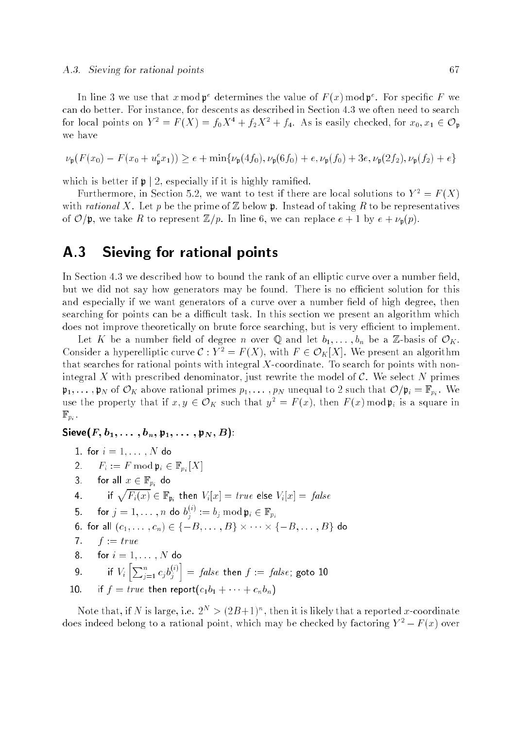In line 3 we use that $x \bmod \mathfrak{p}^e$ determines the value of $F(x) \bmod \mathfrak{p}^e$. For specific $F$ we can do better. For instance, for descents as described in Section 4.3 we often need to search for local points on $Y^2 = F(X) = f_0X^4 + f_2X^2 + f_4$. As is easily checked, for $x_0, x_1 \in \mathcal{O}_\mathfrak{p}$ we have

$$\nu_\mathfrak{p}(F(x_0) - F(x_0 + u_\mathfrak{p}^e x_1)) \geq e + \min\{\nu_\mathfrak{p}(4f_0), \nu_\mathfrak{p}(6f_0) + e, \nu_\mathfrak{p}(f_0) + 3e, \nu_\mathfrak{p}(2f_2), \nu_\mathfrak{p}(f_2) + e\}$$

which is better if $\mathfrak{p} \mid 2$, especially if it is highly ramified.

Furthermore, in Section 5.2, we want to test if there are local solutions to $Y^2 = F(X)$ with *rational* $X$. Let $p$ be the prime of $\mathbb{Z}$ below $\mathfrak{p}$. Instead of taking $R$ to be representatives of $\mathcal{O}/\mathfrak{p}$, we take $R$ to represent $\mathbb{Z}/p$. In line 6, we can replace $e + 1$ by $e + \nu_\mathfrak{p}(p)$.

## A.3 Sieving for rational points

In Section 4.3 we described how to bound the rank of an elliptic curve over a number field, but we did not say how generators may be found. There is no efficient solution for this and especially if we want generators of a curve over a number field of high degree, then searching for points can be a difficult task. In this section we present an algorithm which does not improve theoretically on brute force searching, but is very efficient to implement.

Let $K$ be a number field of degree $n$ over $\mathbb{Q}$ and let $b_1, \ldots, b_n$ be a $\mathbb{Z}$-basis of $\mathcal{O}_K$. Consider a hyperelliptic curve $\mathcal{C} : Y^2 = F(X)$, with $F \in \mathcal{O}_K[X]$. We present an algorithm that searches for rational points with integral $X$-coordinate. To search for points with non-integral $X$ with prescribed denominator, just rewrite the model of $\mathcal{C}$. We select $N$ primes $\mathfrak{p}_1, \ldots, \mathfrak{p}_N$ of $\mathcal{O}_K$ above rational primes $p_1, \ldots, p_N$ unequal to 2 such that $\mathcal{O}/\mathfrak{p}_i = \mathbb{F}_{p_i}$. We use the property that if $x, y \in \mathcal{O}_K$ such that $y^2 = F(x)$, then $F(x) \bmod \mathfrak{p}_i$ is a square in $\mathbb{F}_{p_i}$.

**Sieve($F, b_1, \ldots, b_n, \mathfrak{p}_1, \ldots, \mathfrak{p}_N, B$):**

1. for $i = 1, \ldots, N$ do
2. $\quad F_i := F \bmod \mathfrak{p}_i \in \mathbb{F}_{p_i}[X]$
3. $\quad$ for all $x \in \mathbb{F}_{p_i}$ do
4. $\quad\quad$ if $\sqrt{F_i(x)} \in \mathbb{F}_{\mathfrak{p}_i}$ then $V_i[x] = \mathit{true}$ else $V_i[x] = \mathit{false}$
5. $\quad$ for $j = 1, \ldots, n$ do $b_j^{(i)} := b_j \bmod \mathfrak{p}_i \in \mathbb{F}_{p_i}$
6. for all $(c_1, \ldots, c_n) \in \{-B, \ldots, B\} \times \cdots \times \{-B, \ldots, B\}$ do
7. $\quad f := \mathit{true}$
8. $\quad$ for $i = 1, \ldots, N$ do
9. $\quad\quad$ if $V_i\left[\sum_{j=1}^n c_j b_j^{(i)}\right] = \mathit{false}$ then $f := \mathit{false}$; goto 10
10. $\quad$ if $f = \mathit{true}$ then report$(c_1b_1 + \cdots + c_nb_n)$

Note that, if $N$ is large, i.e. $2^N > (2B+1)^n$, then it is likely that a reported $x$-coordinate does indeed belong to a rational point, which may be checked by factoring $Y^2 - F(x)$ over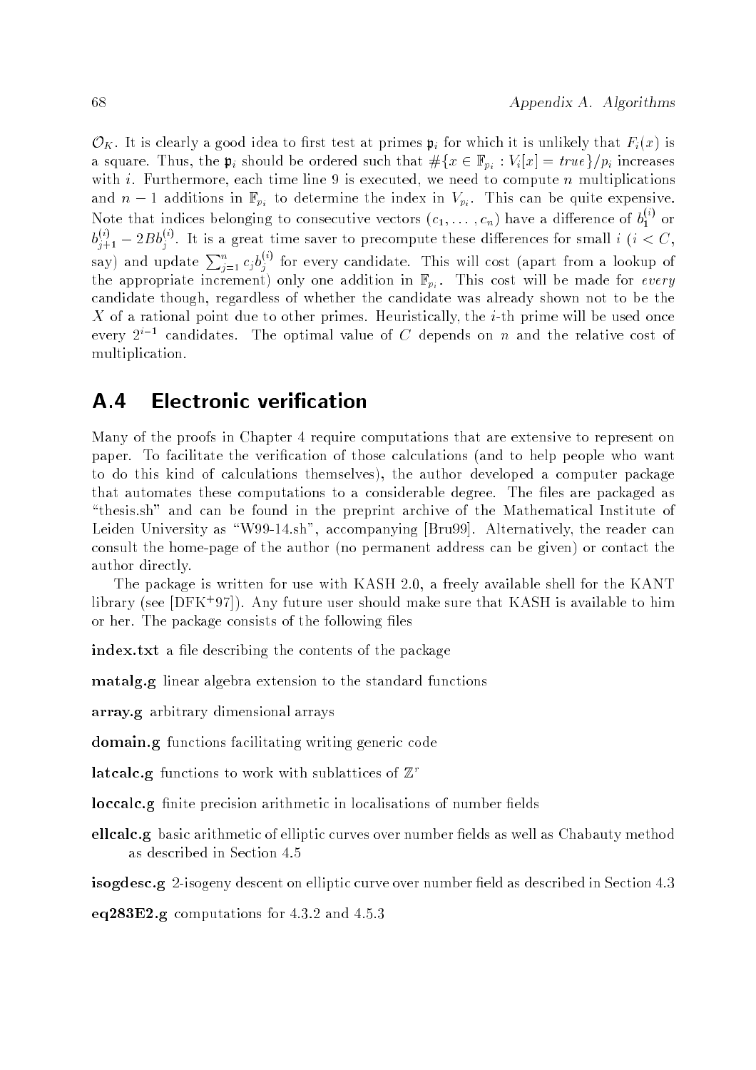$\mathcal{O}_K$. It is clearly a good idea to first test at primes $\mathfrak{p}_i$ for which it is unlikely that $F_i(x)$ is a square. Thus, the $\mathfrak{p}_i$ should be ordered such that $\#\{x \in \mathbb{F}_{p_i} : V_i[x] = true\}/p_i$ increases with $i$. Furthermore, each time line 9 is executed, we need to compute $n$ multiplications and $n-1$ additions in $\mathbb{F}_{p_i}$ to determine the index in $V_{p_i}$. This can be quite expensive. Note that indices belonging to consecutive vectors $(c_1, \ldots, c_n)$ have a difference of $b_1^{(i)}$ or $b_{j+1}^{(i)} - 2Bb_j^{(i)}$. It is a great time saver to precompute these differences for small $i$ ($i < C$, say) and update $\sum_{j=1}^{n} c_j b_j^{(i)}$ for every candidate. This will cost (apart from a lookup of the appropriate increment) only one addition in $\mathbb{F}_{p_i}$. This cost will be made for *every* candidate though, regardless of whether the candidate was already shown not to be the $X$ of a rational point due to other primes. Heuristically, the $i$-th prime will be used once every $2^{i-1}$ candidates. The optimal value of $C$ depends on $n$ and the relative cost of multiplication.

## A.4 Electronic verification

Many of the proofs in Chapter 4 require computations that are extensive to represent on paper. To facilitate the verification of those calculations (and to help people who want to do this kind of calculations themselves), the author developed a computer package that automates these computations to a considerable degree. The files are packaged as "thesis.sh" and can be found in the preprint archive of the Mathematical Institute of Leiden University as "W99-14.sh", accompanying [Bru99]. Alternatively, the reader can consult the home-page of the author (no permanent address can be given) or contact the author directly.

The package is written for use with KASH 2.0, a freely available shell for the KANT library (see [DFK+97]). Any future user should make sure that KASH is available to him or her. The package consists of the following files

**index.txt** a file describing the contents of the package

**matalg.g** linear algebra extension to the standard functions

**array.g** arbitrary dimensional arrays

**domain.g** functions facilitating writing generic code

**latcalc.g** functions to work with sublattices of $\mathbb{Z}^r$

**loccalc.g** finite precision arithmetic in localisations of number fields

**ellcalc.g** basic arithmetic of elliptic curves over number fields as well as Chabauty method as described in Section 4.5

**isogdesc.g** 2-isogeny descent on elliptic curve over number field as described in Section 4.3

**eq283E2.g** computations for 4.3.2 and 4.5.3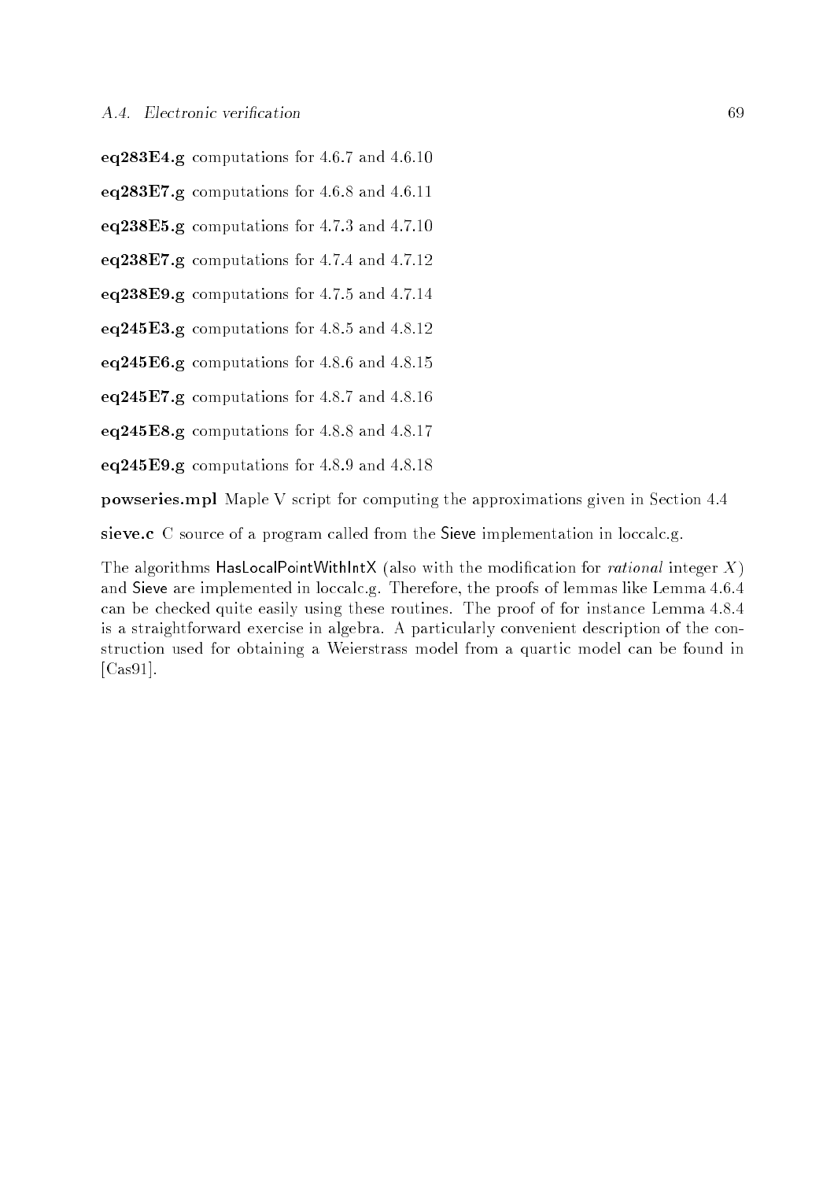**eq283E4.g** computations for 4.6.7 and 4.6.10

**eq283E7.g** computations for 4.6.8 and 4.6.11

**eq238E5.g** computations for 4.7.3 and 4.7.10

**eq238E7.g** computations for 4.7.4 and 4.7.12

**eq238E9.g** computations for 4.7.5 and 4.7.14

**eq245E3.g** computations for 4.8.5 and 4.8.12

**eq245E6.g** computations for 4.8.6 and 4.8.15

**eq245E7.g** computations for 4.8.7 and 4.8.16

**eq245E8.g** computations for 4.8.8 and 4.8.17

**eq245E9.g** computations for 4.8.9 and 4.8.18

**powseries.mpl** Maple V script for computing the approximations given in Section 4.4

**sieve.c** C source of a program called from the Sieve implementation in loccalc.g.

The algorithms HasLocalPointWithIntX (also with the modification for *rational* integer $X$) and Sieve are implemented in loccalc.g. Therefore, the proofs of lemmas like Lemma 4.6.4 can be checked quite easily using these routines. The proof of for instance Lemma 4.8.4 is a straightforward exercise in algebra. A particularly convenient description of the construction used for obtaining a Weierstrass model from a quartic model can be found in [Cas91].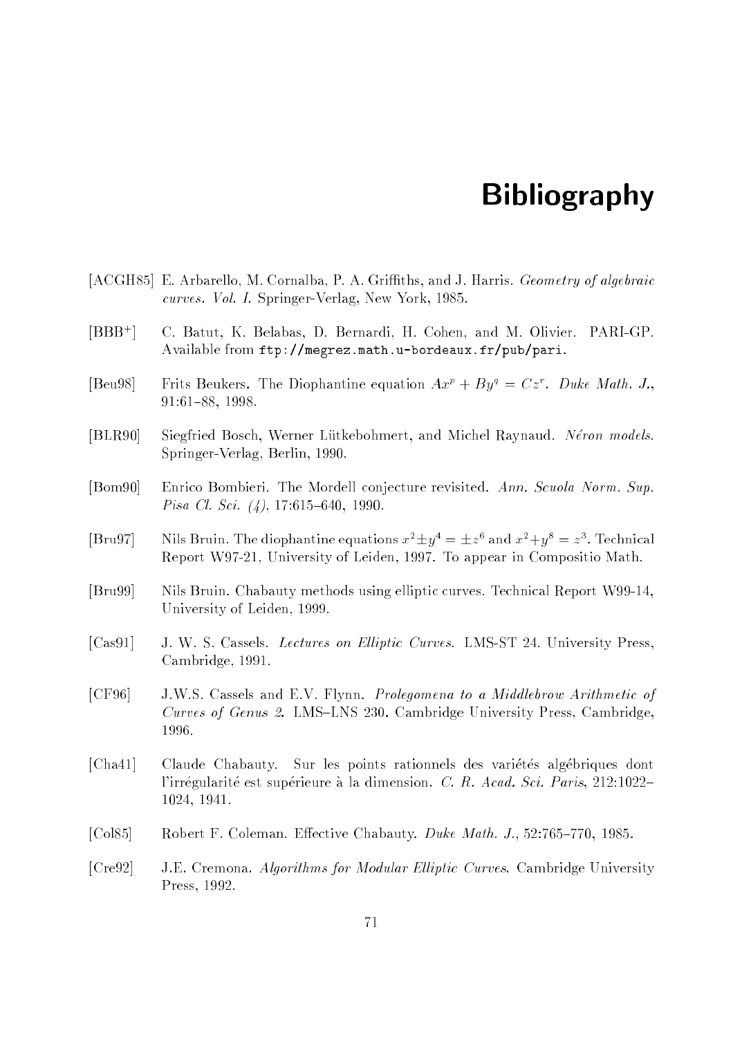# Bibliography

[ACGH85] E. Arbarello, M. Cornalba, P. A. Griffiths, and J. Harris. *Geometry of algebraic curves. Vol. I.* Springer-Verlag, New York, 1985.

[BBB+] C. Batut, K. Belabas, D. Bernardi, H. Cohen, and M. Olivier. PARI-GP. Available from `ftp://megrez.math.u-bordeaux.fr/pub/pari`.

[Beu98] Frits Beukers. The Diophantine equation $Ax^p + By^q = Cz^r$. *Duke Math. J.*, 91:61–88, 1998.

[BLR90] Siegfried Bosch, Werner Lütkebohmert, and Michel Raynaud. *Néron models.* Springer-Verlag, Berlin, 1990.

[Bom90] Enrico Bombieri. The Mordell conjecture revisited. *Ann. Scuola Norm. Sup. Pisa Cl. Sci. (4)*, 17:615–640, 1990.

[Bru97] Nils Bruin. The diophantine equations $x^2 \pm y^4 = \pm z^6$ and $x^2 + y^8 = z^3$. Technical Report W97-21, University of Leiden, 1997. To appear in Compositio Math.

[Bru99] Nils Bruin. Chabauty methods using elliptic curves. Technical Report W99-14, University of Leiden, 1999.

[Cas91] J. W. S. Cassels. *Lectures on Elliptic Curves.* LMS-ST 24. University Press, Cambridge, 1991.

[CF96] J.W.S. Cassels and E.V. Flynn. *Prolegomena to a Middlebrow Arithmetic of Curves of Genus 2.* LMS–LNS 230. Cambridge University Press, Cambridge, 1996.

[Cha41] Claude Chabauty. Sur les points rationnels des variétés algébriques dont l'irrégularité est supérieure à la dimension. *C. R. Acad. Sci. Paris*, 212:1022–1024, 1941.

[Col85] Robert F. Coleman. Effective Chabauty. *Duke Math. J.*, 52:765–770, 1985.

[Cre92] J.E. Cremona. *Algorithms for Modular Elliptic Curves.* Cambridge University Press, 1992.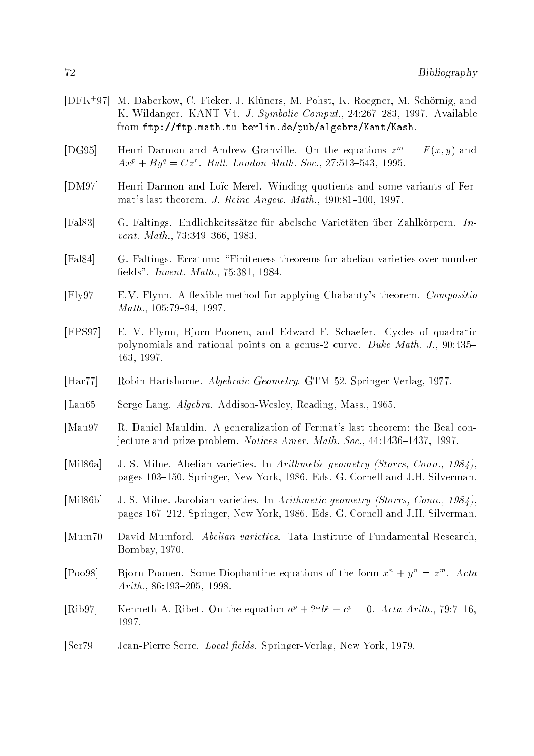[DFK+97] M. Daberkow, C. Fieker, J. Klüners, M. Pohst, K. Roegner, M. Schörnig, and K. Wildanger. KANT V4. *J. Symbolic Comput.*, 24:267–283, 1997. Available from `ftp://ftp.math.tu-berlin.de/pub/algebra/Kant/Kash`.

[DG95] Henri Darmon and Andrew Granville. On the equations $z^m = F(x, y)$ and $Ax^p + By^q = Cz^r$. *Bull. London Math. Soc.*, 27:513–543, 1995.

[DM97] Henri Darmon and Loïc Merel. Winding quotients and some variants of Fermat's last theorem. *J. Reine Angew. Math.*, 490:81–100, 1997.

[Fal83] G. Faltings. Endlichkeitssätze für abelsche Varietäten über Zahlkörpern. *Invent. Math.*, 73:349–366, 1983.

[Fal84] G. Faltings. Erratum: "Finiteness theorems for abelian varieties over number fields". *Invent. Math.*, 75:381, 1984.

[Fly97] E.V. Flynn. A flexible method for applying Chabauty's theorem. *Compositio Math.*, 105:79–94, 1997.

[FPS97] E. V. Flynn, Bjorn Poonen, and Edward F. Schaefer. Cycles of quadratic polynomials and rational points on a genus-2 curve. *Duke Math. J.*, 90:435–463, 1997.

[Har77] Robin Hartshorne. *Algebraic Geometry*. GTM 52. Springer-Verlag, 1977.

[Lan65] Serge Lang. *Algebra*. Addison-Wesley, Reading, Mass., 1965.

[Mau97] R. Daniel Mauldin. A generalization of Fermat's last theorem: the Beal conjecture and prize problem. *Notices Amer. Math. Soc.*, 44:1436–1437, 1997.

[Mil86a] J. S. Milne. Abelian varieties. In *Arithmetic geometry (Storrs, Conn., 1984)*, pages 103–150. Springer, New York, 1986. Eds. G. Cornell and J.H. Silverman.

[Mil86b] J. S. Milne. Jacobian varieties. In *Arithmetic geometry (Storrs, Conn., 1984)*, pages 167–212. Springer, New York, 1986. Eds. G. Cornell and J.H. Silverman.

[Mum70] David Mumford. *Abelian varieties*. Tata Institute of Fundamental Research, Bombay, 1970.

[Poo98] Bjorn Poonen. Some Diophantine equations of the form $x^n + y^n = z^m$. *Acta Arith.*, 86:193–205, 1998.

[Rib97] Kenneth A. Ribet. On the equation $a^p + 2^\alpha b^p + c^p = 0$. *Acta Arith.*, 79:7–16, 1997.

[Ser79] Jean-Pierre Serre. *Local fields*. Springer-Verlag, New York, 1979.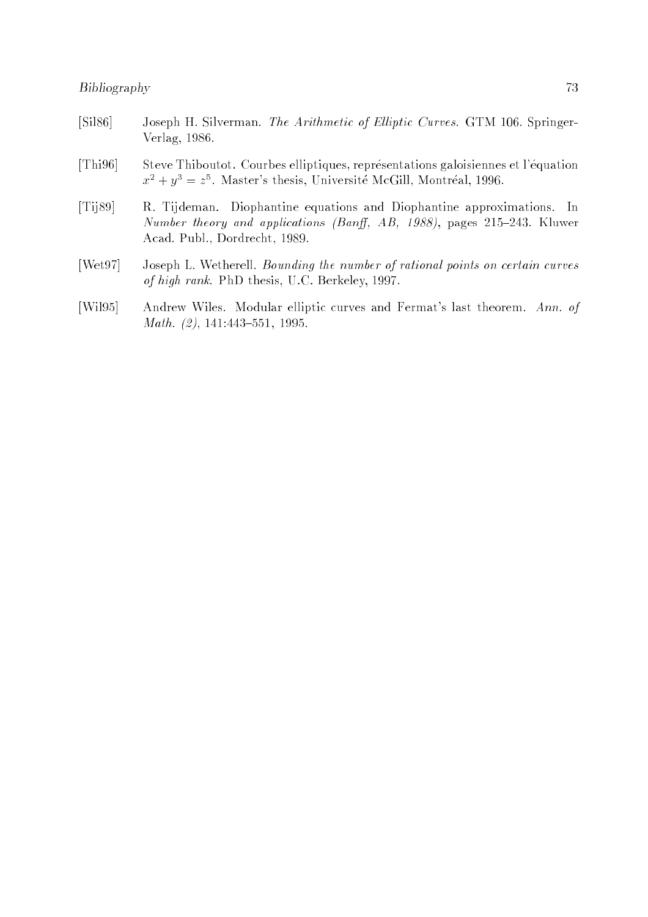[Sil86] Joseph H. Silverman. *The Arithmetic of Elliptic Curves*. GTM 106. Springer-Verlag, 1986.

[Thi96] Steve Thiboutot. Courbes elliptiques, représentations galoisiennes et l'équation $x^2 + y^3 = z^5$. Master's thesis, Université McGill, Montréal, 1996.

[Tij89] R. Tijdeman. Diophantine equations and Diophantine approximations. In *Number theory and applications (Banff, AB, 1988)*, pages 215–243. Kluwer Acad. Publ., Dordrecht, 1989.

[Wet97] Joseph L. Wetherell. *Bounding the number of rational points on certain curves of high rank*. PhD thesis, U.C. Berkeley, 1997.

[Wil95] Andrew Wiles. Modular elliptic curves and Fermat's last theorem. *Ann. of Math. (2)*, 141:443–551, 1995.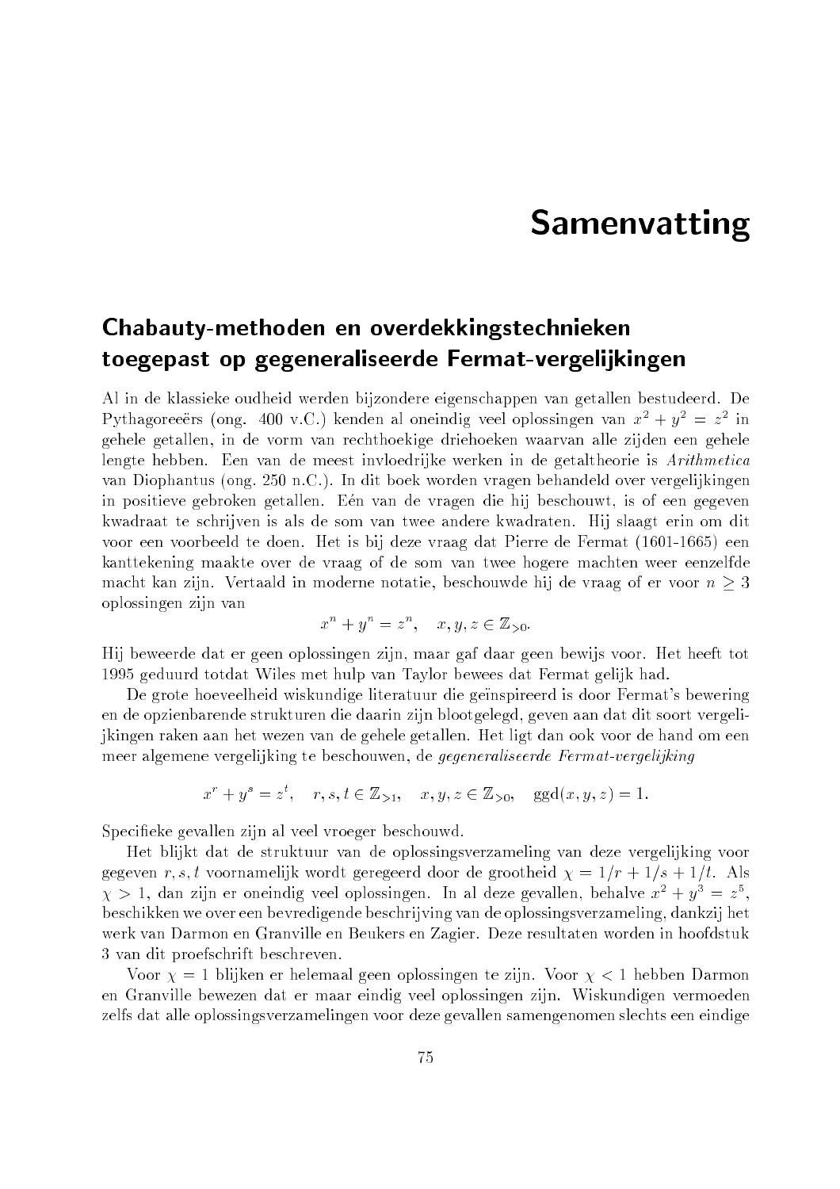# Samenvatting

## Chabauty-methoden en overdekkingstechnieken toegepast op gegeneraliseerde Fermat-vergelijkingen

Al in de klassieke oudheid werden bijzondere eigenschappen van getallen bestudeerd. De Pythagoreeërs (ong. 400 v.C.) kenden al oneindig veel oplossingen van $x^2 + y^2 = z^2$ in gehele getallen, in de vorm van rechthoekige driehoeken waarvan alle zijden een gehele lengte hebben. Een van de meest invloedrijke werken in de getaltheorie is *Arithmetica* van Diophantus (ong. 250 n.C.). In dit boek worden vragen behandeld over vergelijkingen in positieve gebroken getallen. Eén van de vragen die hij beschouwt, is of een gegeven kwadraat te schrijven is als de som van twee andere kwadraten. Hij slaagt erin om dit voor een voorbeeld te doen. Het is bij deze vraag dat Pierre de Fermat (1601-1665) een kanttekening maakte over de vraag of de som van twee hogere machten weer eenzelfde macht kan zijn. Vertaald in moderne notatie, beschouwde hij de vraag of er voor $n \geq 3$ oplossingen zijn van

$$x^n + y^n = z^n, \quad x, y, z \in \mathbb{Z}_{>0}.$$

Hij beweerde dat er geen oplossingen zijn, maar gaf daar geen bewijs voor. Het heeft tot 1995 geduurd totdat Wiles met hulp van Taylor bewees dat Fermat gelijk had.

De grote hoeveelheid wiskundige literatuur die geïnspireerd is door Fermat's bewering en de opzienbarende strukturen die daarin zijn blootgelegd, geven aan dat dit soort vergelijkingen raken aan het wezen van de gehele getallen. Het ligt dan ook voor de hand om een meer algemene vergelijking te beschouwen, de *gegeneraliseerde Fermat-vergelijking*

$$x^r + y^s = z^t, \quad r, s, t \in \mathbb{Z}_{>1}, \quad x, y, z \in \mathbb{Z}_{>0}, \quad \mathrm{ggd}(x, y, z) = 1.$$

Specifieke gevallen zijn al veel vroeger beschouwd.

Het blijkt dat de struktuur van de oplossingsverzameling van deze vergelijking voor gegeven $r, s, t$ voornamelijk wordt geregeerd door de grootheid $\chi = 1/r + 1/s + 1/t$. Als $\chi > 1$, dan zijn er oneindig veel oplossingen. In al deze gevallen, behalve $x^2 + y^3 = z^5$, beschikken we over een bevredigende beschrijving van de oplossingsverzameling, dankzij het werk van Darmon en Granville en Beukers en Zagier. Deze resultaten worden in hoofdstuk 3 van dit proefschrift beschreven.

Voor $\chi = 1$ blijken er helemaal geen oplossingen te zijn. Voor $\chi < 1$ hebben Darmon en Granville bewezen dat er maar eindig veel oplossingen zijn. Wiskundigen vermoeden zelfs dat alle oplossingsverzamelingen voor deze gevallen samengenomen slechts een eindige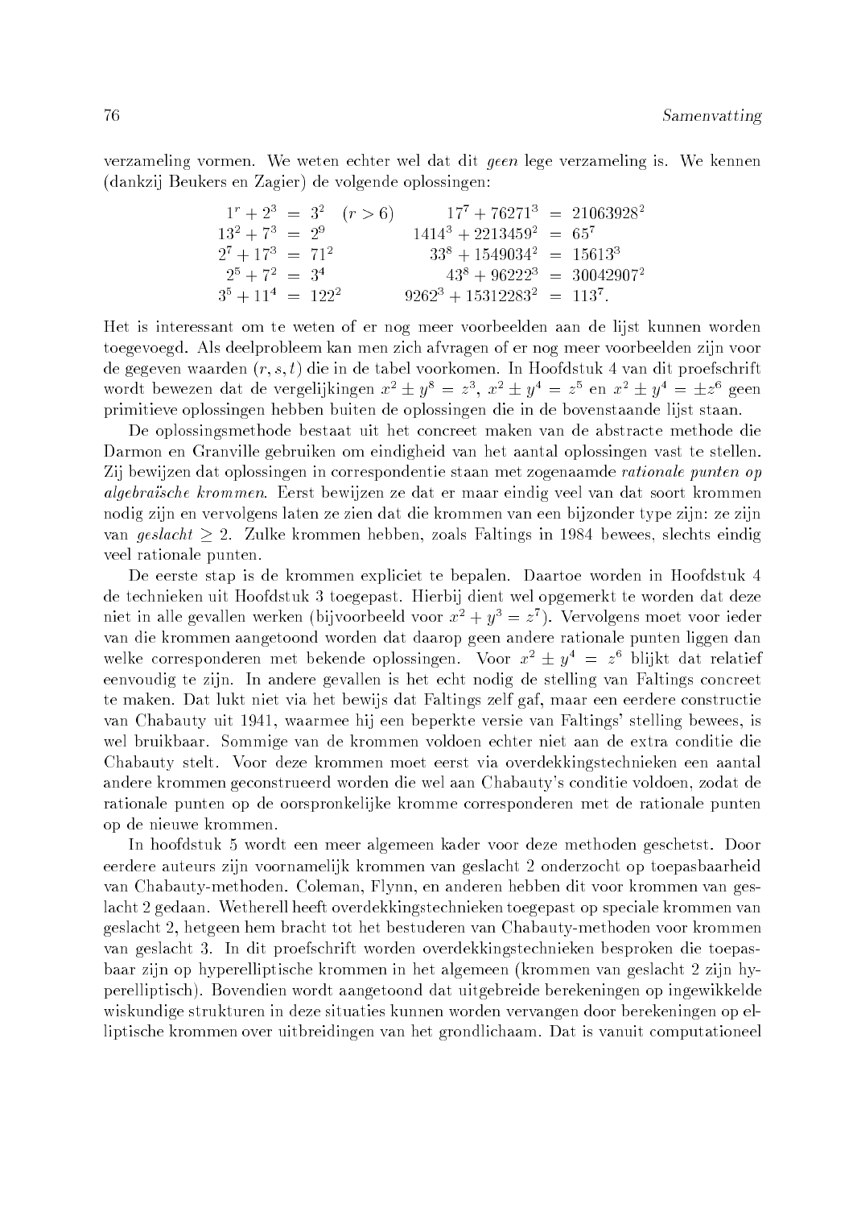verzameling vormen. We weten echter wel dat dit *geen* lege verzameling is. We kennen (dankzij Beukers en Zagier) de volgende oplossingen:

$$
\begin{array}{rclrcl}
1^r + 2^3 &=& 3^2 \quad (r > 6) & 17^7 + 76271^3 &=& 21063928^2 \\
13^2 + 7^3 &=& 2^9 & 1414^3 + 2213459^2 &=& 65^7 \\
2^7 + 17^3 &=& 71^2 & 33^8 + 1549034^2 &=& 15613^3 \\
2^5 + 7^2 &=& 3^4 & 43^8 + 96222^3 &=& 30042907^2 \\
3^5 + 11^4 &=& 122^2 & 9262^3 + 15312283^2 &=& 113^7.
\end{array}
$$

Het is interessant om te weten of er nog meer voorbeelden aan de lijst kunnen worden toegevoegd. Als deelprobleem kan men zich afvragen of er nog meer voorbeelden zijn voor de gegeven waarden $(r, s, t)$ die in de tabel voorkomen. In Hoofdstuk 4 van dit proefschrift wordt bewezen dat de vergelijkingen $x^2 \pm y^8 = z^3$, $x^2 \pm y^4 = z^5$ en $x^2 \pm y^4 = \pm z^6$ geen primitieve oplossingen hebben buiten de oplossingen die in de bovenstaande lijst staan.

De oplossingsmethode bestaat uit het concreet maken van de abstracte methode die Darmon en Granville gebruiken om eindigheid van het aantal oplossingen vast te stellen. Zij bewijzen dat oplossingen in correspondentie staan met zogenaamde *rationale punten op algebraïsche krommen*. Eerst bewijzen ze dat er maar eindig veel van dat soort krommen nodig zijn en vervolgens laten ze zien dat die krommen van een bijzonder type zijn: ze zijn van *geslacht* $\geq 2$. Zulke krommen hebben, zoals Faltings in 1984 bewees, slechts eindig veel rationale punten.

De eerste stap is de krommen expliciet te bepalen. Daartoe worden in Hoofdstuk 4 de technieken uit Hoofdstuk 3 toegepast. Hierbij dient wel opgemerkt te worden dat deze niet in alle gevallen werken (bijvoorbeeld voor $x^2 + y^3 = z^7$). Vervolgens moet voor ieder van die krommen aangetoond worden dat daarop geen andere rationale punten liggen dan welke corresponderen met bekende oplossingen. Voor $x^2 \pm y^4 = z^6$ blijkt dat relatief eenvoudig te zijn. In andere gevallen is het echt nodig de stelling van Faltings concreet te maken. Dat lukt niet via het bewijs dat Faltings zelf gaf, maar een eerdere constructie van Chabauty uit 1941, waarmee hij een beperkte versie van Faltings' stelling bewees, is wel bruikbaar. Sommige van de krommen voldoen echter niet aan de extra conditie die Chabauty stelt. Voor deze krommen moet eerst via overdekkingstechnieken een aantal andere krommen geconstrueerd worden die wel aan Chabauty's conditie voldoen, zodat de rationale punten op de oorspronkelijke kromme corresponderen met de rationale punten op de nieuwe krommen.

In hoofdstuk 5 wordt een meer algemeen kader voor deze methoden geschetst. Door eerdere auteurs zijn voornamelijk krommen van geslacht 2 onderzocht op toepasbaarheid van Chabauty-methoden. Coleman, Flynn, en anderen hebben dit voor krommen van geslacht 2 gedaan. Wetherell heeft overdekkingstechnieken toegepast op speciale krommen van geslacht 2, hetgeen hem bracht tot het bestuderen van Chabauty-methoden voor krommen van geslacht 3. In dit proefschrift worden overdekkingstechnieken besproken die toepasbaar zijn op hyperelliptische krommen in het algemeen (krommen van geslacht 2 zijn hyperelliptisch). Bovendien wordt aangetoond dat uitgebreide berekeningen op ingewikkelde wiskundige strukturen in deze situaties kunnen worden vervangen door berekeningen op elliptische krommen over uitbreidingen van het grondlichaam. Dat is vanuit computationeel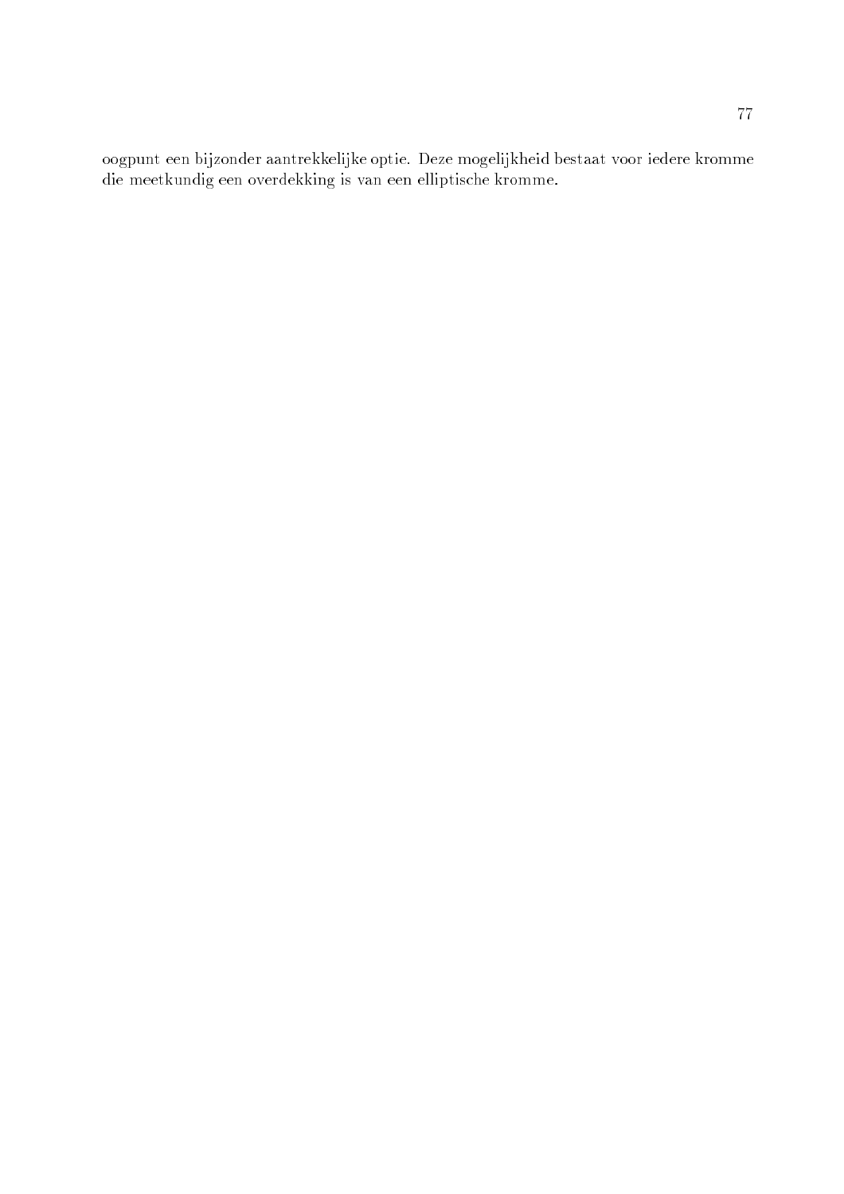oogpunt een bijzonder aantrekkelijke optie. Deze mogelijkheid bestaat voor iedere kromme die meetkundig een overdekking is van een elliptische kromme.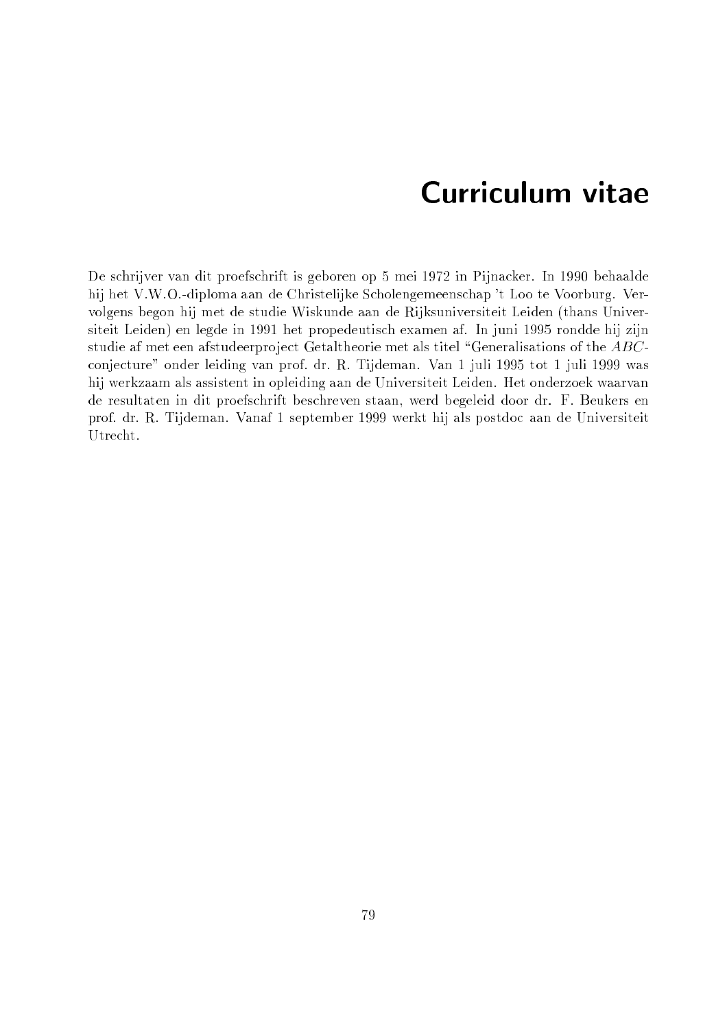# Curriculum vitae

De schrijver van dit proefschrift is geboren op 5 mei 1972 in Pijnacker. In 1990 behaalde hij het V.W.O.-diploma aan de Christelijke Scholengemeenschap 't Loo te Voorburg. Vervolgens begon hij met de studie Wiskunde aan de Rijksuniversiteit Leiden (thans Universiteit Leiden) en legde in 1991 het propedeutisch examen af. In juni 1995 rondde hij zijn studie af met een afstudeerproject Getaltheorie met als titel "Generalisations of the $ABC$-conjecture" onder leiding van prof. dr. R. Tijdeman. Van 1 juli 1995 tot 1 juli 1999 was hij werkzaam als assistent in opleiding aan de Universiteit Leiden. Het onderzoek waarvan de resultaten in dit proefschrift beschreven staan, werd begeleid door dr. F. Beukers en prof. dr. R. Tijdeman. Vanaf 1 september 1999 werkt hij als postdoc aan de Universiteit Utrecht.